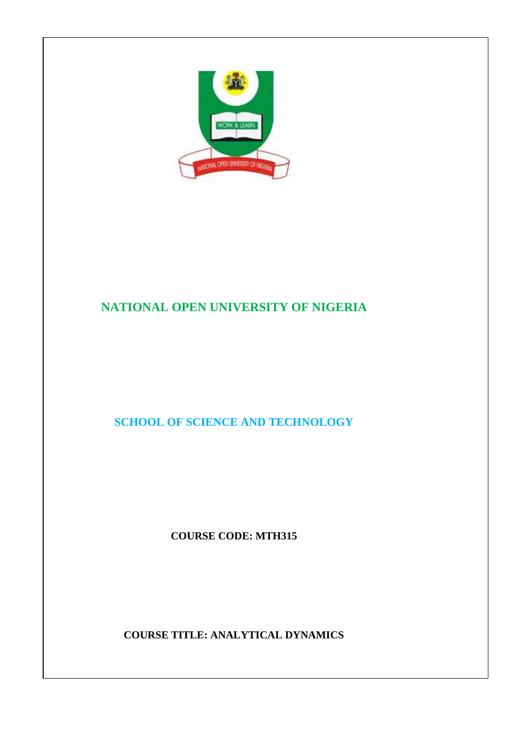# NATIONAL OPEN UNIVERSITY OF NIGERIA

## SCHOOL OF SCIENCE AND TECHNOLOGY

**COURSE CODE: MTH315**

**COURSE TITLE: ANALYTICAL DYNAMICS**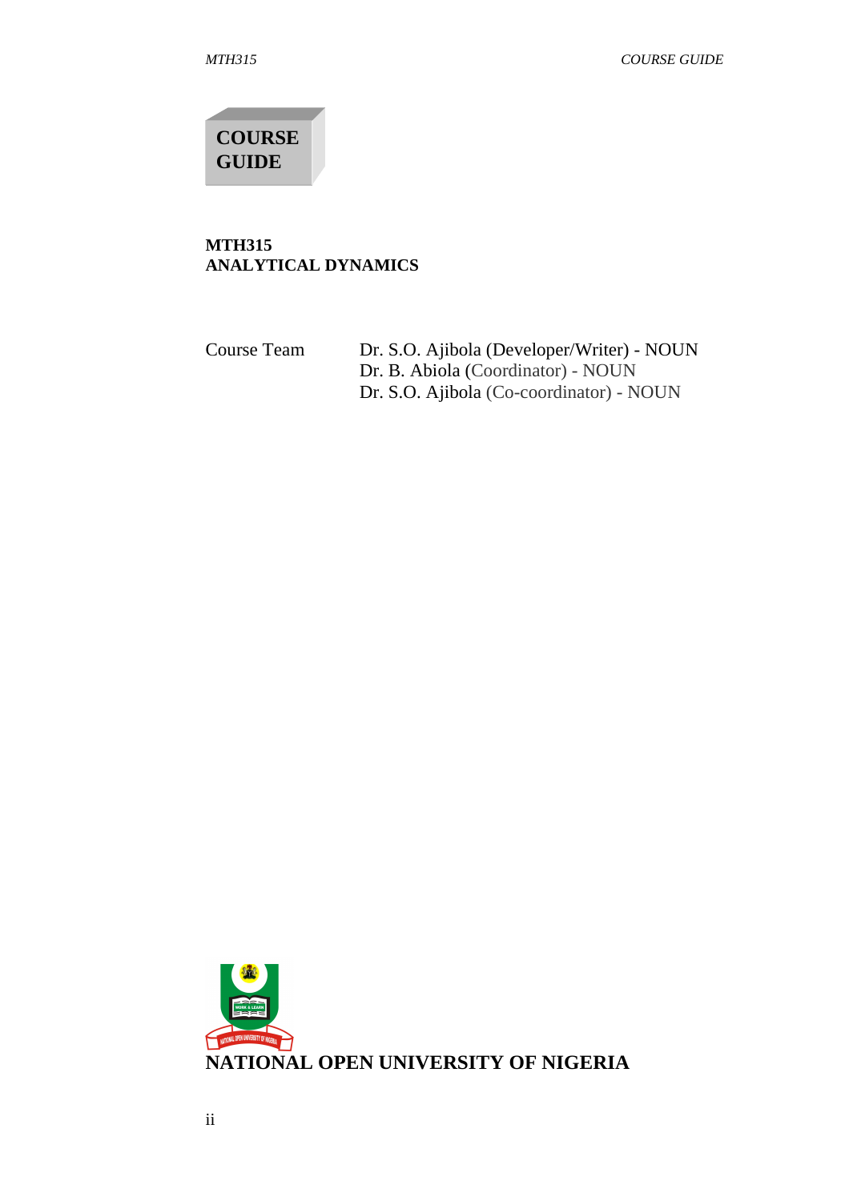# COURSE GUIDE

**MTH315**
**ANALYTICAL DYNAMICS**

Course Team Dr. S.O. Ajibola (Developer/Writer) - NOUN
Dr. B. Abiola (Coordinator) - NOUN
Dr. S.O. Ajibola (Co-coordinator) - NOUN

**NATIONAL OPEN UNIVERSITY OF NIGERIA**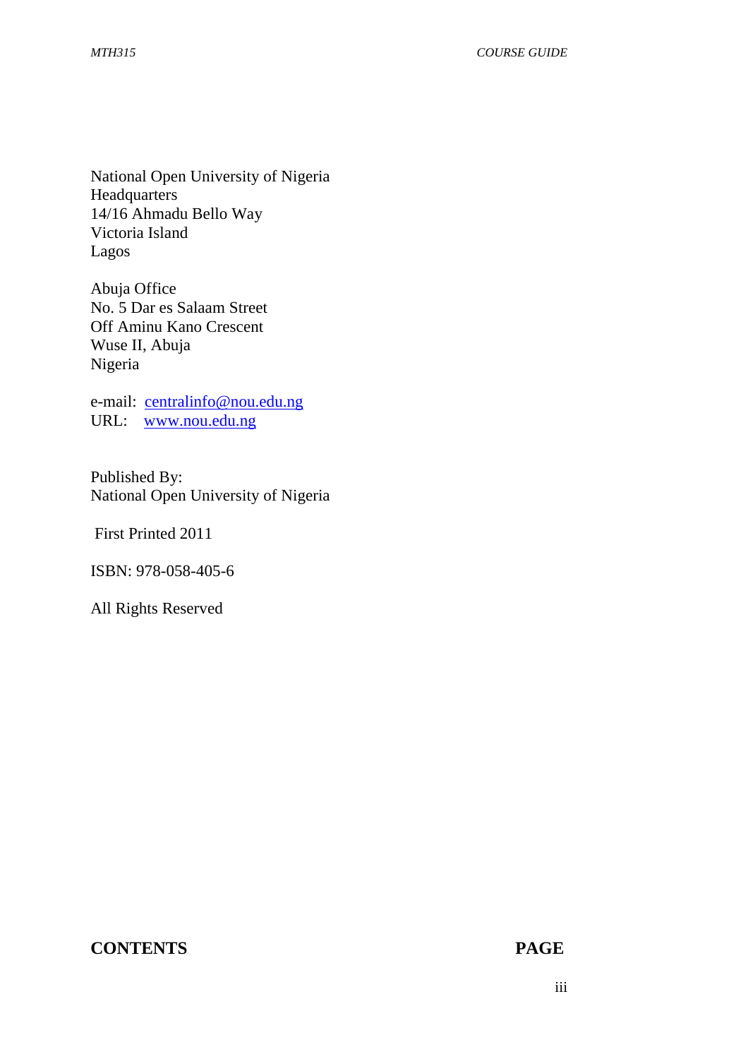National Open University of Nigeria
Headquarters
14/16 Ahmadu Bello Way
Victoria Island
Lagos

Abuja Office
No. 5 Dar es Salaam Street
Off Aminu Kano Crescent
Wuse II, Abuja
Nigeria

e-mail: centralinfo@nou.edu.ng
URL: www.nou.edu.ng

Published By:
National Open University of Nigeria

First Printed 2011

ISBN: 978-058-405-6

All Rights Reserved

**CONTENTS** **PAGE**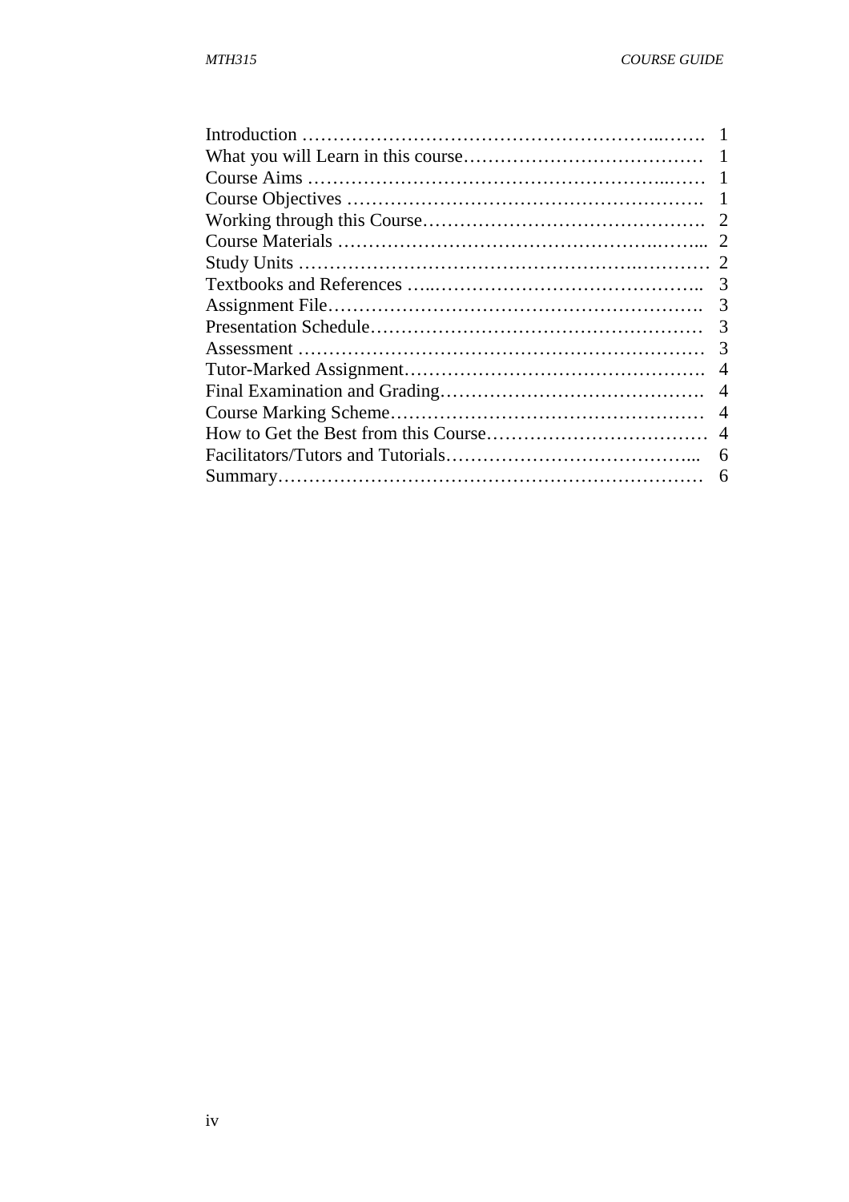| | |
|---|---|
| Introduction | 1 |
| What you will Learn in this course | 1 |
| Course Aims | 1 |
| Course Objectives | 1 |
| Working through this Course | 2 |
| Course Materials | 2 |
| Study Units | 2 |
| Textbooks and References | 3 |
| Assignment File | 3 |
| Presentation Schedule | 3 |
| Assessment | 3 |
| Tutor-Marked Assignment | 4 |
| Final Examination and Grading | 4 |
| Course Marking Scheme | 4 |
| How to Get the Best from this Course | 4 |
| Facilitators/Tutors and Tutorials | 6 |
| Summary | 6 |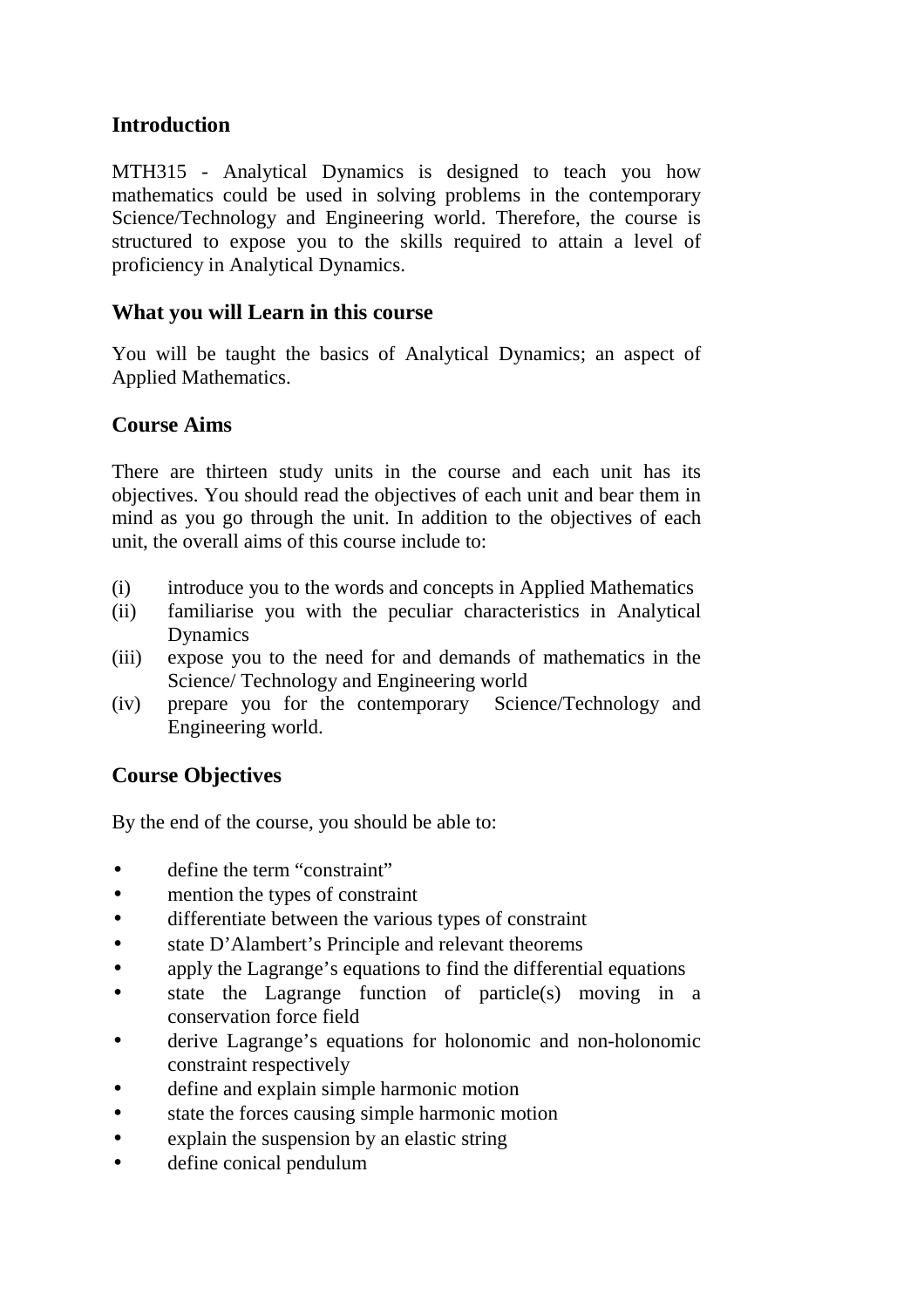## Introduction

MTH315 - Analytical Dynamics is designed to teach you how mathematics could be used in solving problems in the contemporary Science/Technology and Engineering world. Therefore, the course is structured to expose you to the skills required to attain a level of proficiency in Analytical Dynamics.

## What you will Learn in this course

You will be taught the basics of Analytical Dynamics; an aspect of Applied Mathematics.

## Course Aims

There are thirteen study units in the course and each unit has its objectives. You should read the objectives of each unit and bear them in mind as you go through the unit. In addition to the objectives of each unit, the overall aims of this course include to:

(i) introduce you to the words and concepts in Applied Mathematics
(ii) familiarise you with the peculiar characteristics in Analytical Dynamics
(iii) expose you to the need for and demands of mathematics in the Science/ Technology and Engineering world
(iv) prepare you for the contemporary Science/Technology and Engineering world.

## Course Objectives

By the end of the course, you should be able to:

- define the term "constraint"
- mention the types of constraint
- differentiate between the various types of constraint
- state D'Alambert's Principle and relevant theorems
- apply the Lagrange's equations to find the differential equations
- state the Lagrange function of particle(s) moving in a conservation force field
- derive Lagrange's equations for holonomic and non-holonomic constraint respectively
- define and explain simple harmonic motion
- state the forces causing simple harmonic motion
- explain the suspension by an elastic string
- define conical pendulum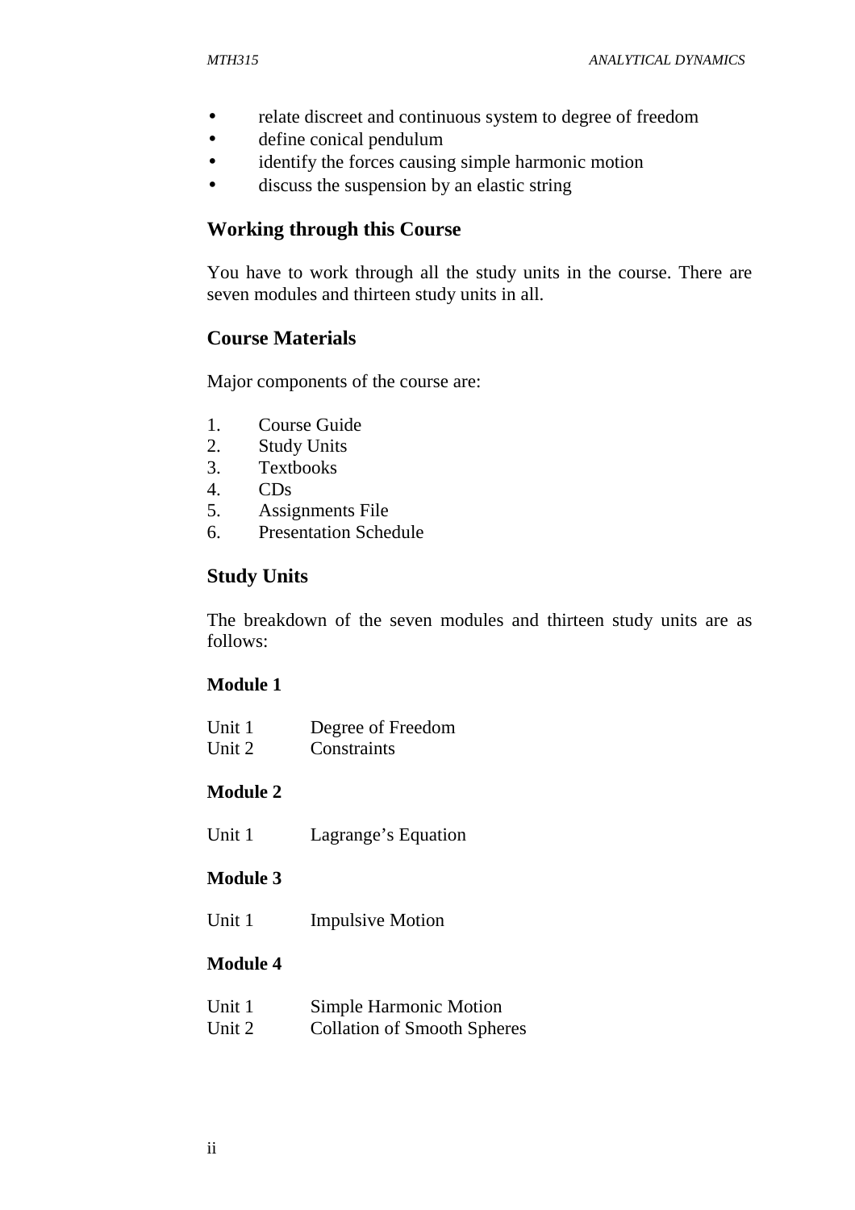- relate discreet and continuous system to degree of freedom
- define conical pendulum
- identify the forces causing simple harmonic motion
- discuss the suspension by an elastic string

## Working through this Course

You have to work through all the study units in the course. There are seven modules and thirteen study units in all.

## Course Materials

Major components of the course are:

1. Course Guide
2. Study Units
3. Textbooks
4. CDs
5. Assignments File
6. Presentation Schedule

## Study Units

The breakdown of the seven modules and thirteen study units are as follows:

**Module 1**

Unit 1 Degree of Freedom
Unit 2 Constraints

**Module 2**

Unit 1 Lagrange's Equation

**Module 3**

Unit 1 Impulsive Motion

**Module 4**

Unit 1 Simple Harmonic Motion
Unit 2 Collation of Smooth Spheres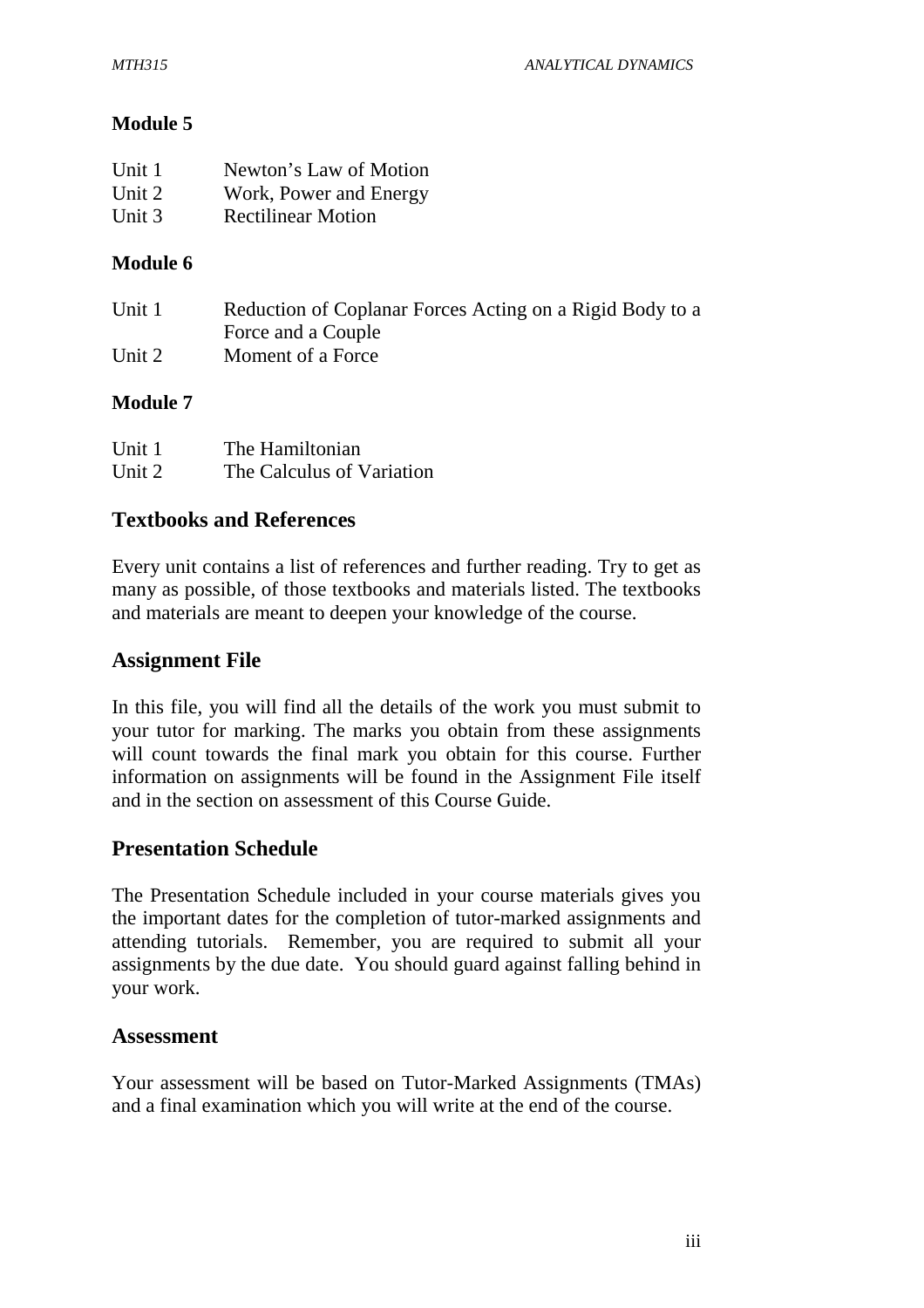## Module 5

| | |
|---|---|
| Unit 1 | Newton's Law of Motion |
| Unit 2 | Work, Power and Energy |
| Unit 3 | Rectilinear Motion |

## Module 6

| | |
|---|---|
| Unit 1 | Reduction of Coplanar Forces Acting on a Rigid Body to a Force and a Couple |
| Unit 2 | Moment of a Force |

## Module 7

| | |
|---|---|
| Unit 1 | The Hamiltonian |
| Unit 2 | The Calculus of Variation |

## Textbooks and References

Every unit contains a list of references and further reading. Try to get as many as possible, of those textbooks and materials listed. The textbooks and materials are meant to deepen your knowledge of the course.

## Assignment File

In this file, you will find all the details of the work you must submit to your tutor for marking. The marks you obtain from these assignments will count towards the final mark you obtain for this course. Further information on assignments will be found in the Assignment File itself and in the section on assessment of this Course Guide.

## Presentation Schedule

The Presentation Schedule included in your course materials gives you the important dates for the completion of tutor-marked assignments and attending tutorials. Remember, you are required to submit all your assignments by the due date. You should guard against falling behind in your work.

## Assessment

Your assessment will be based on Tutor-Marked Assignments (TMAs) and a final examination which you will write at the end of the course.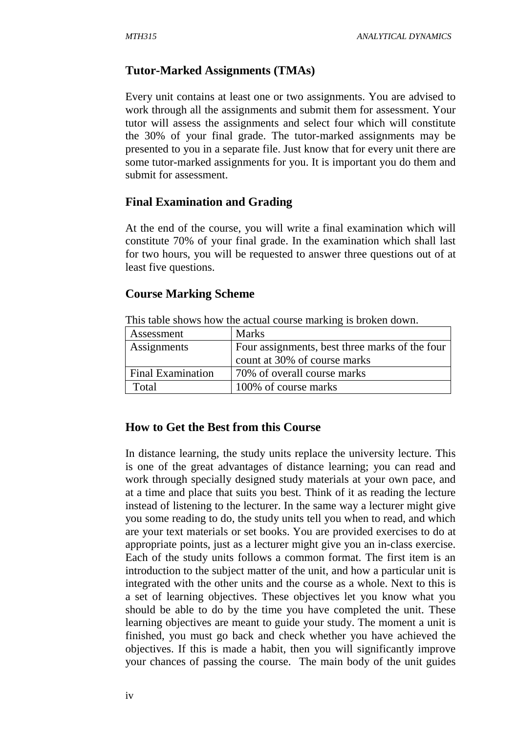## Tutor-Marked Assignments (TMAs)

Every unit contains at least one or two assignments. You are advised to work through all the assignments and submit them for assessment. Your tutor will assess the assignments and select four which will constitute the 30% of your final grade. The tutor-marked assignments may be presented to you in a separate file. Just know that for every unit there are some tutor-marked assignments for you. It is important you do them and submit for assessment.

## Final Examination and Grading

At the end of the course, you will write a final examination which will constitute 70% of your final grade. In the examination which shall last for two hours, you will be requested to answer three questions out of at least five questions.

## Course Marking Scheme

This table shows how the actual course marking is broken down.

| Assessment | Marks |
|---|---|
| Assignments | Four assignments, best three marks of the four count at 30% of course marks |
| Final Examination | 70% of overall course marks |
| Total | 100% of course marks |

## How to Get the Best from this Course

In distance learning, the study units replace the university lecture. This is one of the great advantages of distance learning; you can read and work through specially designed study materials at your own pace, and at a time and place that suits you best. Think of it as reading the lecture instead of listening to the lecturer. In the same way a lecturer might give you some reading to do, the study units tell you when to read, and which are your text materials or set books. You are provided exercises to do at appropriate points, just as a lecturer might give you an in-class exercise. Each of the study units follows a common format. The first item is an introduction to the subject matter of the unit, and how a particular unit is integrated with the other units and the course as a whole. Next to this is a set of learning objectives. These objectives let you know what you should be able to do by the time you have completed the unit. These learning objectives are meant to guide your study. The moment a unit is finished, you must go back and check whether you have achieved the objectives. If this is made a habit, then you will significantly improve your chances of passing the course. The main body of the unit guides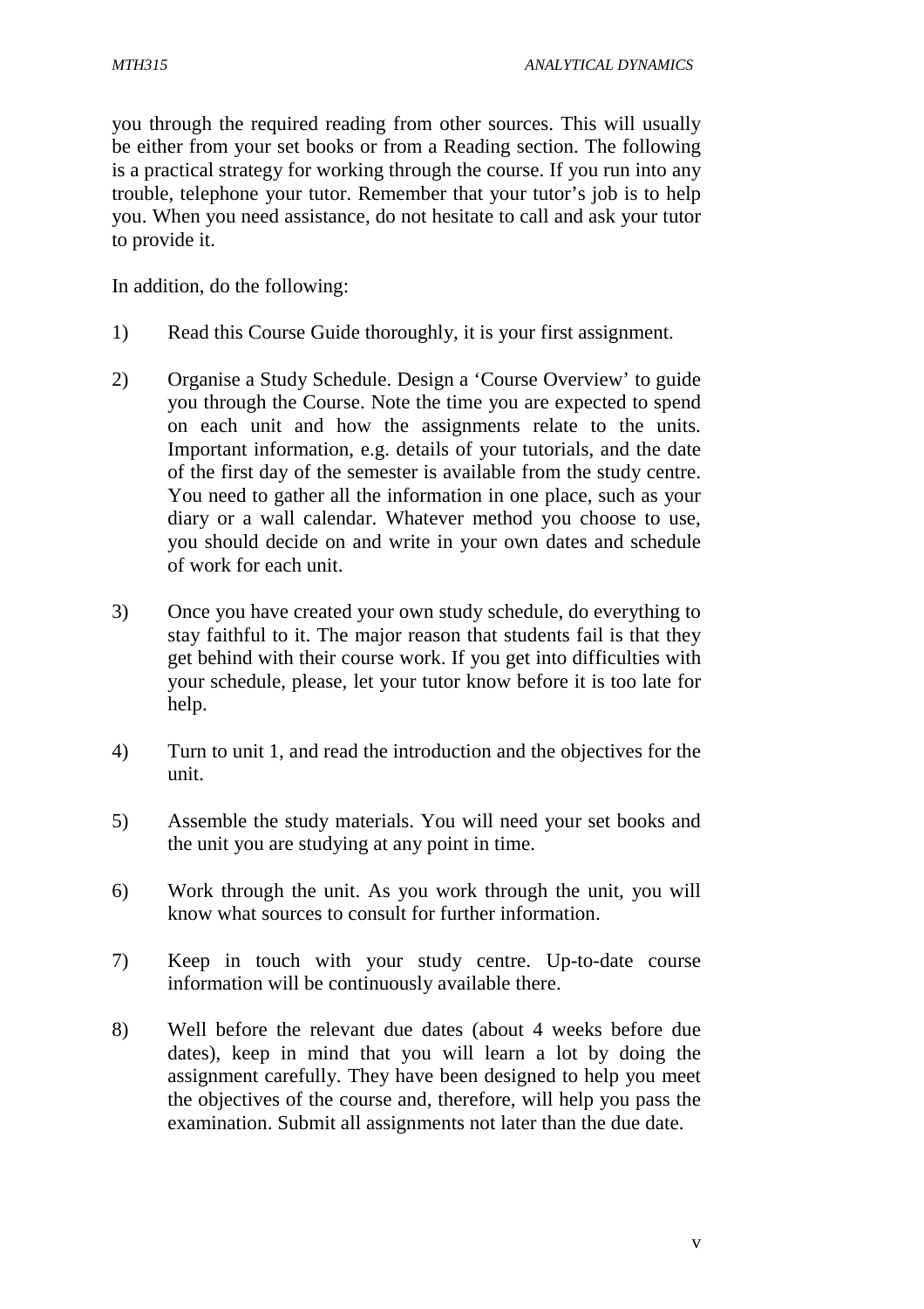you through the required reading from other sources. This will usually be either from your set books or from a Reading section. The following is a practical strategy for working through the course. If you run into any trouble, telephone your tutor. Remember that your tutor's job is to help you. When you need assistance, do not hesitate to call and ask your tutor to provide it.

In addition, do the following:

1) Read this Course Guide thoroughly, it is your first assignment.

2) Organise a Study Schedule. Design a 'Course Overview' to guide you through the Course. Note the time you are expected to spend on each unit and how the assignments relate to the units. Important information, e.g. details of your tutorials, and the date of the first day of the semester is available from the study centre. You need to gather all the information in one place, such as your diary or a wall calendar. Whatever method you choose to use, you should decide on and write in your own dates and schedule of work for each unit.

3) Once you have created your own study schedule, do everything to stay faithful to it. The major reason that students fail is that they get behind with their course work. If you get into difficulties with your schedule, please, let your tutor know before it is too late for help.

4) Turn to unit 1, and read the introduction and the objectives for the unit.

5) Assemble the study materials. You will need your set books and the unit you are studying at any point in time.

6) Work through the unit. As you work through the unit, you will know what sources to consult for further information.

7) Keep in touch with your study centre. Up-to-date course information will be continuously available there.

8) Well before the relevant due dates (about 4 weeks before due dates), keep in mind that you will learn a lot by doing the assignment carefully. They have been designed to help you meet the objectives of the course and, therefore, will help you pass the examination. Submit all assignments not later than the due date.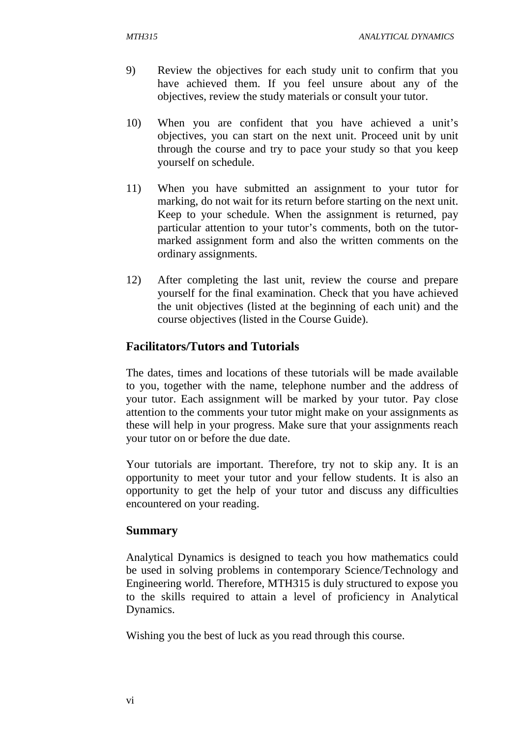9) Review the objectives for each study unit to confirm that you have achieved them. If you feel unsure about any of the objectives, review the study materials or consult your tutor.

10) When you are confident that you have achieved a unit's objectives, you can start on the next unit. Proceed unit by unit through the course and try to pace your study so that you keep yourself on schedule.

11) When you have submitted an assignment to your tutor for marking, do not wait for its return before starting on the next unit. Keep to your schedule. When the assignment is returned, pay particular attention to your tutor's comments, both on the tutor-marked assignment form and also the written comments on the ordinary assignments.

12) After completing the last unit, review the course and prepare yourself for the final examination. Check that you have achieved the unit objectives (listed at the beginning of each unit) and the course objectives (listed in the Course Guide).

## Facilitators/Tutors and Tutorials

The dates, times and locations of these tutorials will be made available to you, together with the name, telephone number and the address of your tutor. Each assignment will be marked by your tutor. Pay close attention to the comments your tutor might make on your assignments as these will help in your progress. Make sure that your assignments reach your tutor on or before the due date.

Your tutorials are important. Therefore, try not to skip any. It is an opportunity to meet your tutor and your fellow students. It is also an opportunity to get the help of your tutor and discuss any difficulties encountered on your reading.

## Summary

Analytical Dynamics is designed to teach you how mathematics could be used in solving problems in contemporary Science/Technology and Engineering world. Therefore, MTH315 is duly structured to expose you to the skills required to attain a level of proficiency in Analytical Dynamics.

Wishing you the best of luck as you read through this course.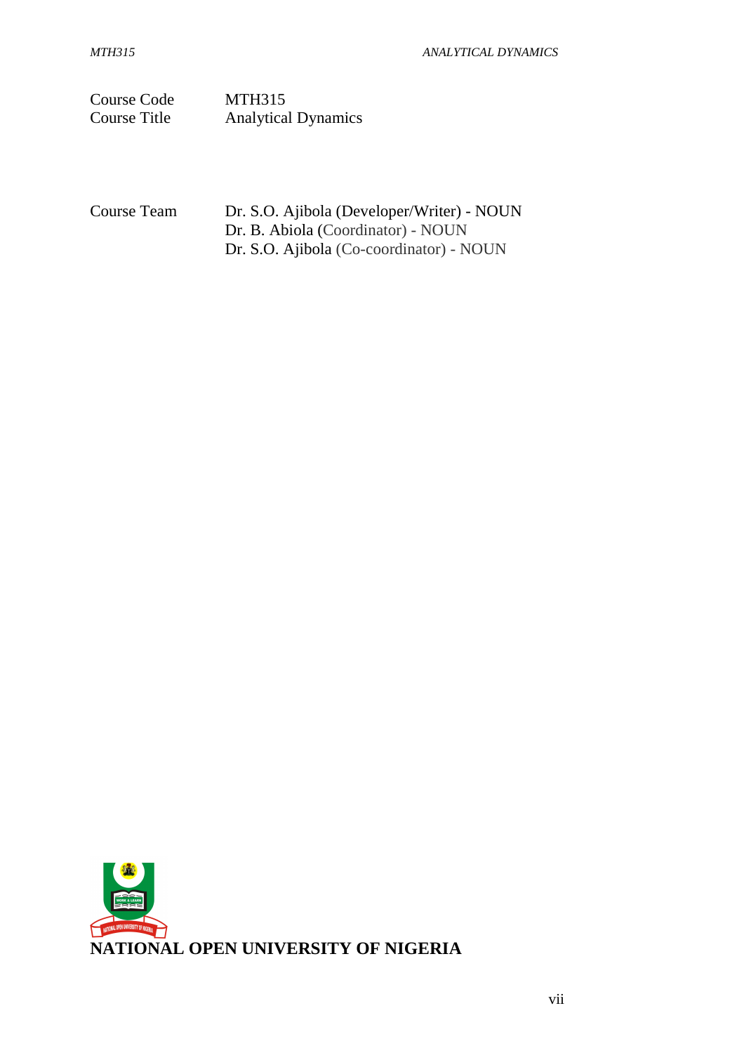| | |
|---|---|
| Course Code | MTH315 |
| Course Title | Analytical Dynamics |

| | |
|---|---|
| Course Team | Dr. S.O. Ajibola (Developer/Writer) - NOUN |
| | Dr. B. Abiola (Coordinator) - NOUN |
| | Dr. S.O. Ajibola (Co-coordinator) - NOUN |

**NATIONAL OPEN UNIVERSITY OF NIGERIA**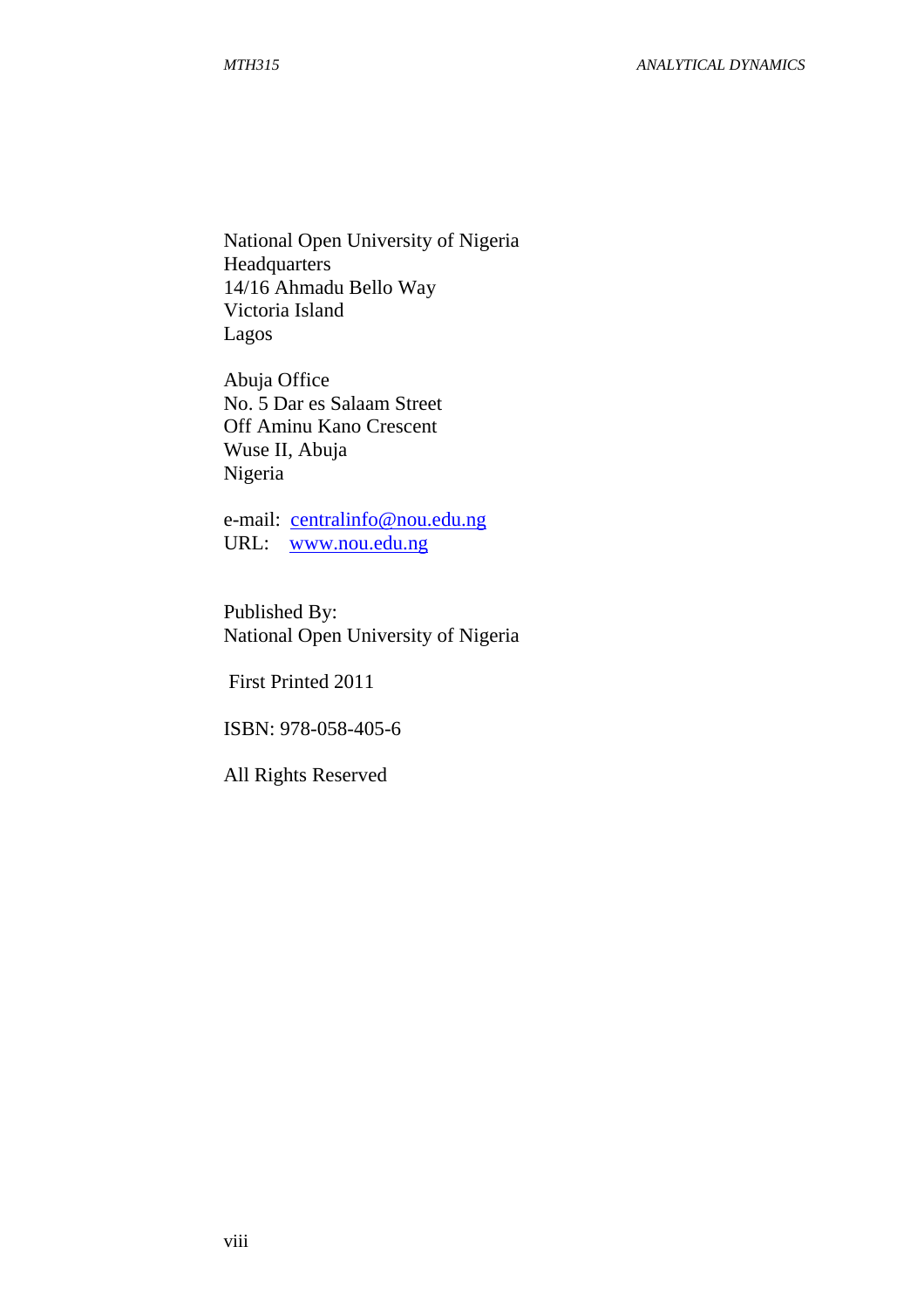National Open University of Nigeria
Headquarters
14/16 Ahmadu Bello Way
Victoria Island
Lagos

Abuja Office
No. 5 Dar es Salaam Street
Off Aminu Kano Crescent
Wuse II, Abuja
Nigeria

e-mail: centralinfo@nou.edu.ng
URL: www.nou.edu.ng

Published By:
National Open University of Nigeria

First Printed 2011

ISBN: 978-058-405-6

All Rights Reserved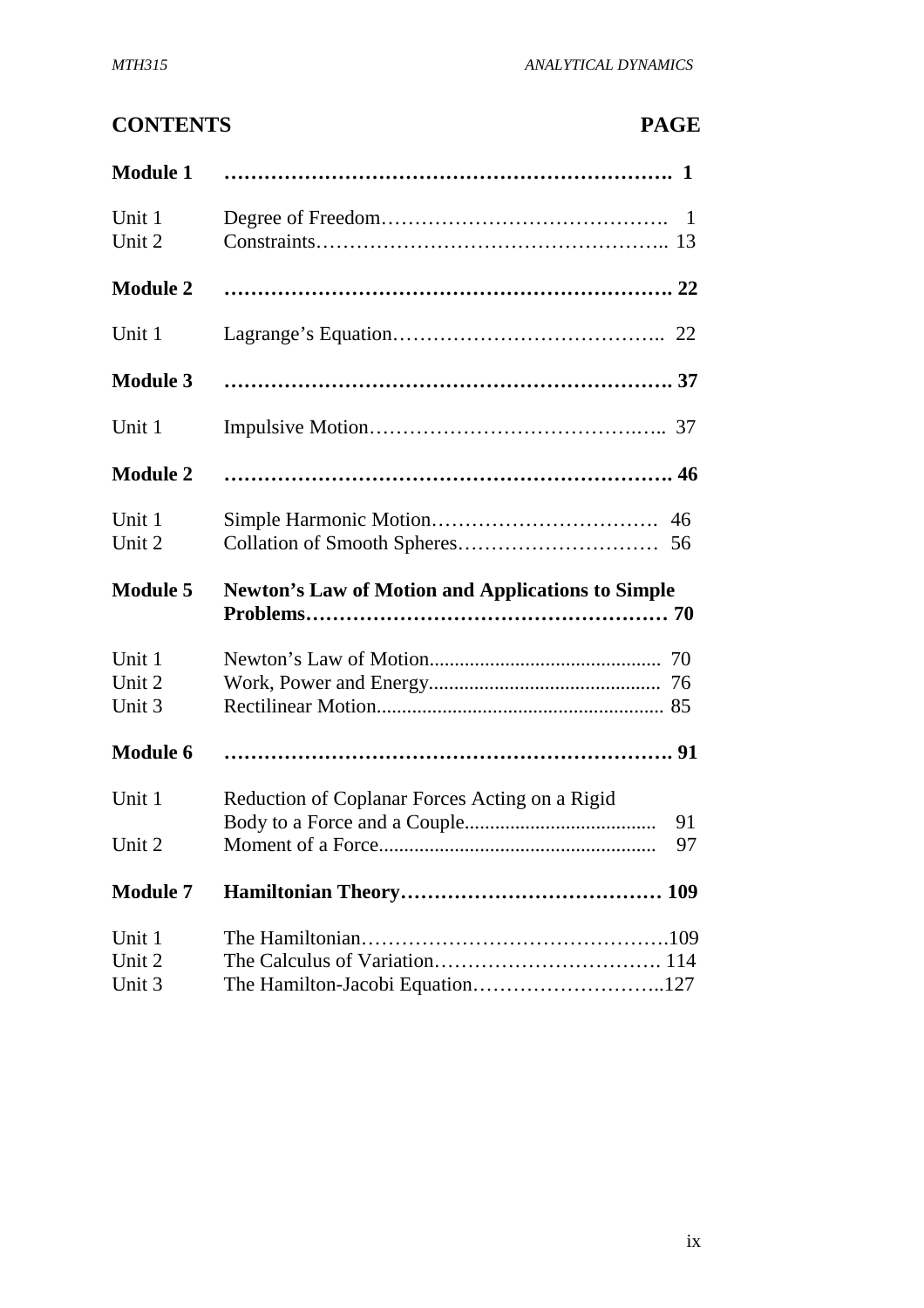## CONTENTS PAGE

| | | |
|---|---|---|
| **Module 1** | | **1** |
| Unit 1 | Degree of Freedom | 1 |
| Unit 2 | Constraints | 13 |
| **Module 2** | | **22** |
| Unit 1 | Lagrange's Equation | 22 |
| **Module 3** | | **37** |
| Unit 1 | Impulsive Motion | 37 |
| **Module 2** | | **46** |
| Unit 1 | Simple Harmonic Motion | 46 |
| Unit 2 | Collation of Smooth Spheres | 56 |
| **Module 5** | **Newton's Law of Motion and Applications to Simple Problems** | **70** |
| Unit 1 | Newton's Law of Motion | 70 |
| Unit 2 | Work, Power and Energy | 76 |
| Unit 3 | Rectilinear Motion | 85 |
| **Module 6** | | **91** |
| Unit 1 | Reduction of Coplanar Forces Acting on a Rigid Body to a Force and a Couple | 91 |
| Unit 2 | Moment of a Force | 97 |
| **Module 7** | **Hamiltonian Theory** | **109** |
| Unit 1 | The Hamiltonian | 109 |
| Unit 2 | The Calculus of Variation | 114 |
| Unit 3 | The Hamilton-Jacobi Equation | 127 |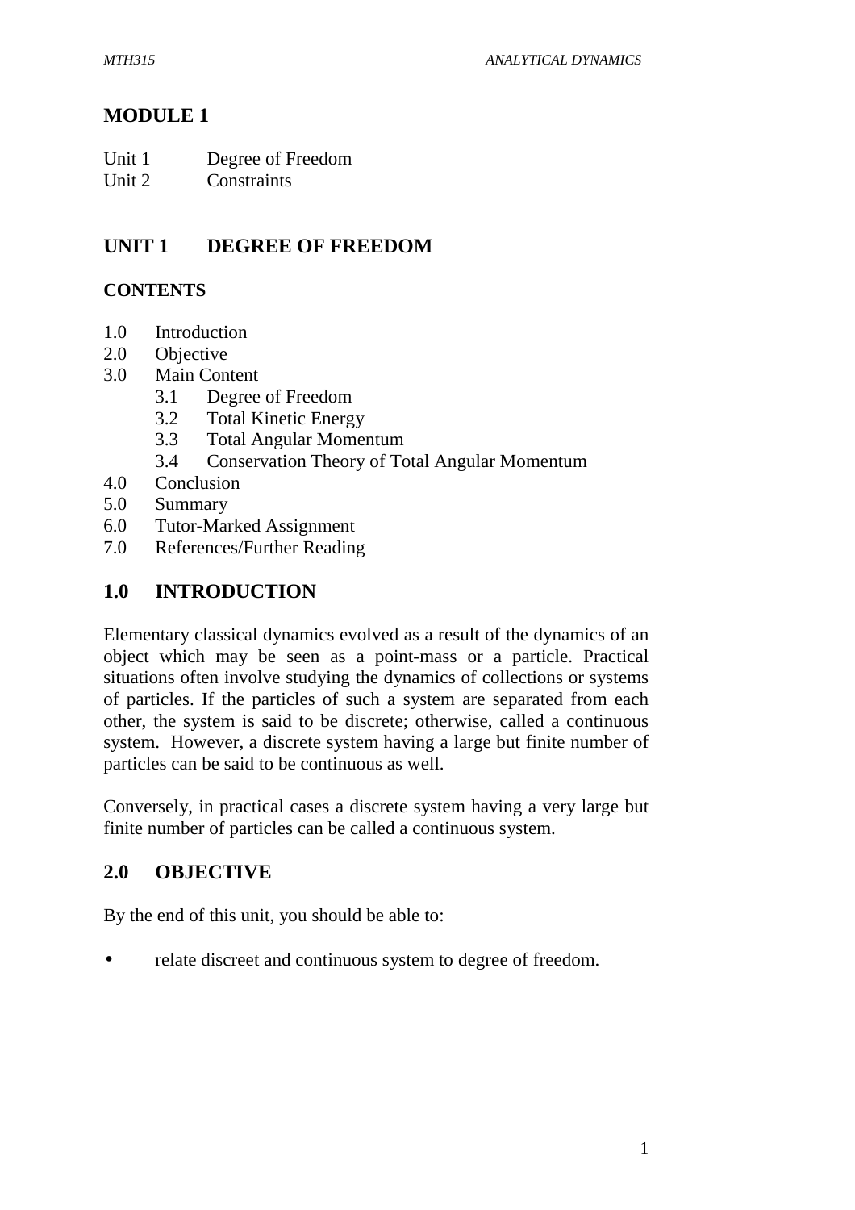# MODULE 1

Unit 1 Degree of Freedom
Unit 2 Constraints

## UNIT 1 DEGREE OF FREEDOM

### CONTENTS

- 1.0 Introduction
- 2.0 Objective
- 3.0 Main Content
  - 3.1 Degree of Freedom
  - 3.2 Total Kinetic Energy
  - 3.3 Total Angular Momentum
  - 3.4 Conservation Theory of Total Angular Momentum
- 4.0 Conclusion
- 5.0 Summary
- 6.0 Tutor-Marked Assignment
- 7.0 References/Further Reading

## 1.0 INTRODUCTION

Elementary classical dynamics evolved as a result of the dynamics of an object which may be seen as a point-mass or a particle. Practical situations often involve studying the dynamics of collections or systems of particles. If the particles of such a system are separated from each other, the system is said to be discrete; otherwise, called a continuous system. However, a discrete system having a large but finite number of particles can be said to be continuous as well.

Conversely, in practical cases a discrete system having a very large but finite number of particles can be called a continuous system.

## 2.0 OBJECTIVE

By the end of this unit, you should be able to:

- relate discreet and continuous system to degree of freedom.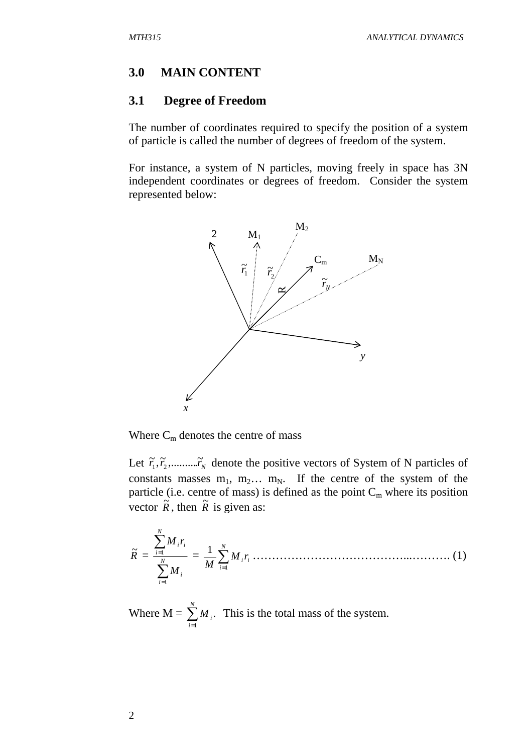## 3.0 MAIN CONTENT

### 3.1 Degree of Freedom

The number of coordinates required to specify the position of a system of particle is called the number of degrees of freedom of the system.

For instance, a system of N particles, moving freely in space has 3N independent coordinates or degrees of freedom. Consider the system represented below:

Where $C_m$ denotes the centre of mass

Let $\tilde{r}_1, \tilde{r}_2, \ldots\ldots\ldots \tilde{r}_N$ denote the positive vectors of System of N particles of constants masses $m_1$, $m_2 \ldots$ $m_N$. If the centre of the system of the particle (i.e. centre of mass) is defined as the point $C_m$ where its position vector $\tilde{R}$, then $\tilde{R}$ is given as:

$$\tilde{R} = \frac{\sum_{i=1}^{N} M_i r_i}{\sum_{i=1}^{N} M_i} = \frac{1}{M}\sum_{i=1}^{N} M_i r_i \quad \ldots\ldots\ldots\ldots\ldots\ldots\ldots\ldots\ldots\ldots\ldots\ldots \quad (1)$$

Where M = $\sum_{i=1}^{N} M_i$. This is the total mass of the system.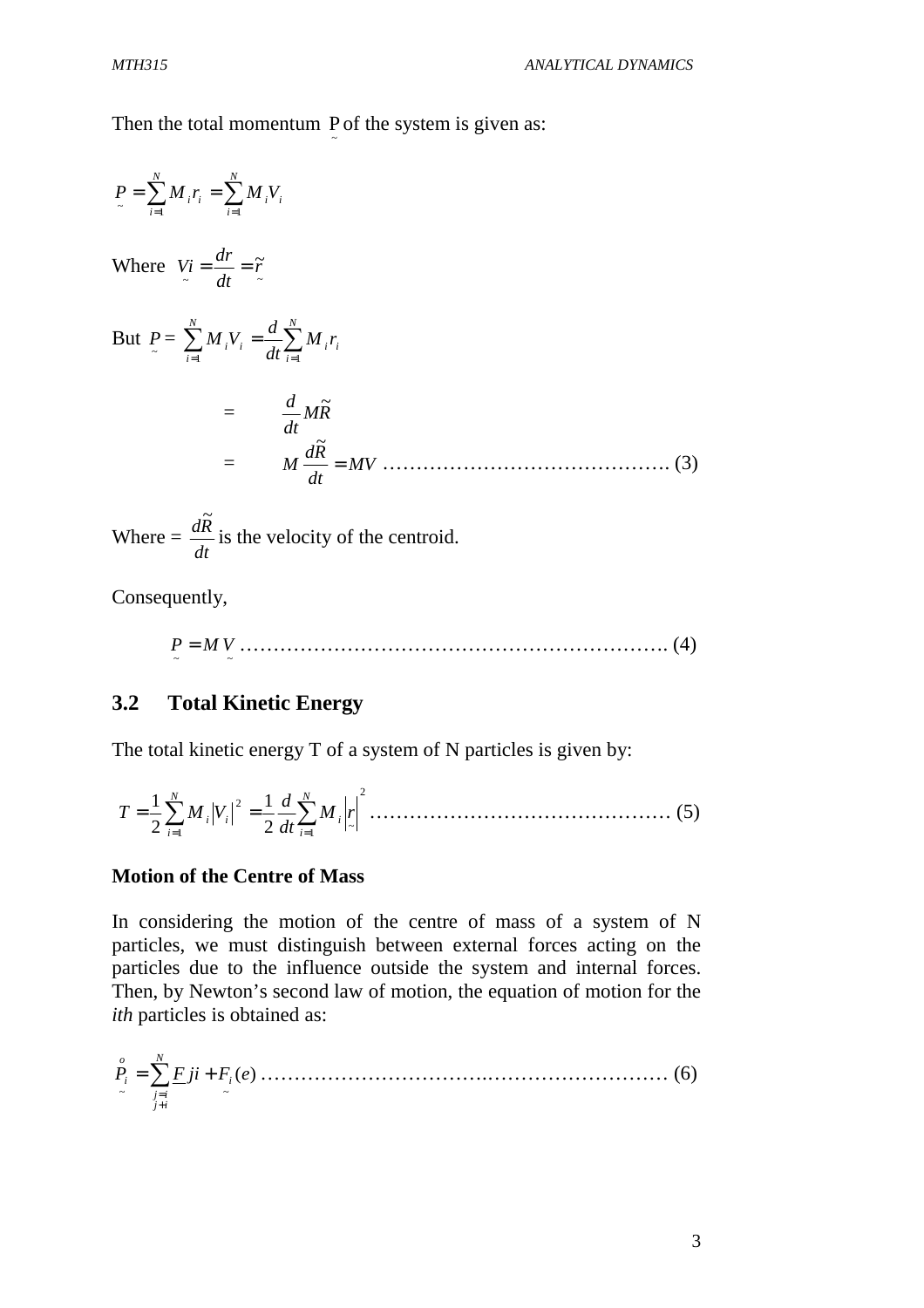Then the total momentum $\underset{\sim}{P}$ of the system is given as:

$$\underset{\sim}{P} = \sum_{i=1}^{N} M_i r_i = \sum_{i=1}^{N} M_i V_i$$

Where $\underset{\sim}{Vi} = \frac{dr}{dt} = \underset{\sim}{\tilde{r}}$

But $\underset{\sim}{P} = \sum_{i=1}^{N} M_i V_i = \frac{d}{dt}\sum_{i=1}^{N} M_i r_i$

$$= \frac{d}{dt} M\tilde{R}$$

$$= M\frac{d\tilde{R}}{dt} = MV \quad \ldots\ldots\ldots\ldots\ldots\ldots\ldots\ldots\ldots\ldots\ldots\ldots\ldots\ldots \text{(3)}$$

Where = $\frac{d\tilde{R}}{dt}$ is the velocity of the centroid.

Consequently,

$$\underset{\sim}{P} = M\underset{\sim}{V} \quad \ldots\ldots\ldots\ldots\ldots\ldots\ldots\ldots\ldots\ldots\ldots\ldots\ldots\ldots\ldots\ldots\ldots\ldots\ldots \text{(4)}$$

## 3.2 Total Kinetic Energy

The total kinetic energy T of a system of N particles is given by:

$$T = \frac{1}{2}\sum_{i=1}^{N} M_i |V_i|^2 = \frac{1}{2}\frac{d}{dt}\sum_{i=1}^{N} M_i \left|\underset{\sim}{r}\right|^2 \quad \ldots\ldots\ldots\ldots\ldots\ldots\ldots\ldots\ldots\ldots\ldots\ldots\ldots \text{(5)}$$

**Motion of the Centre of Mass**

In considering the motion of the centre of mass of a system of N particles, we must distinguish between external forces acting on the particles due to the influence outside the system and internal forces. Then, by Newton's second law of motion, the equation of motion for the *ith* particles is obtained as:

$$\underset{\sim}{\overset{o}{P_i}} = \sum_{\substack{j=i \\ j \neq i}}^{N} \underline{F}\, ji + \underset{\sim}{F_i}(e) \quad \ldots\ldots\ldots\ldots\ldots\ldots\ldots\ldots\ldots\ldots\ldots\ldots\ldots\ldots\ldots\ldots\ldots \text{(6)}$$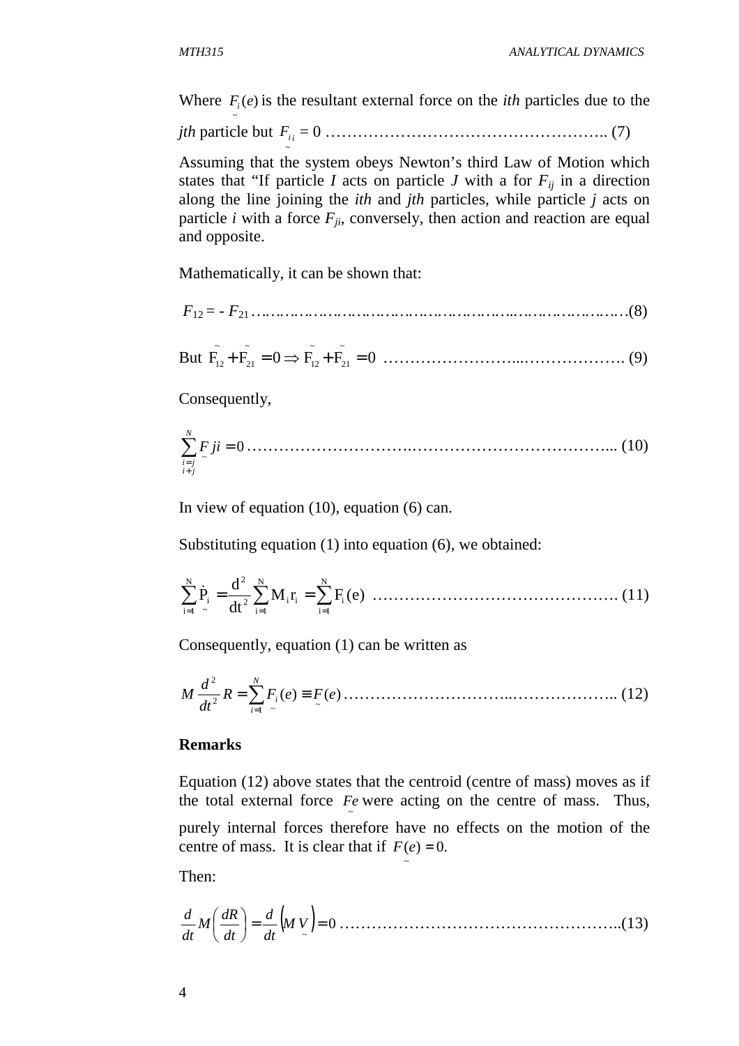Where $\underset{\sim}{F_i}(e)$ is the resultant external force on the *ith* particles due to the *jth* particle but $\underset{\sim}{F_{ii}} = 0$ …………………………………………….. (7)

Assuming that the system obeys Newton's third Law of Motion which states that "If particle *I* acts on particle *J* with a for $F_{ij}$ in a direction along the line joining the *ith* and *jth* particles, while particle *j* acts on particle *i* with a force $F_{ji}$, conversely, then action and reaction are equal and opposite.

Mathematically, it can be shown that:

$$F_{12} = - F_{21} \text{ ……………………………………………………………………(8)}$$

$$\text{But } \underset{\sim}{F_{12}} + \underset{\sim}{F_{21}} = 0 \Rightarrow \underset{\sim}{F_{12}} + \underset{\sim}{F_{21}} = 0 \text{ ……………………...………………. (9)}$$

Consequently,

$$\sum_{\substack{i=j \\ i+j}}^{N} \underset{\sim}{F} ji = 0 \text{ …………………………..………………………………... (10)}$$

In view of equation (10), equation (6) can.

Substituting equation (1) into equation (6), we obtained:

$$\sum_{i=1}^{N} \underset{\sim}{\dot{P}_i} = \frac{d^2}{dt^2} \sum_{i=1}^{N} M_i r_i = \sum_{i=1}^{N} F_i(e) \text{ ………………………………………. (11)}$$

Consequently, equation (1) can be written as

$$M \frac{d^2}{dt^2} R = \sum_{i=1}^{N} \underset{\sim}{F_i}(e) \equiv \underset{\sim}{F}(e) \text{ …………………………..……………….. (12)}$$

**Remarks**

Equation (12) above states that the centroid (centre of mass) moves as if the total external force $\underset{\sim}{Fe}$ were acting on the centre of mass. Thus, purely internal forces therefore have no effects on the motion of the centre of mass. It is clear that if $\underset{\sim}{F}(e) = 0.$

Then:

$$\frac{d}{dt} M \left( \frac{dR}{dt} \right) = \frac{d}{dt} \left( M \underset{\sim}{V} \right) = 0 \text{ ……………………………………………..(13)}$$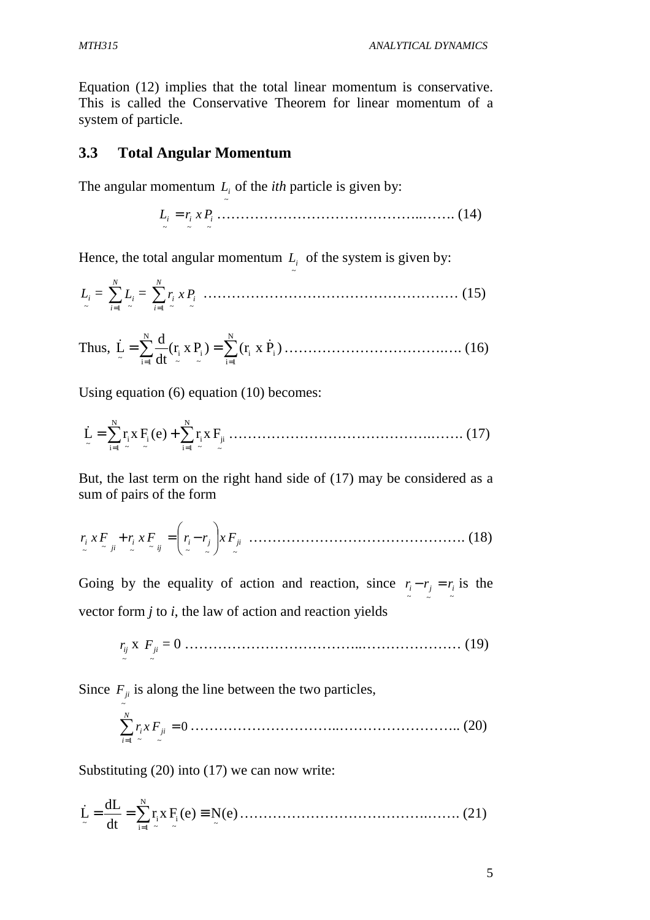Equation (12) implies that the total linear momentum is conservative. This is called the Conservative Theorem for linear momentum of a system of particle.

## 3.3 Total Angular Momentum

The angular momentum $\underset{\sim}{L_i}$ of the *ith* particle is given by:

$$\underset{\sim}{L_i} = \underset{\sim}{r_i} \; x \; \underset{\sim}{P_i} \quad \ldots\ldots\ldots\ldots\ldots\ldots\ldots\ldots\ldots\ldots\ldots\ldots (14)$$

Hence, the total angular momentum $\underset{\sim}{L_i}$ of the system is given by:

$$\underset{\sim}{L_i} = \sum_{i=1}^{N} \underset{\sim}{L_i} = \sum_{i=1}^{N} \underset{\sim}{r_i} \; x \; \underset{\sim}{P_i} \quad \ldots\ldots\ldots\ldots\ldots\ldots\ldots\ldots\ldots\ldots\ldots\ldots (15)$$

Thus, $$\underset{\sim}{\dot{L}} = \sum_{i=1}^{N} \frac{d}{dt}(\underset{\sim}{r_i} \; x \; \underset{\sim}{P_i}) = \sum_{i=1}^{N} (r_i \; x \; \dot{P}_i) \quad \ldots\ldots\ldots\ldots\ldots\ldots\ldots\ldots\ldots (16)$$

Using equation (6) equation (10) becomes:

$$\underset{\sim}{\dot{L}} = \sum_{i=1}^{N} \underset{\sim}{r_i} \, x \, \underset{\sim}{F_i}(e) + \sum_{i=1}^{N} \underset{\sim}{r_i} \, x \, \underset{\sim}{F_{ji}} \quad \ldots\ldots\ldots\ldots\ldots\ldots\ldots\ldots\ldots\ldots\ldots (17)$$

But, the last term on the right hand side of (17) may be considered as a sum of pairs of the form

$$\underset{\sim}{r_i} \; x \underset{\sim}{F}_{ji} + \underset{\sim}{r_i} \; x \underset{\sim}{F}_{ij} = \left(\underset{\sim}{r_i} - \underset{\sim}{r_j}\right) x \underset{\sim}{F_{ji}} \quad \ldots\ldots\ldots\ldots\ldots\ldots\ldots\ldots\ldots\ldots (18)$$

Going by the equality of action and reaction, since $\underset{\sim}{r_i} - \underset{\sim}{r_j} = \underset{\sim}{r_i}$ is the vector form *j* to *i*, the law of action and reaction yields

$$\underset{\sim}{r_{ij}} \; x \; \underset{\sim}{F_{ji}} = 0 \quad \ldots\ldots\ldots\ldots\ldots\ldots\ldots\ldots\ldots\ldots\ldots\ldots\ldots\ldots (19)$$

Since $\underset{\sim}{F_{ji}}$ is along the line between the two particles,

$$\sum_{i=1}^{N} \underset{\sim}{r_i} \, x \, \underset{\sim}{F_{ji}} = 0 \quad \ldots\ldots\ldots\ldots\ldots\ldots\ldots\ldots\ldots\ldots\ldots\ldots\ldots\ldots (20)$$

Substituting (20) into (17) we can now write:

$$\underset{\sim}{\dot{L}} = \frac{dL}{dt} = \sum_{i=1}^{N} \underset{\sim}{r_i} \, x \, \underset{\sim}{F_i}(e) \equiv \underset{\sim}{N}(e) \quad \ldots\ldots\ldots\ldots\ldots\ldots\ldots\ldots\ldots\ldots\ldots (21)$$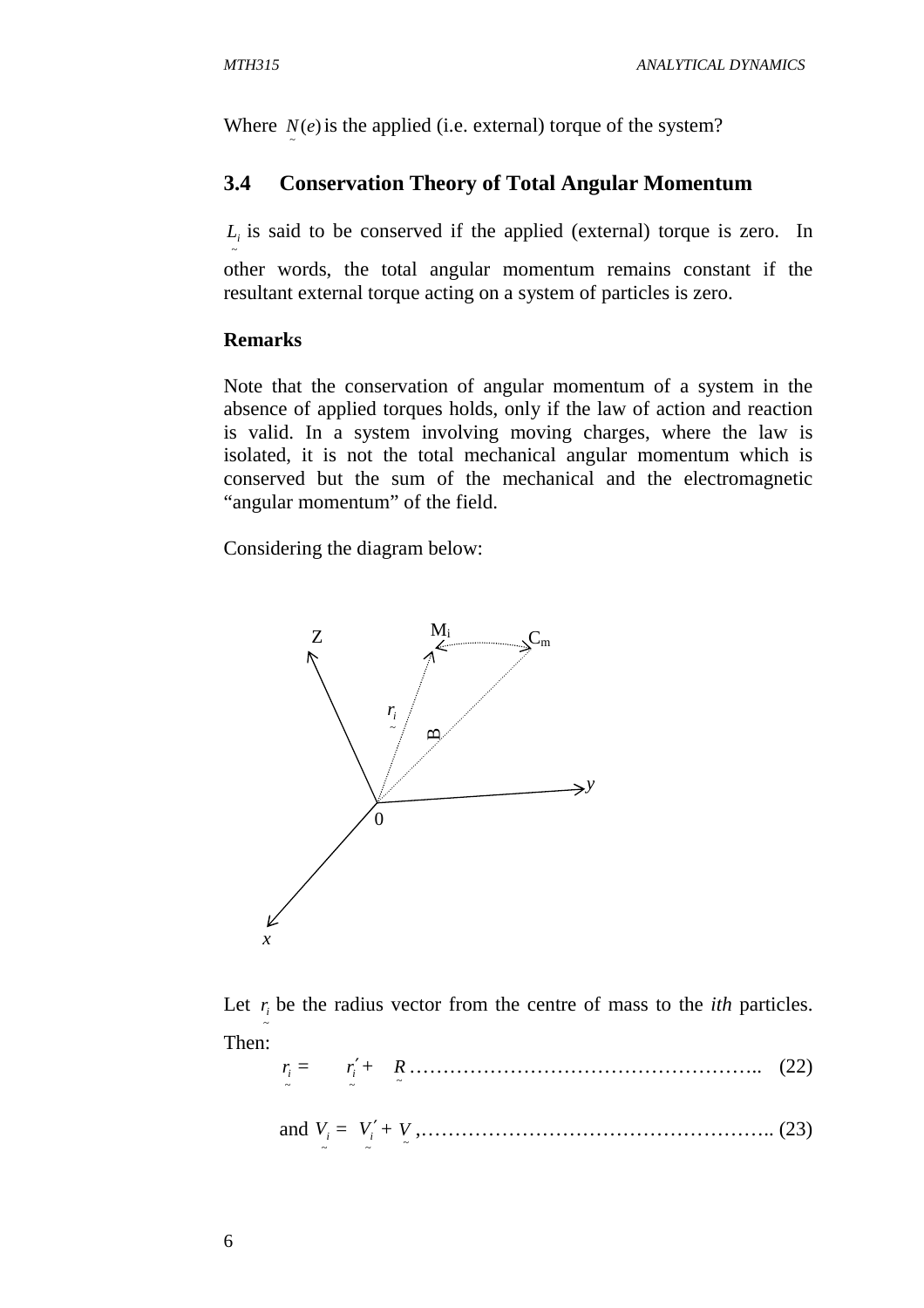Where $\underset{\sim}{N}(e)$ is the applied (i.e. external) torque of the system?

## 3.4 Conservation Theory of Total Angular Momentum

$\underset{\sim}{L_i}$ is said to be conserved if the applied (external) torque is zero. In other words, the total angular momentum remains constant if the resultant external torque acting on a system of particles is zero.

**Remarks**

Note that the conservation of angular momentum of a system in the absence of applied torques holds, only if the law of action and reaction is valid. In a system involving moving charges, where the law is isolated, it is not the total mechanical angular momentum which is conserved but the sum of the mechanical and the electromagnetic "angular momentum" of the field.

Considering the diagram below:

Let $\underset{\sim}{r_i}$ be the radius vector from the centre of mass to the *ith* particles. Then:

$$\underset{\sim}{r_i} = \underset{\sim}{r_i'} + \underset{\sim}{R} \quad \ldots\ldots (22)$$

$$\text{and } \underset{\sim}{V_i} = \underset{\sim}{V_i'} + \underset{\sim}{V}, \quad \ldots\ldots (23)$$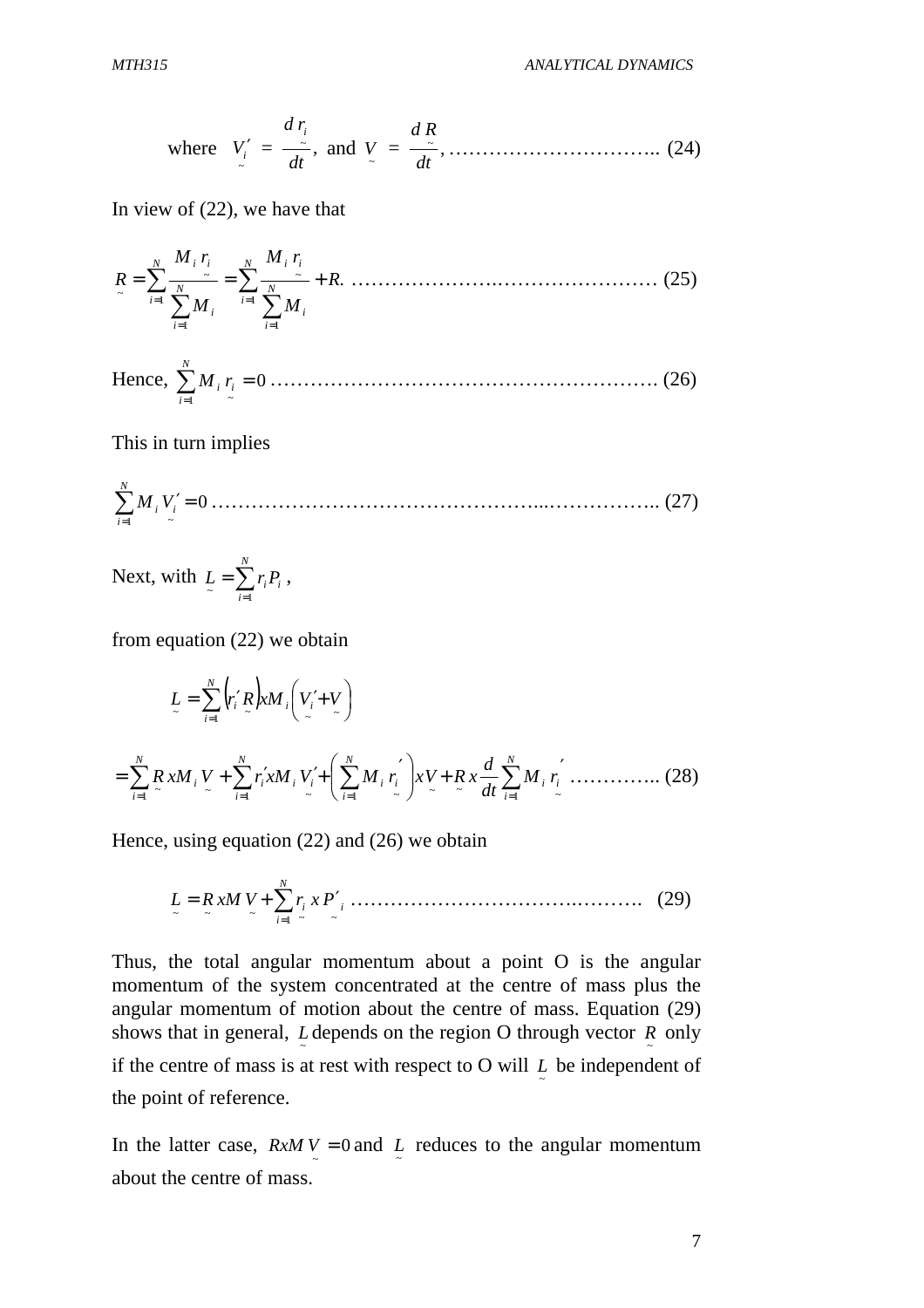$$\text{where} \quad \underset{\sim}{V_i'} = \frac{d\underset{\sim}{r_i}}{dt}, \text{ and } \underset{\sim}{V} = \frac{d\underset{\sim}{R}}{dt}, \ldots\ldots\ldots\ldots\ldots\ldots\ldots\ldots\ldots\ldots \quad (24)$$

In view of (22), we have that

$$\underset{\sim}{R} = \sum_{i=1}^{N} \frac{M_i \underset{\sim}{r_i}}{\sum_{i=1}^{N} M_i} = \sum_{i=1}^{N} \frac{M_i \underset{\sim}{r_i}}{\sum_{i=1}^{N} M_i} + R. \ldots\ldots\ldots\ldots\ldots\ldots\ldots\ldots\ldots\ldots\ldots \quad (25)$$

Hence, $\sum_{i=1}^{N} M_i \underset{\sim}{r_i} = 0 \ldots\ldots\ldots\ldots\ldots\ldots\ldots\ldots\ldots\ldots\ldots\ldots\ldots\ldots\ldots\ldots\ldots\ldots \quad (26)$

This in turn implies

$$\sum_{i=1}^{N} M_i \underset{\sim}{V_i'} = 0 \ldots\ldots\ldots\ldots\ldots\ldots\ldots\ldots\ldots\ldots\ldots\ldots\ldots\ldots\ldots\ldots\ldots\ldots\ldots \quad (27)$$

Next, with $\underset{\sim}{L} = \sum_{i=1}^{N} r_i P_i$ ,

from equation (22) we obtain

$$\underset{\sim}{L} = \sum_{i=1}^{N} \left( r_i' \underset{\sim}{R} \right) x M_i \left( \underset{\sim}{V_i'} + \underset{\sim}{V} \right)$$

$$= \sum_{i=1}^{N} \underset{\sim}{R}\, x M_i \underset{\sim}{V} + \sum_{i=1}^{N} r_i' x M_i \underset{\sim}{V_i'} + \left( \sum_{i=1}^{N} M_i \underset{\sim}{r_i'} \right) x \underset{\sim}{V} + \underset{\sim}{R}\, x \frac{d}{dt} \sum_{i=1}^{N} M_i \underset{\sim}{r_i'} \ldots\ldots\ldots\ldots \quad (28)$$

Hence, using equation (22) and (26) we obtain

$$\underset{\sim}{L} = \underset{\sim}{R}\, x M \underset{\sim}{V} + \sum_{i=1}^{N} \underset{\sim}{r_i}\, x \underset{\sim}{P'_i} \ldots\ldots\ldots\ldots\ldots\ldots\ldots\ldots\ldots\ldots\ldots \quad (29)$$

Thus, the total angular momentum about a point O is the angular momentum of the system concentrated at the centre of mass plus the angular momentum of motion about the centre of mass. Equation (29) shows that in general, $\underset{\sim}{L}$ depends on the region O through vector $\underset{\sim}{R}$ only if the centre of mass is at rest with respect to O will $\underset{\sim}{L}$ be independent of the point of reference.

In the latter case, $RxM\underset{\sim}{V} = 0$ and $\underset{\sim}{L}$ reduces to the angular momentum about the centre of mass.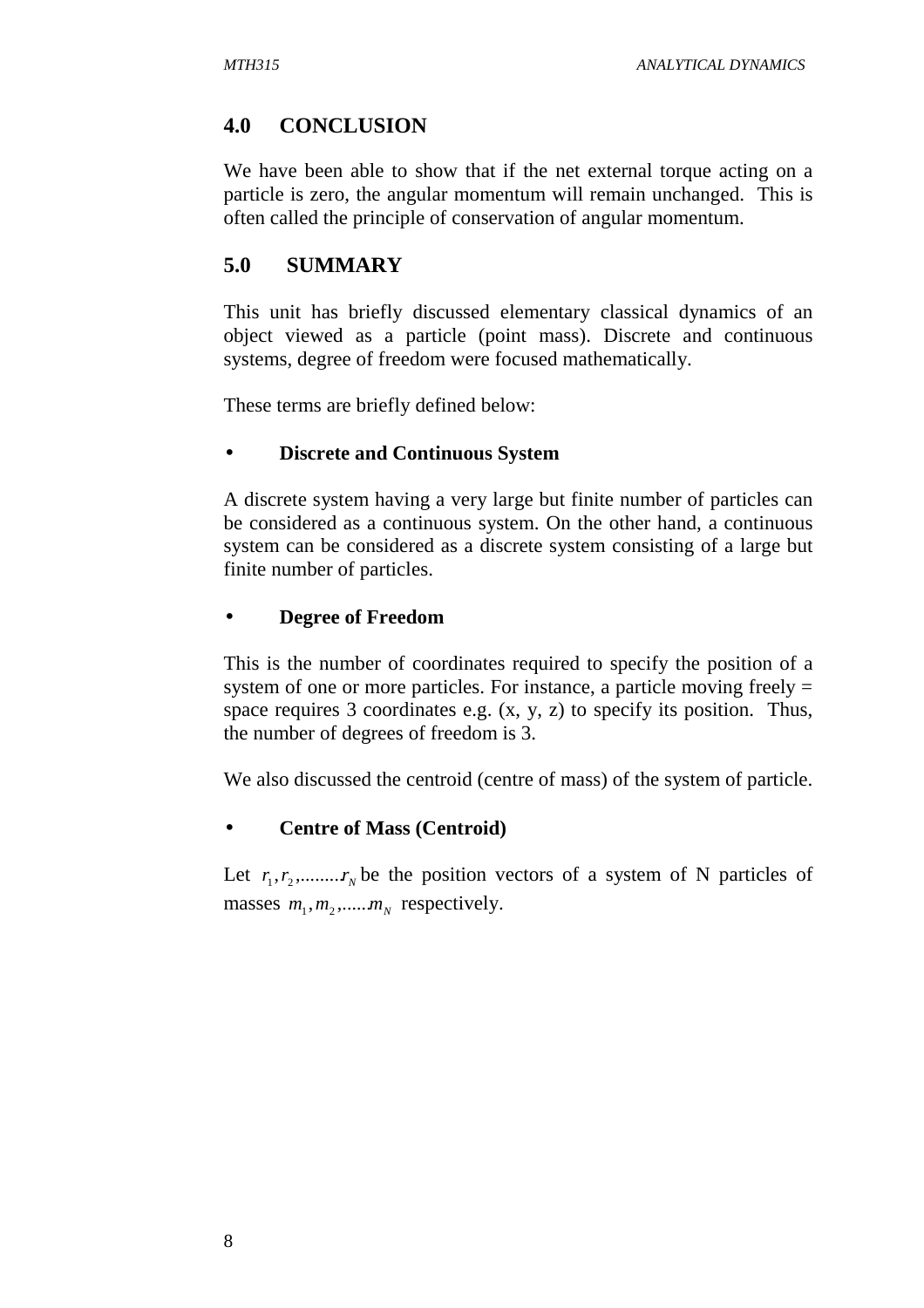## 4.0 CONCLUSION

We have been able to show that if the net external torque acting on a particle is zero, the angular momentum will remain unchanged. This is often called the principle of conservation of angular momentum.

## 5.0 SUMMARY

This unit has briefly discussed elementary classical dynamics of an object viewed as a particle (point mass). Discrete and continuous systems, degree of freedom were focused mathematically.

These terms are briefly defined below:

- **Discrete and Continuous System**

A discrete system having a very large but finite number of particles can be considered as a continuous system. On the other hand, a continuous system can be considered as a discrete system consisting of a large but finite number of particles.

- **Degree of Freedom**

This is the number of coordinates required to specify the position of a system of one or more particles. For instance, a particle moving freely = space requires 3 coordinates e.g. (x, y, z) to specify its position. Thus, the number of degrees of freedom is 3.

We also discussed the centroid (centre of mass) of the system of particle.

- **Centre of Mass (Centroid)**

Let $r_1, r_2, \ldots\ldots r_N$ be the position vectors of a system of N particles of masses $m_1, m_2, \ldots\ldots m_N$ respectively.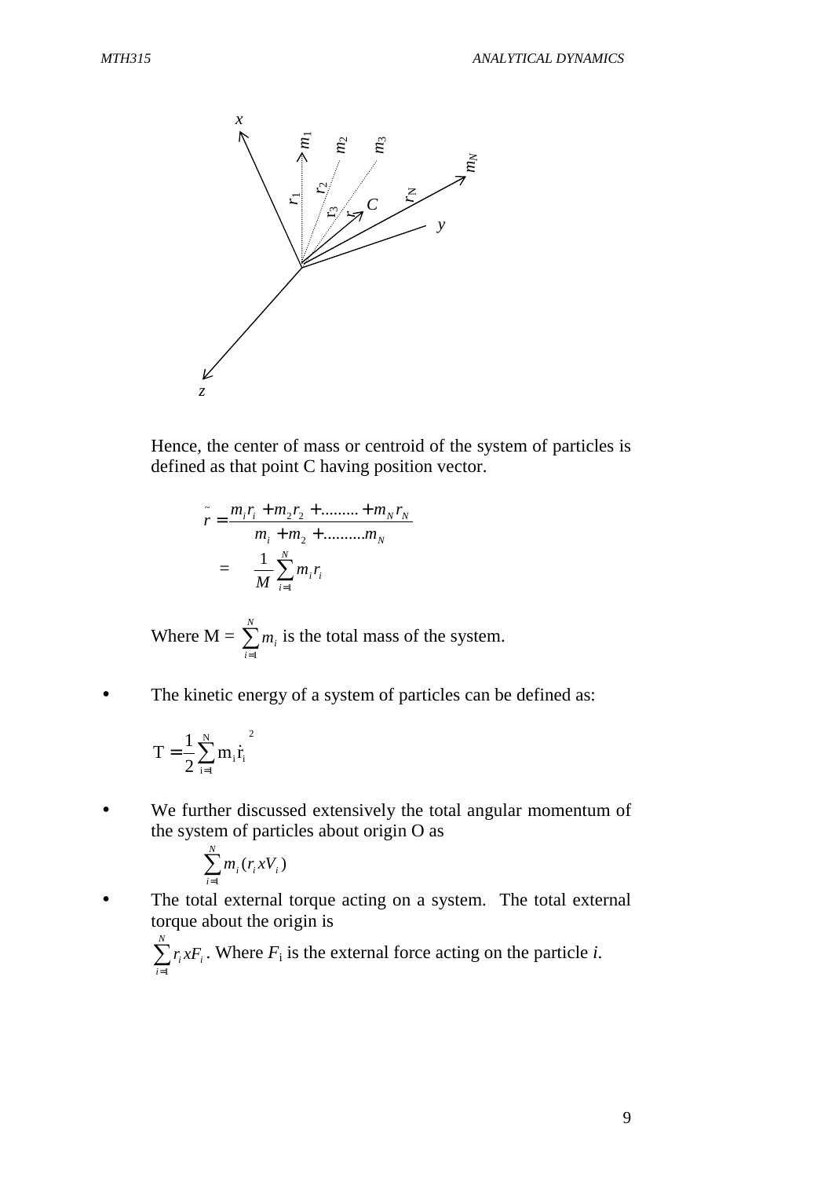Hence, the center of mass or centroid of the system of particles is defined as that point C having position vector.

$$\tilde{r} = \frac{m_i r_i + m_2 r_2 + \dots\dots\dots + m_N r_N}{m_i + m_2 + \dots\dots\dots m_N}$$

$$= \frac{1}{M}\sum_{i=1}^{N} m_i r_i$$

Where M = $\sum_{i=1}^{N} m_i$ is the total mass of the system.

- The kinetic energy of a system of particles can be defined as:

$$T = \frac{1}{2}\sum_{i=1}^{N} m_i \dot{r}_i^{\,2}$$

- We further discussed extensively the total angular momentum of the system of particles about origin O as

$$\sum_{i=1}^{N} m_i (r_i x V_i)$$

- The total external torque acting on a system. The total external torque about the origin is

  $\sum_{i=1}^{N} r_i x F_i$. Where $F_i$ is the external force acting on the particle *i*.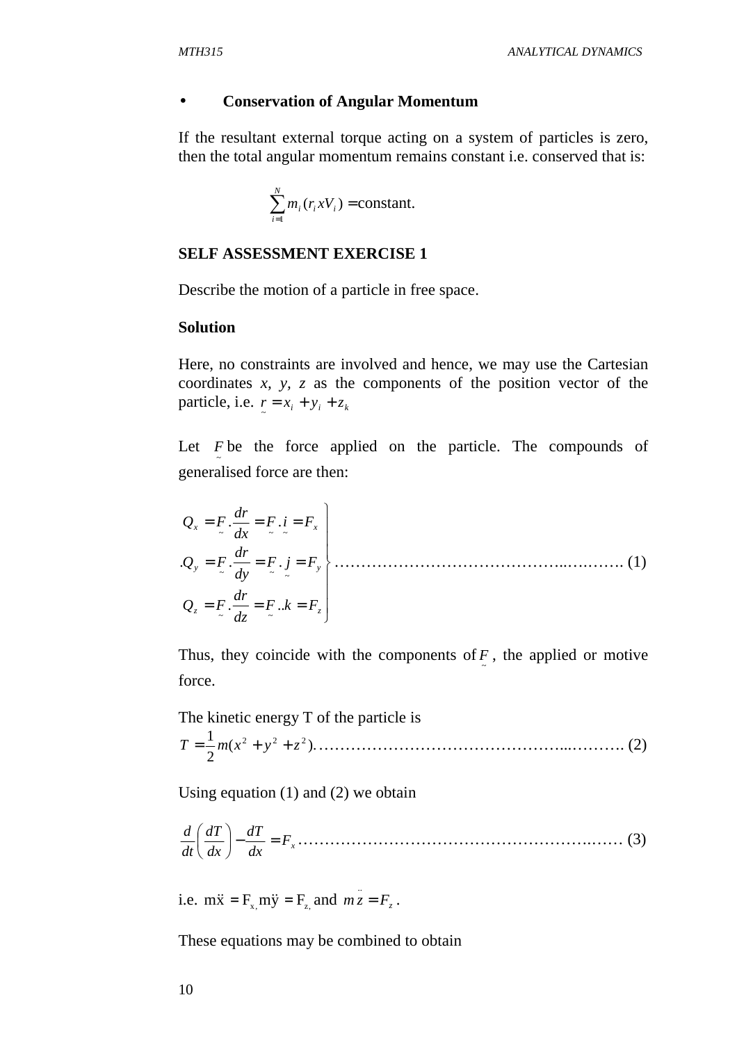- **Conservation of Angular Momentum**

If the resultant external torque acting on a system of particles is zero, then the total angular momentum remains constant i.e. conserved that is:

$$\sum_{i=1}^{N} m_i (r_i x V_i) = \text{constant.}$$

**SELF ASSESSMENT EXERCISE 1**

Describe the motion of a particle in free space.

**Solution**

Here, no constraints are involved and hence, we may use the Cartesian coordinates *x, y, z* as the components of the position vector of the particle, i.e. $\underset{\sim}{r} = x_i + y_i + z_k$

Let $\underset{\sim}{F}$ be the force applied on the particle. The compounds of generalised force are then:

$$\left.\begin{aligned} Q_x &= \underset{\sim}{F}.\frac{dr}{dx} = \underset{\sim}{F}.\underset{\sim}{i} = F_x \\ .Q_y &= \underset{\sim}{F}.\frac{dr}{dy} = \underset{\sim}{F}.\underset{\sim}{j} = F_y \\ Q_z &= \underset{\sim}{F}.\frac{dr}{dz} = \underset{\sim}{F}..k = F_z \end{aligned}\right\} \quad \ldots\ldots\ldots\ldots\ldots\ldots\ldots\ldots\ldots\ldots\ldots\ldots\ldots (1)$$

Thus, they coincide with the components of $\underset{\sim}{F}$, the applied or motive force.

The kinetic energy T of the particle is

$$T = \frac{1}{2}m(x^2 + y^2 + z^2). \ldots\ldots\ldots\ldots\ldots\ldots\ldots\ldots\ldots\ldots\ldots\ldots\ldots (2)$$

Using equation (1) and (2) we obtain

$$\frac{d}{dt}\left(\frac{dT}{dx}\right) - \frac{dT}{dx} = F_x \ldots\ldots\ldots\ldots\ldots\ldots\ldots\ldots\ldots\ldots\ldots\ldots\ldots (3)$$

i.e. $m\ddot{x} = F_x$, $m\ddot{y} = F_z$, and $m\ddot{z} = F_z$.

These equations may be combined to obtain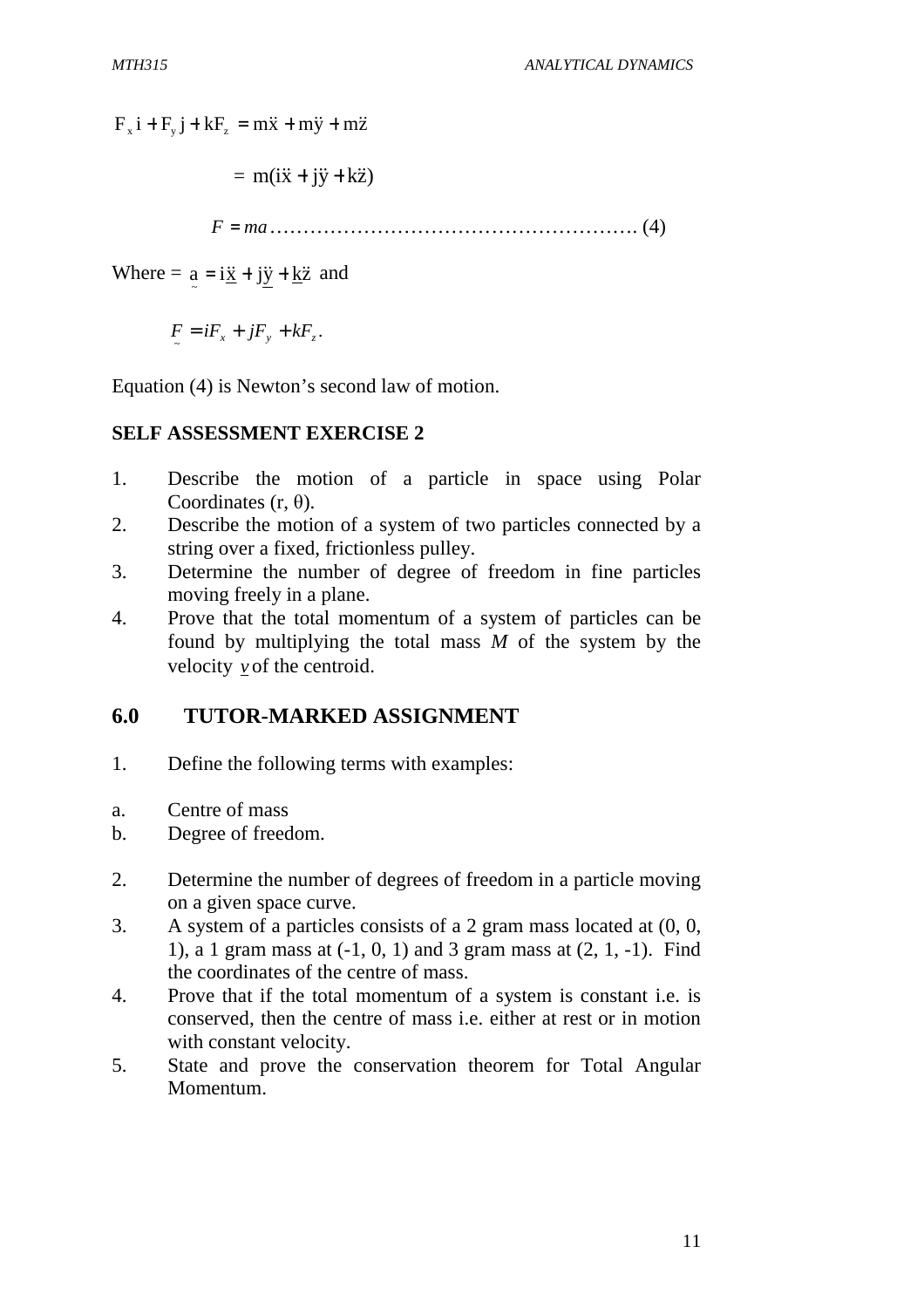$$F_x i + F_y j + kF_z = m\ddot{x} + m\ddot{y} + m\ddot{z}$$

$$= m(i\ddot{x} + j\ddot{y} + k\ddot{z})$$

$$F = ma \text{ ………………………………………………. (4)}$$

Where = $\underset{\sim}{a} = i\underline{\ddot{x}} + j\underline{\ddot{y}} + \underline{k}\ddot{z}$ and

$$\underset{\sim}{F} = iF_x + jF_y + kF_z.$$

Equation (4) is Newton's second law of motion.

**SELF ASSESSMENT EXERCISE 2**

1. Describe the motion of a particle in space using Polar Coordinates (r, θ).
2. Describe the motion of a system of two particles connected by a string over a fixed, frictionless pulley.
3. Determine the number of degree of freedom in fine particles moving freely in a plane.
4. Prove that the total momentum of a system of particles can be found by multiplying the total mass *M* of the system by the velocity $\underline{v}$ of the centroid.

## 6.0 TUTOR-MARKED ASSIGNMENT

1. Define the following terms with examples:

   a. Centre of mass
   b. Degree of freedom.

2. Determine the number of degrees of freedom in a particle moving on a given space curve.
3. A system of a particles consists of a 2 gram mass located at (0, 0, 1), a 1 gram mass at (-1, 0, 1) and 3 gram mass at (2, 1, -1). Find the coordinates of the centre of mass.
4. Prove that if the total momentum of a system is constant i.e. is conserved, then the centre of mass i.e. either at rest or in motion with constant velocity.
5. State and prove the conservation theorem for Total Angular Momentum.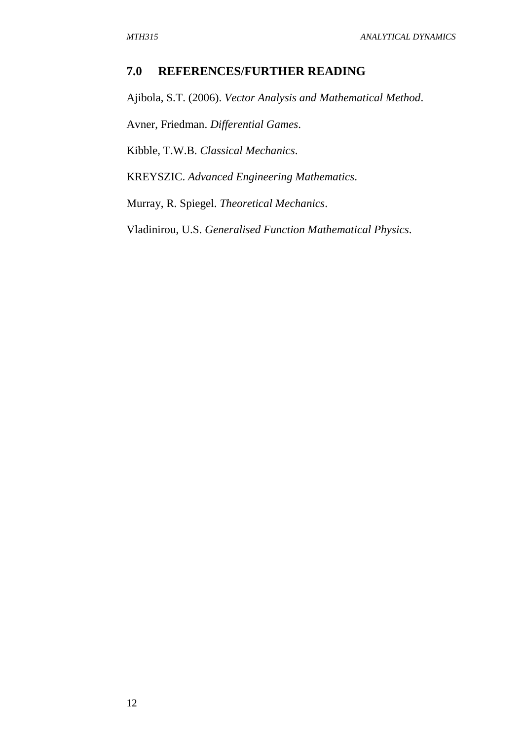## 7.0 REFERENCES/FURTHER READING

Ajibola, S.T. (2006). *Vector Analysis and Mathematical Method*.

Avner, Friedman. *Differential Games*.

Kibble, T.W.B. *Classical Mechanics*.

KREYSZIC. *Advanced Engineering Mathematics*.

Murray, R. Spiegel. *Theoretical Mechanics*.

Vladinirou, U.S. *Generalised Function Mathematical Physics*.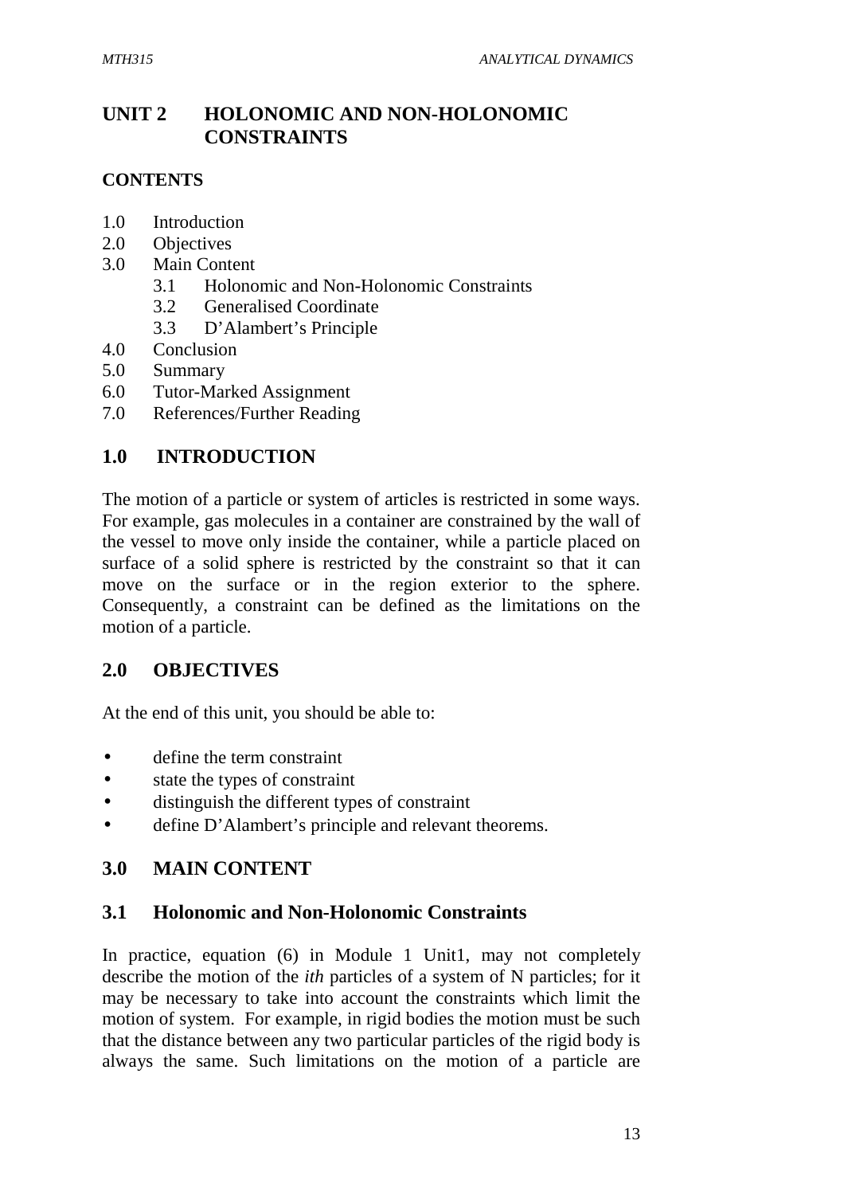# UNIT 2 HOLONOMIC AND NON-HOLONOMIC CONSTRAINTS

## CONTENTS

1.0 Introduction
2.0 Objectives
3.0 Main Content
  3.1 Holonomic and Non-Holonomic Constraints
  3.2 Generalised Coordinate
  3.3 D'Alambert's Principle
4.0 Conclusion
5.0 Summary
6.0 Tutor-Marked Assignment
7.0 References/Further Reading

## 1.0 INTRODUCTION

The motion of a particle or system of articles is restricted in some ways. For example, gas molecules in a container are constrained by the wall of the vessel to move only inside the container, while a particle placed on surface of a solid sphere is restricted by the constraint so that it can move on the surface or in the region exterior to the sphere. Consequently, a constraint can be defined as the limitations on the motion of a particle.

## 2.0 OBJECTIVES

At the end of this unit, you should be able to:

- define the term constraint
- state the types of constraint
- distinguish the different types of constraint
- define D'Alambert's principle and relevant theorems.

## 3.0 MAIN CONTENT

### 3.1 Holonomic and Non-Holonomic Constraints

In practice, equation (6) in Module 1 Unit1, may not completely describe the motion of the *ith* particles of a system of N particles; for it may be necessary to take into account the constraints which limit the motion of system. For example, in rigid bodies the motion must be such that the distance between any two particular particles of the rigid body is always the same. Such limitations on the motion of a particle are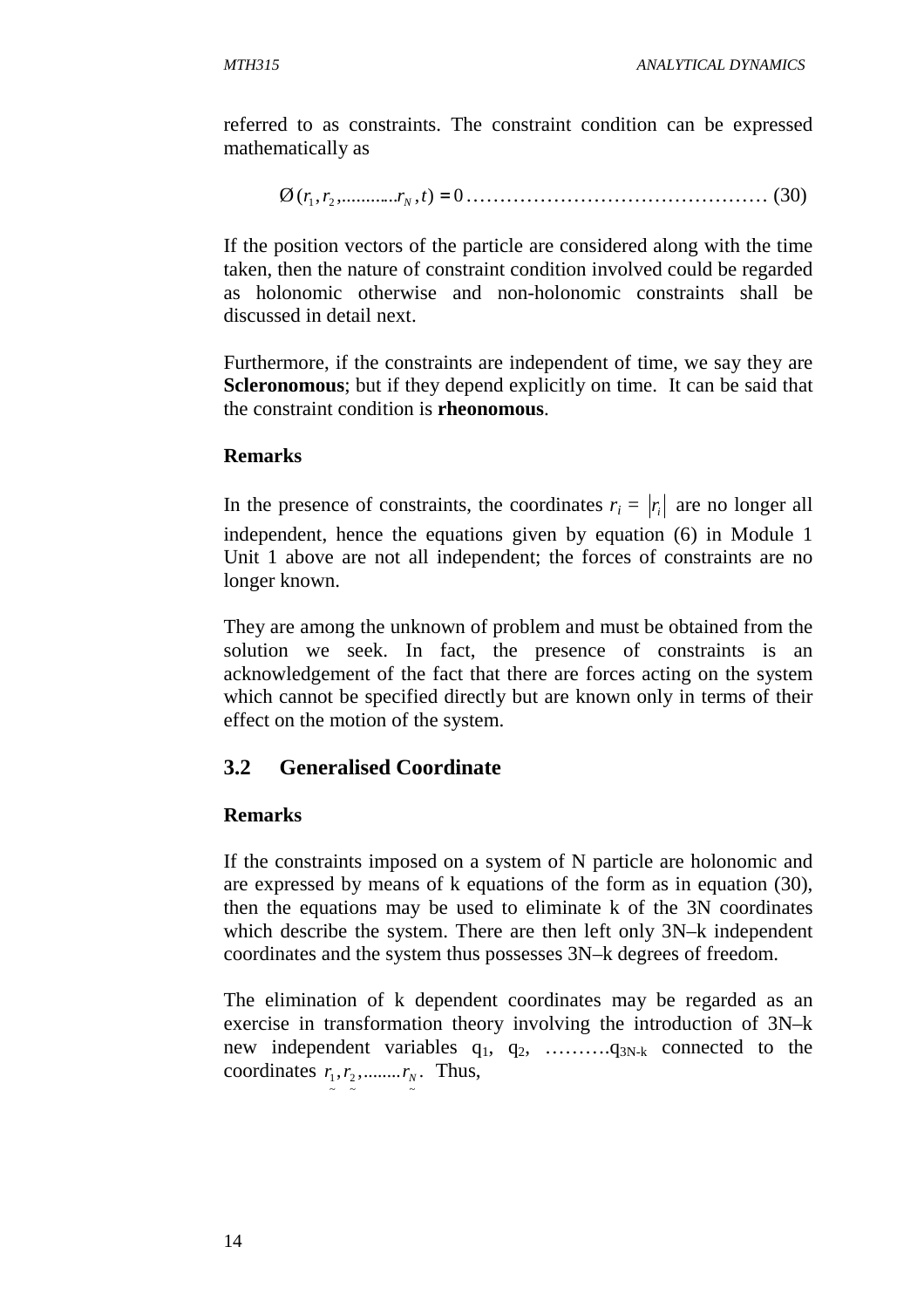referred to as constraints. The constraint condition can be expressed mathematically as

$$Ø(r_1, r_2, ..........r_N, t) = 0 \text{ ..........................................} (30)$$

If the position vectors of the particle are considered along with the time taken, then the nature of constraint condition involved could be regarded as holonomic otherwise and non-holonomic constraints shall be discussed in detail next.

Furthermore, if the constraints are independent of time, we say they are **Scleronomous**; but if they depend explicitly on time. It can be said that the constraint condition is **rheonomous**.

**Remarks**

In the presence of constraints, the coordinates $r_i = |r_i|$ are no longer all independent, hence the equations given by equation (6) in Module 1 Unit 1 above are not all independent; the forces of constraints are no longer known.

They are among the unknown of problem and must be obtained from the solution we seek. In fact, the presence of constraints is an acknowledgement of the fact that there are forces acting on the system which cannot be specified directly but are known only in terms of their effect on the motion of the system.

## 3.2 Generalised Coordinate

**Remarks**

If the constraints imposed on a system of N particle are holonomic and are expressed by means of k equations of the form as in equation (30), then the equations may be used to eliminate k of the 3N coordinates which describe the system. There are then left only 3N–k independent coordinates and the system thus possesses 3N–k degrees of freedom.

The elimination of k dependent coordinates may be regarded as an exercise in transformation theory involving the introduction of 3N–k new independent variables $q_1$, $q_2$, ……….$q_{3N-k}$ connected to the coordinates $\underset{\sim}{r_1}, \underset{\sim}{r_2}, ........\underset{\sim}{r_N}$. Thus,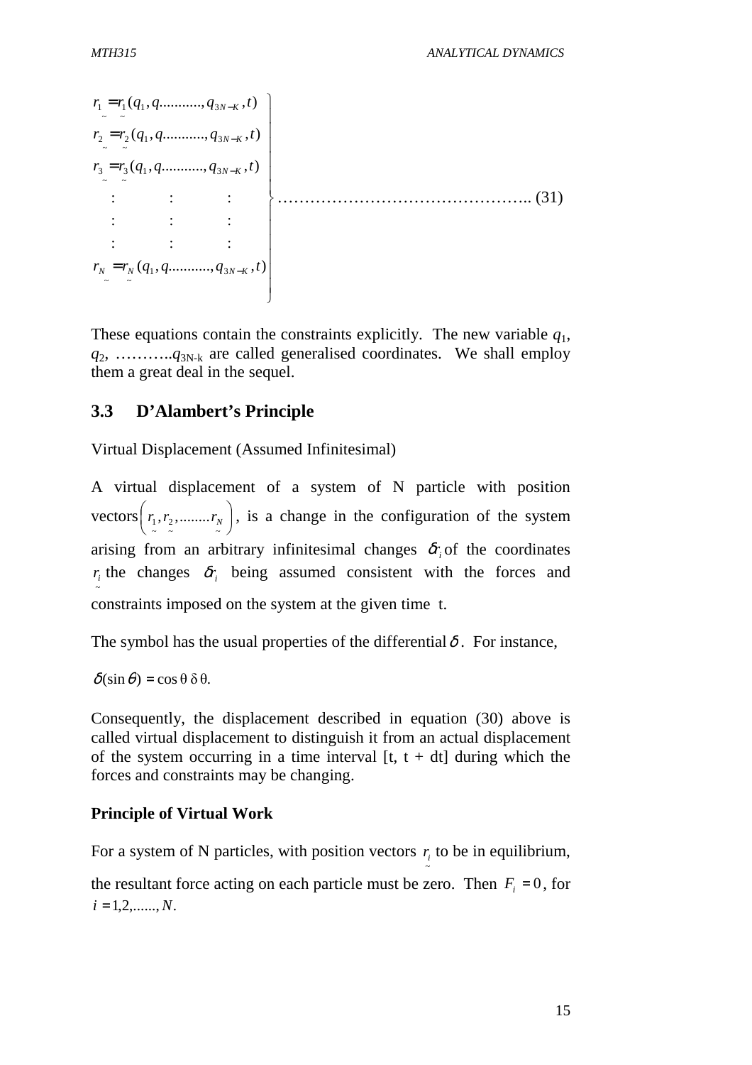$$
\left.
\begin{array}{l}
\underset{\sim}{r_1} = \underset{\sim}{r_1}(q_1, q..........., q_{3N-K}, t) \\
\underset{\sim}{r_2} = \underset{\sim}{r_2}(q_1, q..........., q_{3N-K}, t) \\
\underset{\sim}{r_3} = \underset{\sim}{r_3}(q_1, q..........., q_{3N-K}, t) \\
\quad : \qquad\quad : \qquad\quad : \\
\quad : \qquad\quad : \qquad\quad : \\
\quad : \qquad\quad : \qquad\quad : \\
\underset{\sim}{r_N} = \underset{\sim}{r_N}(q_1, q..........., q_{3N-K}, t)
\end{array}
\right\} \text{.......................................... (31)}
$$

These equations contain the constraints explicitly. The new variable $q_1$, $q_2$, ……….$q_{3N\text{-}k}$ are called generalised coordinates. We shall employ them a great deal in the sequel.

## 3.3 D'Alambert's Principle

Virtual Displacement (Assumed Infinitesimal)

A virtual displacement of a system of N particle with position vectors$\left( \underset{\sim}{r_1}, \underset{\sim}{r_2}, ........ \underset{\sim}{r_N} \right)$, is a change in the configuration of the system arising from an arbitrary infinitesimal changes $\delta r_i$ of the coordinates $\underset{\sim}{r_i}$ the changes $\delta r_i$ being assumed consistent with the forces and constraints imposed on the system at the given time t.

The symbol has the usual properties of the differential $\delta$. For instance,

$\delta(\sin\theta) = \cos\theta\ \delta\theta.$

Consequently, the displacement described in equation (30) above is called virtual displacement to distinguish it from an actual displacement of the system occurring in a time interval [t, t + dt] during which the forces and constraints may be changing.

**Principle of Virtual Work**

For a system of N particles, with position vectors $\underset{\sim}{r_i}$ to be in equilibrium, the resultant force acting on each particle must be zero. Then $F_i = 0$, for $i = 1,2,......, N$.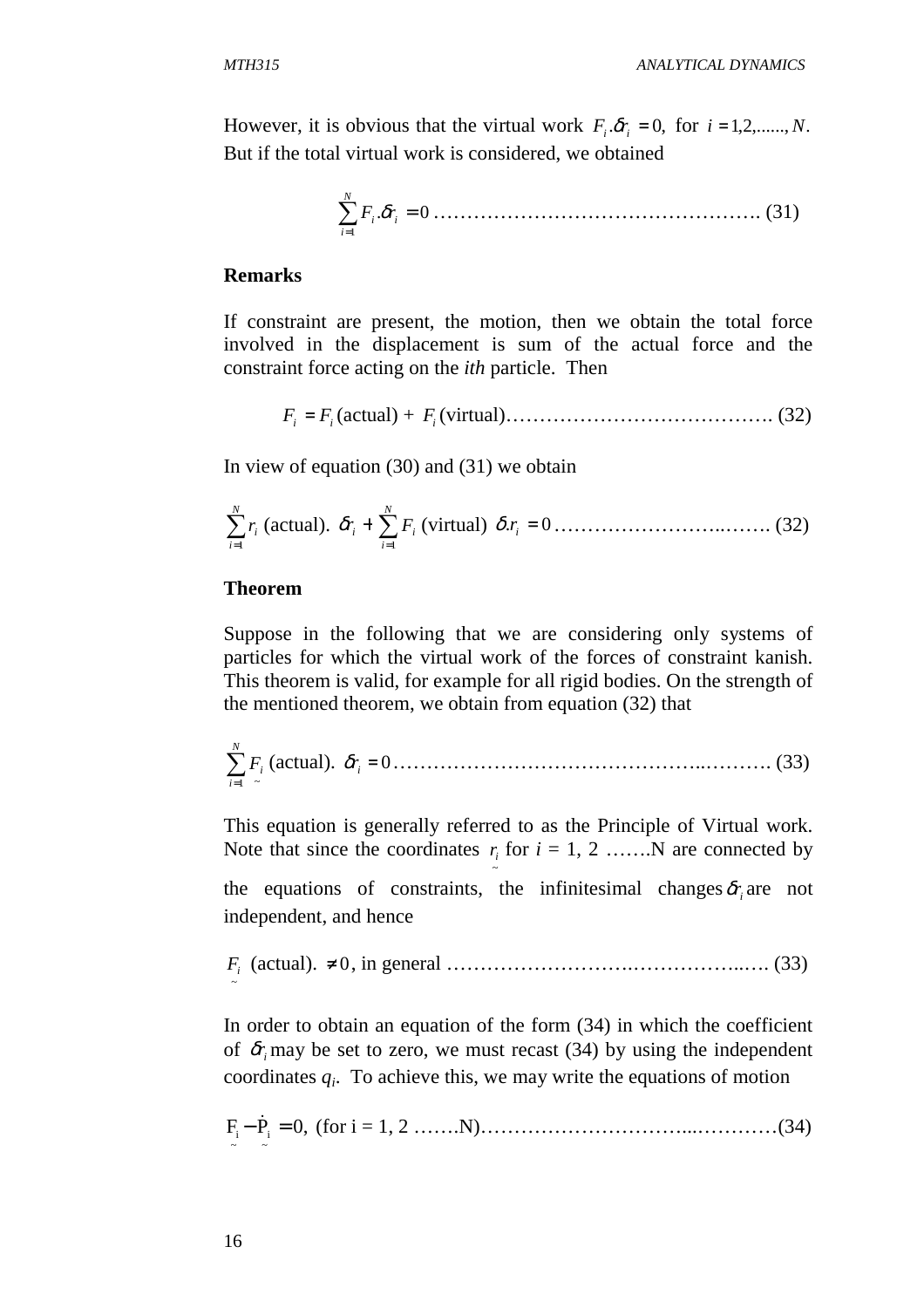However, it is obvious that the virtual work $F_i.\delta r_i = 0$, for $i = 1,2,......,N$. But if the total virtual work is considered, we obtained

$$\sum_{i=1}^{N} F_i.\delta r_i = 0 \text{ ………………………………………….} (31)$$

**Remarks**

If constraint are present, the motion, then we obtain the total force involved in the displacement is sum of the actual force and the constraint force acting on the *ith* particle. Then

$$F_i = F_i \text{(actual)} + F_i \text{(virtual)} \text{…………………………………. (32)}$$

In view of equation (30) and (31) we obtain

$$\sum_{i=1}^{N} r_i \text{ (actual). } \delta r_i + \sum_{i=1}^{N} F_i \text{ (virtual) } \delta.r_i = 0 \text{ ……………………..……. (32)}$$

**Theorem**

Suppose in the following that we are considering only systems of particles for which the virtual work of the forces of constraint kanish. This theorem is valid, for example for all rigid bodies. On the strength of the mentioned theorem, we obtain from equation (32) that

$$\sum_{i=1}^{N} \underset{\sim}{F_i} \text{ (actual). } \delta r_i = 0 \text{……………………………………..………. (33)}$$

This equation is generally referred to as the Principle of Virtual work. Note that since the coordinates $\underset{\sim}{r_i}$ for $i$ = 1, 2 …….N are connected by the equations of constraints, the infinitesimal changes $\delta r_i$ are not independent, and hence

$$\underset{\sim}{F_i} \text{ (actual). } \neq 0 \text{, in general ……………………….……………..…. (33)}$$

In order to obtain an equation of the form (34) in which the coefficient of $\delta r_i$ may be set to zero, we must recast (34) by using the independent coordinates $q_i$. To achieve this, we may write the equations of motion

$$\underset{\sim}{F_i} - \underset{\sim}{\dot{P}_i} = 0, \text{ (for i = 1, 2 …….N)………………………...…………(34)}$$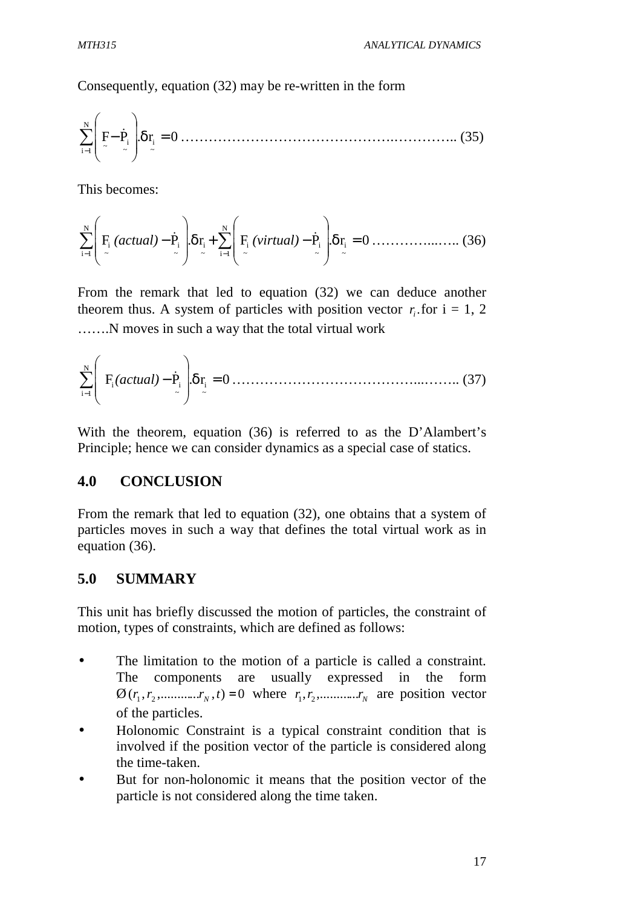Consequently, equation (32) may be re-written in the form

$$\sum_{i=1}^{N}\left(\underset{\sim}{F}-\underset{\sim}{\dot{P}_i}\right).\delta \underset{\sim}{r_i}=0 \quad \ldots\ldots\ldots\ldots\ldots\ldots\ldots\ldots\ldots\ldots\ldots\ldots\ldots\ldots\ldots (35)$$

This becomes:

$$\sum_{i=1}^{N}\left(\underset{\sim}{F_i}\,(actual)-\underset{\sim}{\dot{P}_i}\right).\delta \underset{\sim}{r_i}+\sum_{i=1}^{N}\left(\underset{\sim}{F_i}\,(virtual)-\underset{\sim}{\dot{P}_i}\right).\delta \underset{\sim}{r_i}=0 \quad \ldots\ldots\ldots\ldots\ldots (36)$$

From the remark that led to equation (32) we can deduce another theorem thus. A system of particles with position vector $r_i$. for i = 1, 2 …….N moves in such a way that the total virtual work

$$\sum_{i=1}^{N}\left(F_i(actual)-\underset{\sim}{\dot{P}_i}\right).\delta \underset{\sim}{r_i}=0 \quad \ldots\ldots\ldots\ldots\ldots\ldots\ldots\ldots\ldots\ldots\ldots\ldots (37)$$

With the theorem, equation (36) is referred to as the D'Alambert's Principle; hence we can consider dynamics as a special case of statics.

## 4.0 CONCLUSION

From the remark that led to equation (32), one obtains that a system of particles moves in such a way that defines the total virtual work as in equation (36).

## 5.0 SUMMARY

This unit has briefly discussed the motion of particles, the constraint of motion, types of constraints, which are defined as follows:

- The limitation to the motion of a particle is called a constraint. The components are usually expressed in the form $\varnothing(r_1, r_2, \ldots\ldots\ldots\ldots r_N, t) = 0$ where $r_1, r_2, \ldots\ldots\ldots\ldots r_N$ are position vector of the particles.
- Holonomic Constraint is a typical constraint condition that is involved if the position vector of the particle is considered along the time-taken.
- But for non-holonomic it means that the position vector of the particle is not considered along the time taken.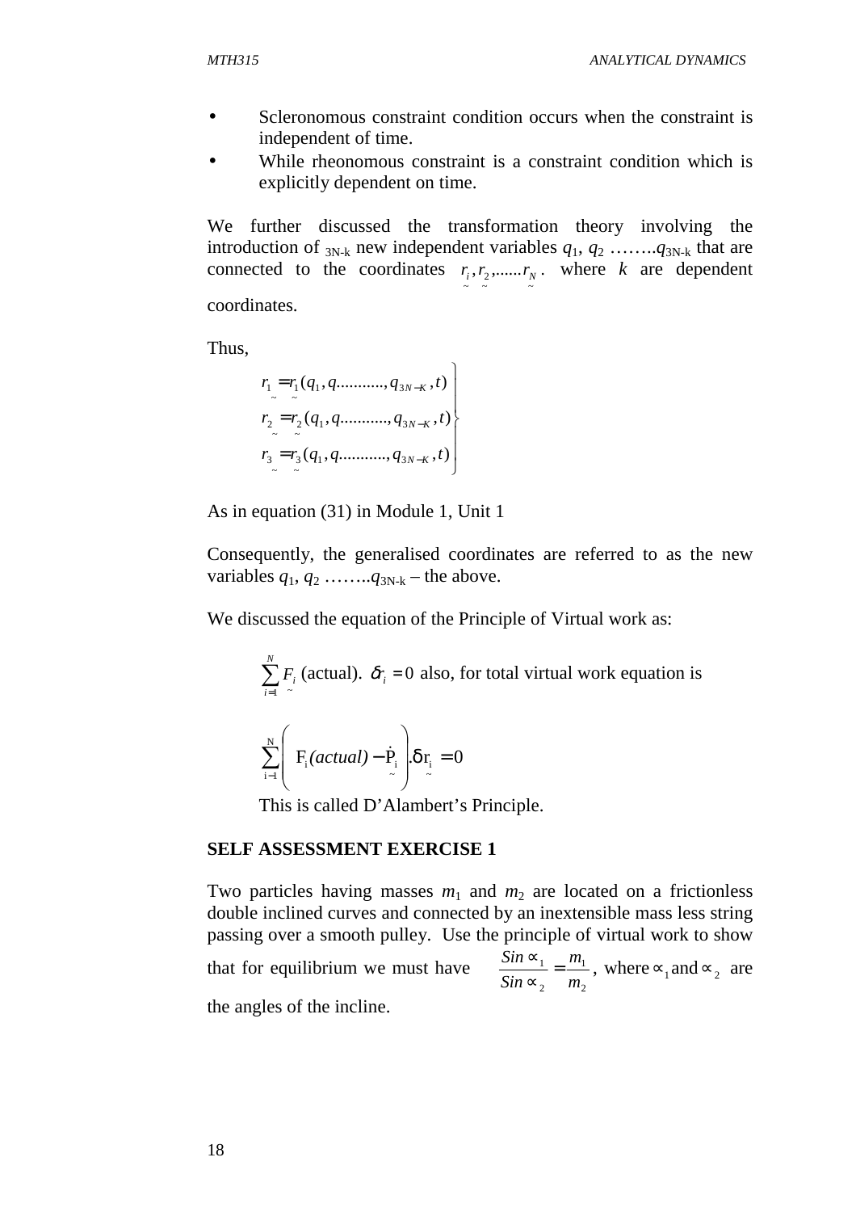- Scleronomous constraint condition occurs when the constraint is independent of time.
- While rheonomous constraint is a constraint condition which is explicitly dependent on time.

We further discussed the transformation theory involving the introduction of $_{3N\text{-}k}$ new independent variables $q_1$, $q_2$ ……..$q_{3N\text{-}k}$ that are connected to the coordinates $\underset{\sim}{r_i}, \underset{\sim}{r_2}, ......\underset{\sim}{r_N}$. where $k$ are dependent coordinates.

Thus,

$$\left.\begin{aligned} \underset{\sim}{r_1} &= \underset{\sim}{r_1}(q_1, q..........., q_{3N-K}, t) \\ \underset{\sim}{r_2} &= \underset{\sim}{r_2}(q_1, q..........., q_{3N-K}, t) \\ \underset{\sim}{r_3} &= \underset{\sim}{r_3}(q_1, q..........., q_{3N-K}, t) \end{aligned}\right\}$$

As in equation (31) in Module 1, Unit 1

Consequently, the generalised coordinates are referred to as the new variables $q_1$, $q_2$ ……..$q_{3N\text{-}k}$ – the above.

We discussed the equation of the Principle of Virtual work as:

$\sum_{i=1}^{N} \underset{\sim}{F_i}$ (actual). $\delta r_i = 0$ also, for total virtual work equation is

$$\sum_{i=1}^{N} \left( F_i\textit{(actual)} - \underset{\sim}{\dot{P}_i} \right) . \delta \underset{\sim}{r_i} = 0$$

This is called D'Alambert's Principle.

**SELF ASSESSMENT EXERCISE 1**

Two particles having masses $m_1$ and $m_2$ are located on a frictionless double inclined curves and connected by an inextensible mass less string passing over a smooth pulley. Use the principle of virtual work to show that for equilibrium we must have $\dfrac{Sin \propto_1}{Sin \propto_2} = \dfrac{m_1}{m_2}$, where $\propto_1$ and $\propto_2$ are the angles of the incline.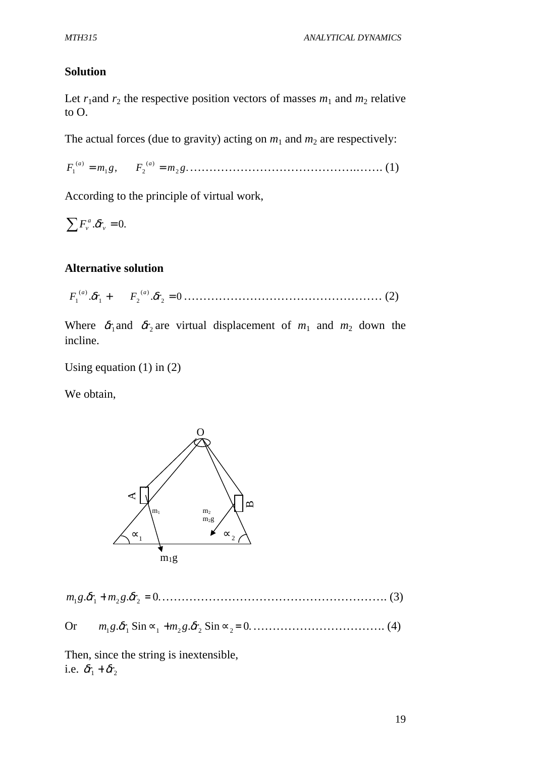**Solution**

Let $r_1$ and $r_2$ the respective position vectors of masses $m_1$ and $m_2$ relative to O.

The actual forces (due to gravity) acting on $m_1$ and $m_2$ are respectively:

$$F_1^{(a)} = m_1 g, \qquad F_2^{(a)} = m_2 g \ldots\ldots\ldots\ldots\ldots\ldots\ldots\ldots\ldots\ldots\ldots\ldots\ldots \text{(1)}$$

According to the principle of virtual work,

$$\sum F_v^a . \delta r_v = 0.$$

**Alternative solution**

$$F_1^{(a)} . \delta r_1 + \quad F_2^{(a)} . \delta r_2 = 0 \ldots\ldots\ldots\ldots\ldots\ldots\ldots\ldots\ldots\ldots\ldots\ldots\ldots\ldots \text{(2)}$$

Where $\delta r_1$ and $\delta r_2$ are virtual displacement of $m_1$ and $m_2$ down the incline.

Using equation (1) in (2)

We obtain,

$$m_1 g . \delta r_1 + m_2 g . \delta r_2 = 0 \ldots\ldots\ldots\ldots\ldots\ldots\ldots\ldots\ldots\ldots\ldots\ldots\ldots\ldots\ldots\ldots \text{(3)}$$

Or $\quad m_1 g . \delta r_1 \operatorname{Sin} \propto_1 + m_2 g . \delta r_2 \operatorname{Sin} \propto_2 = 0 \ldots\ldots\ldots\ldots\ldots\ldots\ldots\ldots\ldots\ldots \text{(4)}$

Then, since the string is inextensible,
i.e. $\delta r_1 + \delta r_2$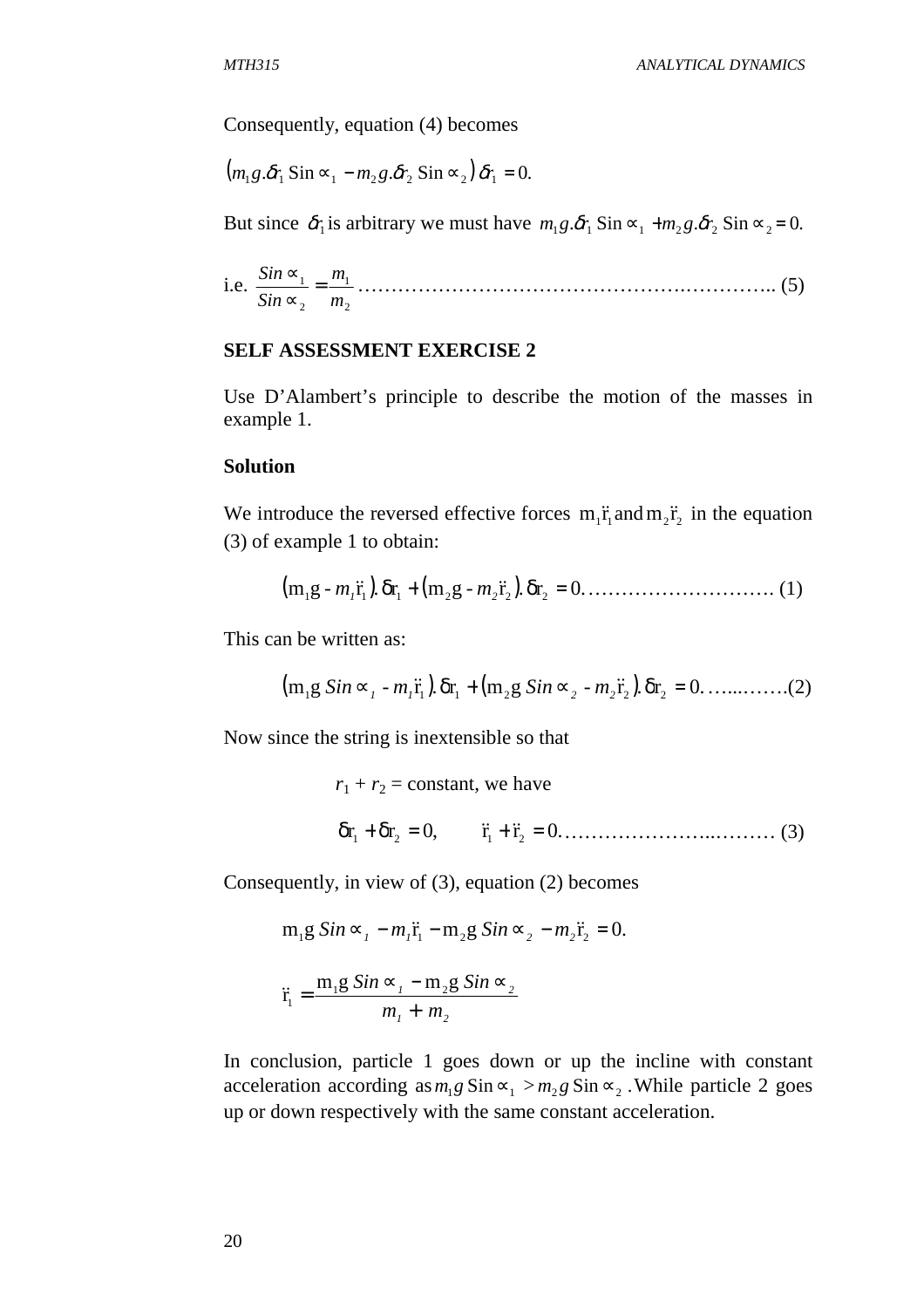Consequently, equation (4) becomes

$$\left(m_1 g.\delta r_1 \text{ Sin} \propto_1 - m_2 g.\delta r_2 \text{ Sin} \propto_2\right)\delta r_1 = 0.$$

But since $\delta r_1$ is arbitrary we must have $m_1 g.\delta r_1 \text{ Sin} \propto_1 + m_2 g.\delta r_2 \text{ Sin} \propto_2 = 0.$

i.e. $\dfrac{Sin \propto_1}{Sin \propto_2} = \dfrac{m_1}{m_2}$ ………………………………………….………….. (5)

**SELF ASSESSMENT EXERCISE 2**

Use D'Alambert's principle to describe the motion of the masses in example 1.

**Solution**

We introduce the reversed effective forces $m_1\ddot{r}_1$ and $m_2\ddot{r}_2$ in the equation (3) of example 1 to obtain:

$$\left(m_1 g - m_1\ddot{r}_1\right).\delta r_1 + \left(m_2 g - m_2\ddot{r}_2\right).\delta r_2 = 0 \text{……………………….. (1)}$$

This can be written as:

$$\left(m_1 g\, Sin \propto_1 - m_1\ddot{r}_1\right).\delta r_1 + \left(m_2 g\, Sin \propto_2 - m_2\ddot{r}_2\right).\delta r_2 = 0 \text{…...…….(2)}$$

Now since the string is inextensible so that

$r_1 + r_2$ = constant, we have

$$\delta r_1 + \delta r_2 = 0, \qquad \ddot{r}_1 + \ddot{r}_2 = 0 \text{…………………..……… (3)}$$

Consequently, in view of (3), equation (2) becomes

$$m_1 g\, Sin \propto_1 - m_1\ddot{r}_1 - m_2 g\, Sin \propto_2 - m_2\ddot{r}_2 = 0.$$

$$\ddot{r}_1 = \frac{m_1 g\, Sin \propto_1 - m_2 g\, Sin \propto_2}{m_1 + m_2}$$

In conclusion, particle 1 goes down or up the incline with constant acceleration according as $m_1 g \text{ Sin} \propto_1 > m_2 g \text{ Sin} \propto_2$. While particle 2 goes up or down respectively with the same constant acceleration.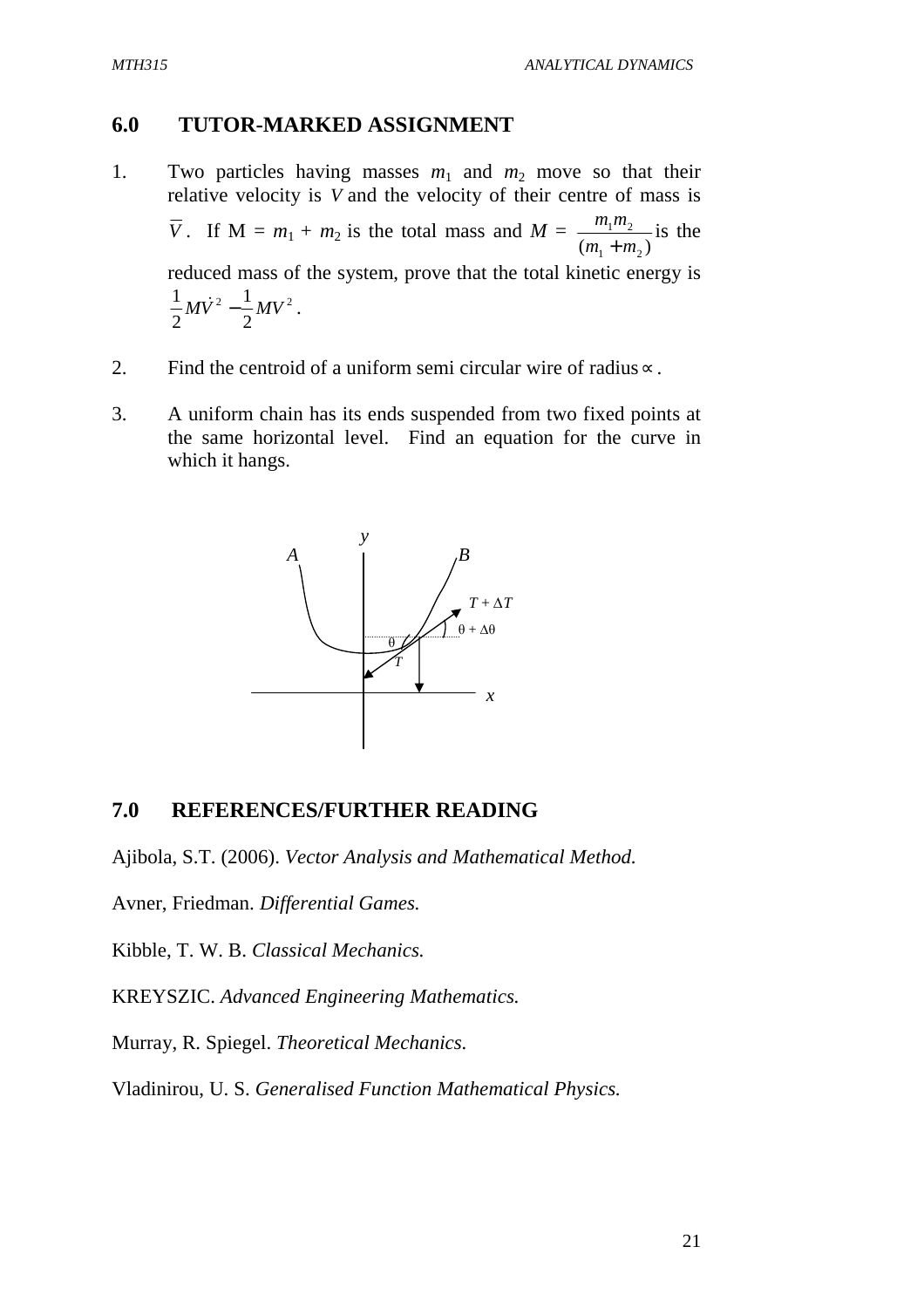## 6.0 TUTOR-MARKED ASSIGNMENT

1. Two particles having masses $m_1$ and $m_2$ move so that their relative velocity is $V$ and the velocity of their centre of mass is $\overline{V}$. If M = $m_1 + m_2$ is the total mass and $M = \dfrac{m_1 m_2}{(m_1 + m_2)}$ is the reduced mass of the system, prove that the total kinetic energy is $\dfrac{1}{2}M\dot{V}^2 - \dfrac{1}{2}MV^2$.

2. Find the centroid of a uniform semi circular wire of radius $\propto$.

3. A uniform chain has its ends suspended from two fixed points at the same horizontal level. Find an equation for the curve in which it hangs.

## 7.0 REFERENCES/FURTHER READING

Ajibola, S.T. (2006). *Vector Analysis and Mathematical Method.*

Avner, Friedman. *Differential Games.*

Kibble, T. W. B. *Classical Mechanics.*

KREYSZIC. *Advanced Engineering Mathematics.*

Murray, R. Spiegel. *Theoretical Mechanics.*

Vladinirou, U. S. *Generalised Function Mathematical Physics.*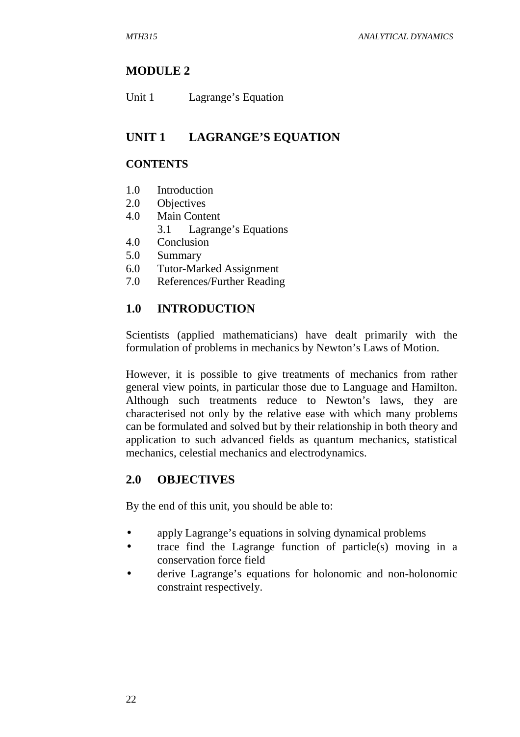# MODULE 2

Unit 1 Lagrange's Equation

## UNIT 1 LAGRANGE'S EQUATION

### CONTENTS

1.0 Introduction
2.0 Objectives
4.0 Main Content
    3.1 Lagrange's Equations
4.0 Conclusion
5.0 Summary
6.0 Tutor-Marked Assignment
7.0 References/Further Reading

## 1.0 INTRODUCTION

Scientists (applied mathematicians) have dealt primarily with the formulation of problems in mechanics by Newton's Laws of Motion.

However, it is possible to give treatments of mechanics from rather general view points, in particular those due to Language and Hamilton. Although such treatments reduce to Newton's laws, they are characterised not only by the relative ease with which many problems can be formulated and solved but by their relationship in both theory and application to such advanced fields as quantum mechanics, statistical mechanics, celestial mechanics and electrodynamics.

## 2.0 OBJECTIVES

By the end of this unit, you should be able to:

- apply Lagrange's equations in solving dynamical problems
- trace find the Lagrange function of particle(s) moving in a conservation force field
- derive Lagrange's equations for holonomic and non-holonomic constraint respectively.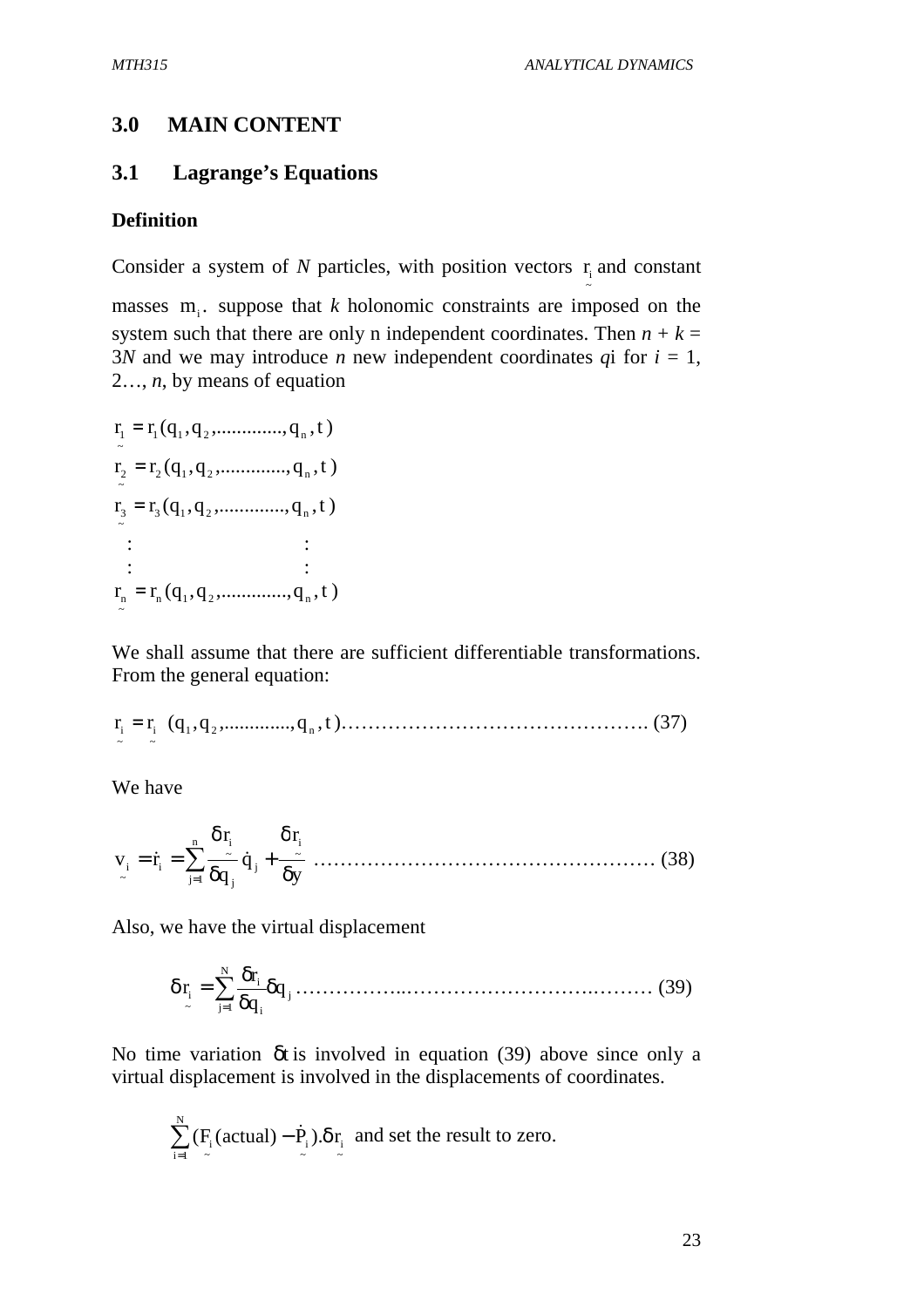## 3.0 MAIN CONTENT

### 3.1 Lagrange's Equations

**Definition**

Consider a system of *N* particles, with position vectors $\underset{\sim}{r_i}$ and constant masses $m_i$. suppose that *k* holonomic constraints are imposed on the system such that there are only n independent coordinates. Then $n + k = 3N$ and we may introduce *n* new independent coordinates $q_i$ for $i = 1, 2\ldots, n$, by means of equation

$$\underset{\sim}{r_1} = r_1(q_1, q_2, \ldots\ldots\ldots\ldots, q_n, t)$$
$$\underset{\sim}{r_2} = r_2(q_1, q_2, \ldots\ldots\ldots\ldots, q_n, t)$$
$$\underset{\sim}{r_3} = r_3(q_1, q_2, \ldots\ldots\ldots\ldots, q_n, t)$$
$$\vdots \qquad\qquad \vdots$$
$$\underset{\sim}{r_n} = r_n(q_1, q_2, \ldots\ldots\ldots\ldots, q_n, t)$$

We shall assume that there are sufficient differentiable transformations. From the general equation:

$$\underset{\sim}{r_i} = \underset{\sim}{r_i}\ (q_1, q_2, \ldots\ldots\ldots\ldots, q_n, t) \ldots\ldots\ldots\ldots\ldots\ldots\ldots\ldots\ldots\ldots\ldots\ldots\ldots\ldots. (37)$$

We have

$$\underset{\sim}{v_i} = \dot{r}_i = \sum_{j=1}^{n} \frac{\delta \underset{\sim}{r_i}}{\delta q_j} \dot{q}_j + \frac{\delta \underset{\sim}{r_i}}{\delta y} \ldots\ldots\ldots\ldots\ldots\ldots\ldots\ldots\ldots\ldots\ldots\ldots\ldots\ldots\ldots (38)$$

Also, we have the virtual displacement

$$\delta \underset{\sim}{r_i} = \sum_{j=1}^{N} \frac{\delta r_i}{\delta q_i} \delta q_j \ldots\ldots\ldots\ldots\ldots\ldots\ldots\ldots\ldots\ldots\ldots\ldots\ldots\ldots\ldots (39)$$

No time variation $\delta t$ is involved in equation (39) above since only a virtual displacement is involved in the displacements of coordinates.

$$\sum_{i=1}^{N} (\underset{\sim}{F_i}(\text{actual}) - \underset{\sim}{\dot{P}_i}).\delta \underset{\sim}{r_i}$$ and set the result to zero.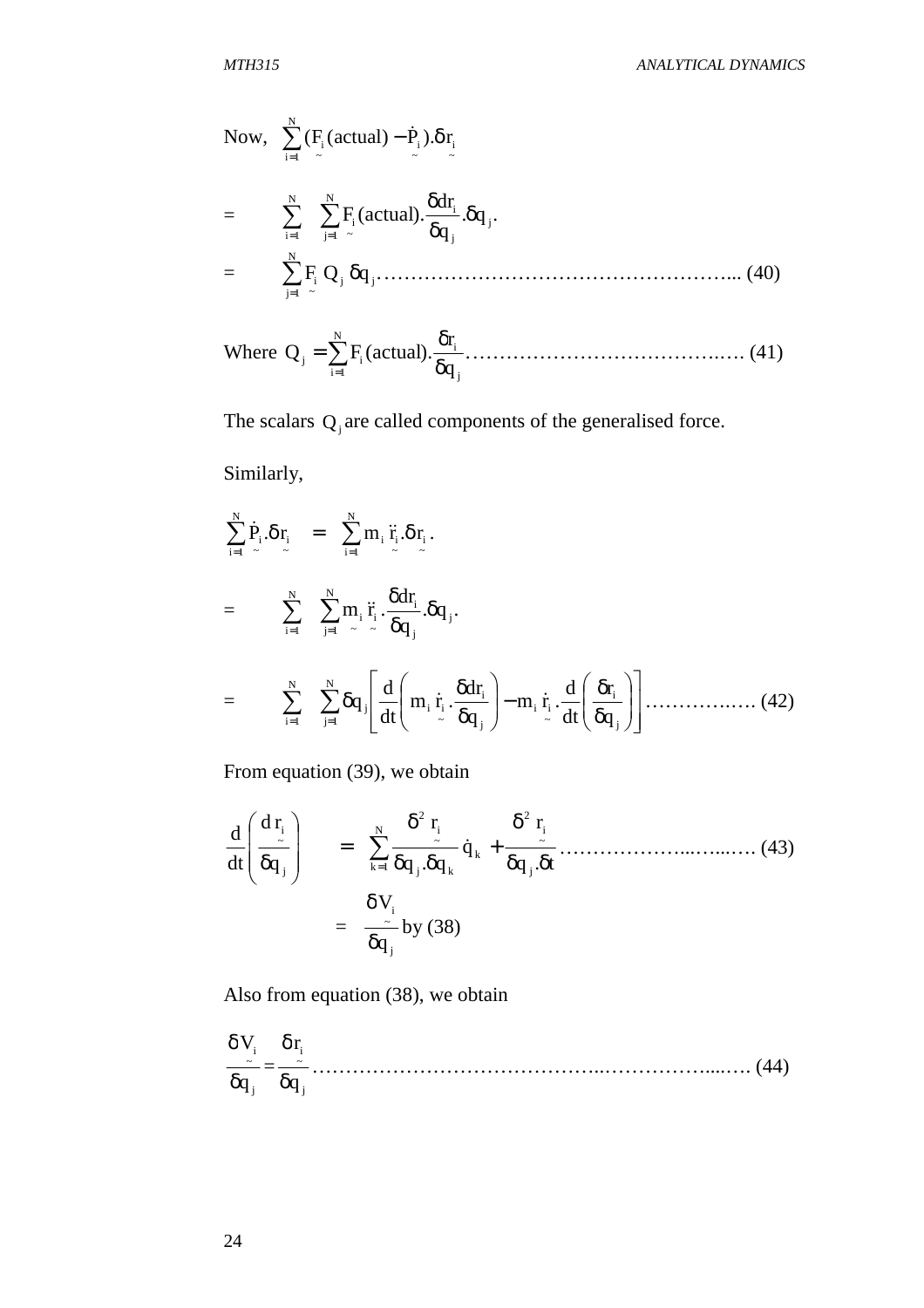Now, $\sum_{i=1}^{N} (\underset{\sim}{F_i}(\text{actual}) - \underset{\sim}{\dot{P}_i}).\underset{\sim}{\delta r_i}$

$$= \sum_{i=1}^{N} \sum_{j=1}^{N} \underset{\sim}{F_i}(\text{actual}).\frac{\delta dr_i}{\delta q_j}.\delta q_j.$$

$$= \sum_{j=1}^{N} \underset{\sim}{F_i}\, Q_j\, \delta q_j \ldots\ldots\ldots\ldots\ldots\ldots\ldots\ldots\ldots\ldots\ldots\ldots\ldots\ldots (40)$$

Where $Q_j = \sum_{i=1}^{N} F_i(\text{actual}).\frac{\delta r_i}{\delta q_j} \ldots\ldots\ldots\ldots\ldots\ldots\ldots\ldots\ldots\ldots (41)$

The scalars $Q_j$ are called components of the generalised force.

Similarly,

$$\sum_{i=1}^{N} \underset{\sim}{\dot{P}_i}.\underset{\sim}{\delta r_i} = \sum_{i=1}^{N} m_i\, \underset{\sim}{\ddot{r}_i}.\underset{\sim}{\delta r_i}.$$

$$= \sum_{i=1}^{N} \sum_{j=1}^{N} m_i\, \underset{\sim}{\ddot{r}_i}.\frac{\delta dr_i}{\delta q_j}.\delta q_j.$$

$$= \sum_{i=1}^{N} \sum_{j=1}^{N} \delta q_j \left[ \frac{d}{dt}\left( m_i\, \underset{\sim}{\dot{r}_i}.\frac{\delta dr_i}{\delta q_j} \right) - m_i\, \underset{\sim}{\dot{r}_i}.\frac{d}{dt}\left( \frac{\delta r_i}{\delta q_j} \right) \right] \ldots\ldots\ldots\ldots\ldots (42)$$

From equation (39), we obtain

$$\frac{d}{dt}\left( \frac{d\underset{\sim}{r_i}}{\delta q_j} \right) = \sum_{k=1}^{N} \frac{\delta^2 \underset{\sim}{r_i}}{\delta q_j.\delta q_k} \dot{q}_k + \frac{\delta^2 \underset{\sim}{r_i}}{\delta q_j.\delta t} \ldots\ldots\ldots\ldots\ldots\ldots\ldots (43)$$

$$= \frac{\delta \underset{\sim}{V_i}}{\delta q_j} \text{ by (38)}$$

Also from equation (38), we obtain

$$\frac{\delta \underset{\sim}{V_i}}{\delta q_j} = \frac{\delta \underset{\sim}{r_i}}{\delta q_j} \ldots\ldots\ldots\ldots\ldots\ldots\ldots\ldots\ldots\ldots\ldots\ldots\ldots\ldots\ldots\ldots\ldots (44)$$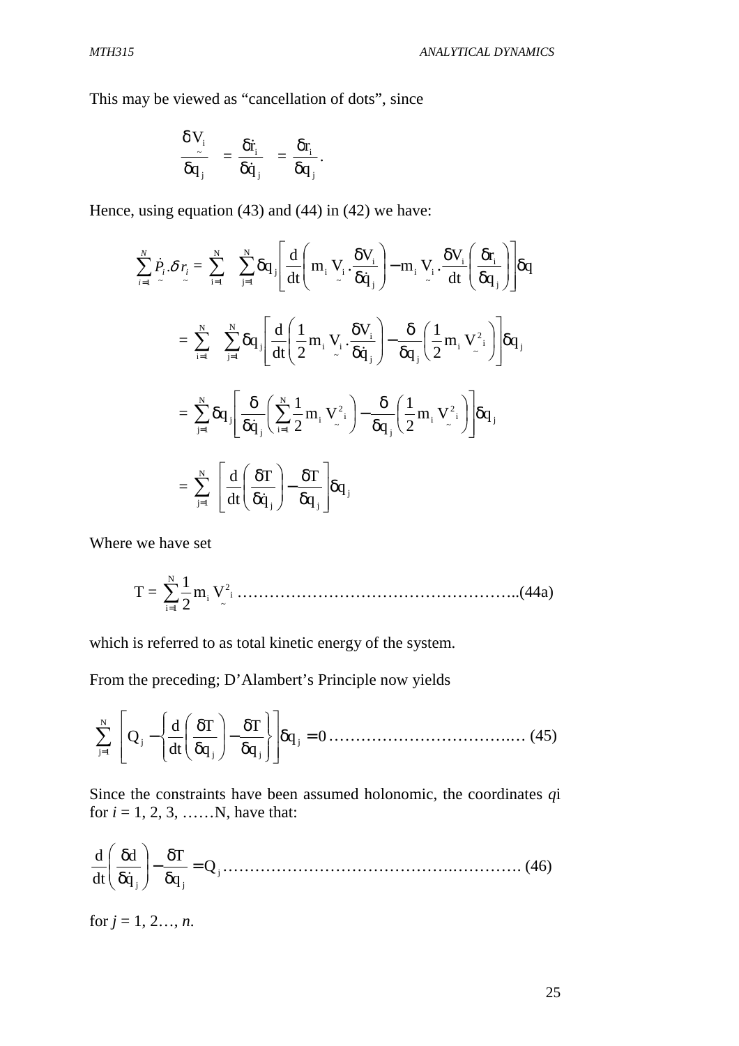This may be viewed as "cancellation of dots", since

$$\frac{\delta \underset{\sim}{V_i}}{\delta q_j} = \frac{\delta \dot{r}_i}{\delta \dot{q}_j} = \frac{\delta r_i}{\delta q_j}.$$

Hence, using equation (43) and (44) in (42) we have:

$$\sum_{i=1}^{N} \underset{\sim}{\dot{P}_i} . \delta \underset{\sim}{r_i} = \sum_{i=1}^{N} \sum_{j=1}^{N} \delta q_j \left[ \frac{d}{dt}\left( m_i \underset{\sim}{V_i} . \frac{\delta V_i}{\delta \dot{q}_j} \right) - m_i \underset{\sim}{V_i} . \frac{\delta V_i}{dt}\left( \frac{\delta r_i}{\delta q_j} \right) \right] \delta q$$

$$= \sum_{i=1}^{N} \sum_{j=1}^{N} \delta q_j \left[ \frac{d}{dt}\left( \frac{1}{2} m_i \underset{\sim}{V_i} . \frac{\delta V_i}{\delta \dot{q}_j} \right) - \frac{\delta}{\delta q_j}\left( \frac{1}{2} m_i \underset{\sim}{V}^2{}_i \right) \right] \delta q_j$$

$$= \sum_{j=1}^{N} \delta q_j \left[ \frac{\delta}{\delta \dot{q}_j}\left( \sum_{i=1}^{N} \frac{1}{2} m_i \underset{\sim}{V}^2{}_i \right) - \frac{\delta}{\delta q_j}\left( \frac{1}{2} m_i \underset{\sim}{V}^2{}_i \right) \right] \delta q_j$$

$$= \sum_{j=1}^{N} \left[ \frac{d}{dt}\left( \frac{\delta T}{\delta \dot{q}_j} \right) - \frac{\delta T}{\delta q_j} \right] \delta q_j$$

Where we have set

$$T = \sum_{i=1}^{N} \frac{1}{2} m_i \underset{\sim}{V}^2{}_i \text{ ..................................................(44a)}$$

which is referred to as total kinetic energy of the system.

From the preceding; D'Alambert's Principle now yields

$$\sum_{j=1}^{N} \left[ Q_j - \left\{ \frac{d}{dt}\left( \frac{\delta T}{\delta q_j} \right) - \frac{\delta T}{\delta q_j} \right\} \right] \delta q_j = 0 \text{ ....................................... (45)}$$

Since the constraints have been assumed holonomic, the coordinates $q$i for $i$ = 1, 2, 3, ……N, have that:

$$\frac{d}{dt}\left( \frac{\delta d}{\delta \dot{q}_j} \right) - \frac{\delta T}{\delta q_j} = Q_j \text{ ........................................................ (46)}$$

for $j$ = 1, 2…, $n$.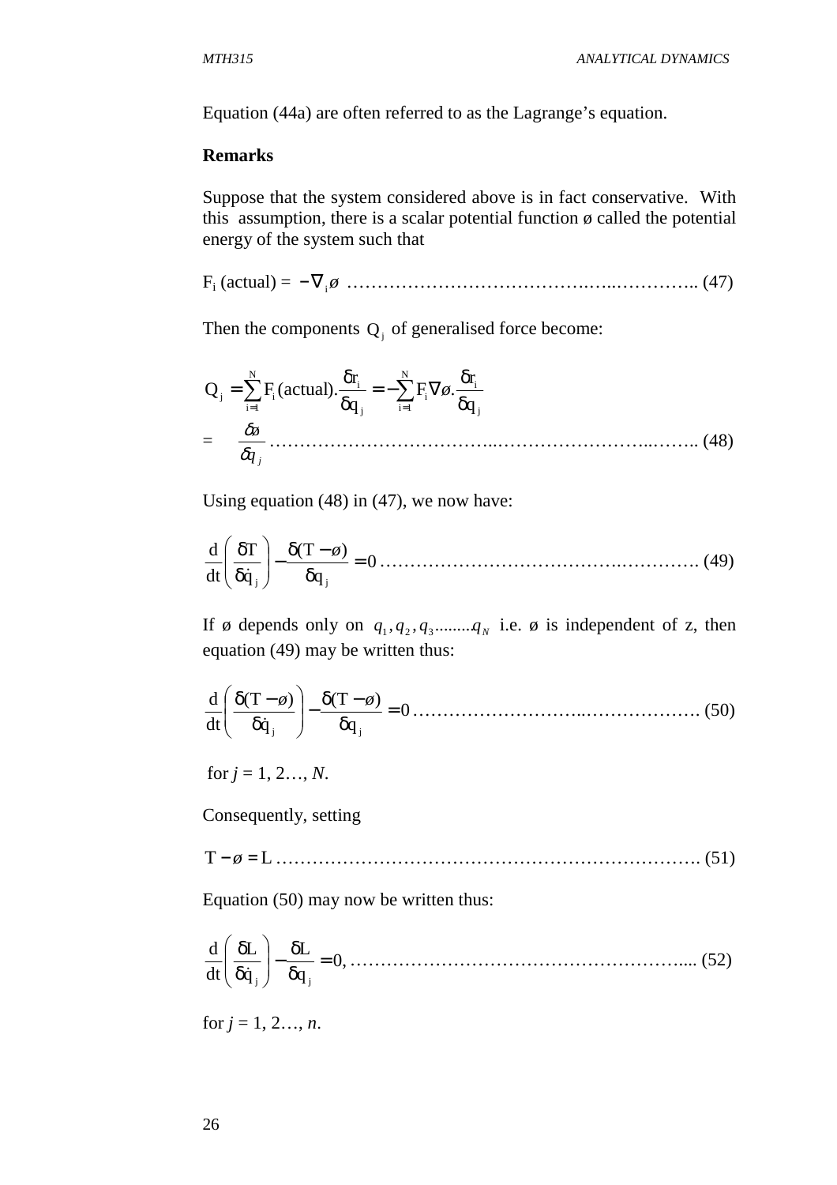Equation (44a) are often referred to as the Lagrange's equation.

**Remarks**

Suppose that the system considered above is in fact conservative. With this assumption, there is a scalar potential function ø called the potential energy of the system such that

$$F_i \text{ (actual)} = -\nabla_i \o \quad \text{.......................................................} (47)$$

Then the components $Q_j$ of generalised force become:

$$Q_j = \sum_{i=1}^{N} F_i \text{(actual)}.\frac{\delta r_i}{\delta q_j} = -\sum_{i=1}^{N} F_i \nabla \o.\frac{\delta r_i}{\delta q_j}$$

$$= \quad \frac{\delta \o}{\delta q_j} \quad \text{.......................................................} (48)$$

Using equation (48) in (47), we now have:

$$\frac{d}{dt}\left(\frac{\delta T}{\delta \dot{q}_j}\right) - \frac{\delta (T - \o)}{\delta q_j} = 0 \quad \text{.......................................................} (49)$$

If ø depends only on $q_1, q_2, q_3........q_N$ i.e. ø is independent of z, then equation (49) may be written thus:

$$\frac{d}{dt}\left(\frac{\delta (T - \o)}{\delta \dot{q}_j}\right) - \frac{\delta (T - \o)}{\delta q_j} = 0 \quad \text{.......................................................} (50)$$

for $j = 1, 2\ldots, N$.

Consequently, setting

$$T - \o = L \quad \text{.......................................................} (51)$$

Equation (50) may now be written thus:

$$\frac{d}{dt}\left(\frac{\delta L}{\delta \dot{q}_j}\right) - \frac{\delta L}{\delta q_j} = 0, \quad \text{.......................................................} (52)$$

for $j = 1, 2\ldots, n$.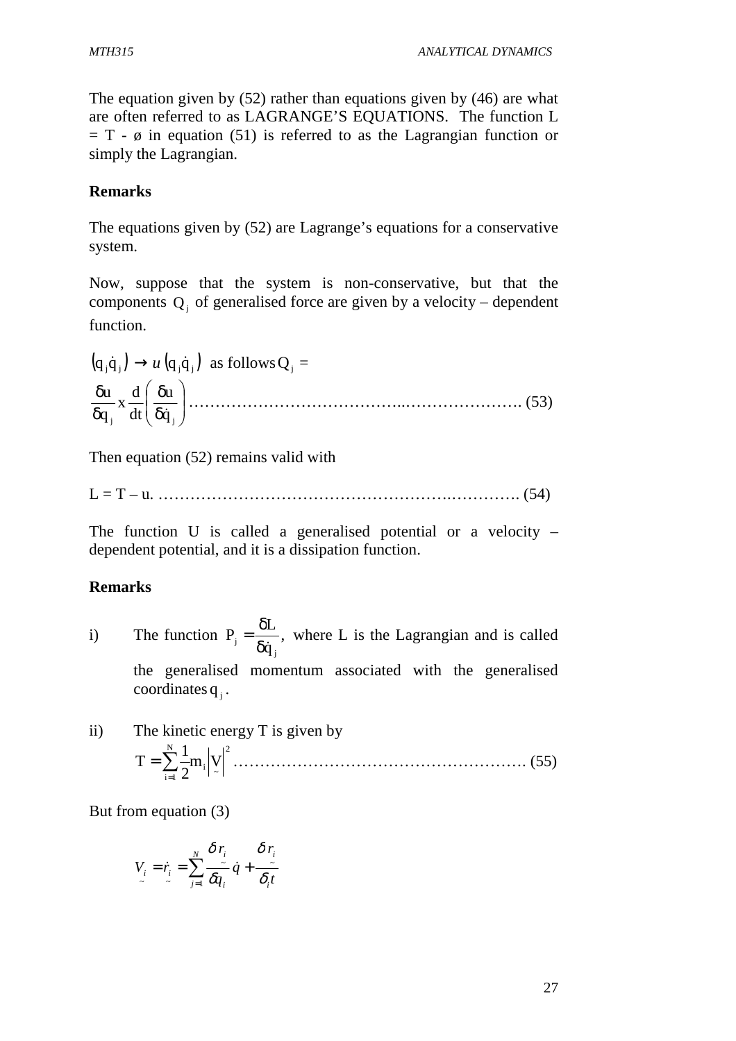The equation given by (52) rather than equations given by (46) are what are often referred to as LAGRANGE'S EQUATIONS. The function L = T - ø in equation (51) is referred to as the Lagrangian function or simply the Lagrangian.

**Remarks**

The equations given by (52) are Lagrange's equations for a conservative system.

Now, suppose that the system is non-conservative, but that the components $Q_j$ of generalised force are given by a velocity – dependent function.

$(q_j \dot{q}_j) \rightarrow u\,(q_j \dot{q}_j)$ as follows $Q_j$ =

$$\frac{\delta u}{\delta q_j} \text{ x } \frac{d}{dt}\left(\frac{\delta u}{\delta \dot{q}_j}\right) \quad \text{………………………………..…………………. (53)}$$

Then equation (52) remains valid with

L = T – u. ………………………………………………….…………. (54)

The function U is called a generalised potential or a velocity – dependent potential, and it is a dissipation function.

**Remarks**

i) The function $P_j = \frac{\delta L}{\delta \dot{q}_j}$, where L is the Lagrangian and is called the generalised momentum associated with the generalised coordinates $q_j$.

ii) The kinetic energy T is given by

$$T = \sum_{i=1}^{N} \frac{1}{2} m_i \left|\underset{\sim}{V}\right|^2 \quad \text{………………………………………………. (55)}$$

But from equation (3)

$$\underset{\sim}{V_i} = \underset{\sim}{\dot{r}_i} = \sum_{j=1}^{N} \frac{\delta \underset{\sim}{r_i}}{\delta q_i} \dot{q} + \frac{\delta \underset{\sim}{r_i}}{\delta_i t}$$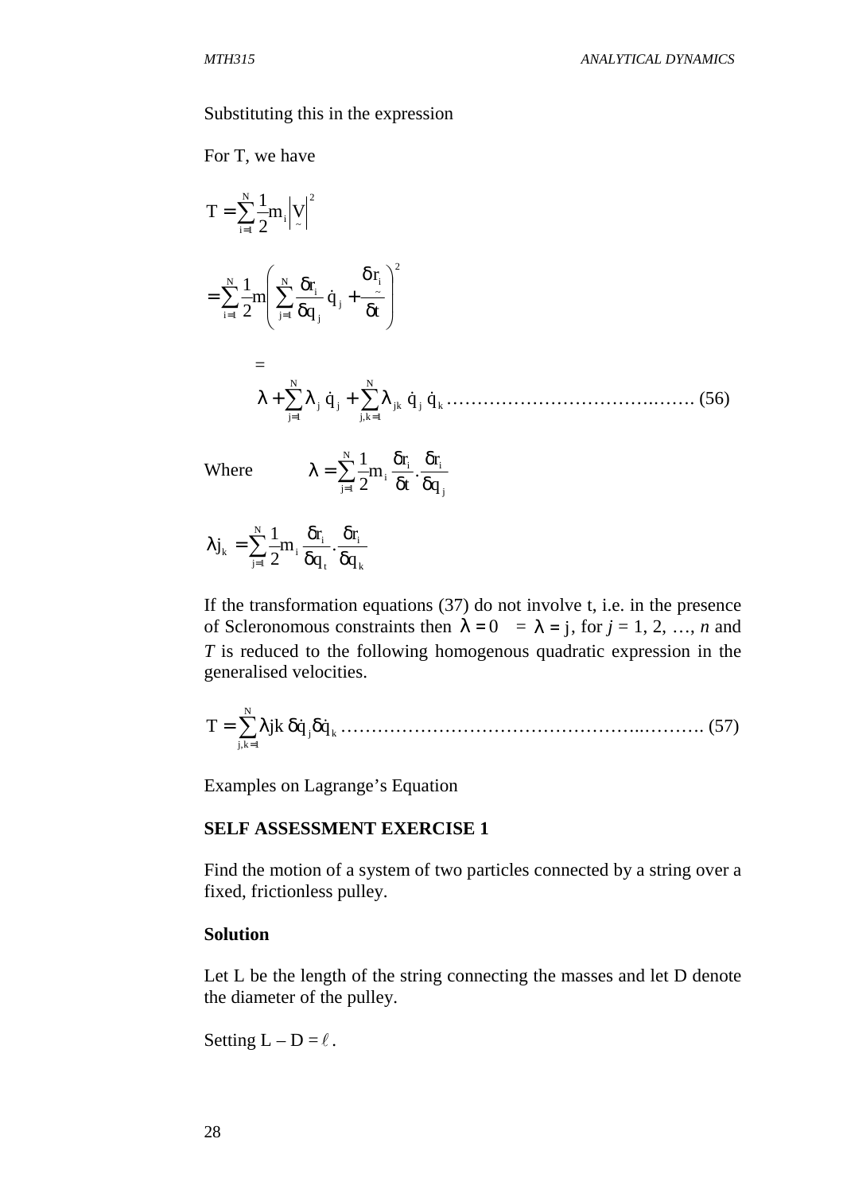Substituting this in the expression

For T, we have

$$T = \sum_{i=1}^{N} \frac{1}{2} m_i \left| \underset{\sim}{V} \right|^2$$

$$= \sum_{i=1}^{N} \frac{1}{2} m \left( \sum_{j=1}^{N} \frac{\delta r_i}{\delta q_j} \dot{q}_j + \frac{\delta \underset{\sim}{r_i}}{\delta t} \right)^2$$

$$= \lambda + \sum_{j=1}^{N} \lambda_j \dot{q}_j + \sum_{j,k=1}^{N} \lambda_{jk} \dot{q}_j \dot{q}_k \text{ ……………………………..…… (56)}$$

Where $\lambda = \sum_{j=1}^{N} \frac{1}{2} m_i \frac{\delta r_i}{\delta t} \cdot \frac{\delta r_i}{\delta q_j}$

$$\lambda j_k = \sum_{j=1}^{N} \frac{1}{2} m_i \frac{\delta r_i}{\delta q_t} \cdot \frac{\delta r_i}{\delta q_k}$$

If the transformation equations (37) do not involve t, i.e. in the presence of Scleronomous constraints then $\lambda = 0 \quad = \lambda =$ j, for *j* = 1, 2, …, *n* and *T* is reduced to the following homogenous quadratic expression in the generalised velocities.

$$T = \sum_{j,k=1}^{N} \lambda jk \, \delta \dot{q}_j \delta \dot{q}_k \text{ ………………………………………..………. (57)}$$

Examples on Lagrange's Equation

**SELF ASSESSMENT EXERCISE 1**

Find the motion of a system of two particles connected by a string over a fixed, frictionless pulley.

**Solution**

Let L be the length of the string connecting the masses and let D denote the diameter of the pulley.

Setting $L - D = \ell$.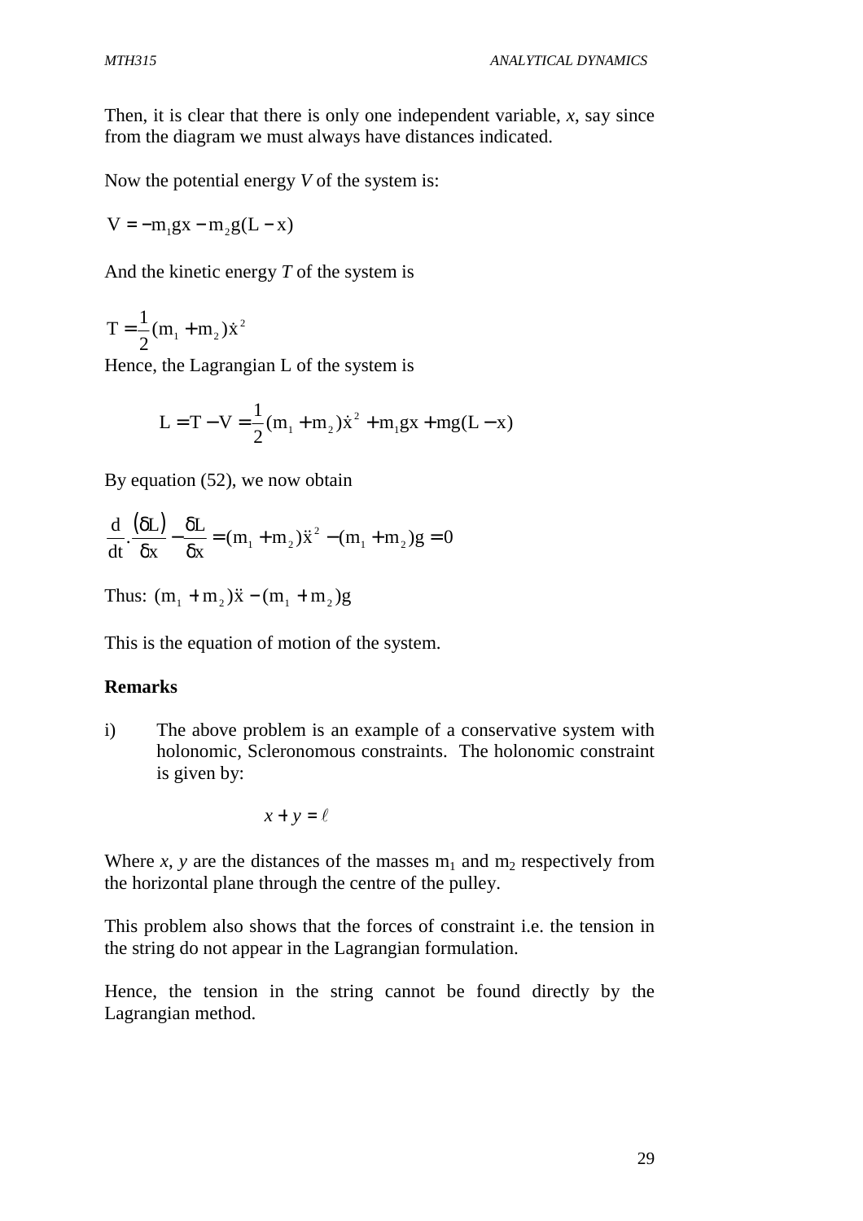Then, it is clear that there is only one independent variable, *x*, say since from the diagram we must always have distances indicated.

Now the potential energy *V* of the system is:

$$V = -m_1 gx - m_2 g(L - x)$$

And the kinetic energy *T* of the system is

$$T = \frac{1}{2}(m_1 + m_2)\dot{x}^2$$

Hence, the Lagrangian L of the system is

$$L = T - V = \frac{1}{2}(m_1 + m_2)\dot{x}^2 + m_1 gx + mg(L - x)$$

By equation (52), we now obtain

$$\frac{d}{dt}.\frac{(\delta L)}{\delta x} - \frac{\delta L}{\delta x} = (m_1 + m_2)\ddot{x}^2 - (m_1 + m_2)g = 0$$

Thus: $(m_1 + m_2)\ddot{x} - (m_1 + m_2)g$

This is the equation of motion of the system.

**Remarks**

i) The above problem is an example of a conservative system with holonomic, Scleronomous constraints. The holonomic constraint is given by:

$$x + y = \ell$$

Where *x*, *y* are the distances of the masses $m_1$ and $m_2$ respectively from the horizontal plane through the centre of the pulley.

This problem also shows that the forces of constraint i.e. the tension in the string do not appear in the Lagrangian formulation.

Hence, the tension in the string cannot be found directly by the Lagrangian method.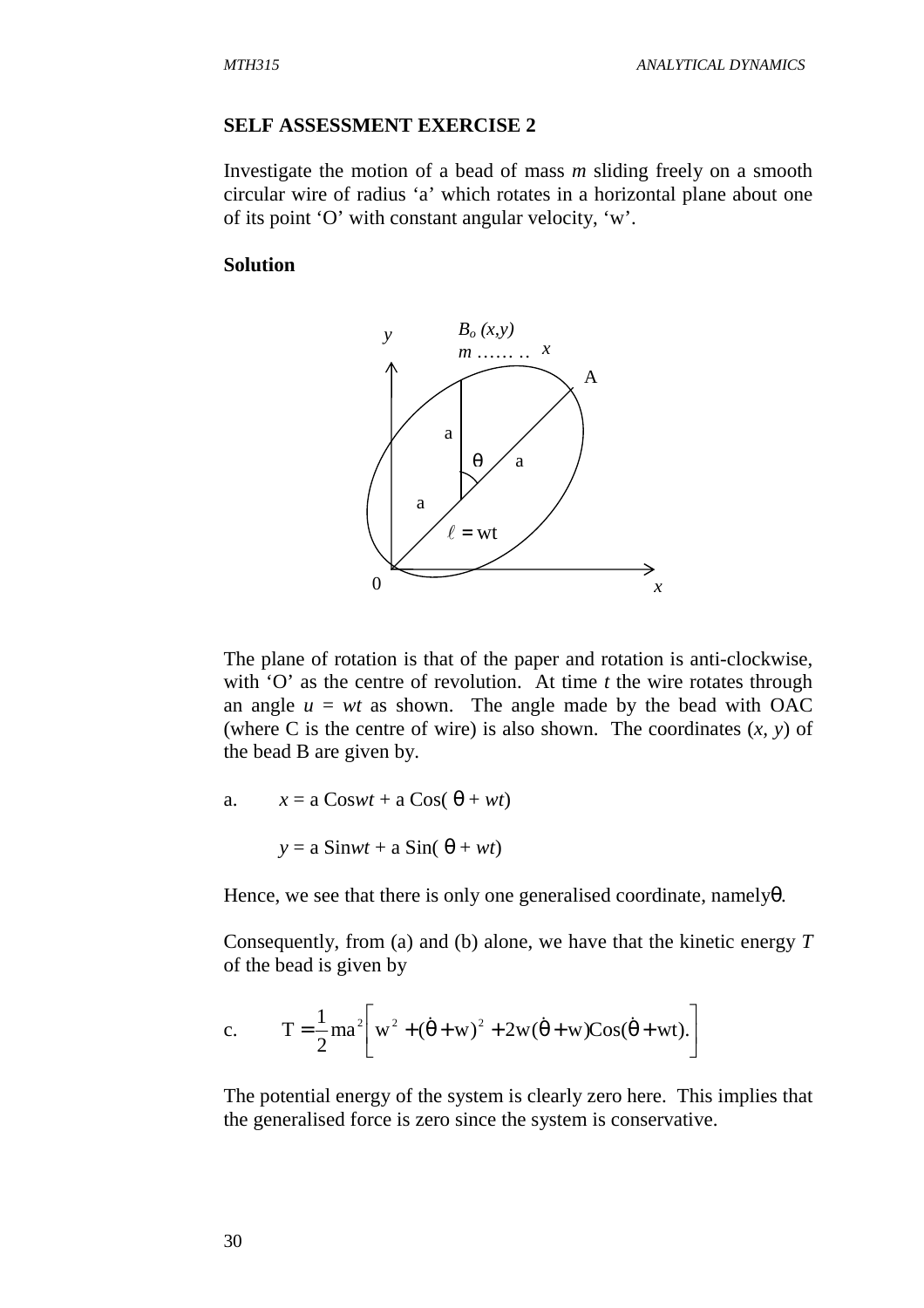**SELF ASSESSMENT EXERCISE 2**

Investigate the motion of a bead of mass *m* sliding freely on a smooth circular wire of radius 'a' which rotates in a horizontal plane about one of its point 'O' with constant angular velocity, 'w'.

**Solution**

The plane of rotation is that of the paper and rotation is anti-clockwise, with 'O' as the centre of revolution. At time *t* the wire rotates through an angle $u = wt$ as shown. The angle made by the bead with OAC (where C is the centre of wire) is also shown. The coordinates $(x, y)$ of the bead B are given by.

a. $x = a\,\text{Cos}wt + a\,\text{Cos}(\theta + wt)$

$y = a\,\text{Sin}wt + a\,\text{Sin}(\theta + wt)$

Hence, we see that there is only one generalised coordinate, namely $\theta$.

Consequently, from (a) and (b) alone, we have that the kinetic energy $T$ of the bead is given by

c. $$T = \frac{1}{2}ma^2\left[w^2 + (\dot{\theta} + w)^2 + 2w(\dot{\theta} + w)\text{Cos}(\dot{\theta} + wt).\right]$$

The potential energy of the system is clearly zero here. This implies that the generalised force is zero since the system is conservative.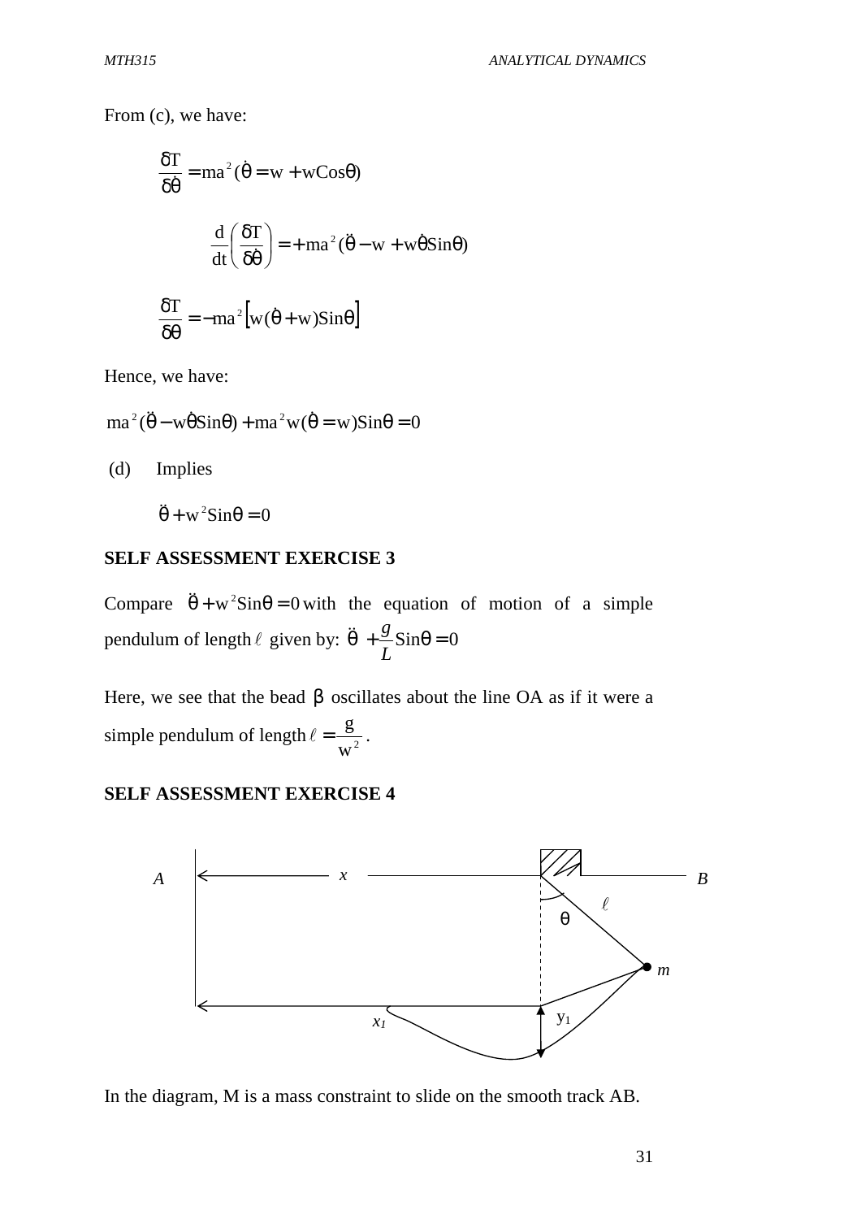From (c), we have:

$$\frac{\delta T}{\delta \dot{\theta}} = ma^2(\dot{\theta} = w + w\text{Cos}\theta)$$

$$\frac{d}{dt}\left(\frac{\delta T}{\delta \dot{\theta}}\right) = +ma^2(\ddot{\theta} - w + w\dot{\theta}\text{Sin}\theta)$$

$$\frac{\delta T}{\delta \theta} = -ma^2\left[w(\dot{\theta} + w)\text{Sin}\theta\right]$$

Hence, we have:

$$ma^2(\ddot{\theta} - w\dot{\theta}\text{Sin}\theta) + ma^2 w(\dot{\theta} = w)\text{Sin}\theta = 0$$

(d) Implies

$$\ddot{\theta} + w^2\text{Sin}\theta = 0$$

**SELF ASSESSMENT EXERCISE 3**

Compare $\ddot{\theta} + w^2\text{Sin}\theta = 0$ with the equation of motion of a simple pendulum of length $\ell$ given by: $\ddot{\theta} + \frac{g}{L}\text{Sin}\theta = 0$

Here, we see that the bead $\beta$ oscillates about the line OA as if it were a simple pendulum of length $\ell = \frac{g}{w^2}$.

**SELF ASSESSMENT EXERCISE 4**

In the diagram, M is a mass constraint to slide on the smooth track AB.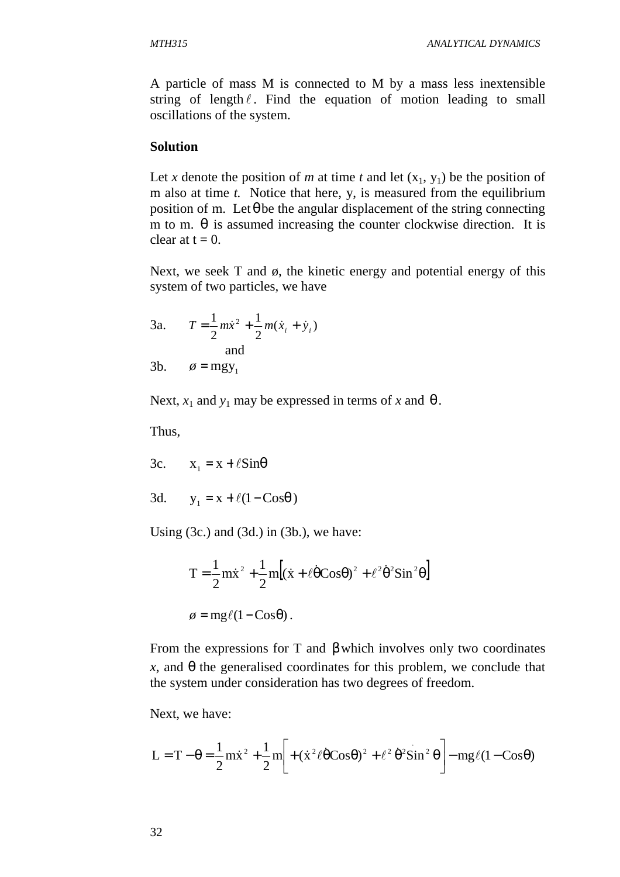A particle of mass M is connected to M by a mass less inextensible string of length $\ell$. Find the equation of motion leading to small oscillations of the system.

**Solution**

Let *x* denote the position of *m* at time *t* and let $(x_1, y_1)$ be the position of m also at time *t.* Notice that here, y, is measured from the equilibrium position of m. Let $\theta$ be the angular displacement of the string connecting m to m. $\theta$ is assumed increasing the counter clockwise direction. It is clear at t = 0.

Next, we seek T and ø, the kinetic energy and potential energy of this system of two particles, we have

3a. $$T = \frac{1}{2}m\dot{x}^2 + \frac{1}{2}m(\dot{x}_i + \dot{y}_i)$$

and

3b. $$\varnothing = mgy_1$$

Next, $x_1$ and $y_1$ may be expressed in terms of *x* and $\theta$.

Thus,

3c. $$x_1 = x + \ell \text{Sin}\theta$$

3d. $$y_1 = x + \ell(1 - \text{Cos}\theta)$$

Using (3c.) and (3d.) in (3b.), we have:

$$T = \frac{1}{2}m\dot{x}^2 + \frac{1}{2}m\left[(\dot{x} + \ell\dot{\theta}\text{Cos}\theta)^2 + \ell^2\dot{\theta}^2\text{Sin}^2\theta\right]$$

$$\varnothing = mg\ell(1 - \text{Cos}\theta).$$

From the expressions for T and $\beta$ which involves only two coordinates *x*, and $\theta$ the generalised coordinates for this problem, we conclude that the system under consideration has two degrees of freedom.

Next, we have:

$$L = T - \theta = \frac{1}{2}m\dot{x}^2 + \frac{1}{2}m\left[+(\dot{x}^2\ell\dot{\theta}\text{Cos}\theta)^2 + \ell^2\dot{\theta}^2\text{Sin}^2\theta\right] - mg\ell(1 - \text{Cos}\theta)$$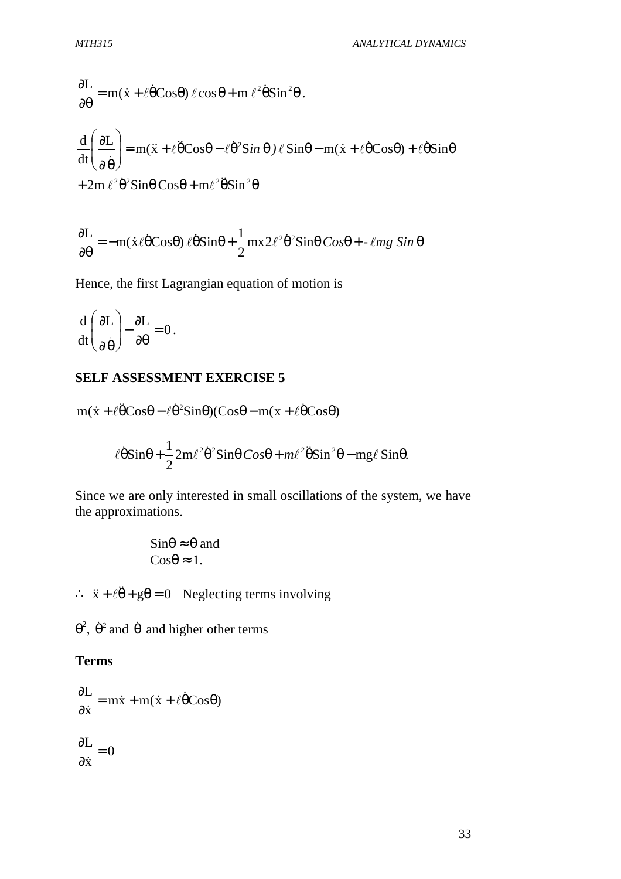$$\frac{\partial L}{\partial \theta} = m(\dot{x} + \ell\dot{\theta}\mathrm{Cos}\theta)\,\ell\cos\theta + m\,\ell^2\dot{\theta}\mathrm{Sin}^2\theta\,.$$

$$\frac{d}{dt}\left(\frac{\partial L}{\partial\dot{\theta}}\right) = m(\ddot{x} + \ell\ddot{\theta}\mathrm{Cos}\theta - \ell\dot{\theta}^2 Sin\,\theta\,)\,\ell\,\mathrm{Sin}\theta - m(\dot{x} + \ell\dot{\theta}\mathrm{Cos}\theta) + \ell\dot{\theta}\mathrm{Sin}\theta$$

$$+ 2m\,\ell^2\dot{\theta}^2\mathrm{Sin}\theta\,\mathrm{Cos}\theta + m\ell^2\ddot{\theta}\mathrm{Sin}^2\theta$$

$$\frac{\partial L}{\partial \theta} = -m(\dot{x}\ell\dot{\theta}\mathrm{Cos}\theta)\,\ell\dot{\theta}\mathrm{Sin}\theta + \frac{1}{2}mx2\ell^2\dot{\theta}^2\mathrm{Sin}\theta\,Cos\theta + -\ell mg\,Sin\,\theta$$

Hence, the first Lagrangian equation of motion is

$$\frac{d}{dt}\left(\frac{\partial L}{\partial\dot{\theta}}\right) - \frac{\partial L}{\partial \theta} = 0\,.$$

**SELF ASSESSMENT EXERCISE 5**

$$m(\dot{x} + \ell\ddot{\theta}\mathrm{Cos}\theta - \ell\dot{\theta}^2\mathrm{Sin}\theta)(\mathrm{Cos}\theta - m(x + \ell\dot{\theta}\mathrm{Cos}\theta)$$

$$\ell\dot{\theta}\mathrm{Sin}\theta + \frac{1}{2}2m\ell^2\dot{\theta}^2\mathrm{Sin}\theta\,Cos\theta + m\ell^2\ddot{\theta}\mathrm{Sin}^2\theta - mg\ell\,\mathrm{Sin}\theta.$$

Since we are only interested in small oscillations of the system, we have the approximations.

$\mathrm{Sin}\theta \approx \theta$ and
$\mathrm{Cos}\theta \approx 1.$

$\therefore\ \ddot{x} + \ell\ddot{\theta} + g\theta = 0$ Neglecting terms involving

$\theta^2,\ \dot{\theta}^2$ and $\dot{\theta}$ and higher other terms

**Terms**

$$\frac{\partial L}{\partial \dot{x}} = m\dot{x} + m(\dot{x} + \ell\dot{\theta}\mathrm{Cos}\theta)$$

$$\frac{\partial L}{\partial \dot{x}} = 0$$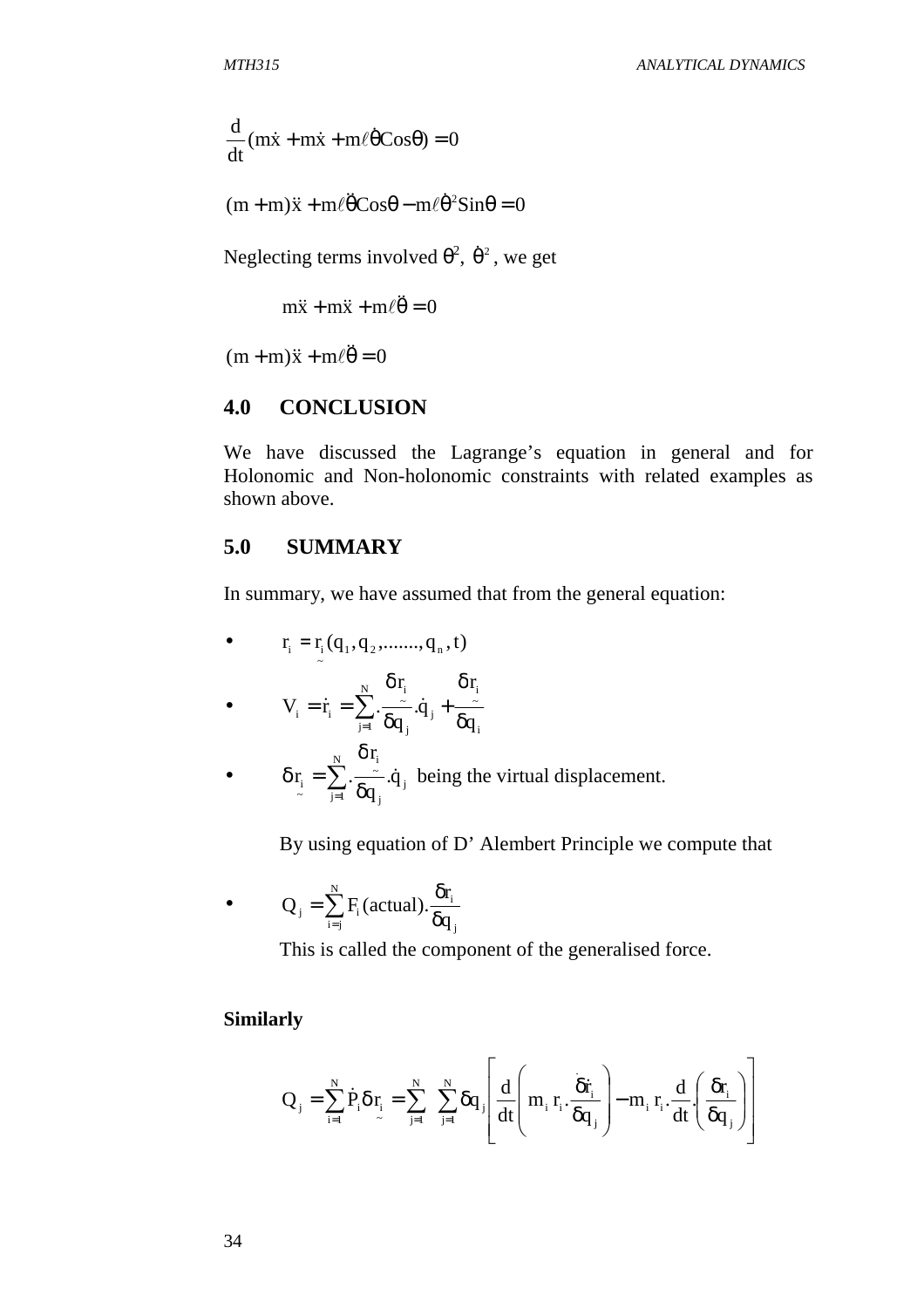$$\frac{d}{dt}(m\dot{x} + m\dot{x} + m\ell\dot{\theta}Cos\theta) = 0$$

$$(m + m)\ddot{x} + m\ell\ddot{\theta}Cos\theta - m\ell\dot{\theta}^2 Sin\theta = 0$$

Neglecting terms involved $\theta^2$, $\dot{\theta}^2$, we get

$$m\ddot{x} + m\ddot{x} + m\ell\ddot{\theta} = 0$$

$$(m + m)\ddot{x} + m\ell\ddot{\theta} = 0$$

## 4.0 CONCLUSION

We have discussed the Lagrange's equation in general and for Holonomic and Non-holonomic constraints with related examples as shown above.

## 5.0 SUMMARY

In summary, we have assumed that from the general equation:

- $r_i = \underset{\sim}{r_i}(q_1, q_2, ......., q_n, t)$
- $V_i = \dot{r}_i = \sum_{j=1}^{N} \cdot \frac{\delta \underset{\sim}{r_i}}{\delta q_j} . \dot{q}_j + \frac{\delta \underset{\sim}{r_i}}{\delta q_i}$
- $\delta \underset{\sim}{r_i} = \sum_{j=1}^{N} \cdot \frac{\delta \underset{\sim}{r_i}}{\delta q_j} . \dot{q}_j$ being the virtual displacement.

  By using equation of D' Alembert Principle we compute that

- $Q_j = \sum_{i=j}^{N} F_i(\text{actual}) . \frac{\delta r_i}{\delta q_j}$

  This is called the component of the generalised force.

**Similarly**

$$Q_j = \sum_{i=1}^{N} \dot{P}_i \delta \underset{\sim}{r_i} = \sum_{j=1}^{N} \sum_{j=1}^{N} \delta q_j \left[ \frac{d}{dt}\left( m_i \, r_i . \frac{\delta \dot{r}_i}{\delta q_j} \right) - m_i \, r_i . \frac{d}{dt} . \left( \frac{\delta r_i}{\delta q_j} \right) \right]$$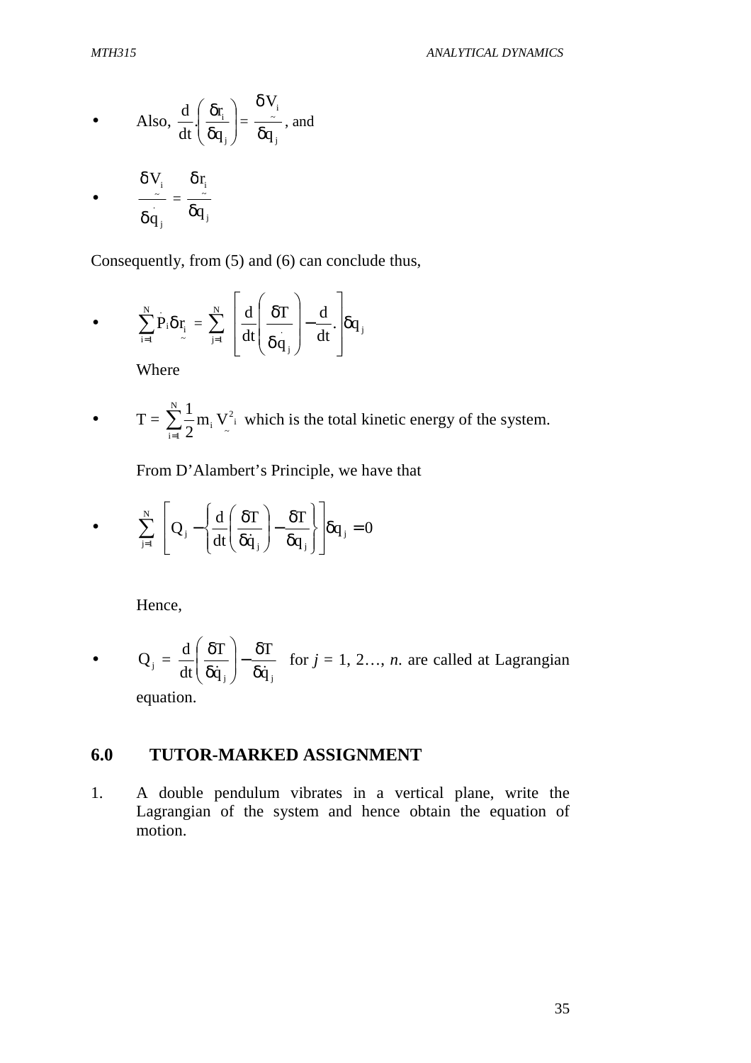- Also, $\frac{d}{dt}.\left(\frac{\delta r_i}{\delta q_j}\right) = \frac{\delta V_i}{\delta q_j}$, and

- $\frac{\delta V_i}{\delta \dot{q}_j} = \frac{\delta r_i}{\delta q_j}$

Consequently, from (5) and (6) can conclude thus,

- $$\sum_{i=1}^{N} \dot{P}_i \delta r_i = \sum_{j=1}^{N} \left[\frac{d}{dt}\left(\frac{\delta T}{\delta \dot{q}_j}\right) - \frac{d}{dt}.\right]\delta q_j$$

  Where

- $T = \sum_{i=1}^{N} \frac{1}{2} m_i V_i^2$ which is the total kinetic energy of the system.

  From D'Alambert's Principle, we have that

- $$\sum_{j=1}^{N} \left[Q_j - \left\{\frac{d}{dt}\left(\frac{\delta T}{\delta \dot{q}_j}\right) - \frac{\delta T}{\delta q_j}\right\}\right]\delta q_j = 0$$

  Hence,

- $Q_j = \frac{d}{dt}\left(\frac{\delta T}{\delta \dot{q}_j}\right) - \frac{\delta T}{\delta \dot{q}_j}$ for $j = 1, 2\ldots, n$. are called at Lagrangian equation.

## 6.0 TUTOR-MARKED ASSIGNMENT

1. A double pendulum vibrates in a vertical plane, write the Lagrangian of the system and hence obtain the equation of motion.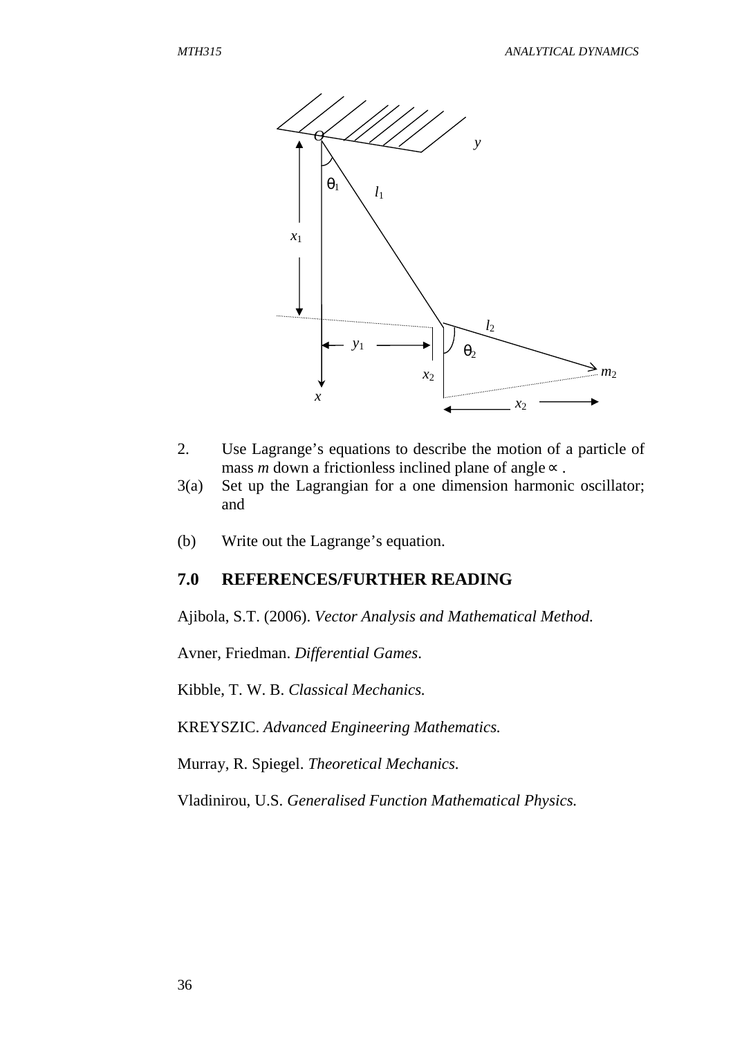2. Use Lagrange's equations to describe the motion of a particle of mass *m* down a frictionless inclined plane of angle $\propto$ .

3(a) Set up the Lagrangian for a one dimension harmonic oscillator; and

(b) Write out the Lagrange's equation.

## 7.0 REFERENCES/FURTHER READING

Ajibola, S.T. (2006). *Vector Analysis and Mathematical Method.*

Avner, Friedman. *Differential Games*.

Kibble, T. W. B. *Classical Mechanics.*

KREYSZIC. *Advanced Engineering Mathematics.*

Murray, R. Spiegel. *Theoretical Mechanics*.

Vladinirou, U.S. *Generalised Function Mathematical Physics.*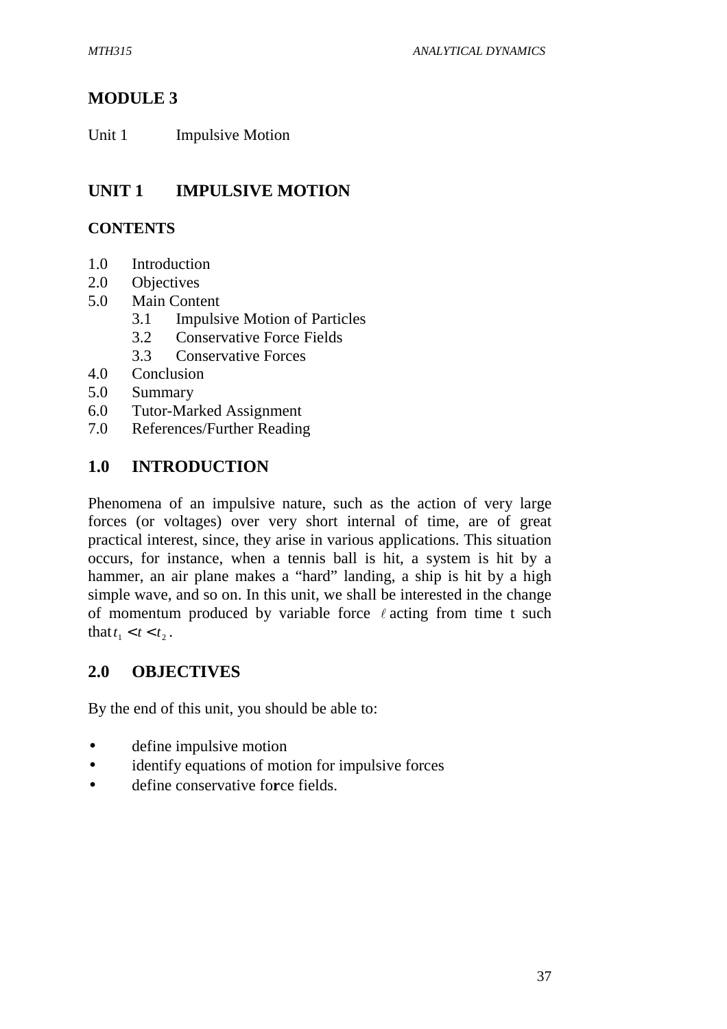# MODULE 3

Unit 1 Impulsive Motion

## UNIT 1 IMPULSIVE MOTION

### CONTENTS

1.0 Introduction
2.0 Objectives
5.0 Main Content
 3.1 Impulsive Motion of Particles
 3.2 Conservative Force Fields
 3.3 Conservative Forces
4.0 Conclusion
5.0 Summary
6.0 Tutor-Marked Assignment
7.0 References/Further Reading

## 1.0 INTRODUCTION

Phenomena of an impulsive nature, such as the action of very large forces (or voltages) over very short internal of time, are of great practical interest, since, they arise in various applications. This situation occurs, for instance, when a tennis ball is hit, a system is hit by a hammer, an air plane makes a "hard" landing, a ship is hit by a high simple wave, and so on. In this unit, we shall be interested in the change of momentum produced by variable force $\ell$ acting from time t such that $t_1 < t < t_2$.

## 2.0 OBJECTIVES

By the end of this unit, you should be able to:

- define impulsive motion
- identify equations of motion for impulsive forces
- define conservative force fields.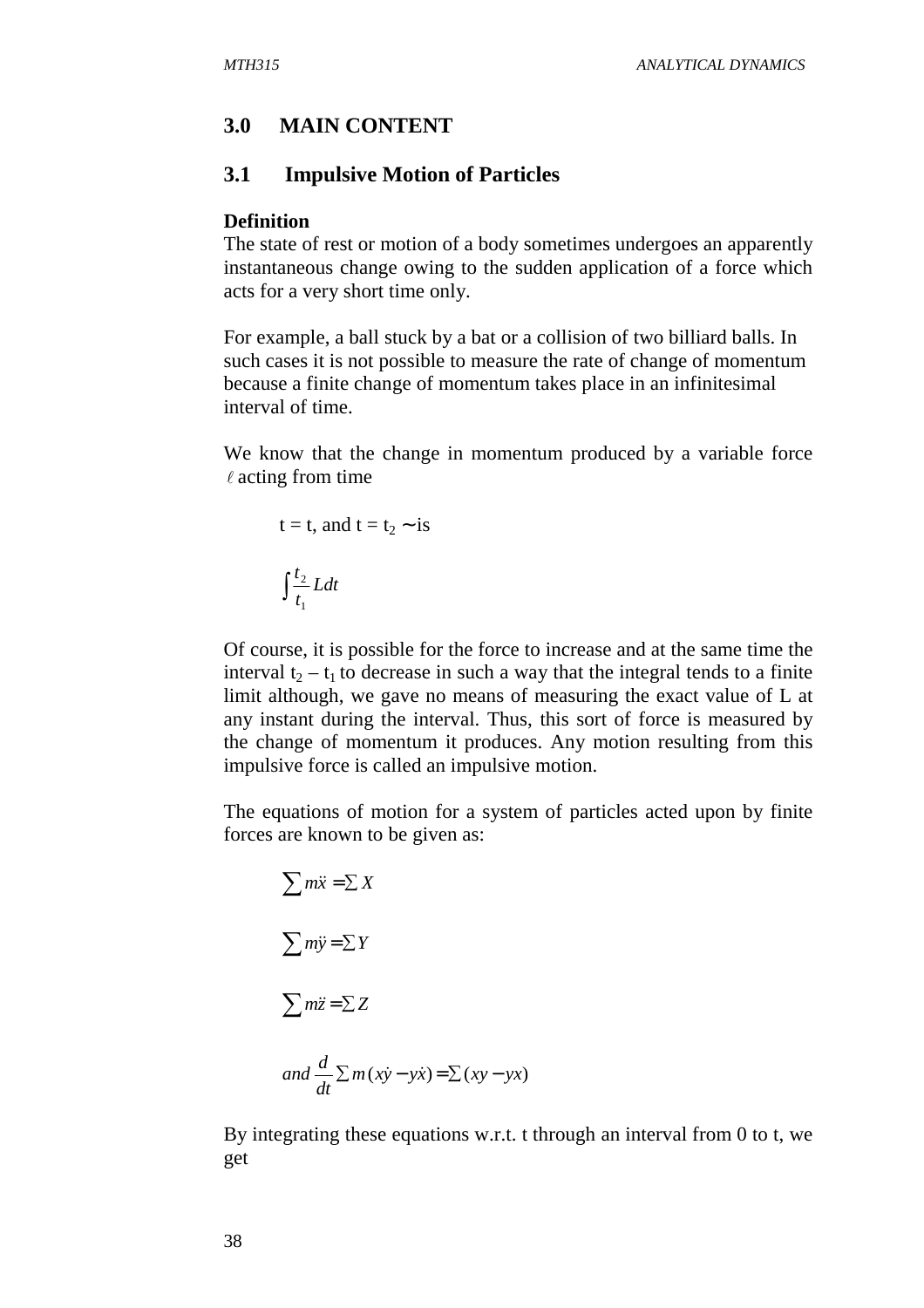## 3.0 MAIN CONTENT

### 3.1 Impulsive Motion of Particles

**Definition**

The state of rest or motion of a body sometimes undergoes an apparently instantaneous change owing to the sudden application of a force which acts for a very short time only.

For example, a ball stuck by a bat or a collision of two billiard balls. In such cases it is not possible to measure the rate of change of momentum because a finite change of momentum takes place in an infinitesimal interval of time.

We know that the change in momentum produced by a variable force $\ell$ acting from time

$t = t$, and $t = t_2 \sim$ is

$$\int \frac{t_2}{t_1} Ldt$$

Of course, it is possible for the force to increase and at the same time the interval $t_2 - t_1$ to decrease in such a way that the integral tends to a finite limit although, we gave no means of measuring the exact value of L at any instant during the interval. Thus, this sort of force is measured by the change of momentum it produces. Any motion resulting from this impulsive force is called an impulsive motion.

The equations of motion for a system of particles acted upon by finite forces are known to be given as:

$$\sum m\ddot{x} = \sum X$$

$$\sum m\ddot{y} = \sum Y$$

$$\sum m\ddot{z} = \sum Z$$

$$and\ \frac{d}{dt}\sum m(x\dot{y} - y\dot{x}) = \sum (xy - yx)$$

By integrating these equations w.r.t. t through an interval from 0 to t, we get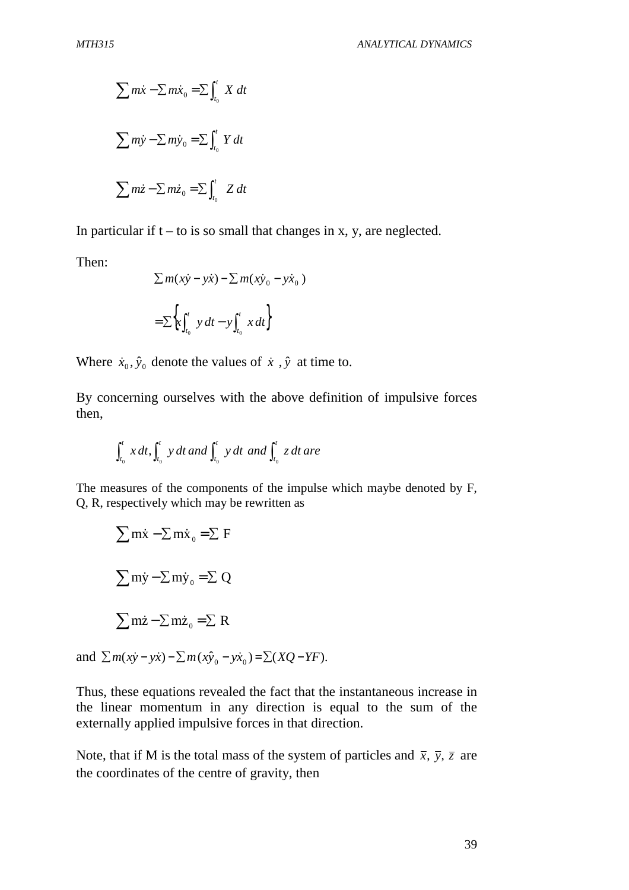$$\sum m\dot{x} - \sum m\dot{x}_0 = \sum \int_{t_0}^{t} X\, dt$$

$$\sum m\dot{y} - \sum m\dot{y}_0 = \sum \int_{t_0}^{t} Y\, dt$$

$$\sum m\dot{z} - \sum m\dot{z}_0 = \sum \int_{t_0}^{t} Z\, dt$$

In particular if t – to is so small that changes in x, y, are neglected.

Then:

$$\sum m(x\dot{y} - y\dot{x}) - \sum m(x\dot{y}_0 - y\dot{x}_0)$$

$$= \sum \left\{ x\int_{t_0}^{t} y\, dt - y\int_{t_0}^{t} x\, dt \right\}$$

Where $\dot{x}_0, \hat{y}_0$ denote the values of $\dot{x}$ , $\hat{y}$ at time to.

By concerning ourselves with the above definition of impulsive forces then,

$$\int_{t_0}^{t} x\, dt, \int_{t_0}^{t} y\, dt \text{ and } \int_{t_0}^{t} y\, dt \text{ and } \int_{t_0}^{t} z\, dt \text{ are}$$

The measures of the components of the impulse which maybe denoted by F, Q, R, respectively which may be rewritten as

$$\sum m\dot{x} - \sum m\dot{x}_0 = \sum F$$

$$\sum m\dot{y} - \sum m\dot{y}_0 = \sum Q$$

$$\sum m\dot{z} - \sum m\dot{z}_0 = \sum R$$

and $\sum m(x\dot{y} - y\dot{x}) - \sum m(x\hat{y}_0 - y\dot{x}_0) = \sum (XQ - YF).$

Thus, these equations revealed the fact that the instantaneous increase in the linear momentum in any direction is equal to the sum of the externally applied impulsive forces in that direction.

Note, that if M is the total mass of the system of particles and $\bar{x}$, $\bar{y}$, $\bar{z}$ are the coordinates of the centre of gravity, then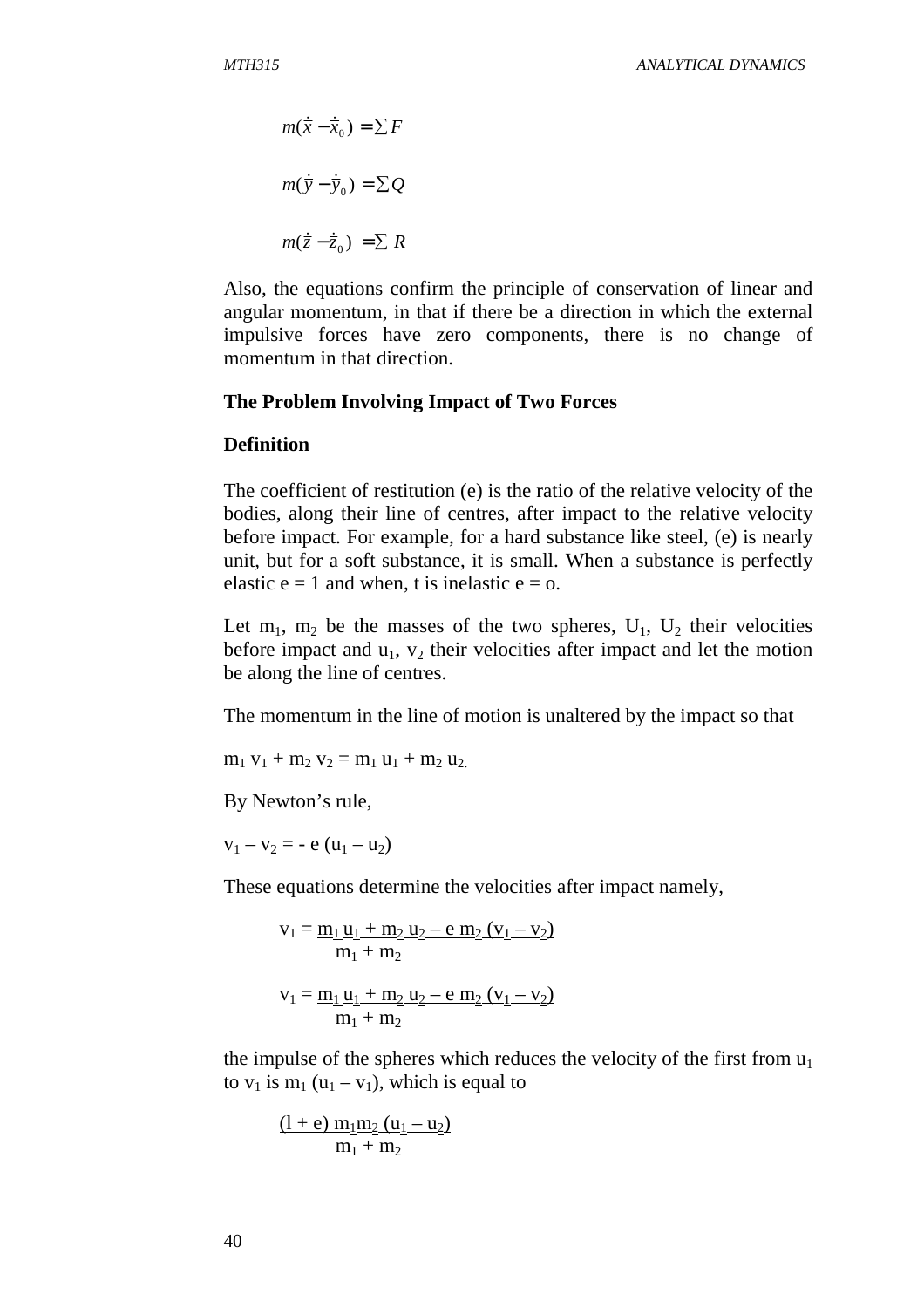$$m(\dot{x} - \dot{x}_0) = \sum F$$

$$m(\dot{y} - \dot{y}_0) = \sum Q$$

$$m(\dot{z} - \dot{z}_0) = \sum R$$

Also, the equations confirm the principle of conservation of linear and angular momentum, in that if there be a direction in which the external impulsive forces have zero components, there is no change of momentum in that direction.

**The Problem Involving Impact of Two Forces**

**Definition**

The coefficient of restitution (e) is the ratio of the relative velocity of the bodies, along their line of centres, after impact to the relative velocity before impact. For example, for a hard substance like steel, (e) is nearly unit, but for a soft substance, it is small. When a substance is perfectly elastic e = 1 and when, t is inelastic e = o.

Let $m_1$, $m_2$ be the masses of the two spheres, $U_1$, $U_2$ their velocities before impact and $u_1$, $v_2$ their velocities after impact and let the motion be along the line of centres.

The momentum in the line of motion is unaltered by the impact so that

$m_1 v_1 + m_2 v_2 = m_1 u_1 + m_2 u_2.$

By Newton's rule,

$v_1 - v_2 = - e (u_1 - u_2)$

These equations determine the velocities after impact namely,

$$v_1 = \frac{m_1 u_1 + m_2 u_2 - e\, m_2 (v_1 - v_2)}{m_1 + m_2}$$

$$v_1 = \frac{m_1 u_1 + m_2 u_2 - e\, m_2 (v_1 - v_2)}{m_1 + m_2}$$

the impulse of the spheres which reduces the velocity of the first from $u_1$ to $v_1$ is $m_1 (u_1 - v_1)$, which is equal to

$$\frac{(l + e)\, m_1 m_2 (u_1 - u_2)}{m_1 + m_2}$$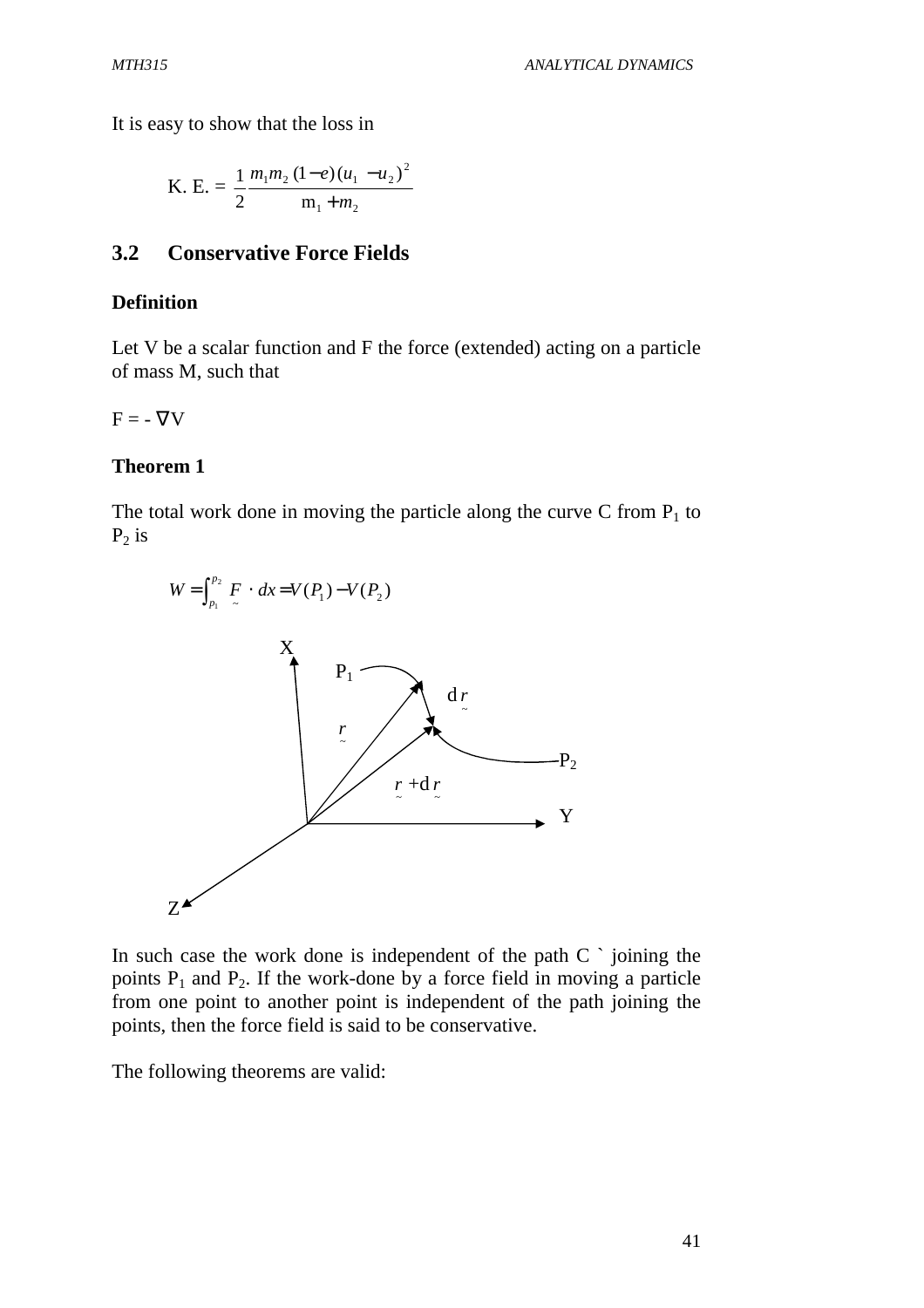It is easy to show that the loss in

$$\text{K. E.} = \frac{1}{2}\frac{m_1 m_2 (1-e)(u_1 - u_2)^2}{m_1 + m_2}$$

## 3.2 Conservative Force Fields

**Definition**

Let V be a scalar function and F the force (extended) acting on a particle of mass M, such that

$F = -\nabla V$

**Theorem 1**

The total work done in moving the particle along the curve C from $P_1$ to $P_2$ is

$$W = \int_{p_1}^{p_2} \underset{\sim}{F} \cdot dx = V(P_1) - V(P_2)$$

In such case the work done is independent of the path C ` joining the points $P_1$ and $P_2$. If the work-done by a force field in moving a particle from one point to another point is independent of the path joining the points, then the force field is said to be conservative.

The following theorems are valid: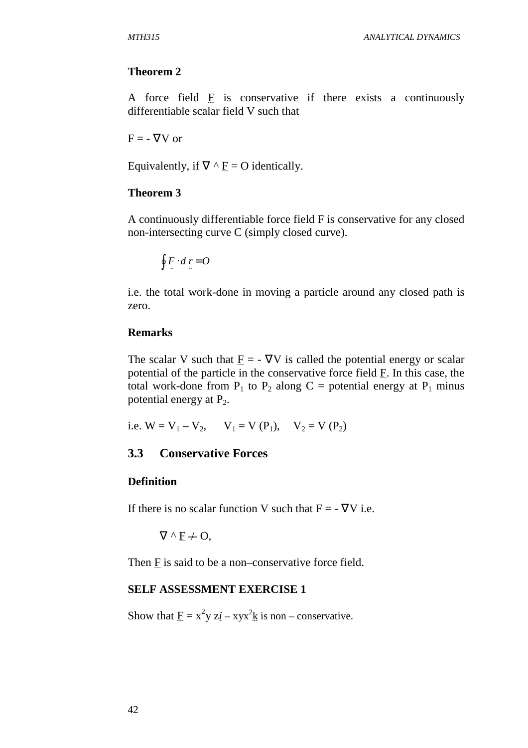**Theorem 2**

A force field $\underset{\sim}{F}$ is conservative if there exists a continuously differentiable scalar field V such that

$F = - \nabla V$ or

Equivalently, if $\nabla \wedge \underset{\sim}{F} = O$ identically.

**Theorem 3**

A continuously differentiable force field F is conservative for any closed non-intersecting curve C (simply closed curve).

$$\oint \underset{\sim}{F} \cdot d\, \underset{\sim}{r} = O$$

i.e. the total work-done in moving a particle around any closed path is zero.

**Remarks**

The scalar V such that $\underset{\sim}{F} = - \nabla V$ is called the potential energy or scalar potential of the particle in the conservative force field $\underset{\sim}{F}$. In this case, the total work-done from $P_1$ to $P_2$ along C = potential energy at $P_1$ minus potential energy at $P_2$.

i.e. $W = V_1 - V_2$, $\quad V_1 = V(P_1)$, $\quad V_2 = V(P_2)$

## 3.3 Conservative Forces

**Definition**

If there is no scalar function V such that $F = - \nabla V$ i.e.

$$\nabla \wedge \underset{\sim}{F} \neq O,$$

Then $\underset{\sim}{F}$ is said to be a non–conservative force field.

**SELF ASSESSMENT EXERCISE 1**

Show that $\underset{\sim}{F} = x^2 y z \underset{\sim}{i} - xyx^2 \underset{\sim}{k}$ is non – conservative.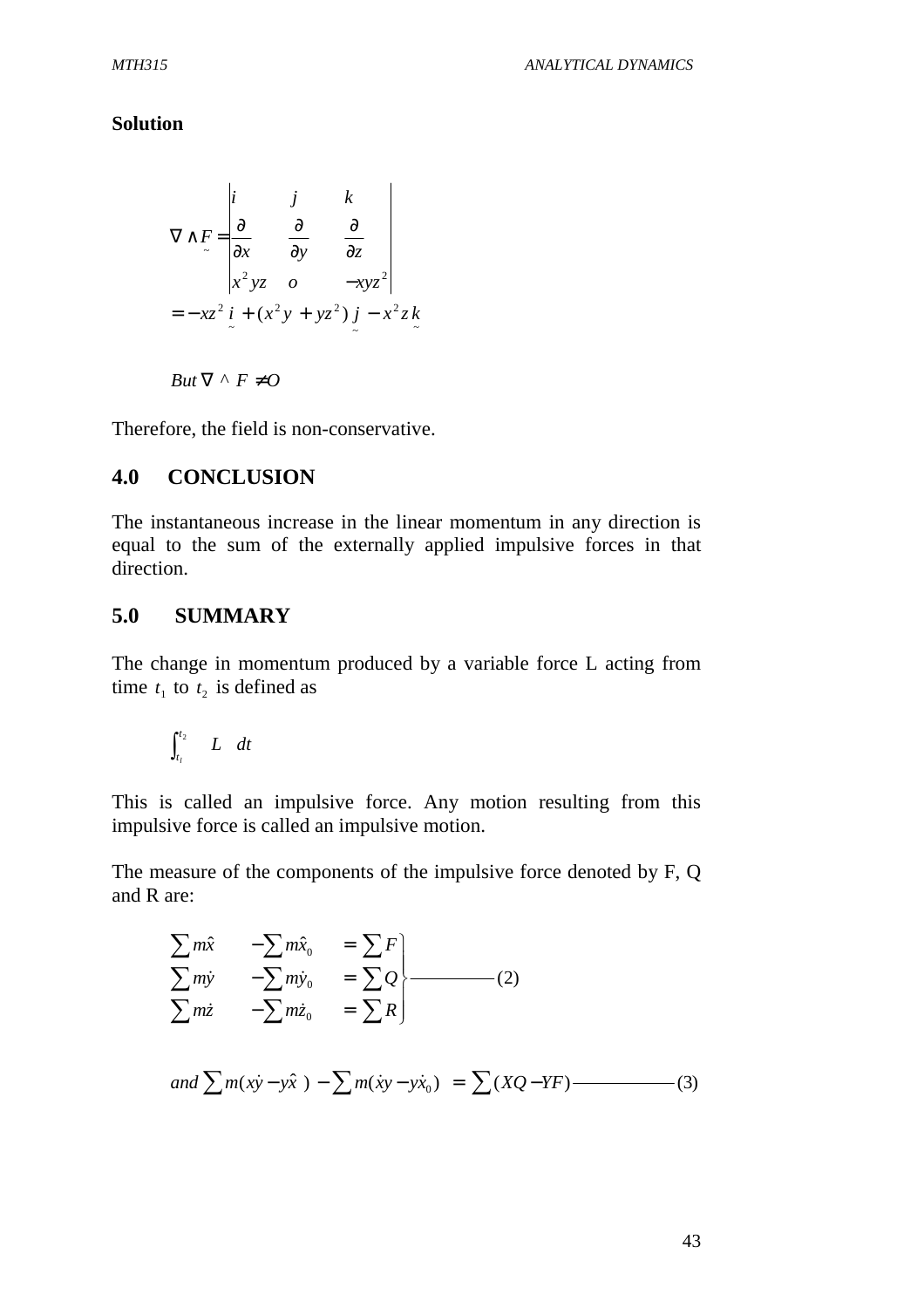**Solution**

$$
\nabla \wedge \underset{\sim}{F} = \begin{vmatrix} i & j & k \\ \dfrac{\partial}{\partial x} & \dfrac{\partial}{\partial y} & \dfrac{\partial}{\partial z} \\ x^2 yz & o & -xyz^2 \end{vmatrix}
$$

$$
= -xz^2 \underset{\sim}{i} + (x^2 y + yz^2) \underset{\sim}{j} - x^2 z \underset{\sim}{k}
$$

$$
But\, \nabla \wedge F \neq O
$$

Therefore, the field is non-conservative.

## 4.0 CONCLUSION

The instantaneous increase in the linear momentum in any direction is equal to the sum of the externally applied impulsive forces in that direction.

## 5.0 SUMMARY

The change in momentum produced by a variable force L acting from time $t_1$ to $t_2$ is defined as

$$
\int_{t_1}^{t_2} L \quad dt
$$

This is called an impulsive force. Any motion resulting from this impulsive force is called an impulsive motion.

The measure of the components of the impulsive force denoted by F, Q and R are:

$$
\left.\begin{aligned}
\sum m\hat{x} \quad & -\sum m\hat{x}_0 \quad = \sum F \\
\sum m\dot{y} \quad & -\sum m\dot{y}_0 \quad = \sum Q \\
\sum m\dot{z} \quad & -\sum m\dot{z}_0 \quad = \sum R
\end{aligned}\right\} \text{———} (2)
$$

$$
and \sum m(x\dot{y} - y\hat{x}\,) - \sum m(\dot{x}y - y\dot{x}_0) \; = \sum (XQ - YF) \text{———} (3)
$$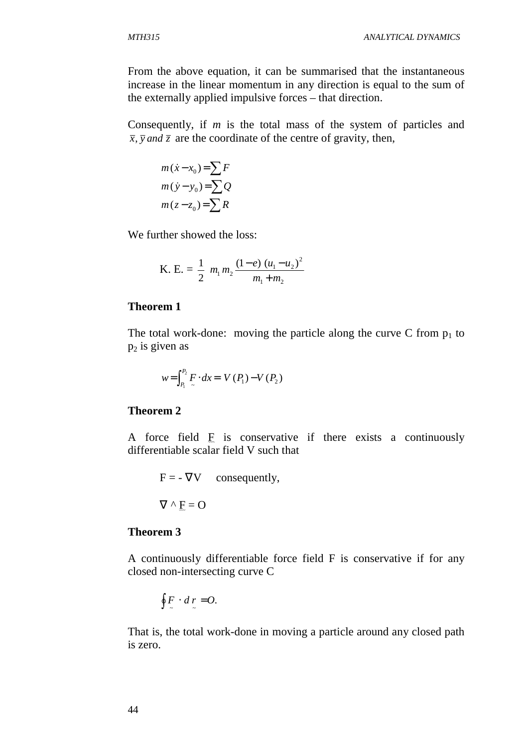From the above equation, it can be summarised that the instantaneous increase in the linear momentum in any direction is equal to the sum of the externally applied impulsive forces – that direction.

Consequently, if $m$ is the total mass of the system of particles and $\bar{x}, \bar{y}$ *and* $\bar{z}$ are the coordinate of the centre of gravity, then,

$$m(\dot{x} - x_0) = \sum F$$
$$m(\dot{y} - y_0) = \sum Q$$
$$m(z - z_0) = \sum R$$

We further showed the loss:

$$\text{K. E.} = \frac{1}{2} \; m_1 m_2 \frac{(1-e)\ (u_1 - u_2)^2}{m_1 + m_2}$$

**Theorem 1**

The total work-done: moving the particle along the curve C from $p_1$ to $p_2$ is given as

$$w = \int_{P_1}^{P_2} \underset{\sim}{F} \cdot dx = V(P_1) - V(P_2)$$

**Theorem 2**

A force field $\underset{\sim}{F}$ is conservative if there exists a continuously differentiable scalar field V such that

$$F = -\nabla V \quad \text{consequently,}$$

$$\nabla \wedge \underset{\sim}{F} = O$$

**Theorem 3**

A continuously differentiable force field F is conservative if for any closed non-intersecting curve C

$$\oint \underset{\sim}{F} \cdot d\underset{\sim}{r} = O.$$

That is, the total work-done in moving a particle around any closed path is zero.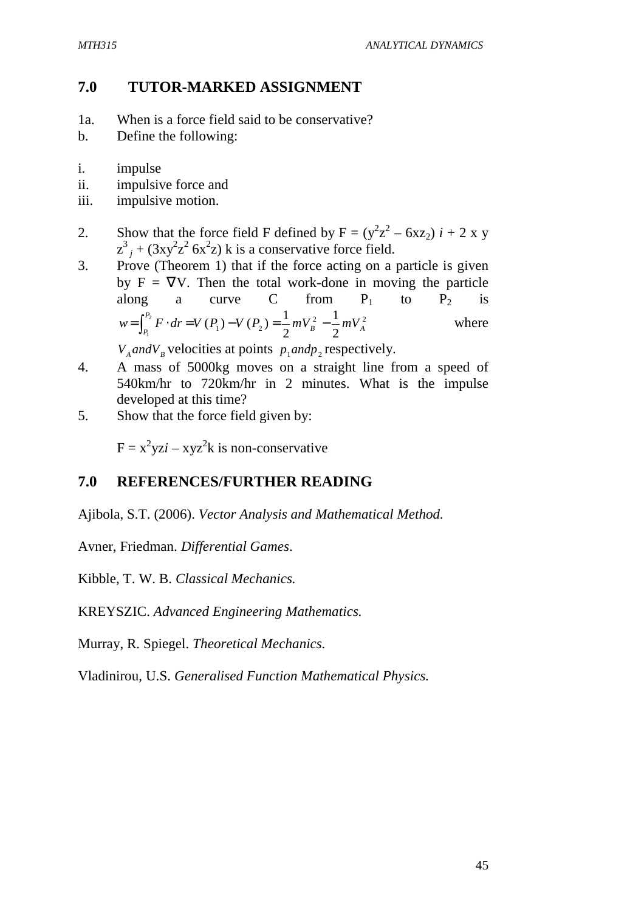## 7.0 TUTOR-MARKED ASSIGNMENT

1a. When is a force field said to be conservative?

b. Define the following:

i. impulse
ii. impulsive force and
iii. impulsive motion.

2. Show that the force field F defined by F = $(y^2z^2 - 6xz_2)$ *i* + 2 x y $z^3$ *j* + $(3xy^2z^2\ 6x^2z)$ k is a conservative force field.

3. Prove (Theorem 1) that if the force acting on a particle is given by F = ∇V. Then the total work-done in moving the particle along a curve C from $P_1$ to $P_2$ is $w = \int_{P_1}^{P_2} F \cdot dr = V(P_1) - V(P_2) = \frac{1}{2}mV_B^2 - \frac{1}{2}mV_A^2$ where $V_A and V_B$ velocities at points $p_1 and p_2$ respectively.

4. A mass of 5000kg moves on a straight line from a speed of 540km/hr to 720km/hr in 2 minutes. What is the impulse developed at this time?

5. Show that the force field given by:

   F = $x^2yz$*i* – $xyz^2$k is non-conservative

## 7.0 REFERENCES/FURTHER READING

Ajibola, S.T. (2006). *Vector Analysis and Mathematical Method.*

Avner, Friedman. *Differential Games*.

Kibble, T. W. B. *Classical Mechanics.*

KREYSZIC. *Advanced Engineering Mathematics.*

Murray, R. Spiegel. *Theoretical Mechanics.*

Vladinirou, U.S. *Generalised Function Mathematical Physics.*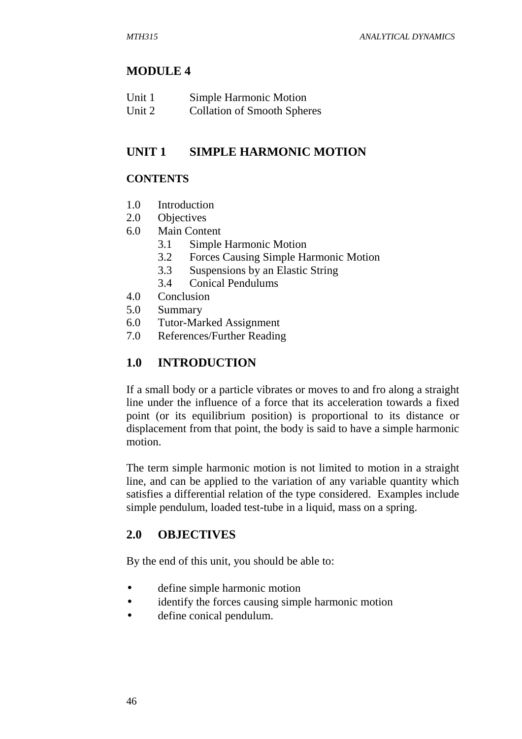# MODULE 4

Unit 1 Simple Harmonic Motion
Unit 2 Collation of Smooth Spheres

## UNIT 1 SIMPLE HARMONIC MOTION

### CONTENTS

1.0 Introduction
2.0 Objectives
6.0 Main Content
 3.1 Simple Harmonic Motion
 3.2 Forces Causing Simple Harmonic Motion
 3.3 Suspensions by an Elastic String
 3.4 Conical Pendulums
4.0 Conclusion
5.0 Summary
6.0 Tutor-Marked Assignment
7.0 References/Further Reading

## 1.0 INTRODUCTION

If a small body or a particle vibrates or moves to and fro along a straight line under the influence of a force that its acceleration towards a fixed point (or its equilibrium position) is proportional to its distance or displacement from that point, the body is said to have a simple harmonic motion.

The term simple harmonic motion is not limited to motion in a straight line, and can be applied to the variation of any variable quantity which satisfies a differential relation of the type considered. Examples include simple pendulum, loaded test-tube in a liquid, mass on a spring.

## 2.0 OBJECTIVES

By the end of this unit, you should be able to:

- define simple harmonic motion
- identify the forces causing simple harmonic motion
- define conical pendulum.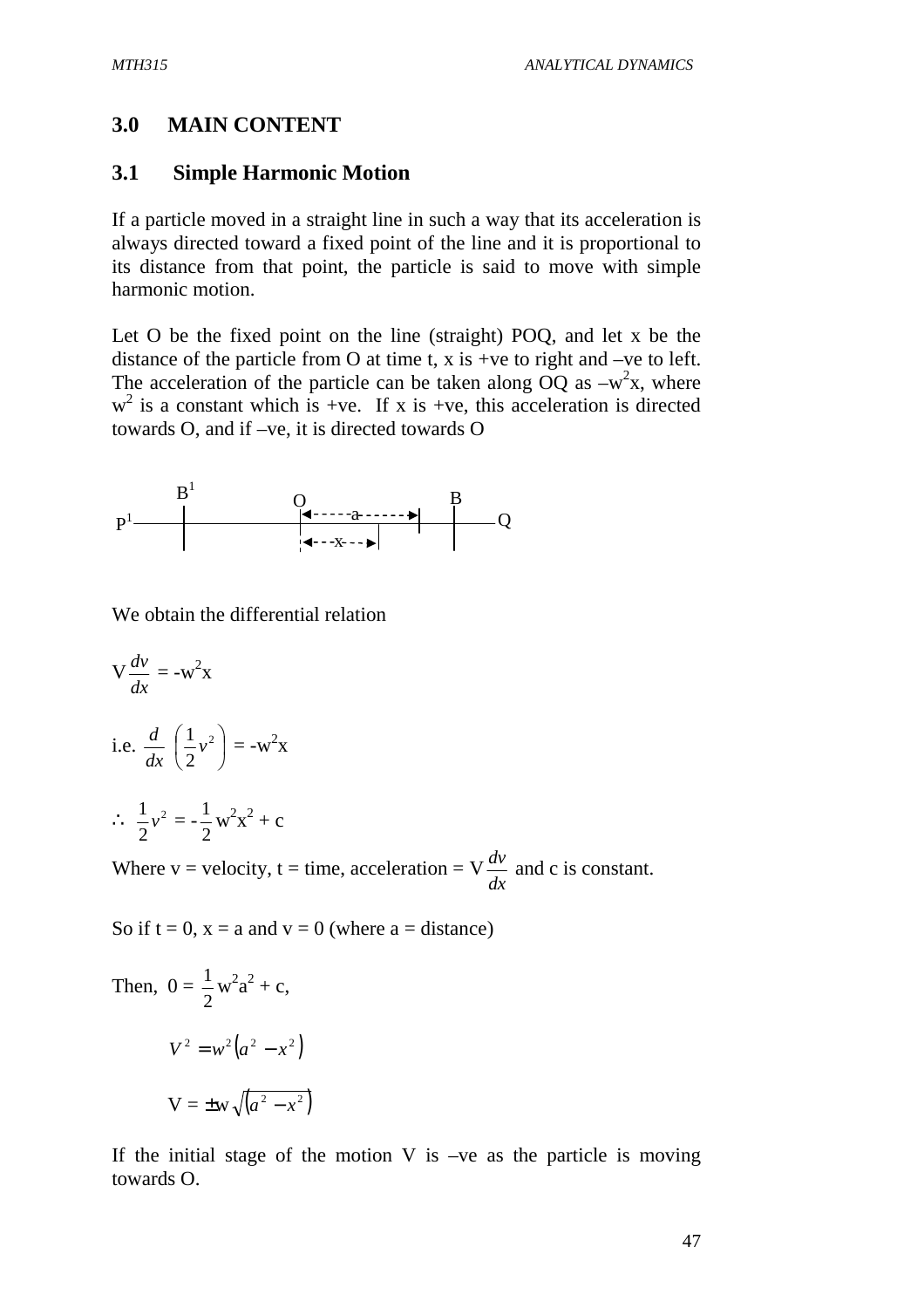## 3.0 MAIN CONTENT

### 3.1 Simple Harmonic Motion

If a particle moved in a straight line in such a way that its acceleration is always directed toward a fixed point of the line and it is proportional to its distance from that point, the particle is said to move with simple harmonic motion.

Let O be the fixed point on the line (straight) POQ, and let x be the distance of the particle from O at time t, x is +ve to right and –ve to left. The acceleration of the particle can be taken along OQ as $-w^2x$, where $w^2$ is a constant which is +ve. If x is +ve, this acceleration is directed towards O, and if –ve, it is directed towards O

We obtain the differential relation

$$V\frac{dv}{dx} = -w^2x$$

i.e. $\frac{d}{dx}\left(\frac{1}{2}v^2\right) = -w^2x$

$$\therefore \frac{1}{2}v^2 = -\frac{1}{2}w^2x^2 + c$$

Where v = velocity, t = time, acceleration = $V\frac{dv}{dx}$ and c is constant.

So if t = 0, x = a and v = 0 (where a = distance)

Then, $0 = \frac{1}{2}w^2a^2 + c$,

$$V^2 = w^2\left(a^2 - x^2\right)$$

$$V = \pm w\sqrt{\left(a^2 - x^2\right)}$$

If the initial stage of the motion V is –ve as the particle is moving towards O.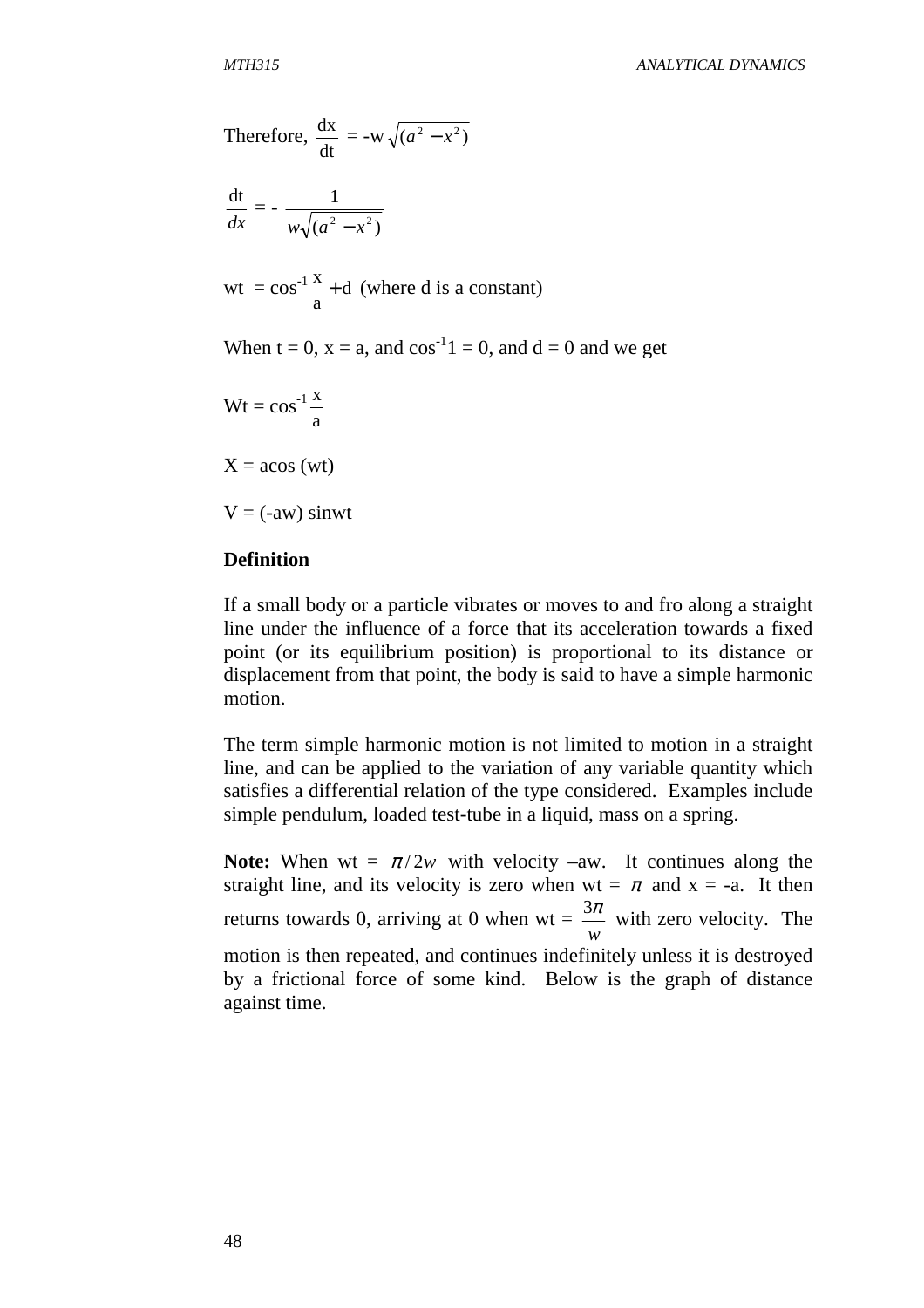Therefore, $\frac{\text{dx}}{\text{dt}} = \text{-w}\sqrt{(a^2 - x^2)}$

$$\frac{\text{dt}}{dx} = - \frac{1}{w\sqrt{(a^2 - x^2)}}$$

$$\text{wt} = \cos^{-1}\frac{\text{x}}{\text{a}} + \text{d} \text{ (where d is a constant)}$$

When t = 0, x = a, and $\cos^{-1}1 = 0$, and d = 0 and we get

$$\text{Wt} = \cos^{-1}\frac{\text{x}}{\text{a}}$$

X = acos (wt)

V = (-aw) sinwt

**Definition**

If a small body or a particle vibrates or moves to and fro along a straight line under the influence of a force that its acceleration towards a fixed point (or its equilibrium position) is proportional to its distance or displacement from that point, the body is said to have a simple harmonic motion.

The term simple harmonic motion is not limited to motion in a straight line, and can be applied to the variation of any variable quantity which satisfies a differential relation of the type considered. Examples include simple pendulum, loaded test-tube in a liquid, mass on a spring.

**Note:** When wt = $\pi / 2w$ with velocity –aw. It continues along the straight line, and its velocity is zero when wt = $\pi$ and x = -a. It then returns towards 0, arriving at 0 when wt = $\frac{3\pi}{w}$ with zero velocity. The motion is then repeated, and continues indefinitely unless it is destroyed by a frictional force of some kind. Below is the graph of distance against time.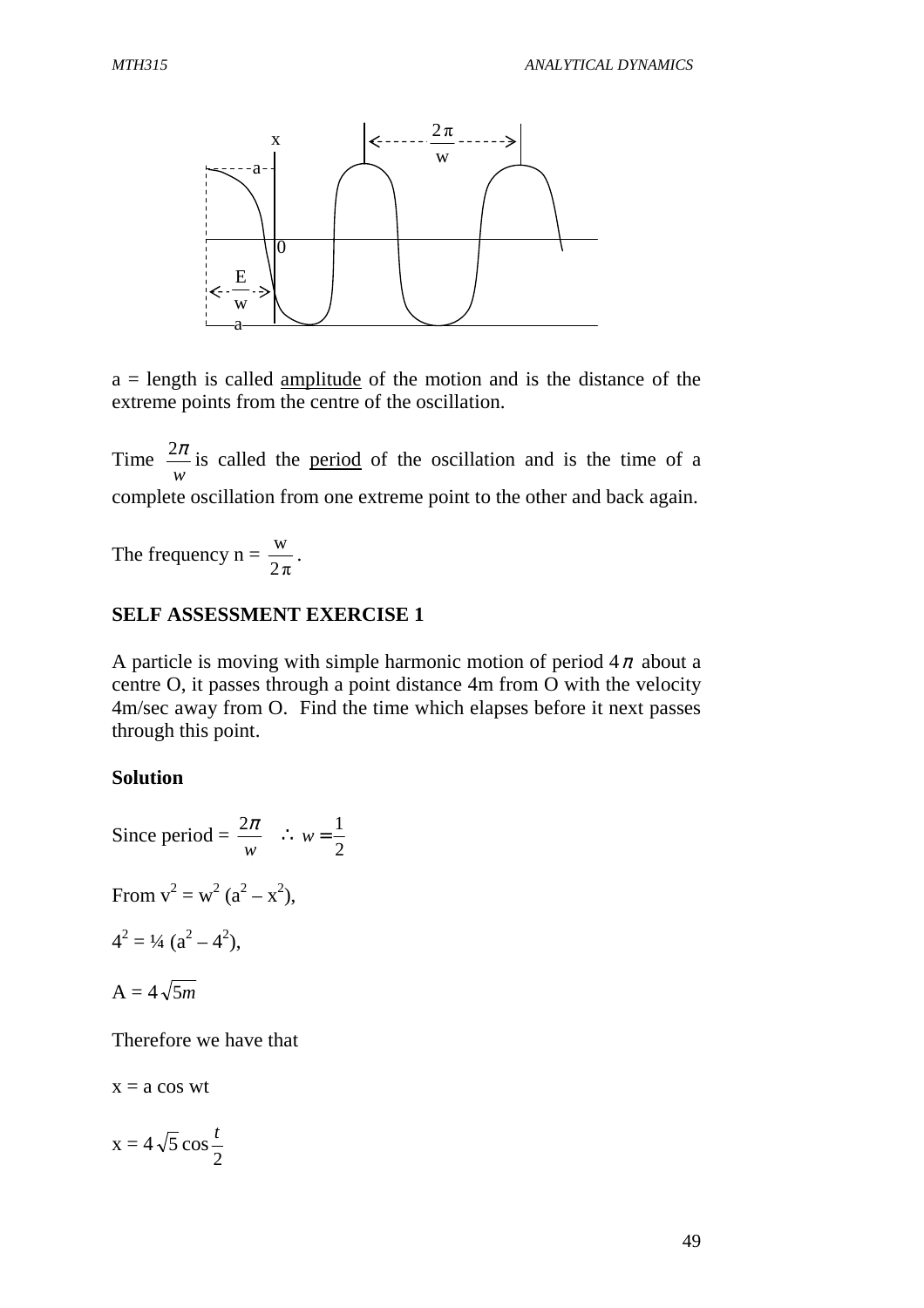a = length is called <u>amplitude</u> of the motion and is the distance of the extreme points from the centre of the oscillation.

Time $\frac{2\pi}{w}$ is called the <u>period</u> of the oscillation and is the time of a complete oscillation from one extreme point to the other and back again.

The frequency n = $\frac{w}{2\pi}$.

**SELF ASSESSMENT EXERCISE 1**

A particle is moving with simple harmonic motion of period $4\pi$ about a centre O, it passes through a point distance 4m from O with the velocity 4m/sec away from O. Find the time which elapses before it next passes through this point.

**Solution**

Since period = $\frac{2\pi}{w}$ $\quad \therefore w = \frac{1}{2}$

From $v^2 = w^2 (a^2 - x^2)$,

$4^2 = \frac{1}{4} (a^2 - 4^2)$,

A = $4\sqrt{5}m$

Therefore we have that

x = a cos wt

x = $4\sqrt{5}\cos\frac{t}{2}$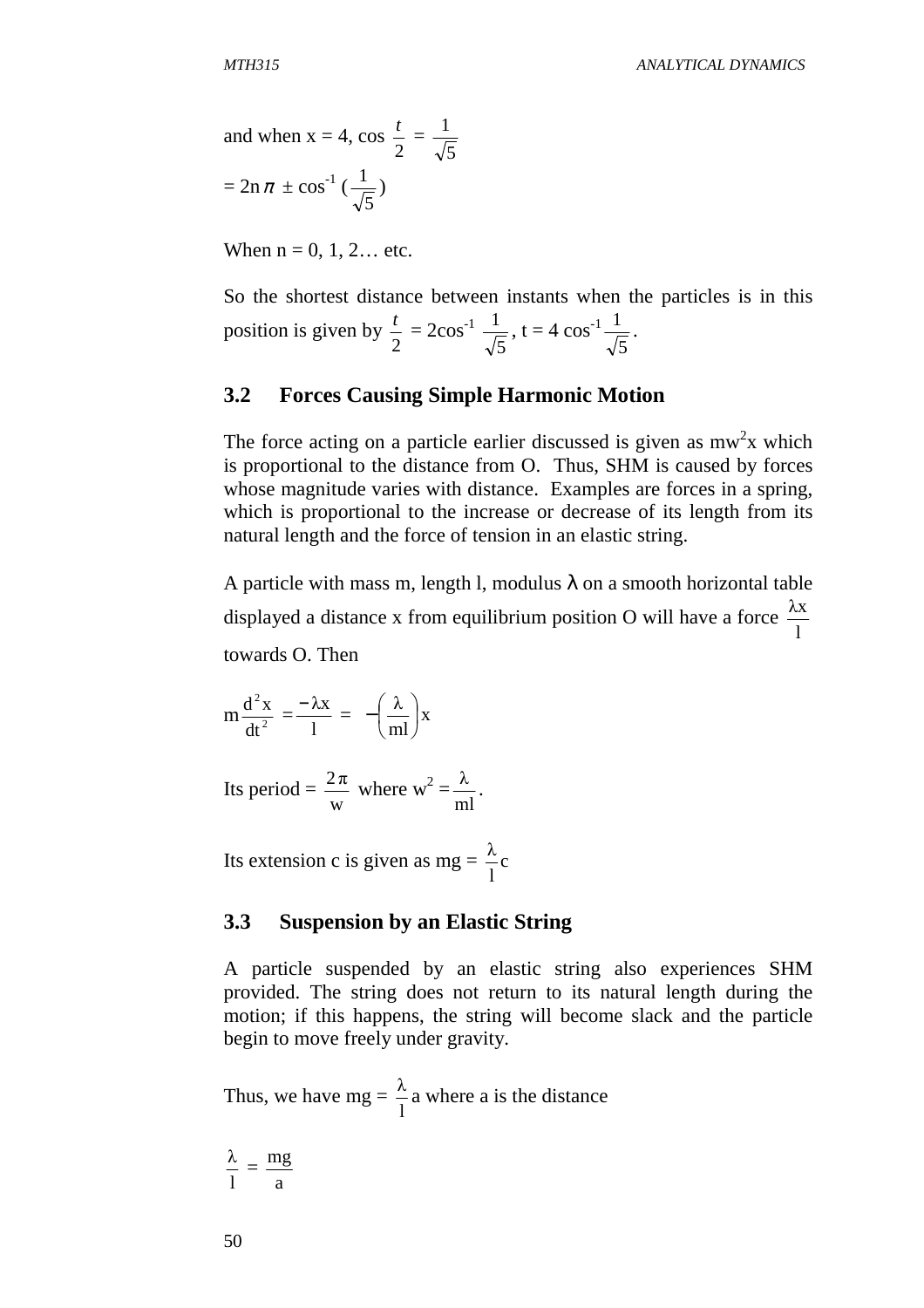and when x = 4, $\cos\frac{t}{2} = \frac{1}{\sqrt{5}}$

$= 2n\pi \pm \cos^{-1}(\frac{1}{\sqrt{5}})$

When n = 0, 1, 2… etc.

So the shortest distance between instants when the particles is in this position is given by $\frac{t}{2} = 2\cos^{-1}\frac{1}{\sqrt{5}}$, $t = 4\cos^{-1}\frac{1}{\sqrt{5}}$.

## 3.2 Forces Causing Simple Harmonic Motion

The force acting on a particle earlier discussed is given as $mw^2x$ which is proportional to the distance from O. Thus, SHM is caused by forces whose magnitude varies with distance. Examples are forces in a spring, which is proportional to the increase or decrease of its length from its natural length and the force of tension in an elastic string.

A particle with mass m, length l, modulus $\lambda$ on a smooth horizontal table displayed a distance x from equilibrium position O will have a force $\frac{\lambda x}{l}$ towards O. Then

$$m\frac{d^2x}{dt^2} = \frac{-\lambda x}{l} = -\left(\frac{\lambda}{ml}\right)x$$

Its period = $\frac{2\pi}{w}$ where $w^2 = \frac{\lambda}{ml}$.

Its extension c is given as $mg = \frac{\lambda}{l}c$

## 3.3 Suspension by an Elastic String

A particle suspended by an elastic string also experiences SHM provided. The string does not return to its natural length during the motion; if this happens, the string will become slack and the particle begin to move freely under gravity.

Thus, we have $mg = \frac{\lambda}{l}a$ where a is the distance

$$\frac{\lambda}{l} = \frac{mg}{a}$$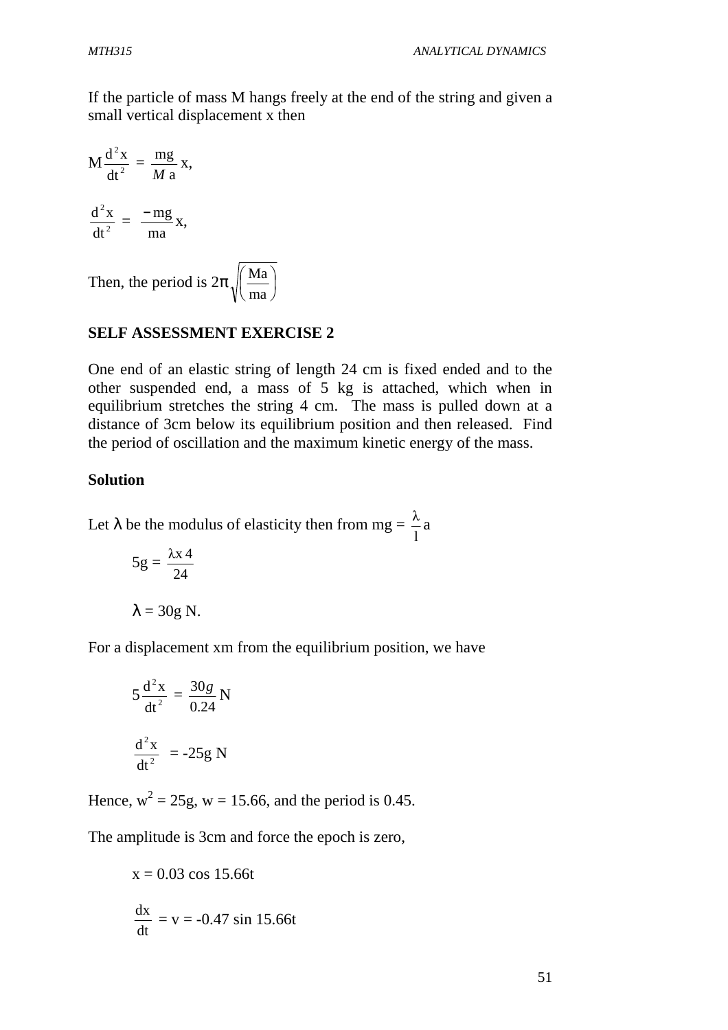If the particle of mass M hangs freely at the end of the string and given a small vertical displacement x then

$$M\frac{d^2x}{dt^2} = \frac{mg}{M\,a}x,$$

$$\frac{d^2x}{dt^2} = \frac{-mg}{ma}x,$$

Then, the period is $2\pi\sqrt{\left(\frac{Ma}{ma}\right)}$

**SELF ASSESSMENT EXERCISE 2**

One end of an elastic string of length 24 cm is fixed ended and to the other suspended end, a mass of 5 kg is attached, which when in equilibrium stretches the string 4 cm. The mass is pulled down at a distance of 3cm below its equilibrium position and then released. Find the period of oscillation and the maximum kinetic energy of the mass.

**Solution**

Let $\lambda$ be the modulus of elasticity then from mg = $\frac{\lambda}{l}$a

$$5g = \frac{\lambda x\, 4}{24}$$

$\lambda$ = 30g N.

For a displacement xm from the equilibrium position, we have

$$5\frac{d^2x}{dt^2} = \frac{30g}{0.24}\text{ N}$$

$$\frac{d^2x}{dt^2} = -25g\text{ N}$$

Hence, $w^2$ = 25g, w = 15.66, and the period is 0.45.

The amplitude is 3cm and force the epoch is zero,

x = 0.03 cos 15.66t

$$\frac{dx}{dt} = v = -0.47\sin 15.66t$$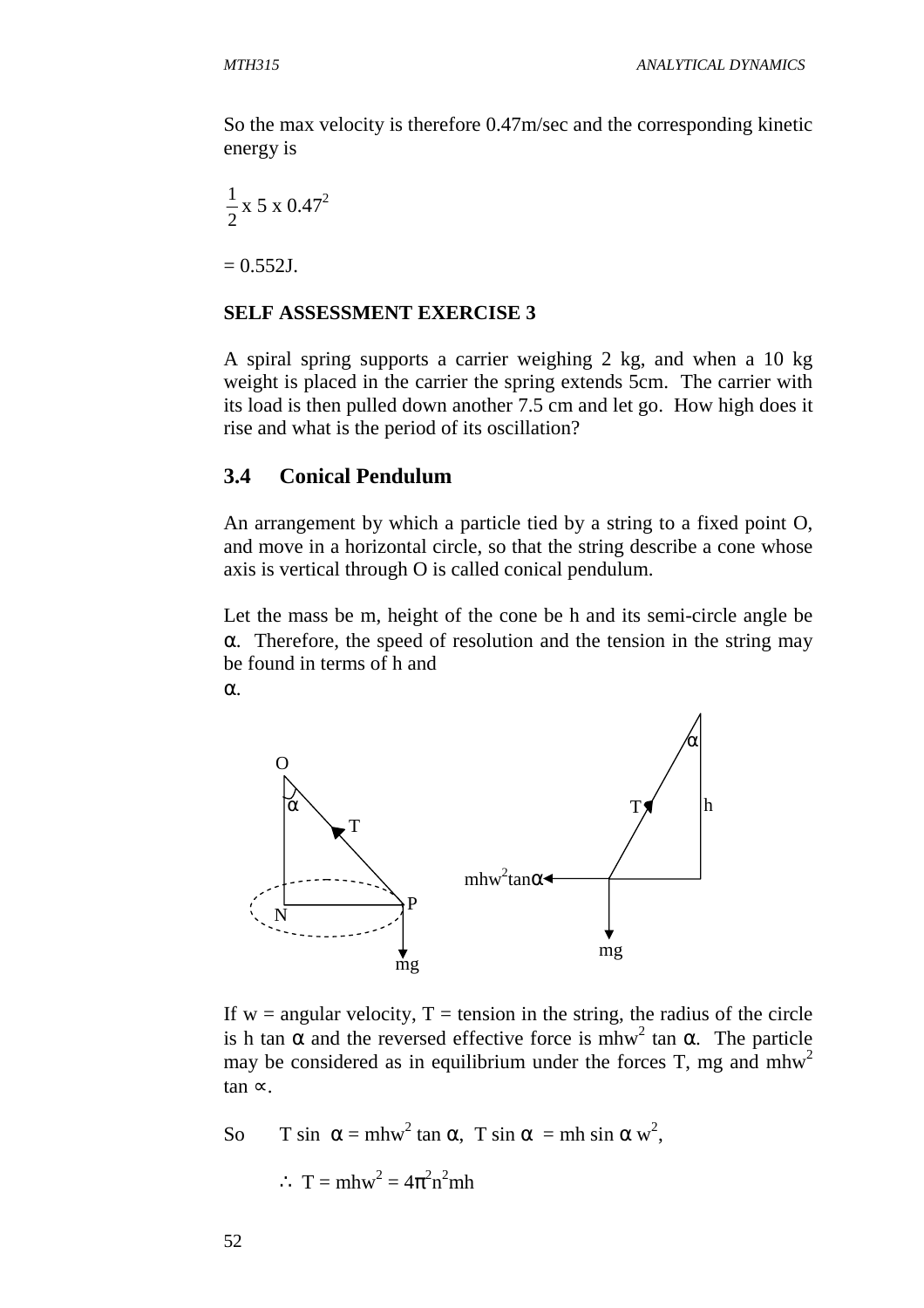So the max velocity is therefore 0.47m/sec and the corresponding kinetic energy is

$$\frac{1}{2} \text{ x } 5 \text{ x } 0.47^2$$

= 0.552J.

**SELF ASSESSMENT EXERCISE 3**

A spiral spring supports a carrier weighing 2 kg, and when a 10 kg weight is placed in the carrier the spring extends 5cm. The carrier with its load is then pulled down another 7.5 cm and let go. How high does it rise and what is the period of its oscillation?

## 3.4 Conical Pendulum

An arrangement by which a particle tied by a string to a fixed point O, and move in a horizontal circle, so that the string describe a cone whose axis is vertical through O is called conical pendulum.

Let the mass be m, height of the cone be h and its semi-circle angle be $\alpha$. Therefore, the speed of resolution and the tension in the string may be found in terms of h and $\alpha$.

If w = angular velocity, T = tension in the string, the radius of the circle is h tan $\alpha$ and the reversed effective force is $mhw^2 \tan \alpha$. The particle may be considered as in equilibrium under the forces T, mg and $mhw^2 \tan \alpha$.

So $\quad T \sin \alpha = mhw^2 \tan \alpha, \; T \sin \alpha = mh \sin \alpha \, w^2,$

$$\therefore \; T = mhw^2 = 4\pi^2 n^2 mh$$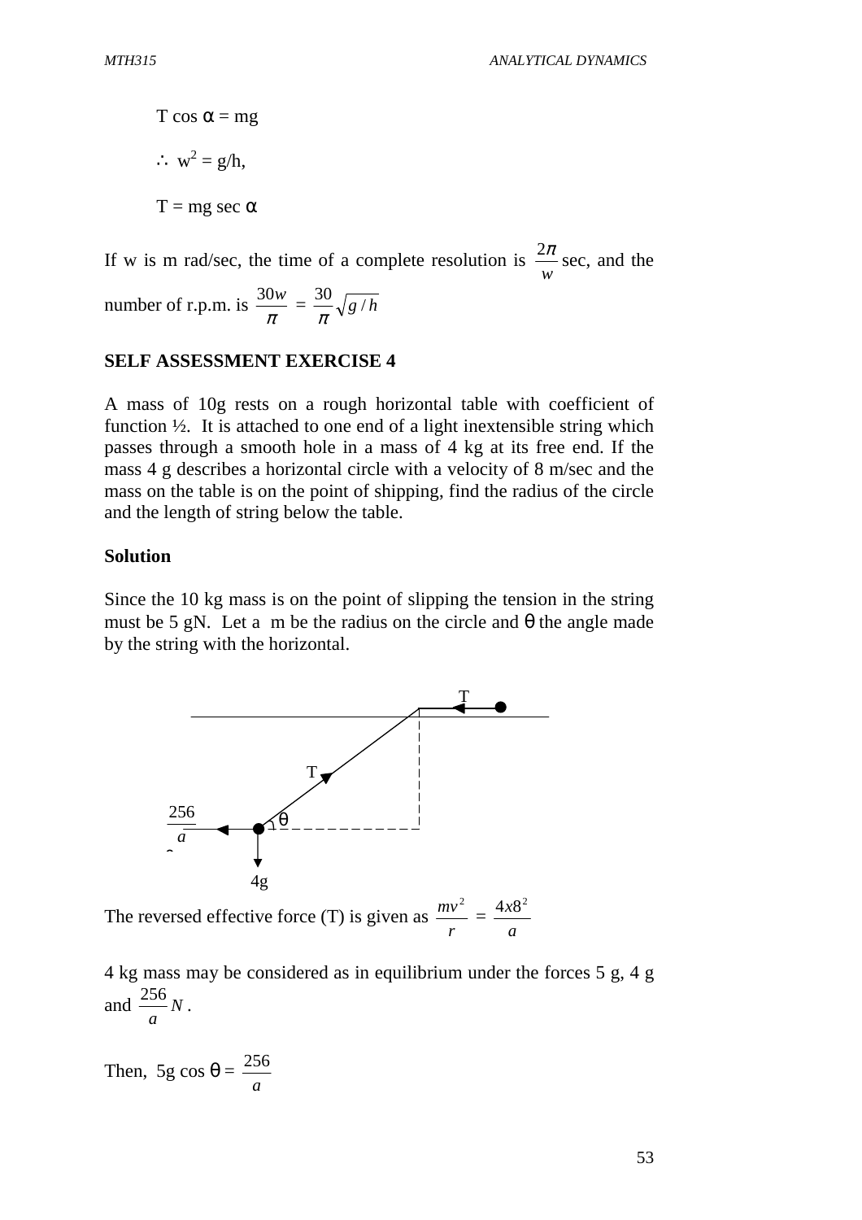$T \cos \alpha = mg$

$\therefore\ w^2 = g/h,$

$T = mg \sec \alpha$

If w is m rad/sec, the time of a complete resolution is $\frac{2\pi}{w}$ sec, and the number of r.p.m. is $\frac{30w}{\pi} = \frac{30}{\pi}\sqrt{g/h}$

**SELF ASSESSMENT EXERCISE 4**

A mass of 10g rests on a rough horizontal table with coefficient of function ½. It is attached to one end of a light inextensible string which passes through a smooth hole in a mass of 4 kg at its free end. If the mass 4 g describes a horizontal circle with a velocity of 8 m/sec and the mass on the table is on the point of shipping, find the radius of the circle and the length of string below the table.

**Solution**

Since the 10 kg mass is on the point of slipping the tension in the string must be 5 gN. Let a m be the radius on the circle and θ the angle made by the string with the horizontal.

The reversed effective force (T) is given as $\frac{mv^2}{r} = \frac{4x8^2}{a}$

4 kg mass may be considered as in equilibrium under the forces 5 g, 4 g and $\frac{256}{a}N$.

Then, $5g \cos \theta = \frac{256}{a}$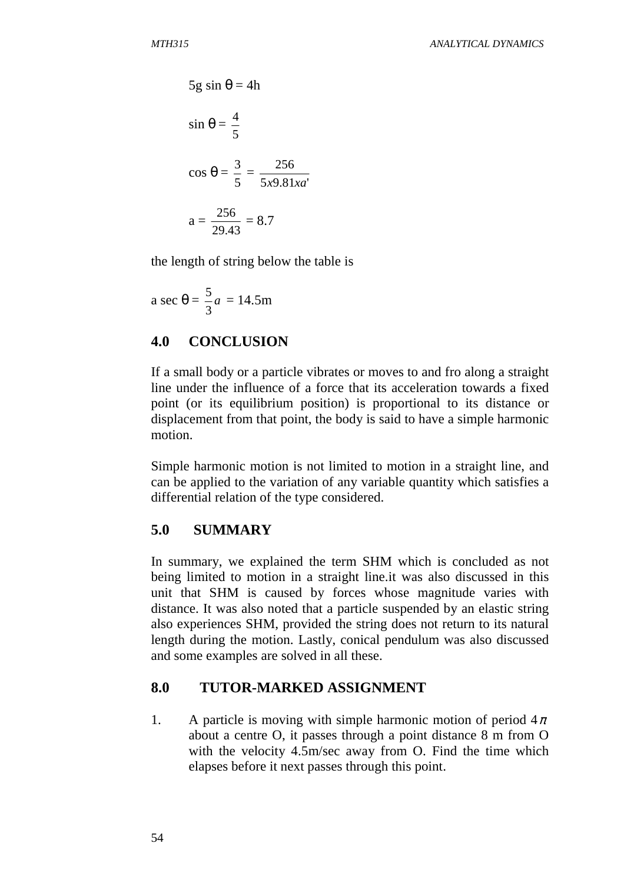$$5g \sin \theta = 4h$$

$$\sin \theta = \frac{4}{5}$$

$$\cos \theta = \frac{3}{5} = \frac{256}{5x9.81xa'}$$

$$a = \frac{256}{29.43} = 8.7$$

the length of string below the table is

$$a \sec \theta = \frac{5}{3}a = 14.5\text{m}$$

## 4.0 CONCLUSION

If a small body or a particle vibrates or moves to and fro along a straight line under the influence of a force that its acceleration towards a fixed point (or its equilibrium position) is proportional to its distance or displacement from that point, the body is said to have a simple harmonic motion.

Simple harmonic motion is not limited to motion in a straight line, and can be applied to the variation of any variable quantity which satisfies a differential relation of the type considered.

## 5.0 SUMMARY

In summary, we explained the term SHM which is concluded as not being limited to motion in a straight line.it was also discussed in this unit that SHM is caused by forces whose magnitude varies with distance. It was also noted that a particle suspended by an elastic string also experiences SHM, provided the string does not return to its natural length during the motion. Lastly, conical pendulum was also discussed and some examples are solved in all these.

## 8.0 TUTOR-MARKED ASSIGNMENT

1. A particle is moving with simple harmonic motion of period $4\pi$ about a centre O, it passes through a point distance 8 m from O with the velocity 4.5m/sec away from O. Find the time which elapses before it next passes through this point.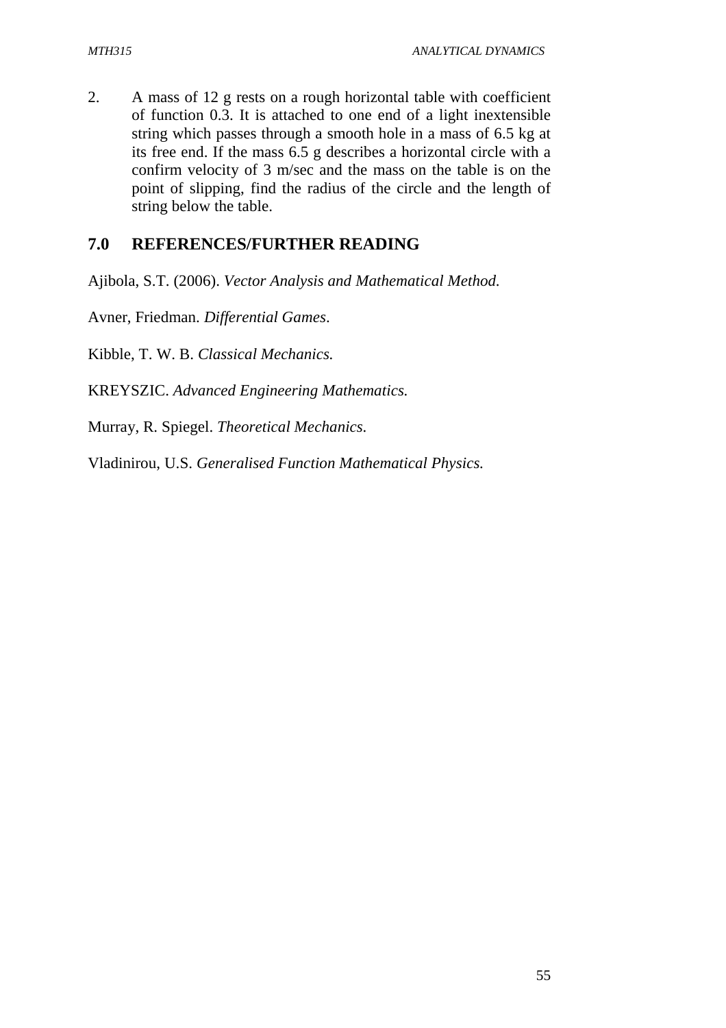2. A mass of 12 g rests on a rough horizontal table with coefficient of function 0.3. It is attached to one end of a light inextensible string which passes through a smooth hole in a mass of 6.5 kg at its free end. If the mass 6.5 g describes a horizontal circle with a confirm velocity of 3 m/sec and the mass on the table is on the point of slipping, find the radius of the circle and the length of string below the table.

## 7.0 REFERENCES/FURTHER READING

Ajibola, S.T. (2006). *Vector Analysis and Mathematical Method.*

Avner, Friedman. *Differential Games*.

Kibble, T. W. B. *Classical Mechanics.*

KREYSZIC. *Advanced Engineering Mathematics.*

Murray, R. Spiegel. *Theoretical Mechanics.*

Vladinirou, U.S. *Generalised Function Mathematical Physics.*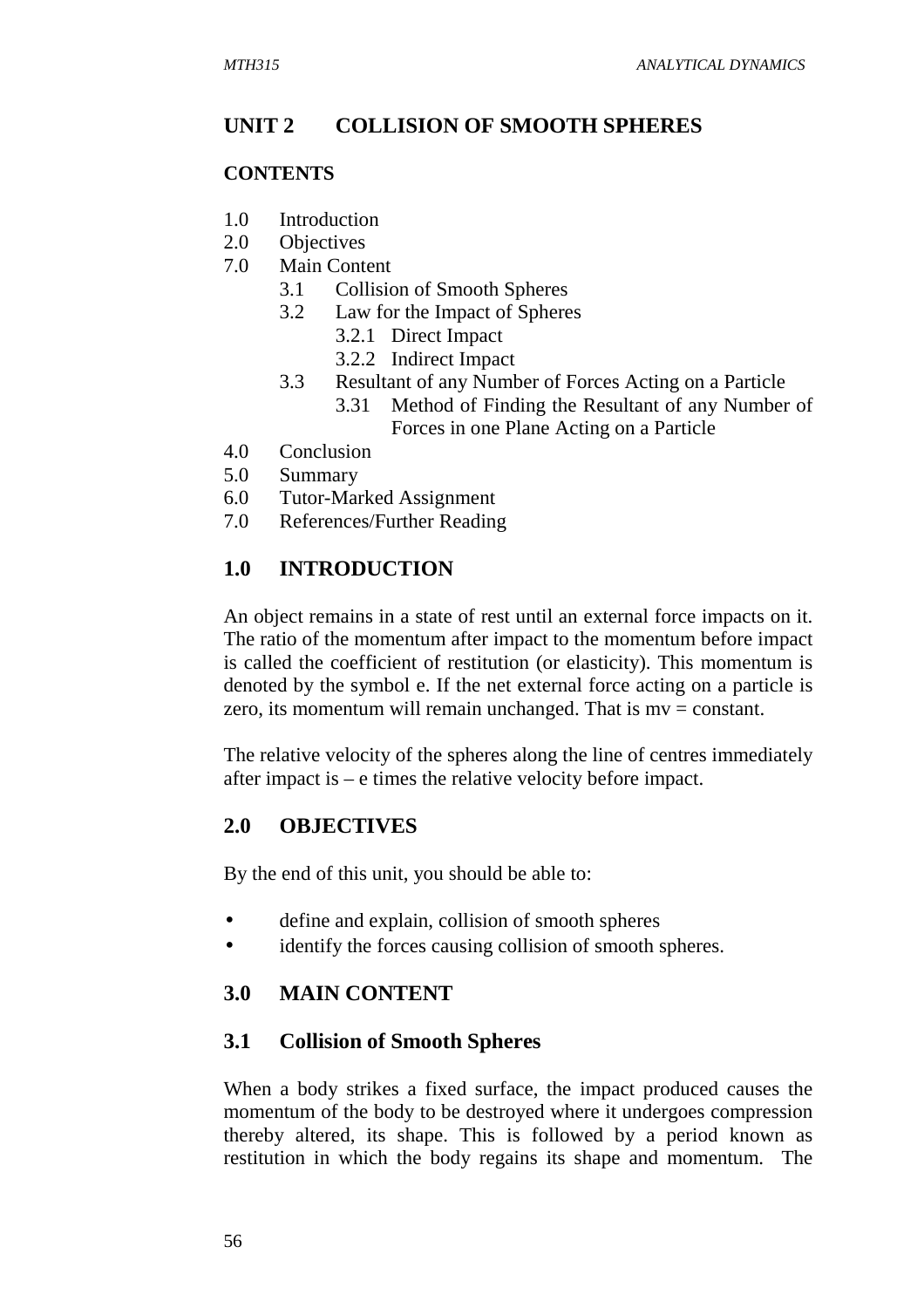## UNIT 2 COLLISION OF SMOOTH SPHERES

**CONTENTS**

1.0 Introduction
2.0 Objectives
7.0 Main Content
 3.1 Collision of Smooth Spheres
 3.2 Law for the Impact of Spheres
  3.2.1 Direct Impact
  3.2.2 Indirect Impact
 3.3 Resultant of any Number of Forces Acting on a Particle
  3.31 Method of Finding the Resultant of any Number of Forces in one Plane Acting on a Particle
4.0 Conclusion
5.0 Summary
6.0 Tutor-Marked Assignment
7.0 References/Further Reading

## 1.0 INTRODUCTION

An object remains in a state of rest until an external force impacts on it. The ratio of the momentum after impact to the momentum before impact is called the coefficient of restitution (or elasticity). This momentum is denoted by the symbol e. If the net external force acting on a particle is zero, its momentum will remain unchanged. That is mv = constant.

The relative velocity of the spheres along the line of centres immediately after impact is – e times the relative velocity before impact.

## 2.0 OBJECTIVES

By the end of this unit, you should be able to:

- define and explain, collision of smooth spheres
- identify the forces causing collision of smooth spheres.

## 3.0 MAIN CONTENT

### 3.1 Collision of Smooth Spheres

When a body strikes a fixed surface, the impact produced causes the momentum of the body to be destroyed where it undergoes compression thereby altered, its shape. This is followed by a period known as restitution in which the body regains its shape and momentum. The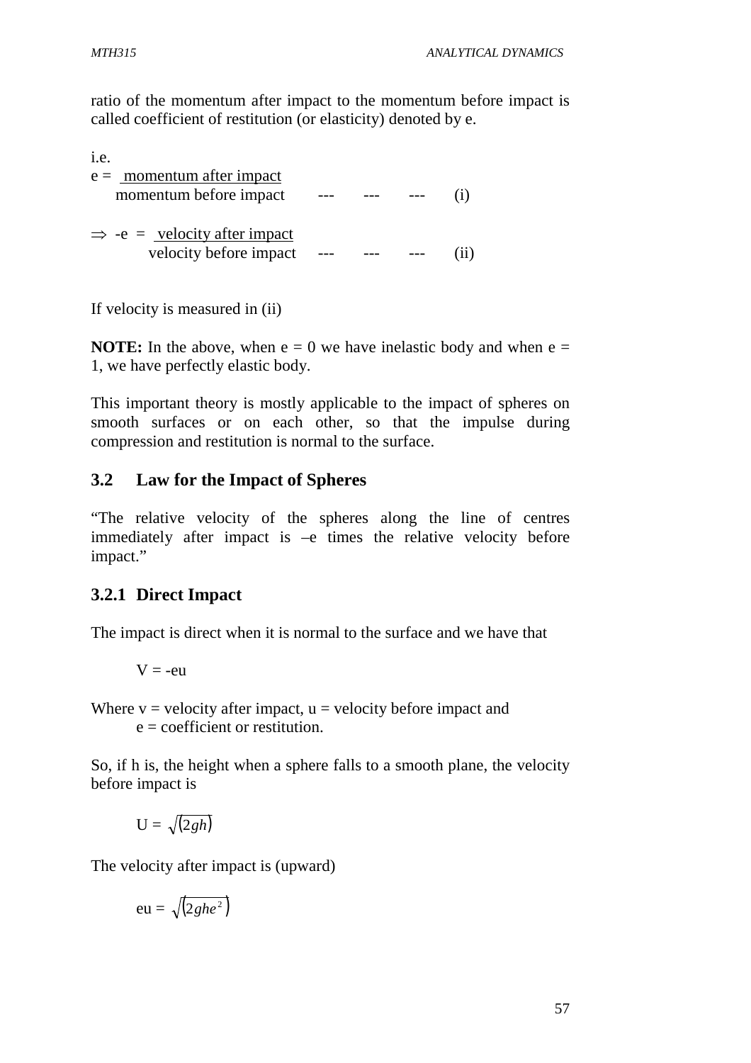ratio of the momentum after impact to the momentum before impact is called coefficient of restitution (or elasticity) denoted by e.

i.e.

$$e = \frac{\text{momentum after impact}}{\text{momentum before impact}} \quad \text{---} \quad \text{---} \quad \text{---} \quad \text{(i)}$$

$$\Rightarrow -e = \frac{\text{velocity after impact}}{\text{velocity before impact}} \quad \text{---} \quad \text{---} \quad \text{---} \quad \text{(ii)}$$

If velocity is measured in (ii)

**NOTE:** In the above, when e = 0 we have inelastic body and when e = 1, we have perfectly elastic body.

This important theory is mostly applicable to the impact of spheres on smooth surfaces or on each other, so that the impulse during compression and restitution is normal to the surface.

## 3.2 Law for the Impact of Spheres

"The relative velocity of the spheres along the line of centres immediately after impact is –e times the relative velocity before impact."

### 3.2.1 Direct Impact

The impact is direct when it is normal to the surface and we have that

$$V = -eu$$

Where v = velocity after impact, u = velocity before impact and e = coefficient or restitution.

So, if h is, the height when a sphere falls to a smooth plane, the velocity before impact is

$$U = \sqrt{(2gh)}$$

The velocity after impact is (upward)

$$eu = \sqrt{(2ghe^2)}$$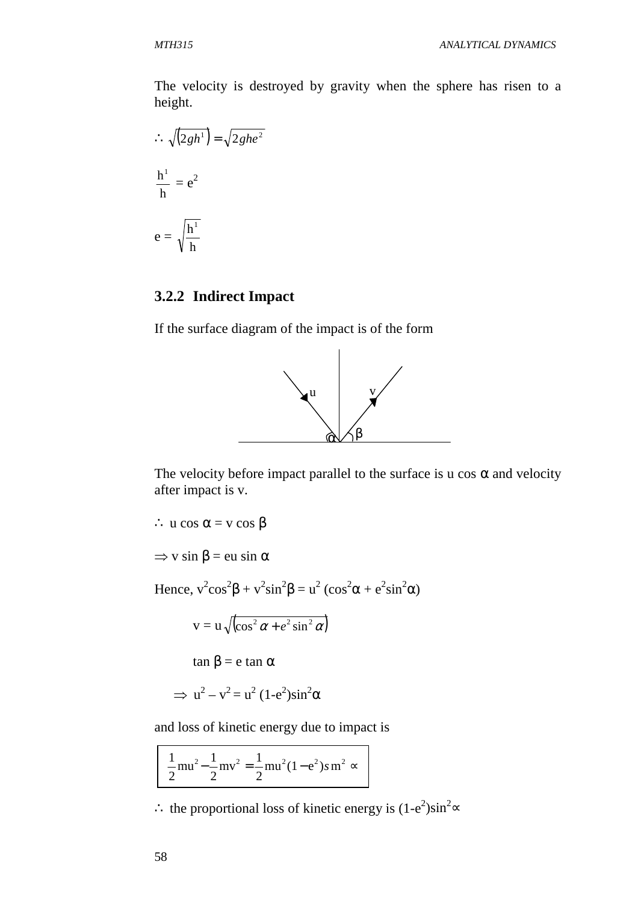The velocity is destroyed by gravity when the sphere has risen to a height.

$$\therefore \sqrt{(2gh^1)} = \sqrt{2ghe^2}$$

$$\frac{h^1}{h} = e^2$$

$$e = \sqrt{\frac{h^1}{h}}$$

### 3.2.2 Indirect Impact

If the surface diagram of the impact is of the form

The velocity before impact parallel to the surface is u cos α and velocity after impact is v.

$\therefore$ u cos α = v cos β

$\Rightarrow$ v sin β = eu sin α

Hence, $v^2\cos^2\beta + v^2\sin^2\beta = u^2 (\cos^2\alpha + e^2\sin^2\alpha)$

$$v = u\sqrt{(\cos^2\alpha + e^2\sin^2\alpha)}$$

$$\tan\beta = e\tan\alpha$$

$$\Rightarrow u^2 - v^2 = u^2 (1-e^2)\sin^2\alpha$$

and loss of kinetic energy due to impact is

$$\frac{1}{2}mu^2 - \frac{1}{2}mv^2 = \frac{1}{2}mu^2(1-e^2)sm^2\propto$$

$\therefore$ the proportional loss of kinetic energy is $(1-e^2)\sin^2\propto$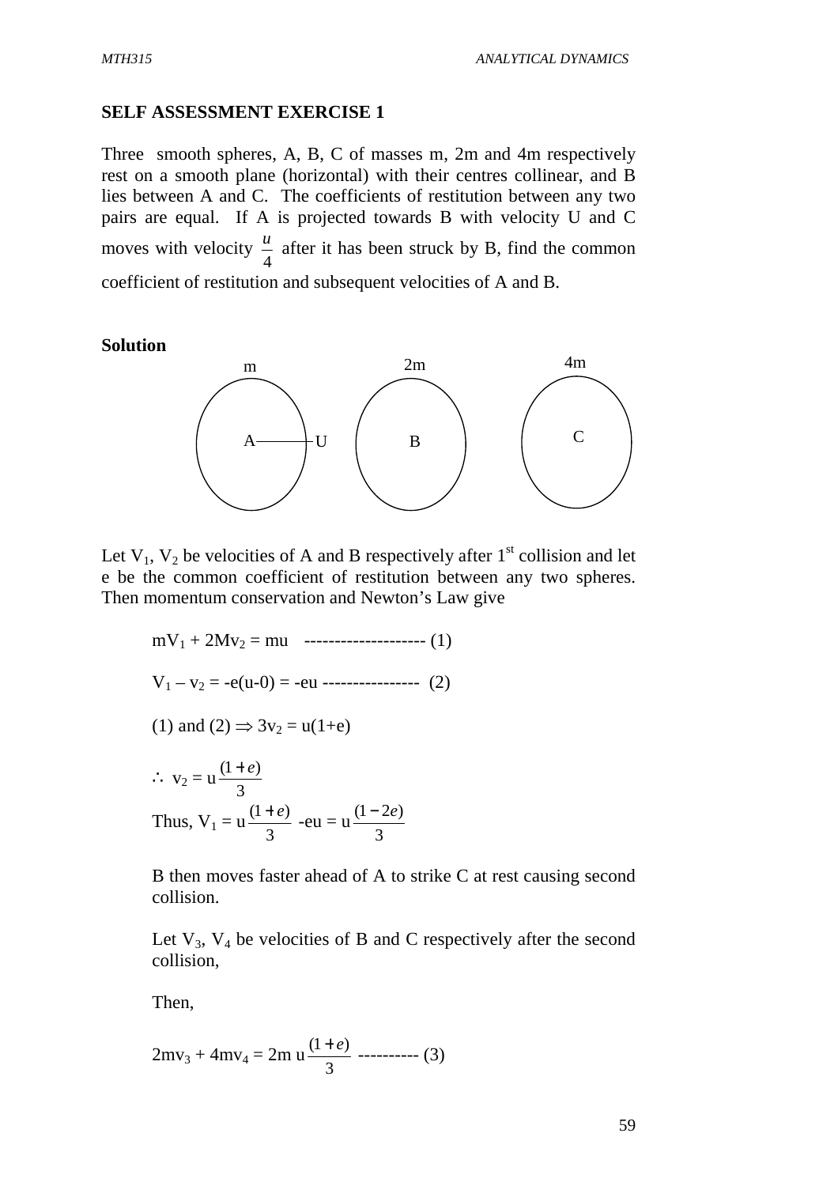### SELF ASSESSMENT EXERCISE 1

Three smooth spheres, A, B, C of masses m, 2m and 4m respectively rest on a smooth plane (horizontal) with their centres collinear, and B lies between A and C. The coefficients of restitution between any two pairs are equal. If A is projected towards B with velocity U and C moves with velocity $\frac{u}{4}$ after it has been struck by B, find the common coefficient of restitution and subsequent velocities of A and B.

**Solution**

m &nbsp;&nbsp;&nbsp;&nbsp; 2m &nbsp;&nbsp;&nbsp;&nbsp; 4m

A ——U &nbsp;&nbsp;&nbsp;&nbsp; B &nbsp;&nbsp;&nbsp;&nbsp; C

Let $V_1$, $V_2$ be velocities of A and B respectively after 1st collision and let e be the common coefficient of restitution between any two spheres. Then momentum conservation and Newton's Law give

$$mV_1 + 2Mv_2 = mu \quad \text{-------------------- (1)}$$

$$V_1 - v_2 = -e(u-0) = -eu \quad \text{---------------- (2)}$$

(1) and (2) $\Rightarrow 3v_2 = u(1+e)$

$$\therefore \; v_2 = u\frac{(1+e)}{3}$$

Thus, $V_1 = u\frac{(1+e)}{3} - eu = u\frac{(1-2e)}{3}$

B then moves faster ahead of A to strike C at rest causing second collision.

Let $V_3$, $V_4$ be velocities of B and C respectively after the second collision,

Then,

$$2mv_3 + 4mv_4 = 2m\,u\frac{(1+e)}{3} \quad \text{---------- (3)}$$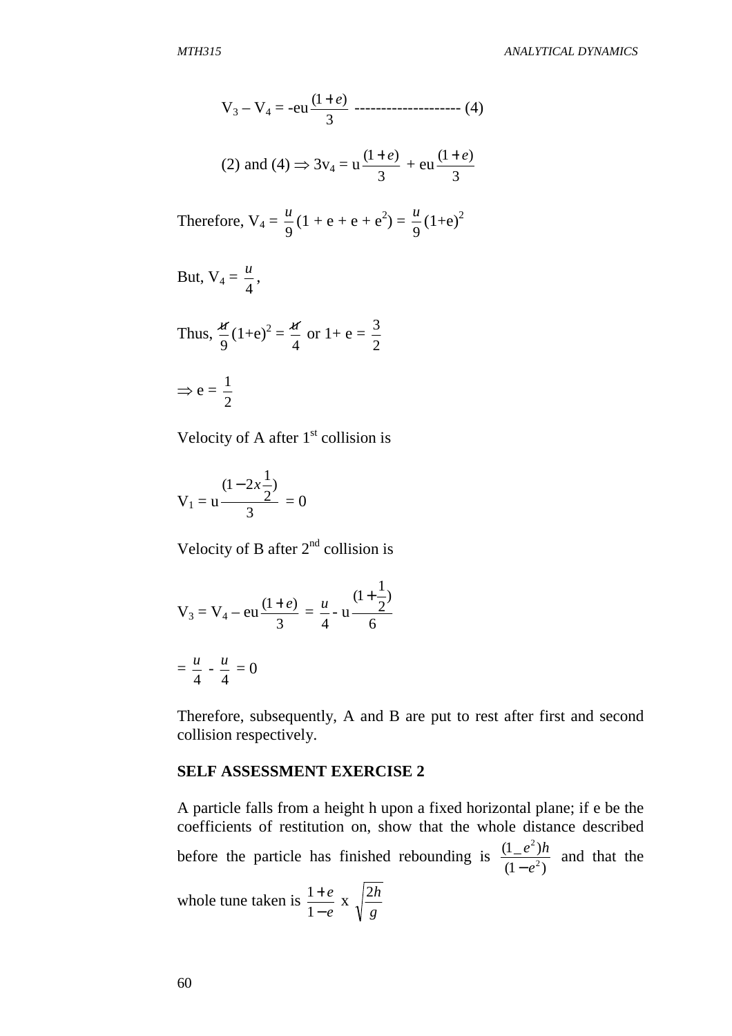$$V_3 - V_4 = -eu\frac{(1+e)}{3} \text{ -------------------- (4)}$$

$$\text{(2) and (4)} \Rightarrow 3v_4 = u\frac{(1+e)}{3} + eu\frac{(1+e)}{3}$$

Therefore, $V_4 = \frac{u}{9}(1 + e + e + e^2) = \frac{u}{9}(1+e)^2$

But, $V_4 = \frac{u}{4}$,

Thus, $\frac{u}{9}(1+e)^2 = \frac{u}{4}$ or $1+ e = \frac{3}{2}$

$\Rightarrow e = \frac{1}{2}$

Velocity of A after 1st collision is

$$V_1 = u\frac{(1-2x\frac{1}{2})}{3} = 0$$

Velocity of B after 2nd collision is

$$V_3 = V_4 - eu\frac{(1+e)}{3} = \frac{u}{4} - u\frac{(1+\frac{1}{2})}{6}$$

$$= \frac{u}{4} - \frac{u}{4} = 0$$

Therefore, subsequently, A and B are put to rest after first and second collision respectively.

**SELF ASSESSMENT EXERCISE 2**

A particle falls from a height h upon a fixed horizontal plane; if e be the coefficients of restitution on, show that the whole distance described before the particle has finished rebounding is $\frac{(1\_e^2)h}{(1-e^2)}$ and that the whole tune taken is $\frac{1+e}{1-e}$ x $\sqrt{\frac{2h}{g}}$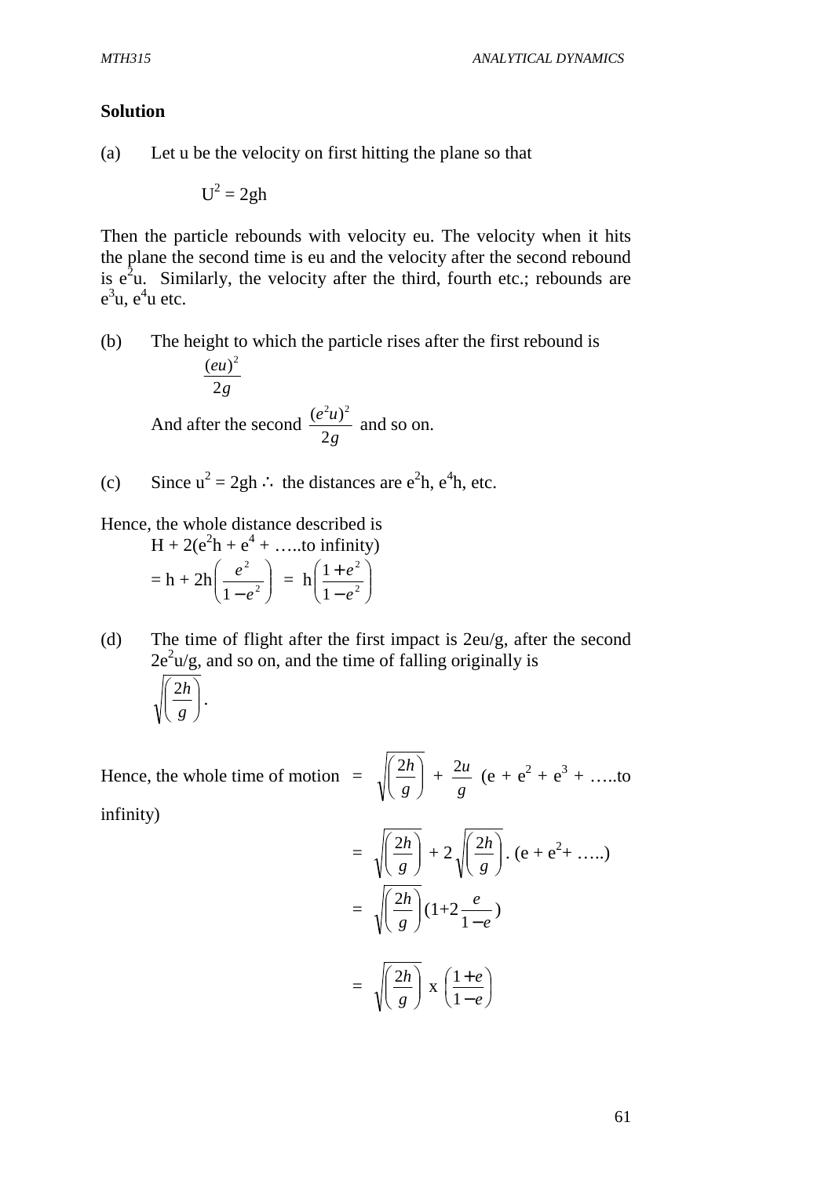**Solution**

(a) Let u be the velocity on first hitting the plane so that

$$U^2 = 2gh$$

Then the particle rebounds with velocity eu. The velocity when it hits the plane the second time is eu and the velocity after the second rebound is $e^2u$. Similarly, the velocity after the third, fourth etc.; rebounds are $e^3u$, $e^4u$ etc.

(b) The height to which the particle rises after the first rebound is

$$\frac{(eu)^2}{2g}$$

And after the second $\frac{(e^2u)^2}{2g}$ and so on.

(c) Since $u^2 = 2gh \therefore$ the distances are $e^2h$, $e^4h$, etc.

Hence, the whole distance described is

$$H + 2(e^2h + e^4 + \ldots\text{to infinity})$$

$$= h + 2h\left(\frac{e^2}{1-e^2}\right) = h\left(\frac{1+e^2}{1-e^2}\right)$$

(d) The time of flight after the first impact is $2eu/g$, after the second $2e^2u/g$, and so on, and the time of falling originally is

$$\sqrt{\left(\frac{2h}{g}\right)}.$$

Hence, the whole time of motion $= \sqrt{\left(\frac{2h}{g}\right)} + \frac{2u}{g}(e + e^2 + e^3 + \ldots\text{to infinity})$

$$= \sqrt{\left(\frac{2h}{g}\right)} + 2\sqrt{\left(\frac{2h}{g}\right)}.(e + e^2 + \ldots)$$

$$= \sqrt{\left(\frac{2h}{g}\right)}(1 + 2\frac{e}{1-e})$$

$$= \sqrt{\left(\frac{2h}{g}\right)} \text{ x } \left(\frac{1+e}{1-e}\right)$$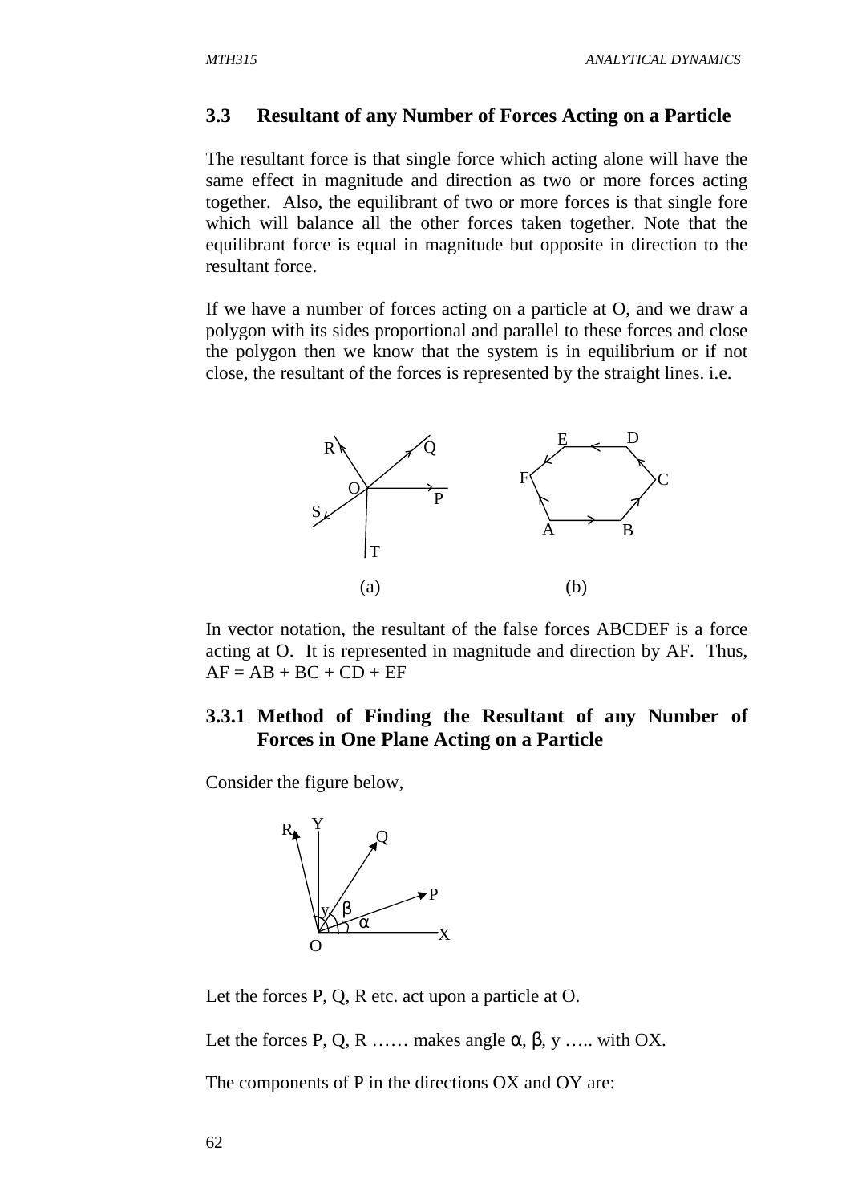### 3.3 Resultant of any Number of Forces Acting on a Particle

The resultant force is that single force which acting alone will have the same effect in magnitude and direction as two or more forces acting together. Also, the equilibrant of two or more forces is that single fore which will balance all the other forces taken together. Note that the equilibrant force is equal in magnitude but opposite in direction to the resultant force.

If we have a number of forces acting on a particle at O, and we draw a polygon with its sides proportional and parallel to these forces and close the polygon then we know that the system is in equilibrium or if not close, the resultant of the forces is represented by the straight lines. i.e.

(a) (b)

In vector notation, the resultant of the false forces ABCDEF is a force acting at O. It is represented in magnitude and direction by AF. Thus, AF = AB + BC + CD + EF

#### 3.3.1 Method of Finding the Resultant of any Number of Forces in One Plane Acting on a Particle

Consider the figure below,

Let the forces P, Q, R etc. act upon a particle at O.

Let the forces P, Q, R …… makes angle $\alpha$, $\beta$, y ….. with OX.

The components of P in the directions OX and OY are: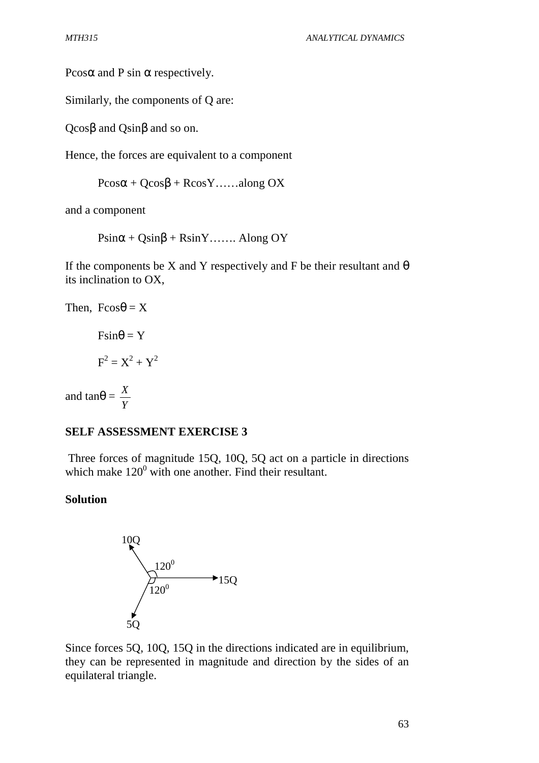$P\cos\alpha$ and $P\sin\alpha$ respectively.

Similarly, the components of Q are:

$Q\cos\beta$ and $Q\sin\beta$ and so on.

Hence, the forces are equivalent to a component

$P\cos\alpha + Q\cos\beta + R\cos Y$……along OX

and a component

$P\sin\alpha + Q\sin\beta + R\sin Y$……. Along OY

If the components be X and Y respectively and F be their resultant and $\theta$ its inclination to OX,

Then, $F\cos\theta = X$

$F\sin\theta = Y$

$F^2 = X^2 + Y^2$

and $\tan\theta = \frac{X}{Y}$

**SELF ASSESSMENT EXERCISE 3**

Three forces of magnitude 15Q, 10Q, 5Q act on a particle in directions which make $120^0$ with one another. Find their resultant.

**Solution**

10Q

$120^0$

15Q

$120^0$

5Q

Since forces 5Q, 10Q, 15Q in the directions indicated are in equilibrium, they can be represented in magnitude and direction by the sides of an equilateral triangle.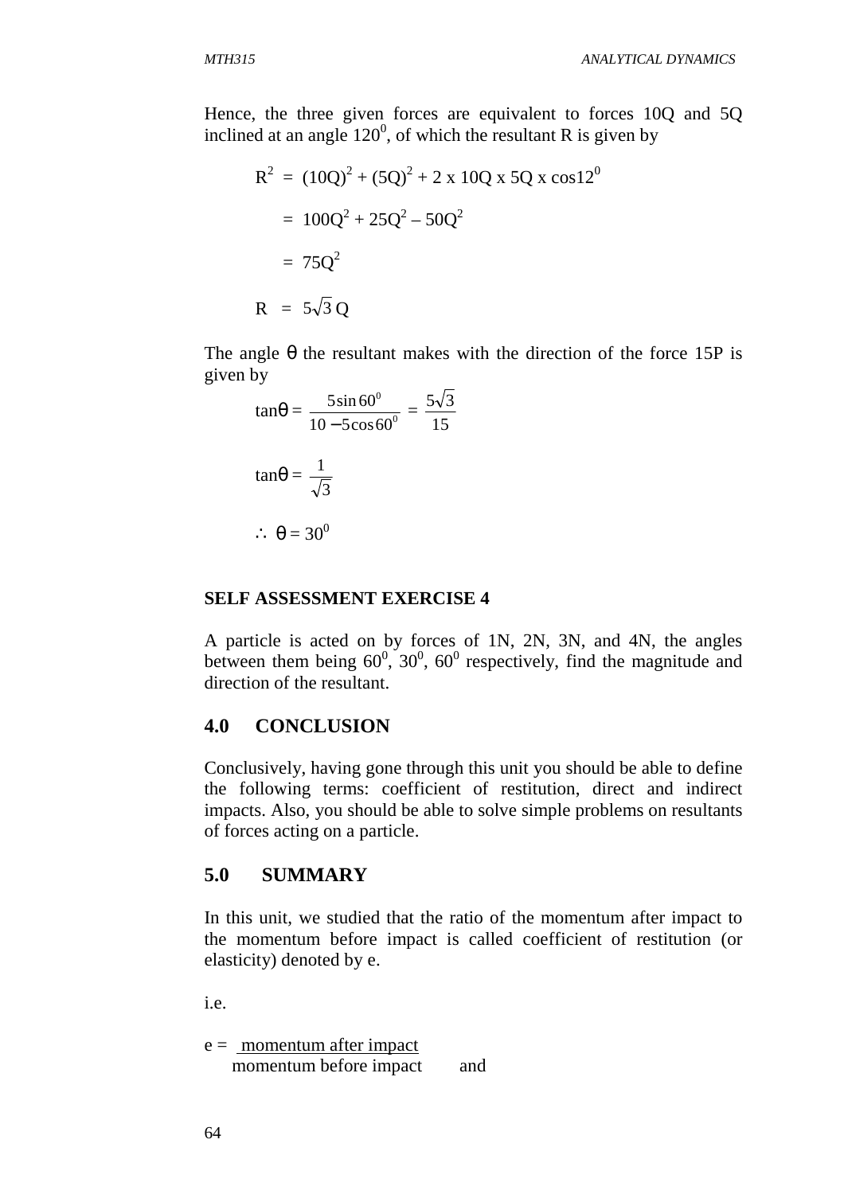Hence, the three given forces are equivalent to forces 10Q and 5Q inclined at an angle $120^0$, of which the resultant R is given by

$$R^2 = (10Q)^2 + (5Q)^2 + 2 \text{ x } 10Q \text{ x } 5Q \text{ x } \cos 12^0$$

$$= 100Q^2 + 25Q^2 - 50Q^2$$

$$= 75Q^2$$

$$R = 5\sqrt{3}\, Q$$

The angle θ the resultant makes with the direction of the force 15P is given by

$$\tan\theta = \frac{5\sin 60^0}{10 - 5\cos 60^0} = \frac{5\sqrt{3}}{15}$$

$$\tan\theta = \frac{1}{\sqrt{3}}$$

$$\therefore \ \theta = 30^0$$

**SELF ASSESSMENT EXERCISE 4**

A particle is acted on by forces of 1N, 2N, 3N, and 4N, the angles between them being $60^0$, $30^0$, $60^0$ respectively, find the magnitude and direction of the resultant.

## 4.0 CONCLUSION

Conclusively, having gone through this unit you should be able to define the following terms: coefficient of restitution, direct and indirect impacts. Also, you should be able to solve simple problems on resultants of forces acting on a particle.

## 5.0 SUMMARY

In this unit, we studied that the ratio of the momentum after impact to the momentum before impact is called coefficient of restitution (or elasticity) denoted by e.

i.e.

$$e = \frac{\text{momentum after impact}}{\text{momentum before impact}} \quad \text{and}$$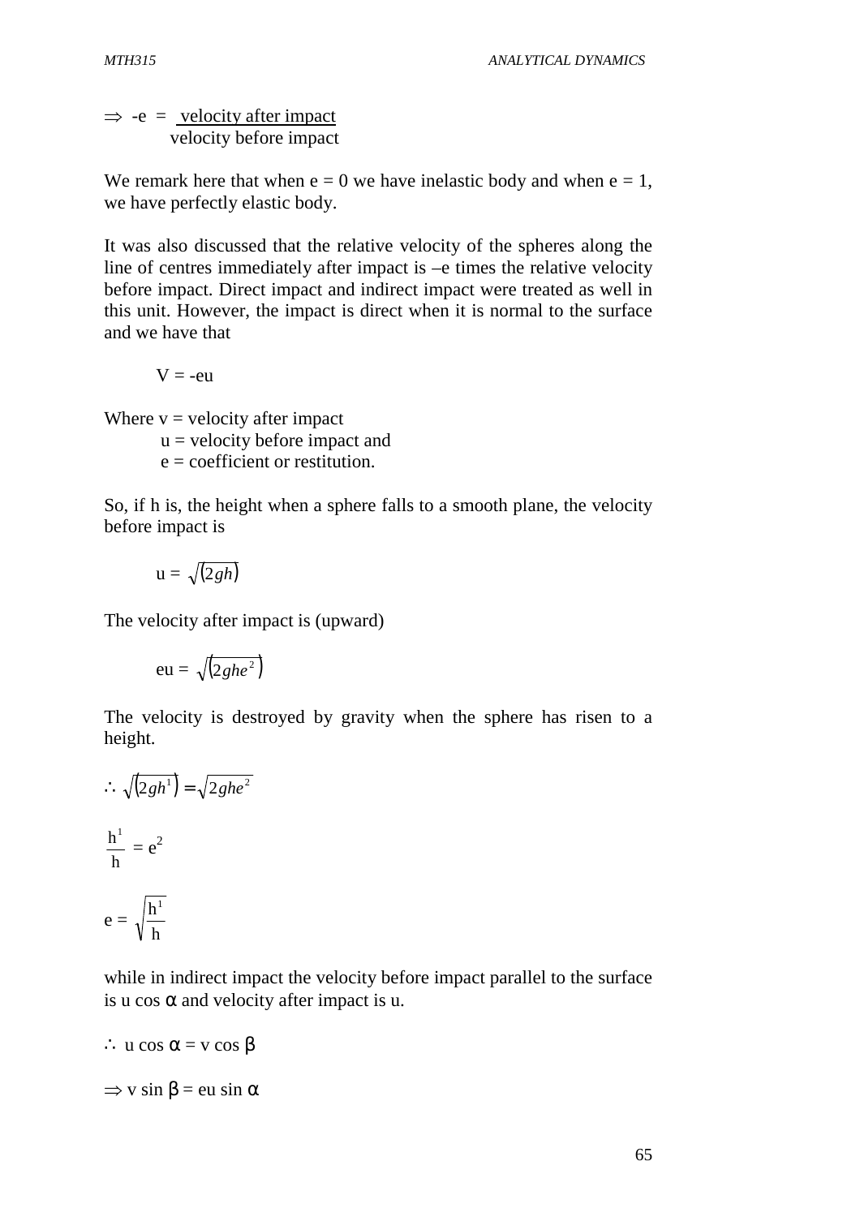$$\Rightarrow -e = \frac{\text{velocity after impact}}{\text{velocity before impact}}$$

We remark here that when e = 0 we have inelastic body and when e = 1, we have perfectly elastic body.

It was also discussed that the relative velocity of the spheres along the line of centres immediately after impact is –e times the relative velocity before impact. Direct impact and indirect impact were treated as well in this unit. However, the impact is direct when it is normal to the surface and we have that

$$V = -eu$$

Where v = velocity after impact
u = velocity before impact and
e = coefficient or restitution.

So, if h is, the height when a sphere falls to a smooth plane, the velocity before impact is

$$u = \sqrt{(2gh)}$$

The velocity after impact is (upward)

$$eu = \sqrt{(2ghe^2)}$$

The velocity is destroyed by gravity when the sphere has risen to a height.

$$\therefore \sqrt{(2gh^1)} = \sqrt{2ghe^2}$$

$$\frac{h^1}{h} = e^2$$

$$e = \sqrt{\frac{h^1}{h}}$$

while in indirect impact the velocity before impact parallel to the surface is u cos α and velocity after impact is u.

$$\therefore u \cos \alpha = v \cos \beta$$

$$\Rightarrow v \sin \beta = eu \sin \alpha$$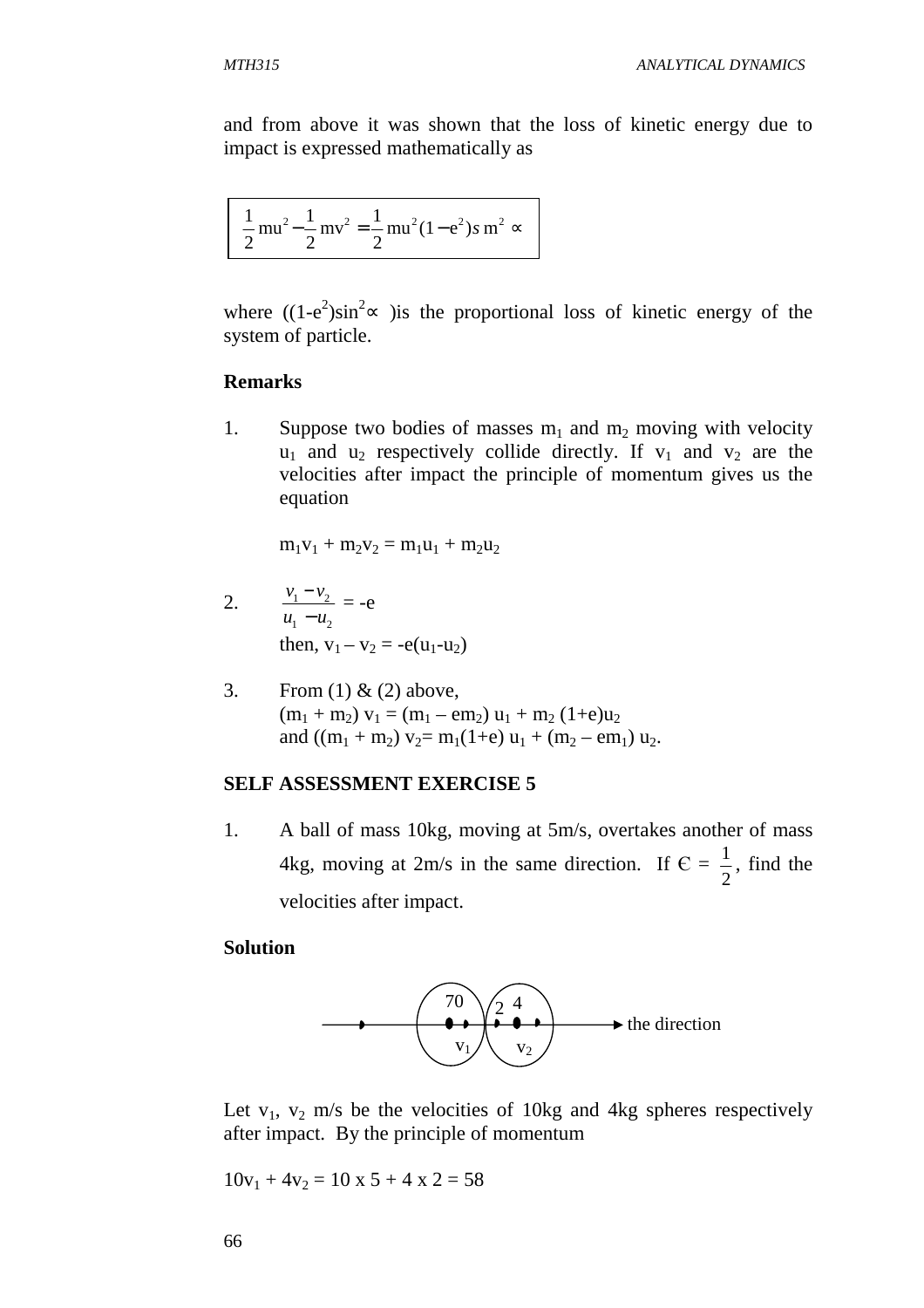and from above it was shown that the loss of kinetic energy due to impact is expressed mathematically as

$$\frac{1}{2}mu^2 - \frac{1}{2}mv^2 = \frac{1}{2}mu^2(1-e^2)sm^2 \propto$$

where $((1-e^2)\sin^2\propto)$ is the proportional loss of kinetic energy of the system of particle.

**Remarks**

1. Suppose two bodies of masses $m_1$ and $m_2$ moving with velocity $u_1$ and $u_2$ respectively collide directly. If $v_1$ and $v_2$ are the velocities after impact the principle of momentum gives us the equation

   $m_1v_1 + m_2v_2 = m_1u_1 + m_2u_2$

2. $\dfrac{v_1 - v_2}{u_1 - u_2} = -e$

   then, $v_1 - v_2 = -e(u_1 - u_2)$

3. From (1) & (2) above,
   $(m_1 + m_2)\, v_1 = (m_1 - em_2)\, u_1 + m_2\,(1+e)u_2$
   and $((m_1 + m_2)\, v_2 = m_1(1+e)\, u_1 + (m_2 - em_1)\, u_2$.

**SELF ASSESSMENT EXERCISE 5**

1. A ball of mass 10kg, moving at 5m/s, overtakes another of mass 4kg, moving at 2m/s in the same direction. If $\epsilon = \frac{1}{2}$, find the velocities after impact.

**Solution**

70 &nbsp;&nbsp; 2 &nbsp; 4 &nbsp;&nbsp; the direction

$v_1$ &nbsp;&nbsp; $v_2$

Let $v_1$, $v_2$ m/s be the velocities of 10kg and 4kg spheres respectively after impact. By the principle of momentum

$10v_1 + 4v_2 = 10 \times 5 + 4 \times 2 = 58$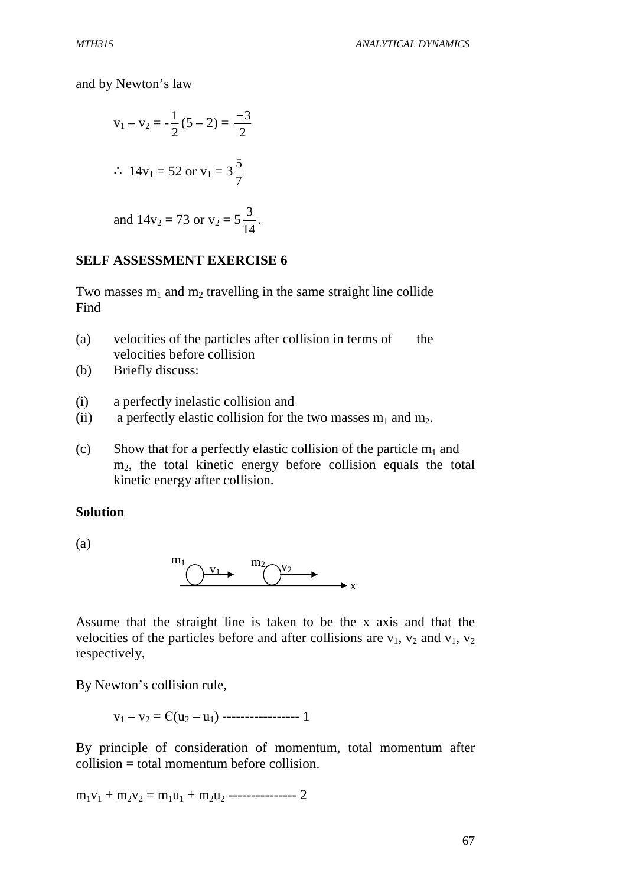and by Newton's law

$$v_1 - v_2 = -\frac{1}{2}(5 - 2) = \frac{-3}{2}$$

$$\therefore\ 14v_1 = 52 \text{ or } v_1 = 3\frac{5}{7}$$

$$\text{and } 14v_2 = 73 \text{ or } v_2 = 5\frac{3}{14}.$$

**SELF ASSESSMENT EXERCISE 6**

Two masses $m_1$ and $m_2$ travelling in the same straight line collide
Find

(a) velocities of the particles after collision in terms of the velocities before collision

(b) Briefly discuss:

(i) a perfectly inelastic collision and

(ii) a perfectly elastic collision for the two masses $m_1$ and $m_2$.

(c) Show that for a perfectly elastic collision of the particle $m_1$ and $m_2$, the total kinetic energy before collision equals the total kinetic energy after collision.

**Solution**

(a)

Assume that the straight line is taken to be the x axis and that the velocities of the particles before and after collisions are $v_1$, $v_2$ and $v_1$, $v_2$ respectively,

By Newton's collision rule,

$$v_1 - v_2 = \epsilon(u_2 - u_1) \text{ ----------------- } 1$$

By principle of consideration of momentum, total momentum after collision = total momentum before collision.

$$m_1v_1 + m_2v_2 = m_1u_1 + m_2u_2 \text{ --------------- } 2$$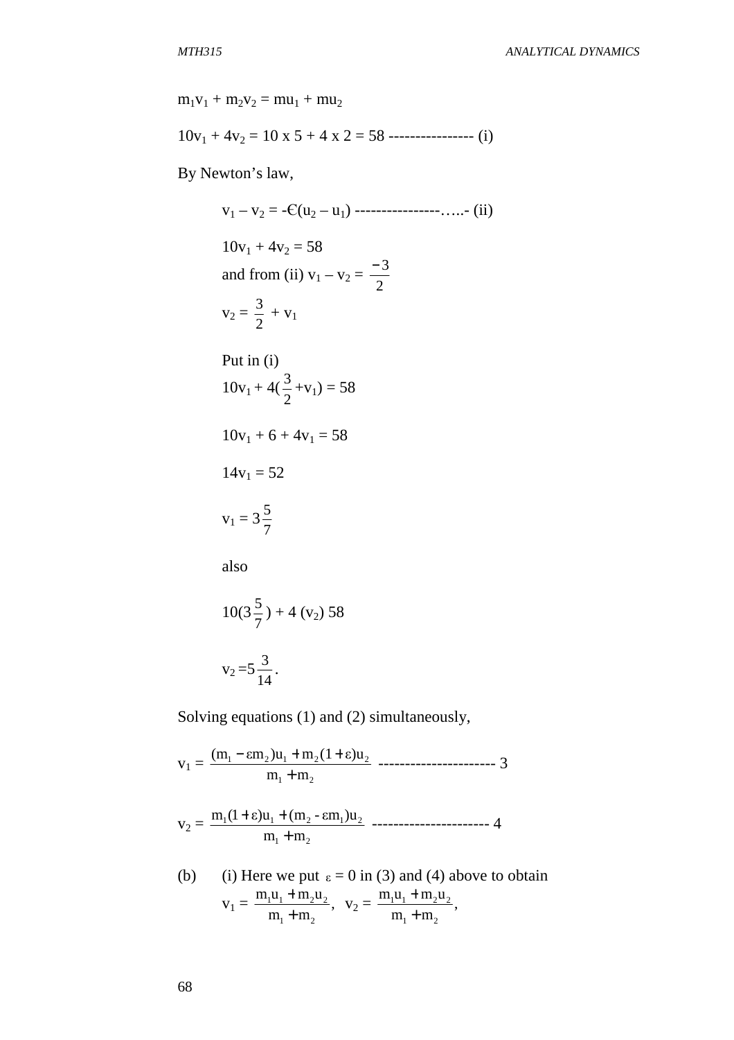$m_1v_1 + m_2v_2 = mu_1 + mu_2$

$10v_1 + 4v_2 = 10 \times 5 + 4 \times 2 = 58$ ---------------- (i)

By Newton's law,

$v_1 – v_2 = -Є(u_2 – u_1)$ ----------------…..- (ii)

$10v_1 + 4v_2 = 58$

and from (ii) $v_1 – v_2 = \frac{-3}{2}$

$v_2 = \frac{3}{2} + v_1$

Put in (i)

$10v_1 + 4(\frac{3}{2} + v_1) = 58$

$10v_1 + 6 + 4v_1 = 58$

$14v_1 = 52$

$v_1 = 3\frac{5}{7}$

also

$10(3\frac{5}{7}) + 4 (v_2) 58$

$v_2 = 5\frac{3}{14}$.

Solving equations (1) and (2) simultaneously,

$$v_1 = \frac{(m_1 - \varepsilon m_2)u_1 + m_2(1+\varepsilon)u_2}{m_1 + m_2} \text{ ---------------------- } 3$$

$$v_2 = \frac{m_1(1+\varepsilon)u_1 + (m_2 - \varepsilon m_1)u_2}{m_1 + m_2} \text{ ---------------------- } 4$$

(b) (i) Here we put $\varepsilon = 0$ in (3) and (4) above to obtain

$$v_1 = \frac{m_1u_1 + m_2u_2}{m_1 + m_2}, \quad v_2 = \frac{m_1u_1 + m_2u_2}{m_1 + m_2},$$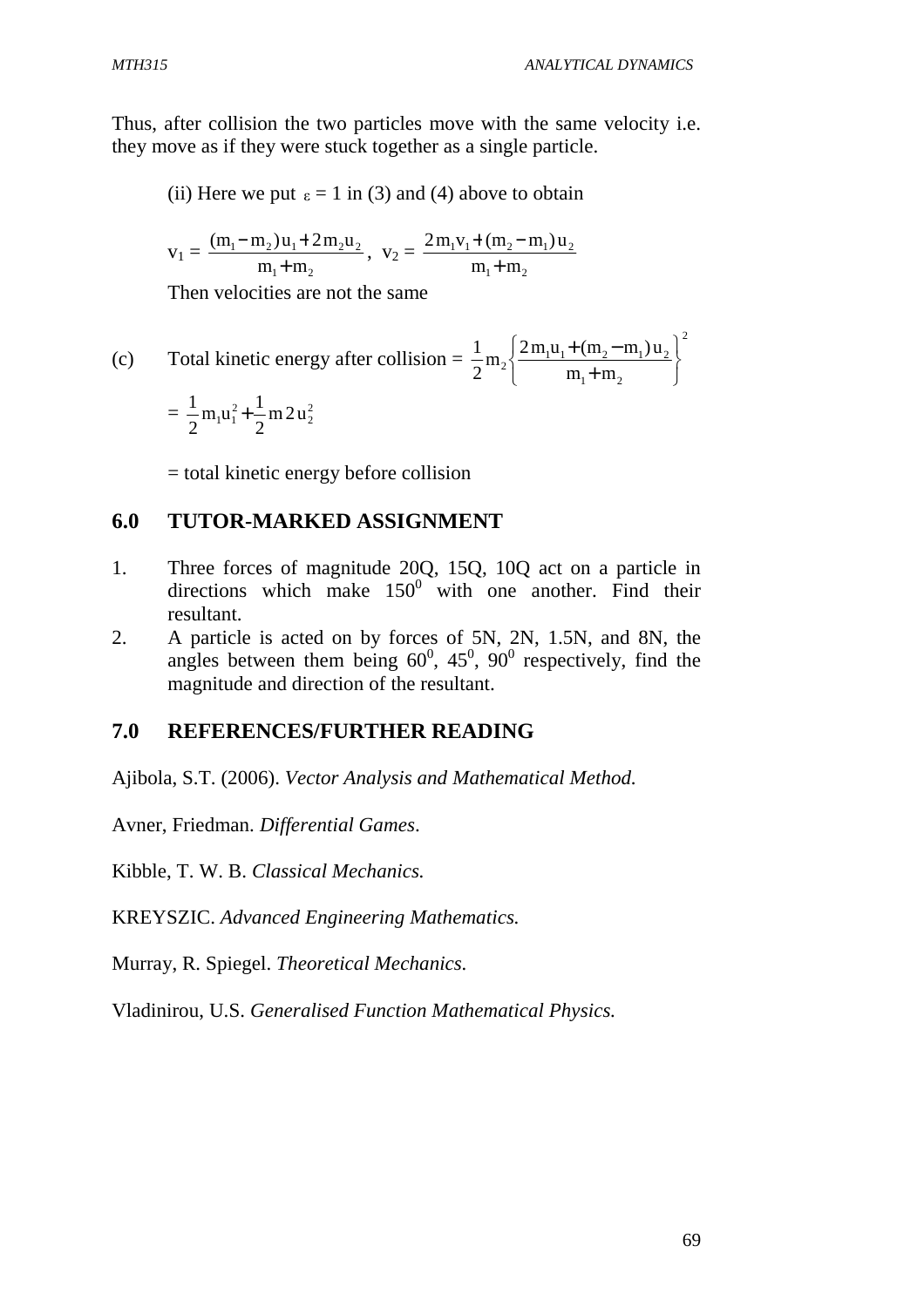Thus, after collision the two particles move with the same velocity i.e. they move as if they were stuck together as a single particle.

(ii) Here we put $\varepsilon = 1$ in (3) and (4) above to obtain

$$v_1 = \frac{(m_1 - m_2)u_1 + 2m_2u_2}{m_1 + m_2}, \; v_2 = \frac{2m_1v_1 + (m_2 - m_1)u_2}{m_1 + m_2}$$

Then velocities are not the same

(c) Total kinetic energy after collision = $\frac{1}{2}m_2\left\{\frac{2m_1u_1 + (m_2 - m_1)u_2}{m_1 + m_2}\right\}^2$

$$= \frac{1}{2}m_1u_1^2 + \frac{1}{2}m\,2\,u_2^2$$

= total kinetic energy before collision

## 6.0 TUTOR-MARKED ASSIGNMENT

1. Three forces of magnitude 20Q, 15Q, 10Q act on a particle in directions which make $150^0$ with one another. Find their resultant.
2. A particle is acted on by forces of 5N, 2N, 1.5N, and 8N, the angles between them being $60^0$, $45^0$, $90^0$ respectively, find the magnitude and direction of the resultant.

## 7.0 REFERENCES/FURTHER READING

Ajibola, S.T. (2006). *Vector Analysis and Mathematical Method.*

Avner, Friedman. *Differential Games*.

Kibble, T. W. B. *Classical Mechanics.*

KREYSZIC. *Advanced Engineering Mathematics.*

Murray, R. Spiegel. *Theoretical Mechanics.*

Vladinirou, U.S. *Generalised Function Mathematical Physics.*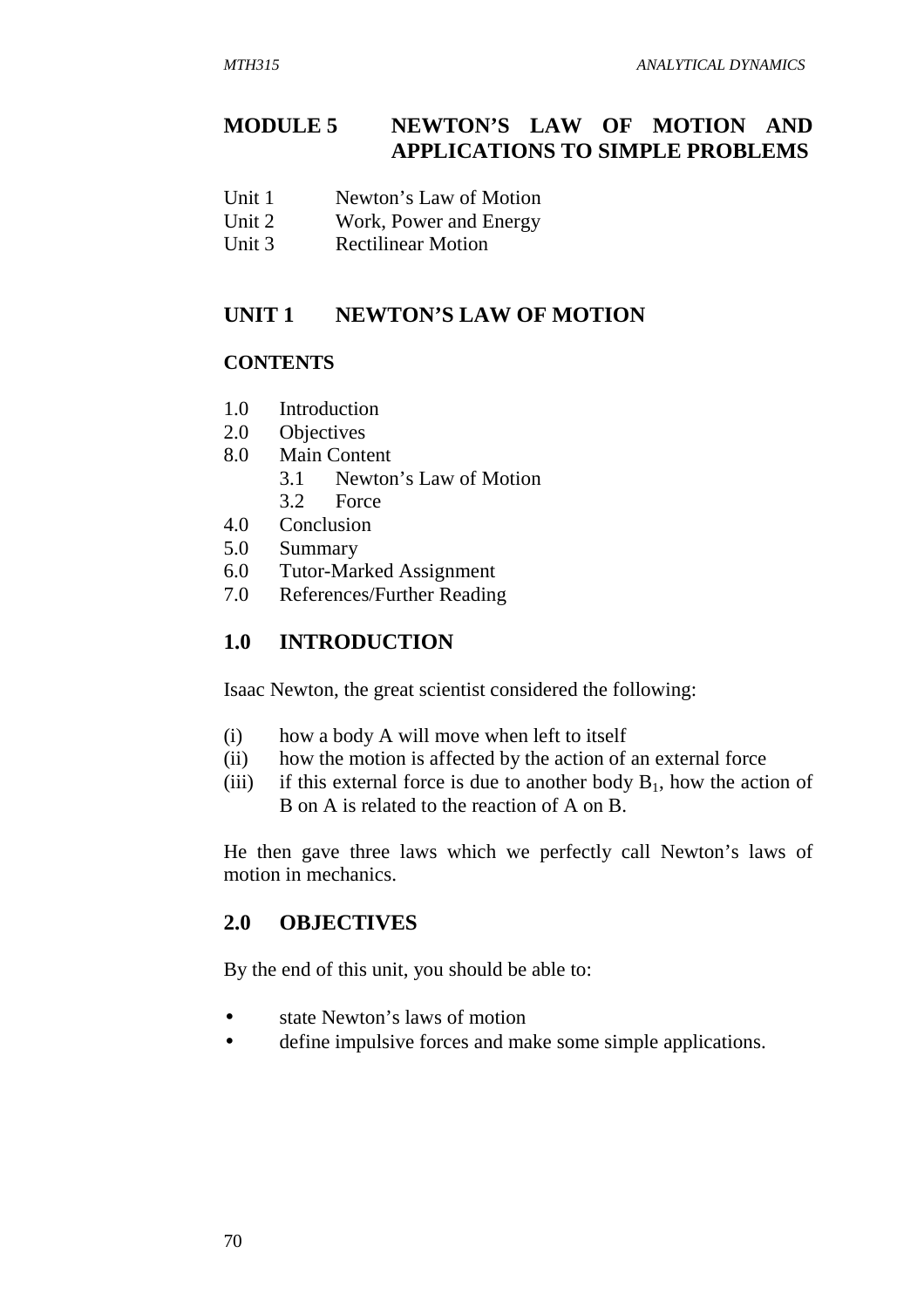# MODULE 5 NEWTON'S LAW OF MOTION AND APPLICATIONS TO SIMPLE PROBLEMS

Unit 1 Newton's Law of Motion
Unit 2 Work, Power and Energy
Unit 3 Rectilinear Motion

## UNIT 1 NEWTON'S LAW OF MOTION

### CONTENTS

1.0 Introduction
2.0 Objectives
8.0 Main Content
  3.1 Newton's Law of Motion
  3.2 Force
4.0 Conclusion
5.0 Summary
6.0 Tutor-Marked Assignment
7.0 References/Further Reading

## 1.0 INTRODUCTION

Isaac Newton, the great scientist considered the following:

(i) how a body A will move when left to itself
(ii) how the motion is affected by the action of an external force
(iii) if this external force is due to another body $B_1$, how the action of B on A is related to the reaction of A on B.

He then gave three laws which we perfectly call Newton's laws of motion in mechanics.

## 2.0 OBJECTIVES

By the end of this unit, you should be able to:

- state Newton's laws of motion
- define impulsive forces and make some simple applications.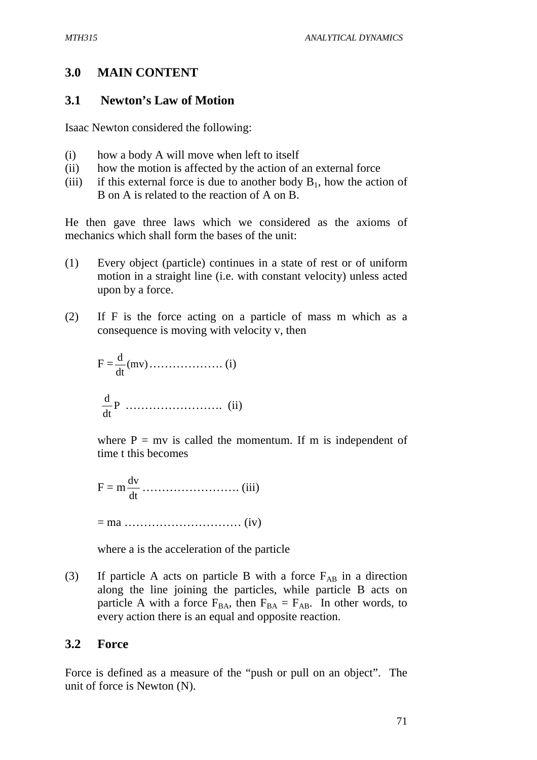## 3.0 MAIN CONTENT

### 3.1 Newton's Law of Motion

Isaac Newton considered the following:

(i) how a body A will move when left to itself
(ii) how the motion is affected by the action of an external force
(iii) if this external force is due to another body $B_1$, how the action of B on A is related to the reaction of A on B.

He then gave three laws which we considered as the axioms of mechanics which shall form the bases of the unit:

(1) Every object (particle) continues in a state of rest or of uniform motion in a straight line (i.e. with constant velocity) unless acted upon by a force.

(2) If F is the force acting on a particle of mass m which as a consequence is moving with velocity v, then

$$F = \frac{d}{dt}(mv) \quad \text{………………. (i)}$$

$$\frac{d}{dt}P \quad \text{……………………. (ii)}$$

where P = mv is called the momentum. If m is independent of time t this becomes

$$F = m\frac{dv}{dt} \quad \text{……………………. (iii)}$$

$$= ma \quad \text{………………………… (iv)}$$

where a is the acceleration of the particle

(3) If particle A acts on particle B with a force $F_{AB}$ in a direction along the line joining the particles, while particle B acts on particle A with a force $F_{BA}$, then $F_{BA} = F_{AB}$. In other words, to every action there is an equal and opposite reaction.

### 3.2 Force

Force is defined as a measure of the "push or pull on an object". The unit of force is Newton (N).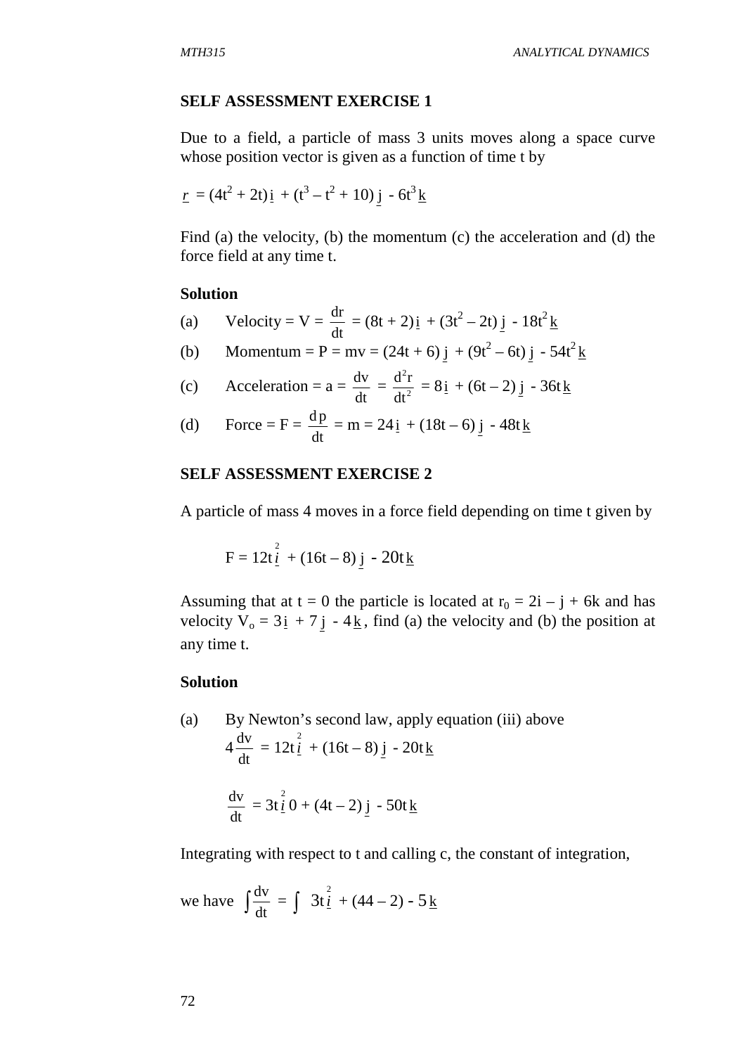**SELF ASSESSMENT EXERCISE 1**

Due to a field, a particle of mass 3 units moves along a space curve whose position vector is given as a function of time t by

$$\underline{r} = (4t^2 + 2t)\,\underline{i} + (t^3 - t^2 + 10)\,\underline{j} - 6t^3\,\underline{k}$$

Find (a) the velocity, (b) the momentum (c) the acceleration and (d) the force field at any time t.

**Solution**

(a) Velocity = V = $\dfrac{dr}{dt}$ = $(8t + 2)\,\underline{i} + (3t^2 - 2t)\,\underline{j} - 18t^2\,\underline{k}$

(b) Momentum = P = mv = $(24t + 6)\,\underline{j} + (9t^2 - 6t)\,\underline{j} - 54t^2\,\underline{k}$

(c) Acceleration = a = $\dfrac{dv}{dt} = \dfrac{d^2r}{dt^2} = 8\,\underline{i} + (6t - 2)\,\underline{j} - 36t\,\underline{k}$

(d) Force = F = $\dfrac{dp}{dt}$ = m = $24\,\underline{i} + (18t - 6)\,\underline{j} - 48t\,\underline{k}$

**SELF ASSESSMENT EXERCISE 2**

A particle of mass 4 moves in a force field depending on time t given by

$$F = 12t\,\underline{i}^{2} + (16t - 8)\,\underline{j} - 20t\,\underline{k}$$

Assuming that at t = 0 the particle is located at $r_0 = 2i - j + 6k$ and has velocity $V_o = 3\,\underline{i} + 7\,\underline{j} - 4\,\underline{k}$, find (a) the velocity and (b) the position at any time t.

**Solution**

(a) By Newton's second law, apply equation (iii) above

$$4\frac{dv}{dt} = 12t\,\underline{i}^{2} + (16t - 8)\,\underline{j} - 20t\,\underline{k}$$

$$\frac{dv}{dt} = 3t\,\underline{i}^{2}\,0 + (4t - 2)\,\underline{j} - 50t\,\underline{k}$$

Integrating with respect to t and calling c, the constant of integration,

we have $\int \dfrac{dv}{dt} = \int \; 3t\,\underline{i}^{2} + (44 - 2) - 5\,\underline{k}$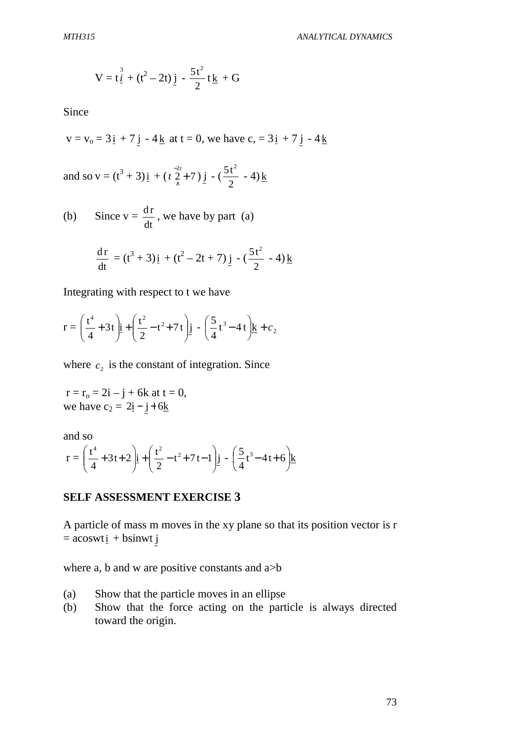$$V = t\overset{3}{\underset{\sim}{i}} + (t^2 - 2t)\,\underset{\sim}{j} - \frac{5t^2}{2}\,t\,\underline{k} + G$$

Since

$v = v_o = 3\underline{i} + 7\underline{j} - 4\underline{k}$ at $t = 0$, we have $c_1 = 3\underline{i} + 7\underline{j} - 4\underline{k}$

and so $v = (t^3 + 3)\underline{i} + (t\,\overset{-2t}{\underset{\wedge}{2}} + 7)\,\underline{j} - (\frac{5t^2}{2} - 4)\,\underline{k}$

(b) Since $v = \frac{dr}{dt}$, we have by part (a)

$$\frac{dr}{dt} = (t^3 + 3)\underline{i} + (t^2 - 2t + 7)\,\underline{j} - (\frac{5t^2}{2} - 4)\,\underline{k}$$

Integrating with respect to t we have

$$r = \left(\frac{t^4}{4} + 3t\right)\underline{i} + \left(\frac{t^2}{2} - t^2 + 7t\right)\underline{j} - \left(\frac{5}{4}t^3 - 4t\right)\underline{k} + c_2$$

where $c_2$ is the constant of integration. Since

$r = r_o = 2i - j + 6k$ at $t = 0$,
we have $c_2 = 2\underline{i} - \underline{j} + 6\underline{k}$

and so

$$r = \left(\frac{t^4}{4} + 3t + 2\right)\underline{i} + \left(\frac{t^2}{2} - t^2 + 7t - 1\right)\underline{j} - \left(\frac{5}{4}t^3 - 4t + 6\right)\underline{k}$$

## SELF ASSESSMENT EXERCISE 3

A particle of mass m moves in the xy plane so that its position vector is $r = a\cos wt\,\underline{i} + b\sin wt\,\underline{j}$

where a, b and w are positive constants and $a>b$

(a) Show that the particle moves in an ellipse
(b) Show that the force acting on the particle is always directed toward the origin.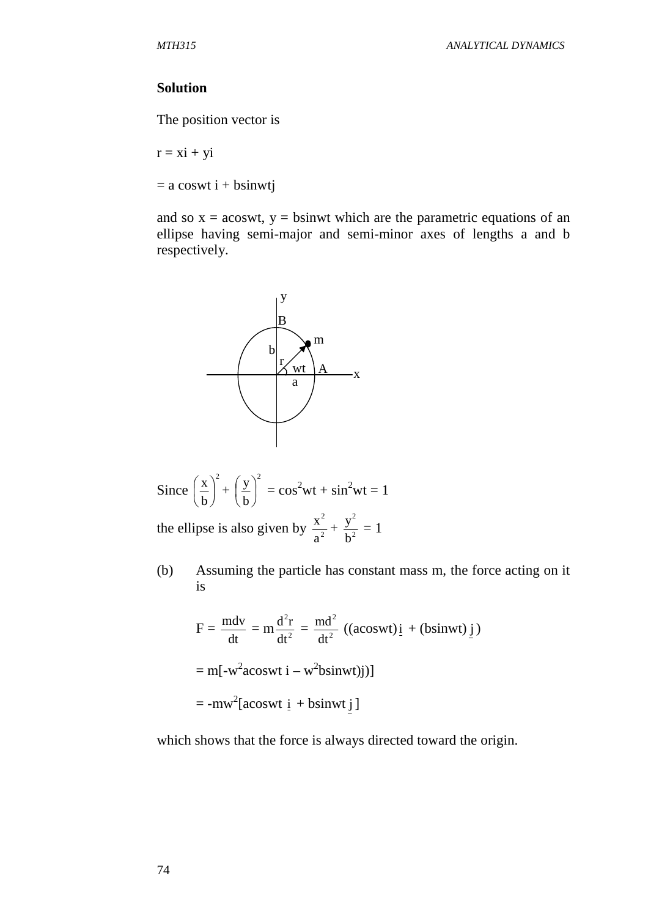**Solution**

The position vector is

$r = xi + yi$

$= a \cos wt\ i + b \sin wt j$

and so $x = a\cos wt$, $y = b\sin wt$ which are the parametric equations of an ellipse having semi-major and semi-minor axes of lengths a and b respectively.

Since $\left(\frac{x}{b}\right)^2 + \left(\frac{y}{b}\right)^2 = \cos^2 wt + \sin^2 wt = 1$

the ellipse is also given by $\frac{x^2}{a^2} + \frac{y^2}{b^2} = 1$

(b) Assuming the particle has constant mass m, the force acting on it is

$$F = \frac{mdv}{dt} = m\frac{d^2r}{dt^2} = \frac{md^2}{dt^2}\left((a\cos wt)\underline{i} + (b\sin wt)\underline{j}\right)$$

$$= m[-w^2 a\cos wt\ i - w^2 b\sin wt)j)]$$

$$= -mw^2[a\cos wt\ \underline{i} + b\sin wt\ \underline{j}]$$

which shows that the force is always directed toward the origin.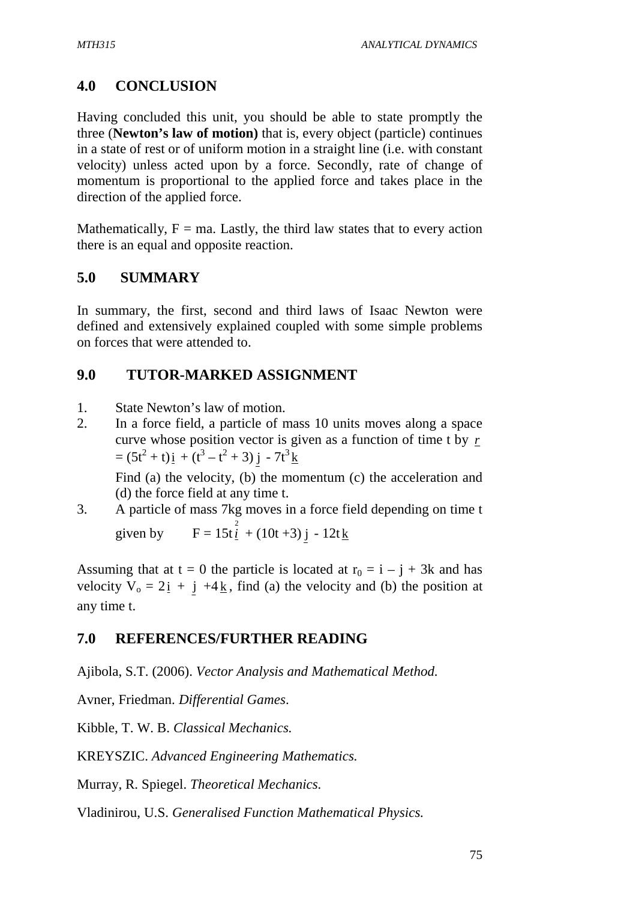## 4.0 CONCLUSION

Having concluded this unit, you should be able to state promptly the three (**Newton's law of motion)** that is, every object (particle) continues in a state of rest or of uniform motion in a straight line (i.e. with constant velocity) unless acted upon by a force. Secondly, rate of change of momentum is proportional to the applied force and takes place in the direction of the applied force.

Mathematically, F = ma. Lastly, the third law states that to every action there is an equal and opposite reaction.

## 5.0 SUMMARY

In summary, the first, second and third laws of Isaac Newton were defined and extensively explained coupled with some simple problems on forces that were attended to.

## 9.0 TUTOR-MARKED ASSIGNMENT

1. State Newton's law of motion.
2. In a force field, a particle of mass 10 units moves along a space curve whose position vector is given as a function of time t by $\underline{r} = (5t^2 + t)\underline{i} + (t^3 - t^2 + 3)\underline{j} - 7t^3\underline{k}$

   Find (a) the velocity, (b) the momentum (c) the acceleration and (d) the force field at any time t.
3. A particle of mass 7kg moves in a force field depending on time t given by $F = 15t^2\underline{i} + (10t + 3)\underline{j} - 12t\underline{k}$

Assuming that at t = 0 the particle is located at $r_0 = i - j + 3k$ and has velocity $V_o = 2\underline{i} + \underline{j} + 4\underline{k}$, find (a) the velocity and (b) the position at any time t.

## 7.0 REFERENCES/FURTHER READING

Ajibola, S.T. (2006). *Vector Analysis and Mathematical Method.*

Avner, Friedman. *Differential Games.*

Kibble, T. W. B. *Classical Mechanics.*

KREYSZIC. *Advanced Engineering Mathematics.*

Murray, R. Spiegel. *Theoretical Mechanics.*

Vladinirou, U.S. *Generalised Function Mathematical Physics.*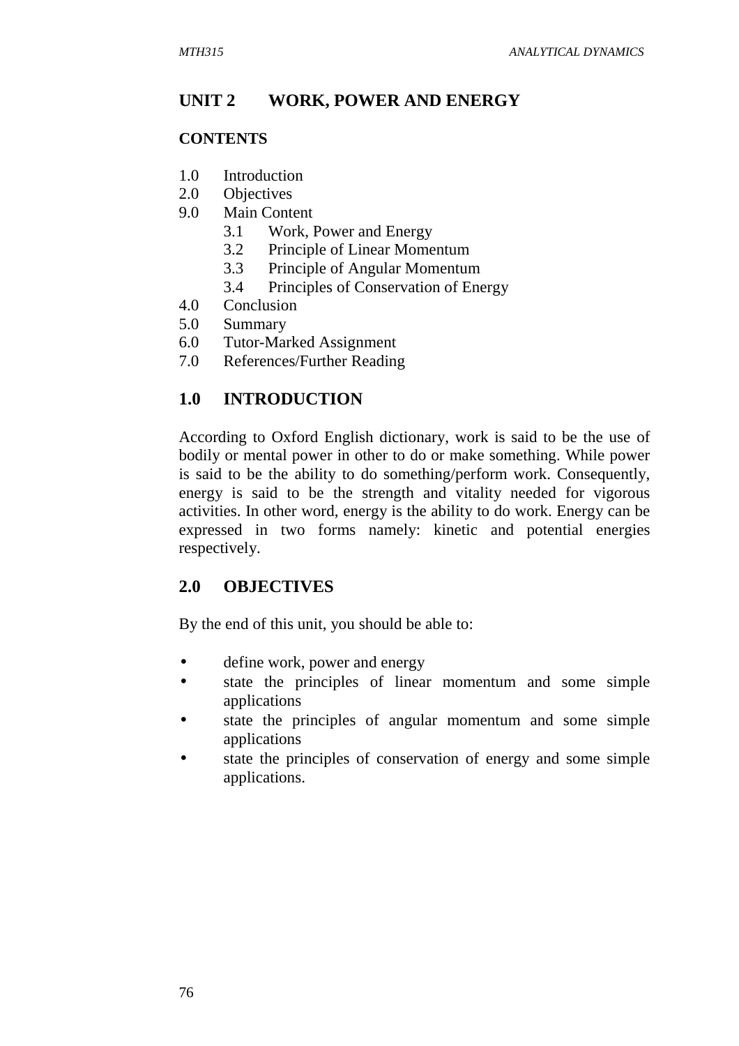# UNIT 2 WORK, POWER AND ENERGY

**CONTENTS**

1.0 Introduction
2.0 Objectives
9.0 Main Content
  3.1 Work, Power and Energy
  3.2 Principle of Linear Momentum
  3.3 Principle of Angular Momentum
  3.4 Principles of Conservation of Energy
4.0 Conclusion
5.0 Summary
6.0 Tutor-Marked Assignment
7.0 References/Further Reading

## 1.0 INTRODUCTION

According to Oxford English dictionary, work is said to be the use of bodily or mental power in other to do or make something. While power is said to be the ability to do something/perform work. Consequently, energy is said to be the strength and vitality needed for vigorous activities. In other word, energy is the ability to do work. Energy can be expressed in two forms namely: kinetic and potential energies respectively.

## 2.0 OBJECTIVES

By the end of this unit, you should be able to:

- define work, power and energy
- state the principles of linear momentum and some simple applications
- state the principles of angular momentum and some simple applications
- state the principles of conservation of energy and some simple applications.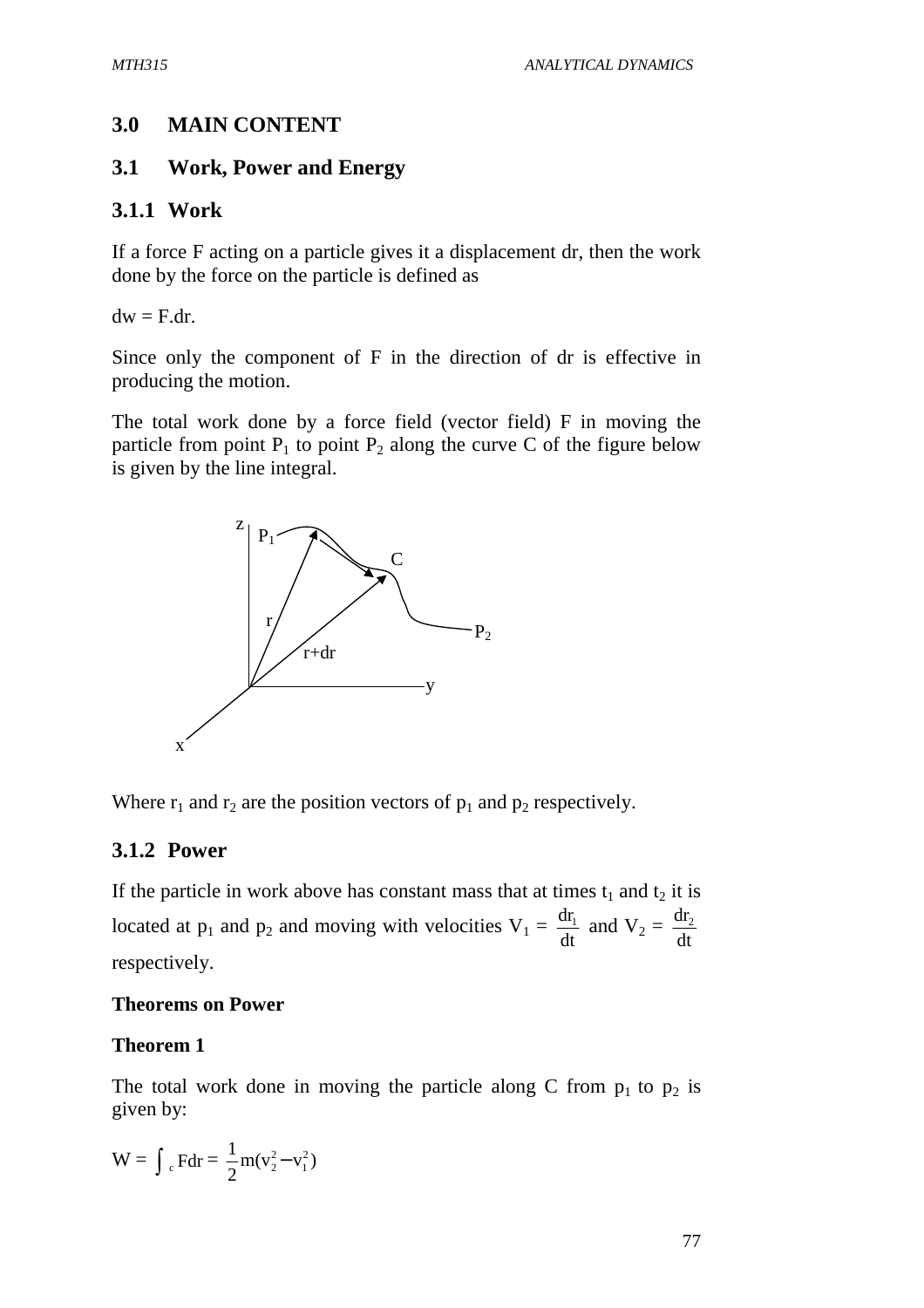## 3.0 MAIN CONTENT

## 3.1 Work, Power and Energy

### 3.1.1 Work

If a force F acting on a particle gives it a displacement dr, then the work done by the force on the particle is defined as

$dw = F.dr.$

Since only the component of F in the direction of dr is effective in producing the motion.

The total work done by a force field (vector field) F in moving the particle from point $P_1$ to point $P_2$ along the curve C of the figure below is given by the line integral.

Where $r_1$ and $r_2$ are the position vectors of $p_1$ and $p_2$ respectively.

### 3.1.2 Power

If the particle in work above has constant mass that at times $t_1$ and $t_2$ it is located at $p_1$ and $p_2$ and moving with velocities $V_1 = \frac{dr_1}{dt}$ and $V_2 = \frac{dr_2}{dt}$ respectively.

**Theorems on Power**

**Theorem 1**

The total work done in moving the particle along C from $p_1$ to $p_2$ is given by:

$$W = \int_c Fdr = \frac{1}{2}m(v_2^2 - v_1^2)$$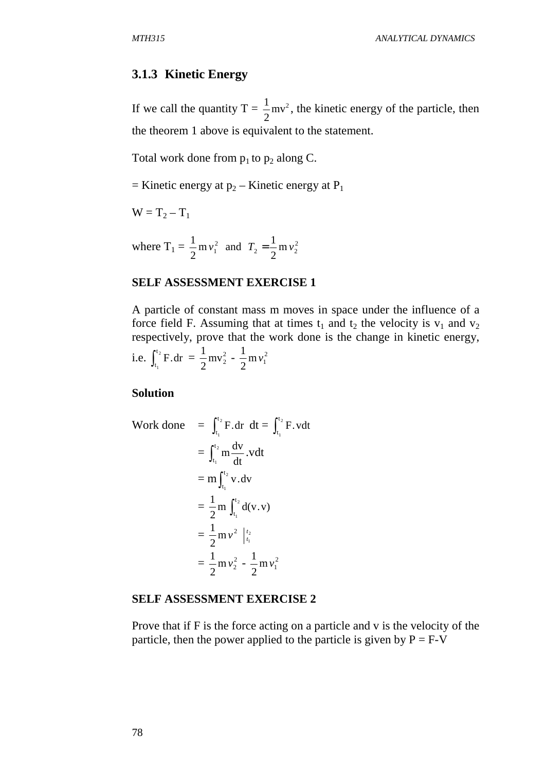### 3.1.3 Kinetic Energy

If we call the quantity T = $\frac{1}{2}mv^2$, the kinetic energy of the particle, then the theorem 1 above is equivalent to the statement.

Total work done from $p_1$ to $p_2$ along C.

= Kinetic energy at $p_2$ – Kinetic energy at $P_1$

$W = T_2 – T_1$

where $T_1 = \frac{1}{2}m v_1^2$ and $T_2 = \frac{1}{2}m v_2^2$

**SELF ASSESSMENT EXERCISE 1**

A particle of constant mass m moves in space under the influence of a force field F. Assuming that at times $t_1$ and $t_2$ the velocity is $v_1$ and $v_2$ respectively, prove that the work done is the change in kinetic energy, i.e. $\int_{t_1}^{t_2} F.dr = \frac{1}{2}mv_2^2 - \frac{1}{2}m v_1^2$

**Solution**

$$
\begin{aligned}
\text{Work done} \quad &= \int_{t_1}^{t_2} F.dr \ \ dt = \int_{t_1}^{t_2} F.vdt \\
&= \int_{t_1}^{t_2} m\frac{dv}{dt}.vdt \\
&= m\int_{t_1}^{t_2} v.dv \\
&= \frac{1}{2}m \int_{t_1}^{t_2} d(v.v) \\
&= \frac{1}{2}m v^2 \Big|_{t_1}^{t_2} \\
&= \frac{1}{2}m v_2^2 - \frac{1}{2}m v_1^2
\end{aligned}
$$

**SELF ASSESSMENT EXERCISE 2**

Prove that if F is the force acting on a particle and v is the velocity of the particle, then the power applied to the particle is given by P = F-V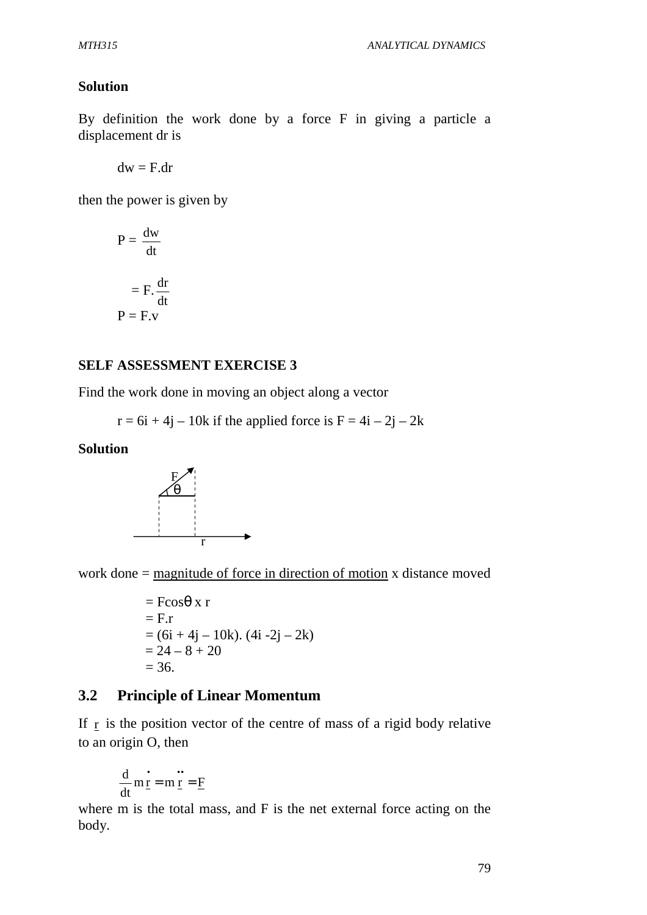**Solution**

By definition the work done by a force F in giving a particle a displacement dr is

$$dw = F.dr$$

then the power is given by

$$P = \frac{dw}{dt}$$

$$= F.\frac{dr}{dt}$$

$$P = F.v$$

**SELF ASSESSMENT EXERCISE 3**

Find the work done in moving an object along a vector

$r = 6i + 4j - 10k$ if the applied force is $F = 4i - 2j - 2k$

**Solution**

work done = <u>magnitude of force in direction of motion</u> x distance moved

$$= F\cos\theta \times r$$
$$= F.r$$
$$= (6i + 4j - 10k).(4i - 2j - 2k)$$
$$= 24 - 8 + 20$$
$$= 36.$$

## 3.2 Principle of Linear Momentum

If $\underline{r}$ is the position vector of the centre of mass of a rigid body relative to an origin O, then

$$\frac{d}{dt} m\dot{\underline{r}} = m\ddot{\underline{r}} = \underline{F}$$

where m is the total mass, and F is the net external force acting on the body.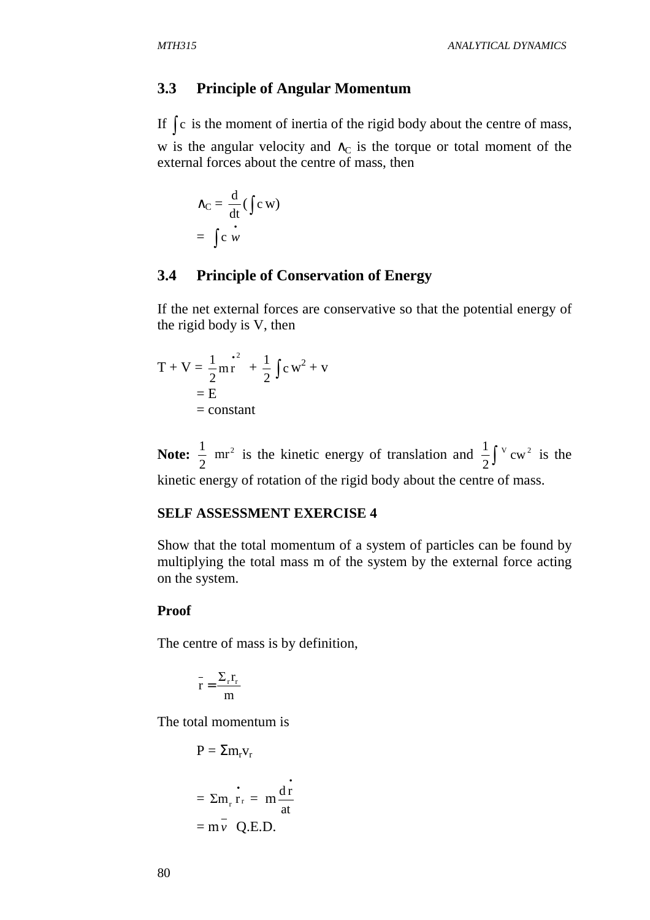## 3.3 Principle of Angular Momentum

If $\int c$ is the moment of inertia of the rigid body about the centre of mass, w is the angular velocity and $\wedge_C$ is the torque or total moment of the external forces about the centre of mass, then

$$\wedge_C = \frac{d}{dt}\left(\int c\, w\right)$$

$$= \int c\, \dot{w}$$

## 3.4 Principle of Conservation of Energy

If the net external forces are conservative so that the potential energy of the rigid body is V, then

$$T + V = \frac{1}{2} m \dot{r}^2 + \frac{1}{2}\int c\, w^2 + v$$

$$= E$$

$$= \text{constant}$$

**Note:** $\frac{1}{2}\ mr^2$ is the kinetic energy of translation and $\frac{1}{2}\int^{V} cw^2$ is the kinetic energy of rotation of the rigid body about the centre of mass.

**SELF ASSESSMENT EXERCISE 4**

Show that the total momentum of a system of particles can be found by multiplying the total mass m of the system by the external force acting on the system.

**Proof**

The centre of mass is by definition,

$$\bar{r} = \frac{\Sigma_r r_r}{m}$$

The total momentum is

$$P = \Sigma m_r v_r$$

$$= \Sigma m_r \dot{r}_r = m \frac{d\dot{r}}{at}$$

$$= m\bar{v} \quad \text{Q.E.D.}$$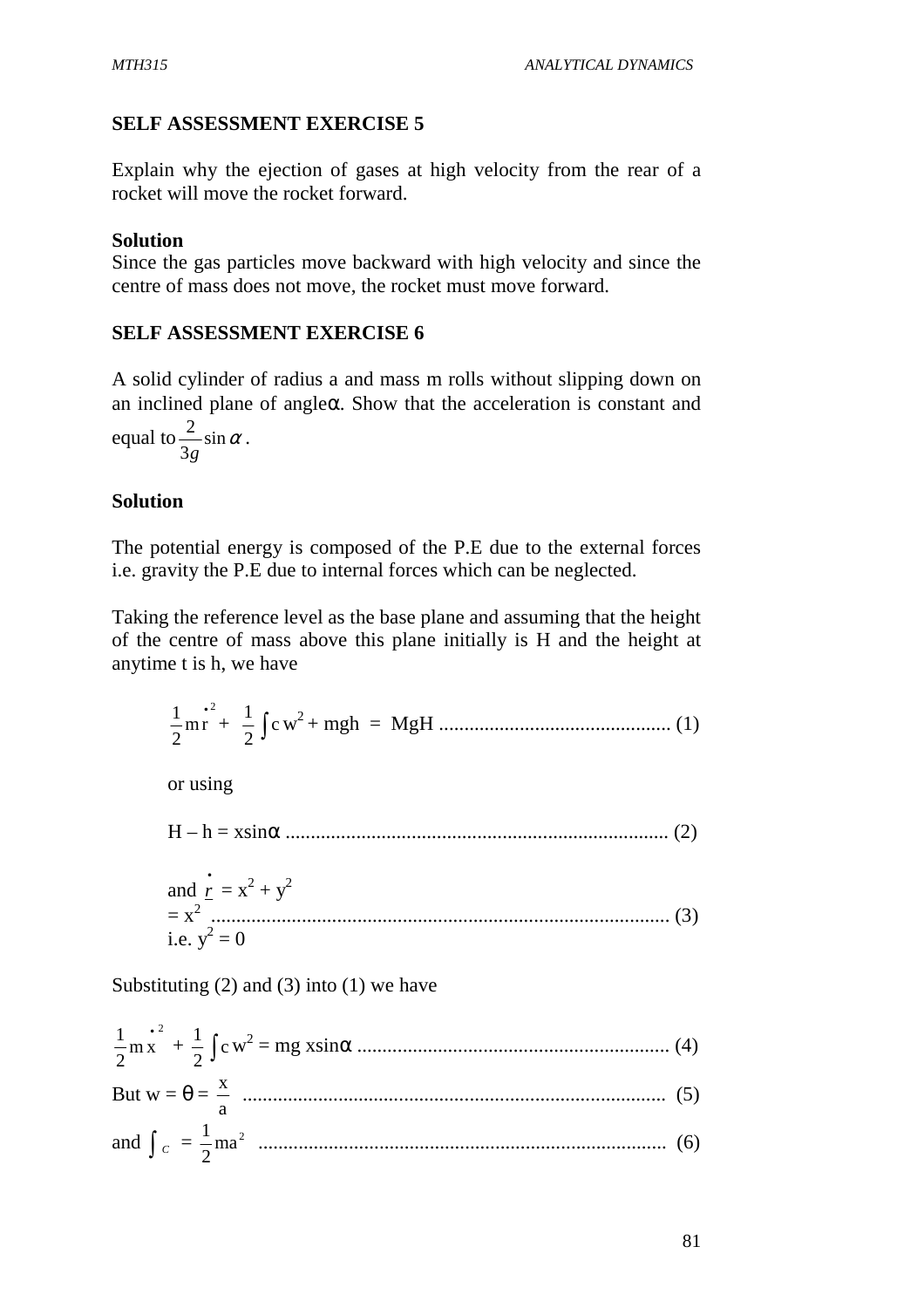## SELF ASSESSMENT EXERCISE 5

Explain why the ejection of gases at high velocity from the rear of a rocket will move the rocket forward.

**Solution**

Since the gas particles move backward with high velocity and since the centre of mass does not move, the rocket must move forward.

## SELF ASSESSMENT EXERCISE 6

A solid cylinder of radius a and mass m rolls without slipping down on an inclined plane of angle$\alpha$. Show that the acceleration is constant and equal to $\frac{2}{3g}\sin\alpha$ .

**Solution**

The potential energy is composed of the P.E due to the external forces i.e. gravity the P.E due to internal forces which can be neglected.

Taking the reference level as the base plane and assuming that the height of the centre of mass above this plane initially is H and the height at anytime t is h, we have

$$\frac{1}{2}m\dot{r}^2 + \frac{1}{2}\int c\, w^2 + mgh = MgH \quad \text{.............................................} (1)$$

or using

$$H - h = x\sin\alpha \quad \text{...........................................................................} (2)$$

$$\text{and } \dot{\underline{r}} = x^2 + y^2$$
$$= x^2 \quad \text{.........................................................................................} (3)$$
$$\text{i.e. } y^2 = 0$$

Substituting (2) and (3) into (1) we have

$$\frac{1}{2}m\dot{x}^2 + \frac{1}{2}\int c\, w^2 = mg\, x\sin\alpha \quad \text{.............................................................} (4)$$

$$\text{But } w = \theta = \frac{x}{a} \quad \text{...................................................................................} (5)$$

$$\text{and } \int_C = \frac{1}{2}ma^2 \quad \text{................................................................................} (6)$$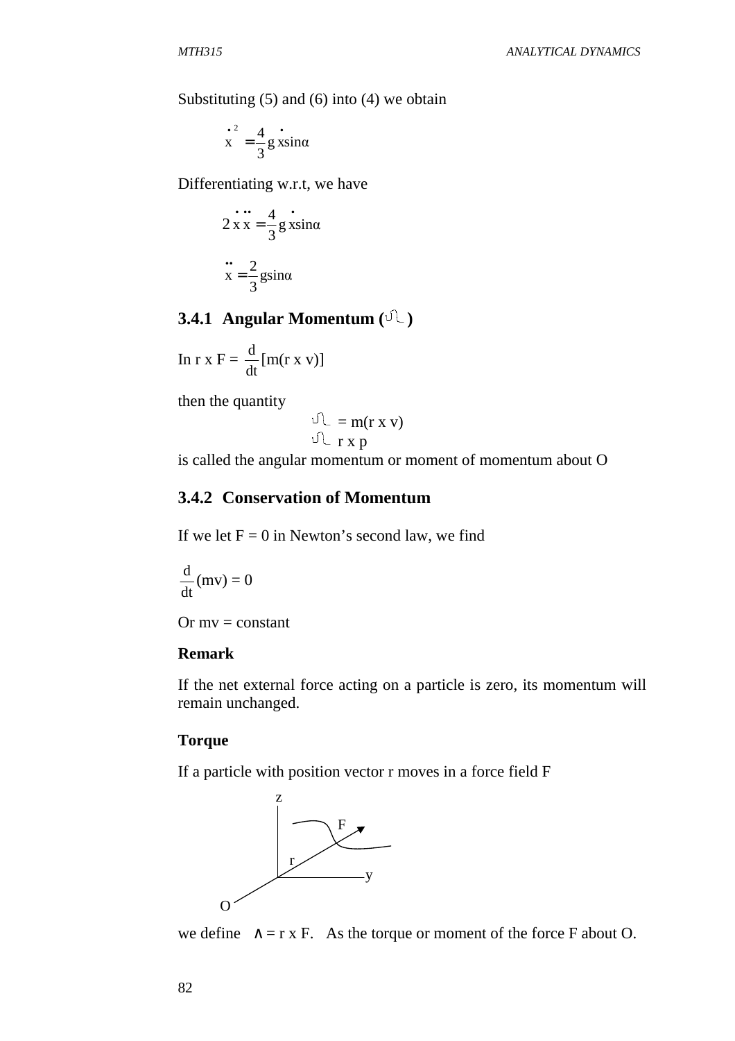Substituting (5) and (6) into (4) we obtain

$$\dot{x}^2 = \frac{4}{3} g \dot{x} \sin\alpha$$

Differentiating w.r.t, we have

$$2\dot{x}\ddot{x} = \frac{4}{3} g \dot{x} \sin\alpha$$

$$\ddot{x} = \frac{2}{3} g \sin\alpha$$

### 3.4.1 Angular Momentum ($\Omega$)

In r x F = $\frac{d}{dt}[m(r \times v)]$

then the quantity

$$\Omega = m(r \times v)$$
$$\Omega \; r \times p$$

is called the angular momentum or moment of momentum about O

### 3.4.2 Conservation of Momentum

If we let F = 0 in Newton's second law, we find

$$\frac{d}{dt}(mv) = 0$$

Or mv = constant

**Remark**

If the net external force acting on a particle is zero, its momentum will remain unchanged.

**Torque**

If a particle with position vector r moves in a force field F

we define $\wedge = r \times F$. As the torque or moment of the force F about O.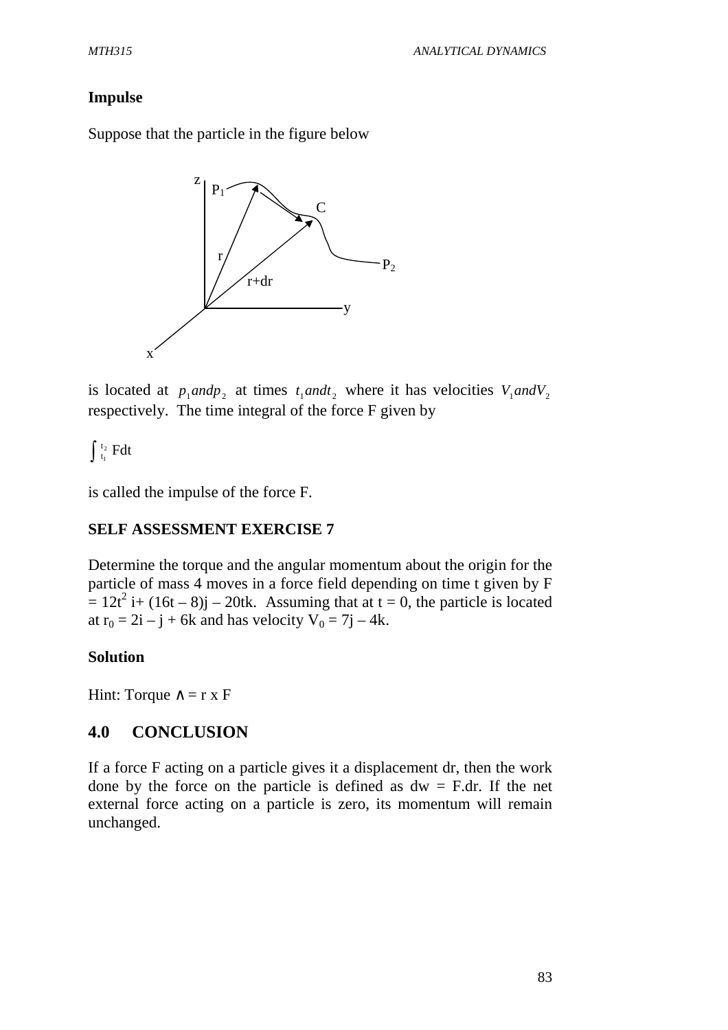**Impulse**

Suppose that the particle in the figure below

is located at $p_1 and p_2$ at times $t_1 and t_2$ where it has velocities $V_1 and V_2$ respectively. The time integral of the force F given by

$$\int_{t_1}^{t_2} Fdt$$

is called the impulse of the force F.

**SELF ASSESSMENT EXERCISE 7**

Determine the torque and the angular momentum about the origin for the particle of mass 4 moves in a force field depending on time t given by $F = 12t^2 i + (16t - 8)j - 20tk$. Assuming that at t = 0, the particle is located at $r_0 = 2i - j + 6k$ and has velocity $V_0 = 7j - 4k$.

**Solution**

Hint: Torque $\wedge = r \times F$

## 4.0 CONCLUSION

If a force F acting on a particle gives it a displacement dr, then the work done by the force on the particle is defined as dw = F.dr. If the net external force acting on a particle is zero, its momentum will remain unchanged.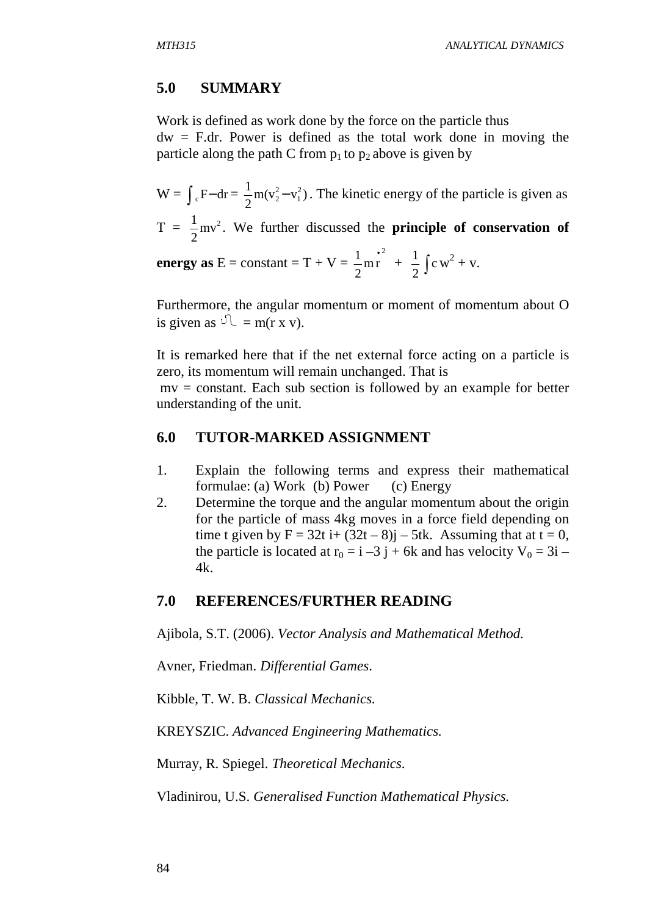## 5.0 SUMMARY

Work is defined as work done by the force on the particle thus $dw = F.dr$. Power is defined as the total work done in moving the particle along the path C from $p_1$ to $p_2$ above is given by

$W = \int_c F - dr = \frac{1}{2}m(v_2^2 - v_1^2)$. The kinetic energy of the particle is given as $T = \frac{1}{2}mv^2$. We further discussed the **principle of conservation of energy as** E = constant = T + V = $\frac{1}{2}m\dot{r}^2 + \frac{1}{2}\int c\, w^2 + v$.

Furthermore, the angular momentum or moment of momentum about O is given as $\Omega$ = m(r x v).

It is remarked here that if the net external force acting on a particle is zero, its momentum will remain unchanged. That is
mv = constant. Each sub section is followed by an example for better understanding of the unit.

## 6.0 TUTOR-MARKED ASSIGNMENT

1. Explain the following terms and express their mathematical formulae: (a) Work (b) Power (c) Energy
2. Determine the torque and the angular momentum about the origin for the particle of mass 4kg moves in a force field depending on time t given by F = 32t i+ (32t – 8)j – 5tk. Assuming that at t = 0, the particle is located at $r_0$ = i –3 j + 6k and has velocity $V_0$ = 3i – 4k.

## 7.0 REFERENCES/FURTHER READING

Ajibola, S.T. (2006). *Vector Analysis and Mathematical Method.*

Avner, Friedman. *Differential Games*.

Kibble, T. W. B. *Classical Mechanics.*

KREYSZIC. *Advanced Engineering Mathematics.*

Murray, R. Spiegel. *Theoretical Mechanics.*

Vladinirou, U.S. *Generalised Function Mathematical Physics.*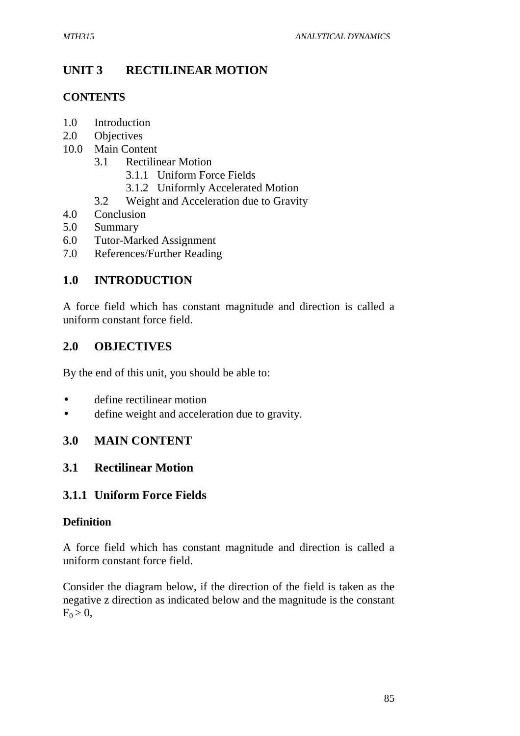# UNIT 3 RECTILINEAR MOTION

**CONTENTS**

1.0 Introduction
2.0 Objectives
10.0 Main Content
 3.1 Rectilinear Motion
  3.1.1 Uniform Force Fields
  3.1.2 Uniformly Accelerated Motion
 3.2 Weight and Acceleration due to Gravity
4.0 Conclusion
5.0 Summary
6.0 Tutor-Marked Assignment
7.0 References/Further Reading

## 1.0 INTRODUCTION

A force field which has constant magnitude and direction is called a uniform constant force field.

## 2.0 OBJECTIVES

By the end of this unit, you should be able to:

- define rectilinear motion
- define weight and acceleration due to gravity.

## 3.0 MAIN CONTENT

## 3.1 Rectilinear Motion

### 3.1.1 Uniform Force Fields

**Definition**

A force field which has constant magnitude and direction is called a uniform constant force field.

Consider the diagram below, if the direction of the field is taken as the negative z direction as indicated below and the magnitude is the constant $F_0 > 0$,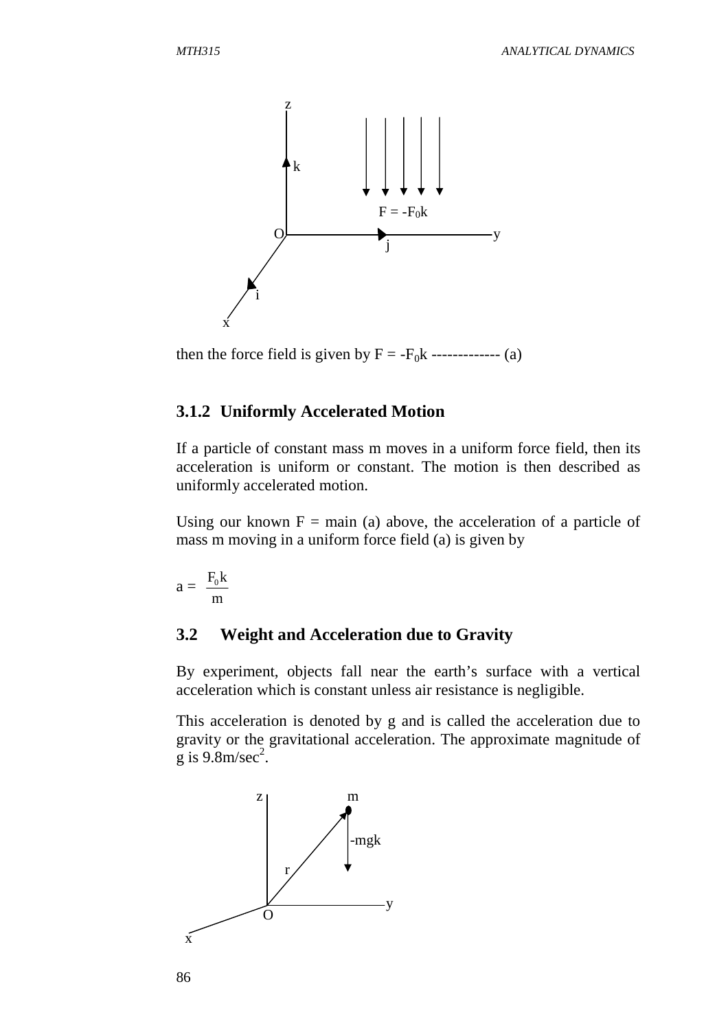then the force field is given by $F = -F_0k$ ------------- (a)

### 3.1.2 Uniformly Accelerated Motion

If a particle of constant mass m moves in a uniform force field, then its acceleration is uniform or constant. The motion is then described as uniformly accelerated motion.

Using our known F = main (a) above, the acceleration of a particle of mass m moving in a uniform force field (a) is given by

$$a = \frac{F_0 k}{m}$$

## 3.2 Weight and Acceleration due to Gravity

By experiment, objects fall near the earth's surface with a vertical acceleration which is constant unless air resistance is negligible.

This acceleration is denoted by g and is called the acceleration due to gravity or the gravitational acceleration. The approximate magnitude of g is $9.8\text{m/sec}^2$.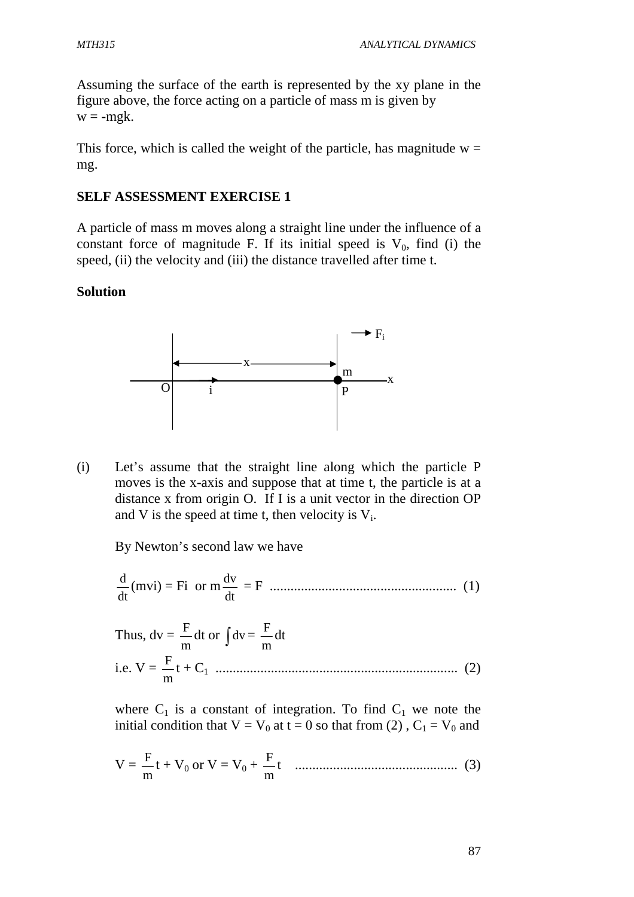Assuming the surface of the earth is represented by the xy plane in the figure above, the force acting on a particle of mass m is given by
$w = -mgk$.

This force, which is called the weight of the particle, has magnitude $w = mg$.

**SELF ASSESSMENT EXERCISE 1**

A particle of mass m moves along a straight line under the influence of a constant force of magnitude F. If its initial speed is $V_0$, find (i) the speed, (ii) the velocity and (iii) the distance travelled after time t.

**Solution**

(i) Let's assume that the straight line along which the particle P moves is the x-axis and suppose that at time t, the particle is at a distance x from origin O. If I is a unit vector in the direction OP and V is the speed at time t, then velocity is $V_i$.

By Newton's second law we have

$$\frac{d}{dt}(mvi) = Fi \text{ or } m\frac{dv}{dt} = F \quad \text{.......} \quad (1)$$

Thus, $dv = \frac{F}{m}dt$ or $\int dv = \frac{F}{m}dt$

i.e. $V = \frac{F}{m}t + C_1$ ....... (2)

where $C_1$ is a constant of integration. To find $C_1$ we note the initial condition that $V = V_0$ at $t = 0$ so that from (2), $C_1 = V_0$ and

$$V = \frac{F}{m}t + V_0 \text{ or } V = V_0 + \frac{F}{m}t \quad \text{.......} \quad (3)$$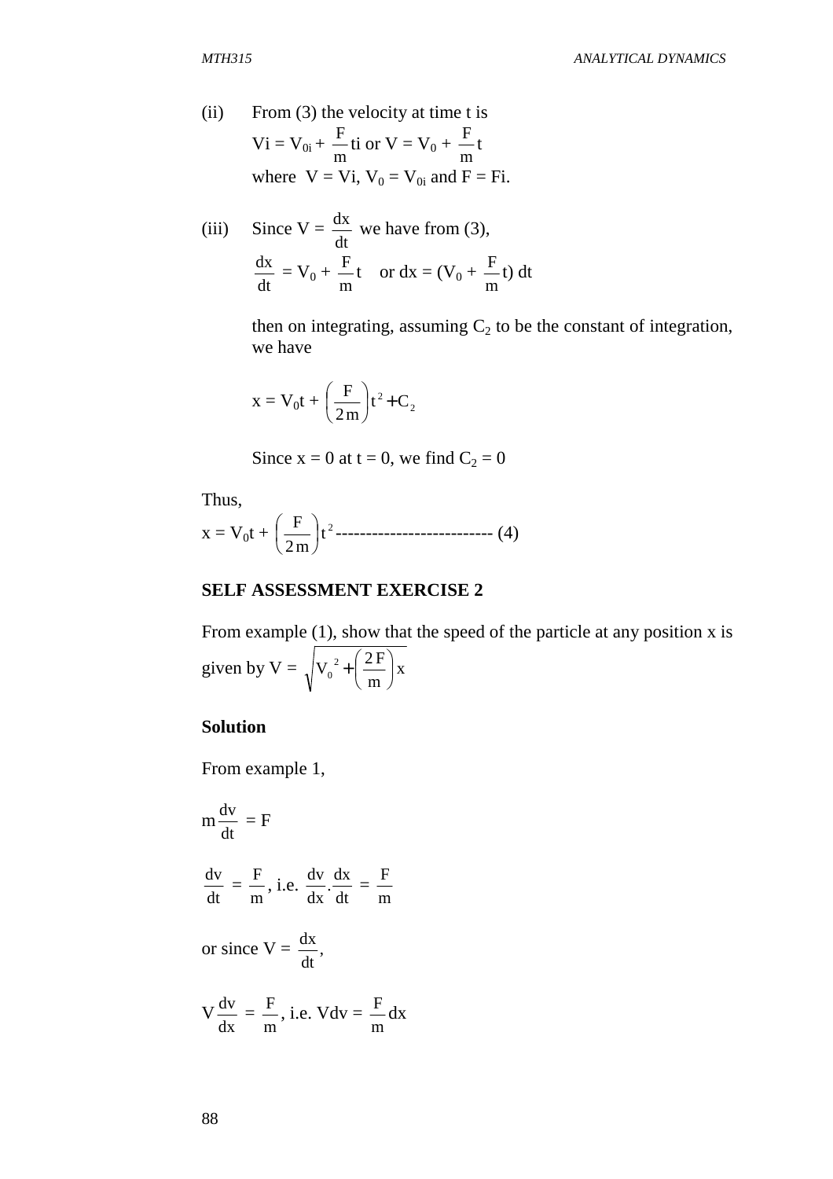(ii) From (3) the velocity at time t is

$$Vi = V_{0i} + \frac{F}{m}ti \text{ or } V = V_0 + \frac{F}{m}t$$

where $V = Vi$, $V_0 = V_{0i}$ and $F = Fi$.

(iii) Since $V = \frac{dx}{dt}$ we have from (3),

$$\frac{dx}{dt} = V_0 + \frac{F}{m}t \quad \text{or } dx = (V_0 + \frac{F}{m}t)\,dt$$

then on integrating, assuming $C_2$ to be the constant of integration, we have

$$x = V_0t + \left(\frac{F}{2m}\right)t^2 + C_2$$

Since x = 0 at t = 0, we find $C_2 = 0$

Thus,

$$x = V_0t + \left(\frac{F}{2m}\right)t^2 \text{ -------------------------- (4)}$$

**SELF ASSESSMENT EXERCISE 2**

From example (1), show that the speed of the particle at any position x is given by $V = \sqrt{V_0{}^2 + \left(\frac{2F}{m}\right)x}$

**Solution**

From example 1,

$$m\frac{dv}{dt} = F$$

$$\frac{dv}{dt} = \frac{F}{m}, \text{ i.e. } \frac{dv}{dx}.\frac{dx}{dt} = \frac{F}{m}$$

or since $V = \frac{dx}{dt}$,

$$V\frac{dv}{dx} = \frac{F}{m}, \text{ i.e. } Vdv = \frac{F}{m}dx$$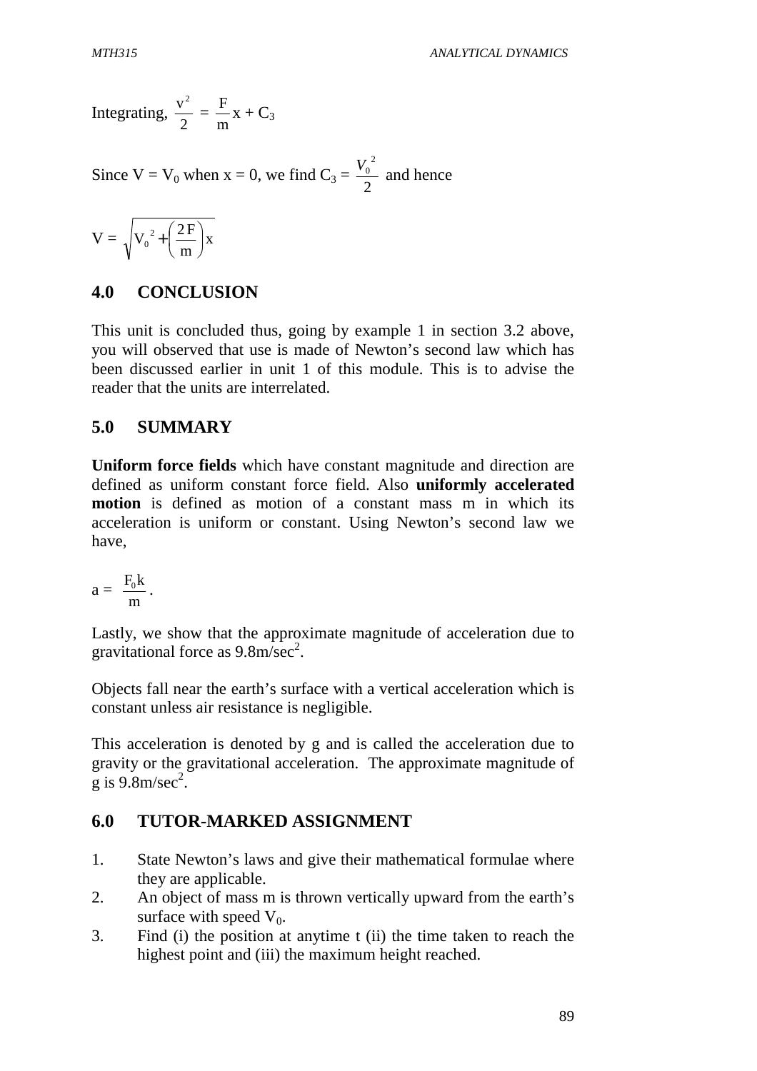Integrating, $\frac{v^2}{2} = \frac{F}{m}x + C_3$

Since $V = V_0$ when $x = 0$, we find $C_3 = \frac{V_0^{\ 2}}{2}$ and hence

$$V = \sqrt{V_0^{\ 2} + \left(\frac{2F}{m}\right)x}$$

## 4.0 CONCLUSION

This unit is concluded thus, going by example 1 in section 3.2 above, you will observed that use is made of Newton's second law which has been discussed earlier in unit 1 of this module. This is to advise the reader that the units are interrelated.

## 5.0 SUMMARY

**Uniform force fields** which have constant magnitude and direction are defined as uniform constant force field. Also **uniformly accelerated motion** is defined as motion of a constant mass m in which its acceleration is uniform or constant. Using Newton's second law we have,

$$a = \frac{F_0 k}{m}.$$

Lastly, we show that the approximate magnitude of acceleration due to gravitational force as 9.8m/sec$^2$.

Objects fall near the earth's surface with a vertical acceleration which is constant unless air resistance is negligible.

This acceleration is denoted by g and is called the acceleration due to gravity or the gravitational acceleration. The approximate magnitude of g is 9.8m/sec$^2$.

## 6.0 TUTOR-MARKED ASSIGNMENT

1. State Newton's laws and give their mathematical formulae where they are applicable.
2. An object of mass m is thrown vertically upward from the earth's surface with speed $V_0$.
3. Find (i) the position at anytime t (ii) the time taken to reach the highest point and (iii) the maximum height reached.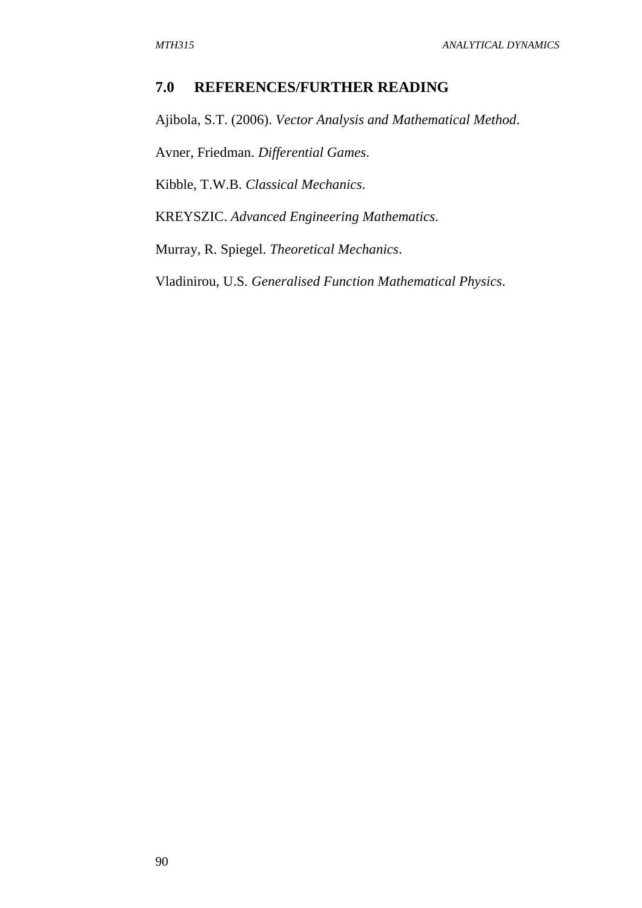## 7.0 REFERENCES/FURTHER READING

Ajibola, S.T. (2006). *Vector Analysis and Mathematical Method*.

Avner, Friedman. *Differential Games*.

Kibble, T.W.B. *Classical Mechanics*.

KREYSZIC. *Advanced Engineering Mathematics*.

Murray, R. Spiegel. *Theoretical Mechanics*.

Vladinirou, U.S. *Generalised Function Mathematical Physics*.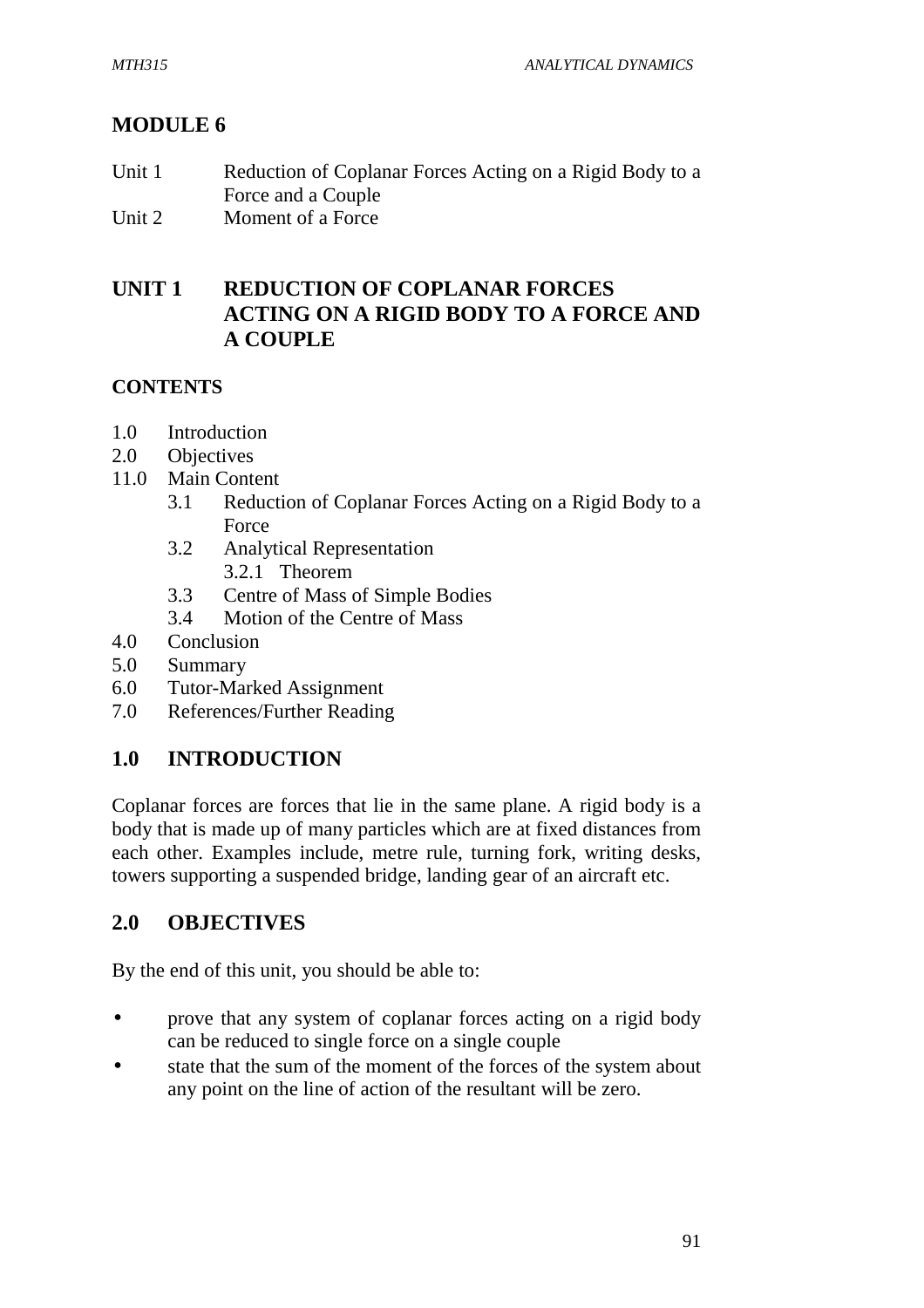# MODULE 6

Unit 1 Reduction of Coplanar Forces Acting on a Rigid Body to a Force and a Couple
Unit 2 Moment of a Force

## UNIT 1 REDUCTION OF COPLANAR FORCES ACTING ON A RIGID BODY TO A FORCE AND A COUPLE

### CONTENTS

1.0 Introduction
2.0 Objectives
11.0 Main Content
 3.1 Reduction of Coplanar Forces Acting on a Rigid Body to a Force
 3.2 Analytical Representation
  3.2.1 Theorem
 3.3 Centre of Mass of Simple Bodies
 3.4 Motion of the Centre of Mass
4.0 Conclusion
5.0 Summary
6.0 Tutor-Marked Assignment
7.0 References/Further Reading

## 1.0 INTRODUCTION

Coplanar forces are forces that lie in the same plane. A rigid body is a body that is made up of many particles which are at fixed distances from each other. Examples include, metre rule, turning fork, writing desks, towers supporting a suspended bridge, landing gear of an aircraft etc.

## 2.0 OBJECTIVES

By the end of this unit, you should be able to:

- prove that any system of coplanar forces acting on a rigid body can be reduced to single force on a single couple
- state that the sum of the moment of the forces of the system about any point on the line of action of the resultant will be zero.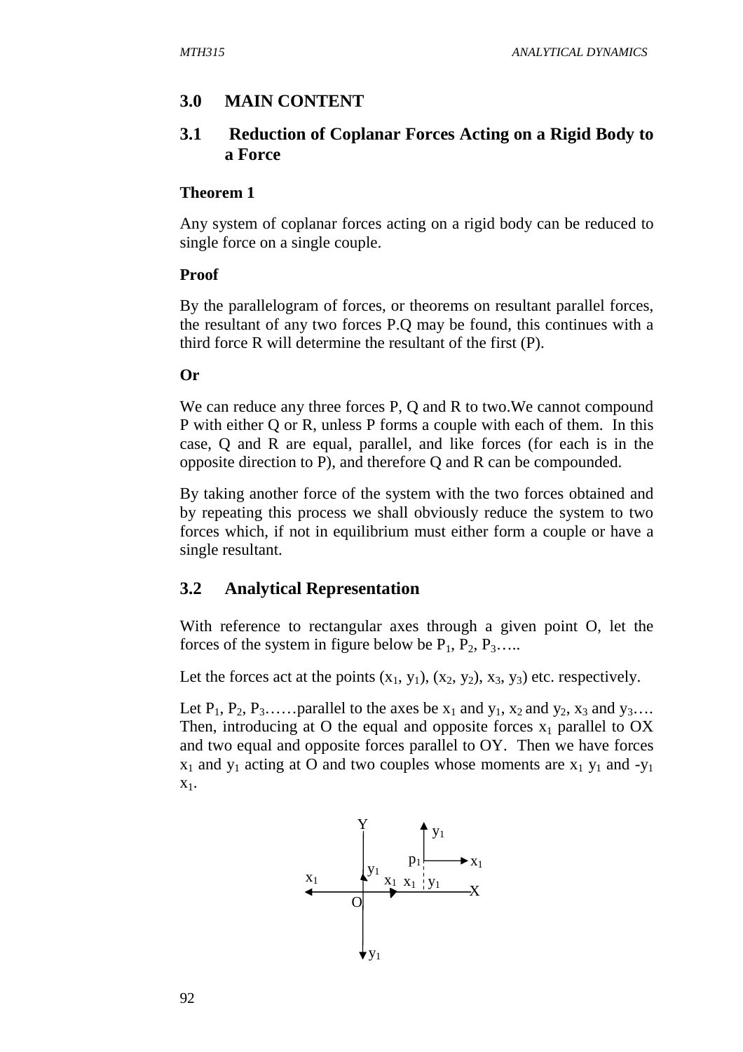## 3.0 MAIN CONTENT

### 3.1 Reduction of Coplanar Forces Acting on a Rigid Body to a Force

**Theorem 1**

Any system of coplanar forces acting on a rigid body can be reduced to single force on a single couple.

**Proof**

By the parallelogram of forces, or theorems on resultant parallel forces, the resultant of any two forces P.Q may be found, this continues with a third force R will determine the resultant of the first (P).

**Or**

We can reduce any three forces P, Q and R to two.We cannot compound P with either Q or R, unless P forms a couple with each of them. In this case, Q and R are equal, parallel, and like forces (for each is in the opposite direction to P), and therefore Q and R can be compounded.

By taking another force of the system with the two forces obtained and by repeating this process we shall obviously reduce the system to two forces which, if not in equilibrium must either form a couple or have a single resultant.

### 3.2 Analytical Representation

With reference to rectangular axes through a given point O, let the forces of the system in figure below be $P_1$, $P_2$, $P_3$…..

Let the forces act at the points $(x_1, y_1)$, $(x_2, y_2)$, $x_3, y_3)$ etc. respectively.

Let $P_1$, $P_2$, $P_3$……parallel to the axes be $x_1$ and $y_1$, $x_2$ and $y_2$, $x_3$ and $y_3$…. Then, introducing at O the equal and opposite forces $x_1$ parallel to OX and two equal and opposite forces parallel to OY. Then we have forces $x_1$ and $y_1$ acting at O and two couples whose moments are $x_1$ $y_1$ and $-y_1$ $x_1$.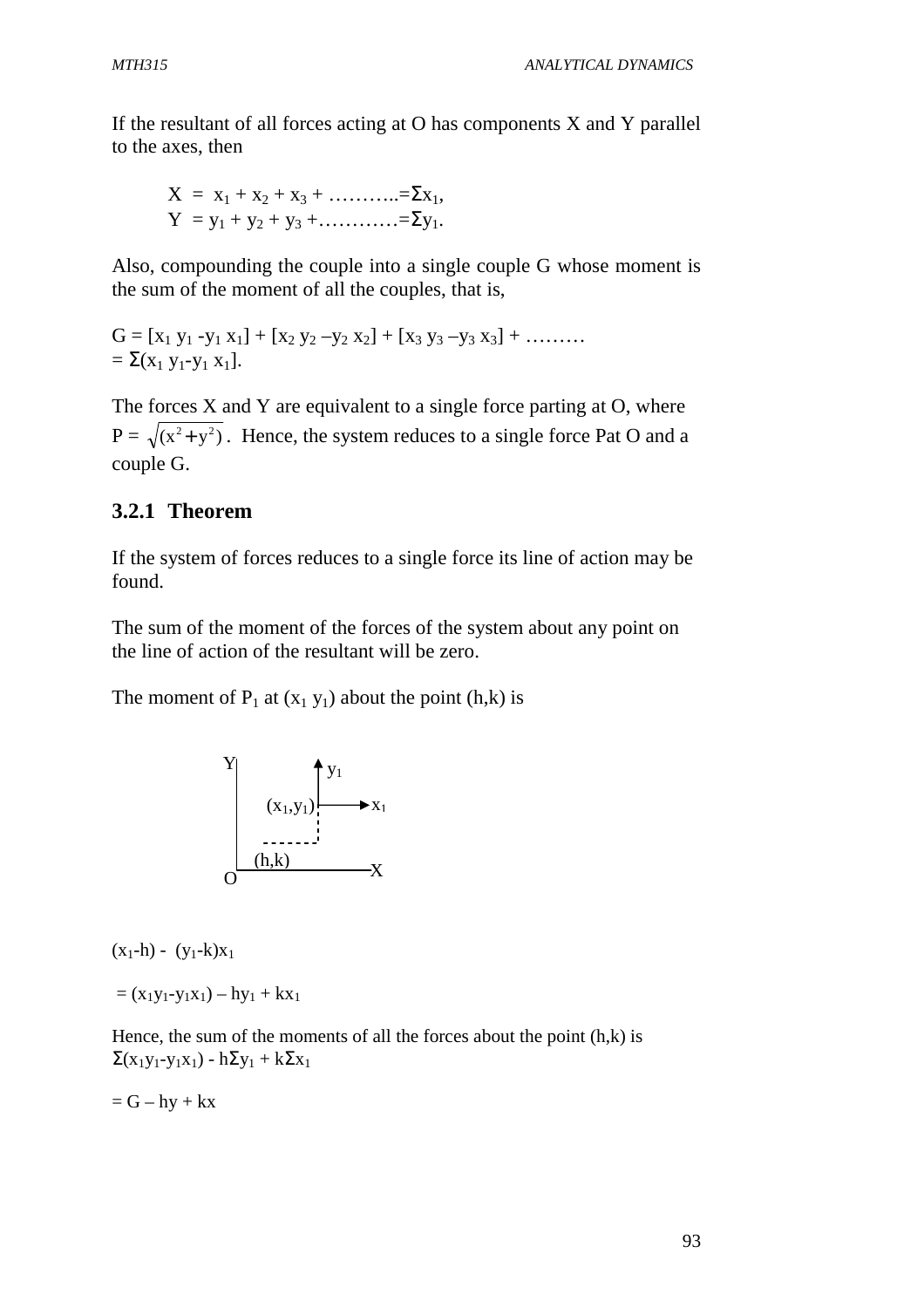If the resultant of all forces acting at O has components X and Y parallel to the axes, then

$$X = x_1 + x_2 + x_3 + \ldots\ldots\ldots.. = \Sigma x_1,$$
$$Y = y_1 + y_2 + y_3 + \ldots\ldots\ldots\ldots = \Sigma y_1.$$

Also, compounding the couple into a single couple G whose moment is the sum of the moment of all the couples, that is,

$$G = [x_1\, y_1 - y_1\, x_1] + [x_2\, y_2 - y_2\, x_2] + [x_3\, y_3 - y_3\, x_3] + \ldots\ldots\ldots$$
$$= \Sigma(x_1\, y_1 - y_1\, x_1].$$

The forces X and Y are equivalent to a single force parting at O, where $P = \sqrt{(x^2 + y^2)}$. Hence, the system reduces to a single force Pat O and a couple G.

### 3.2.1 Theorem

If the system of forces reduces to a single force its line of action may be found.

The sum of the moment of the forces of the system about any point on the line of action of the resultant will be zero.

The moment of $P_1$ at $(x_1\, y_1)$ about the point (h,k) is

$$(x_1 - h) - (y_1 - k)x_1$$

$$= (x_1 y_1 - y_1 x_1) - hy_1 + kx_1$$

Hence, the sum of the moments of all the forces about the point (h,k) is $\Sigma(x_1 y_1 - y_1 x_1) - h\Sigma y_1 + k\Sigma x_1$

$$= G - hy + kx$$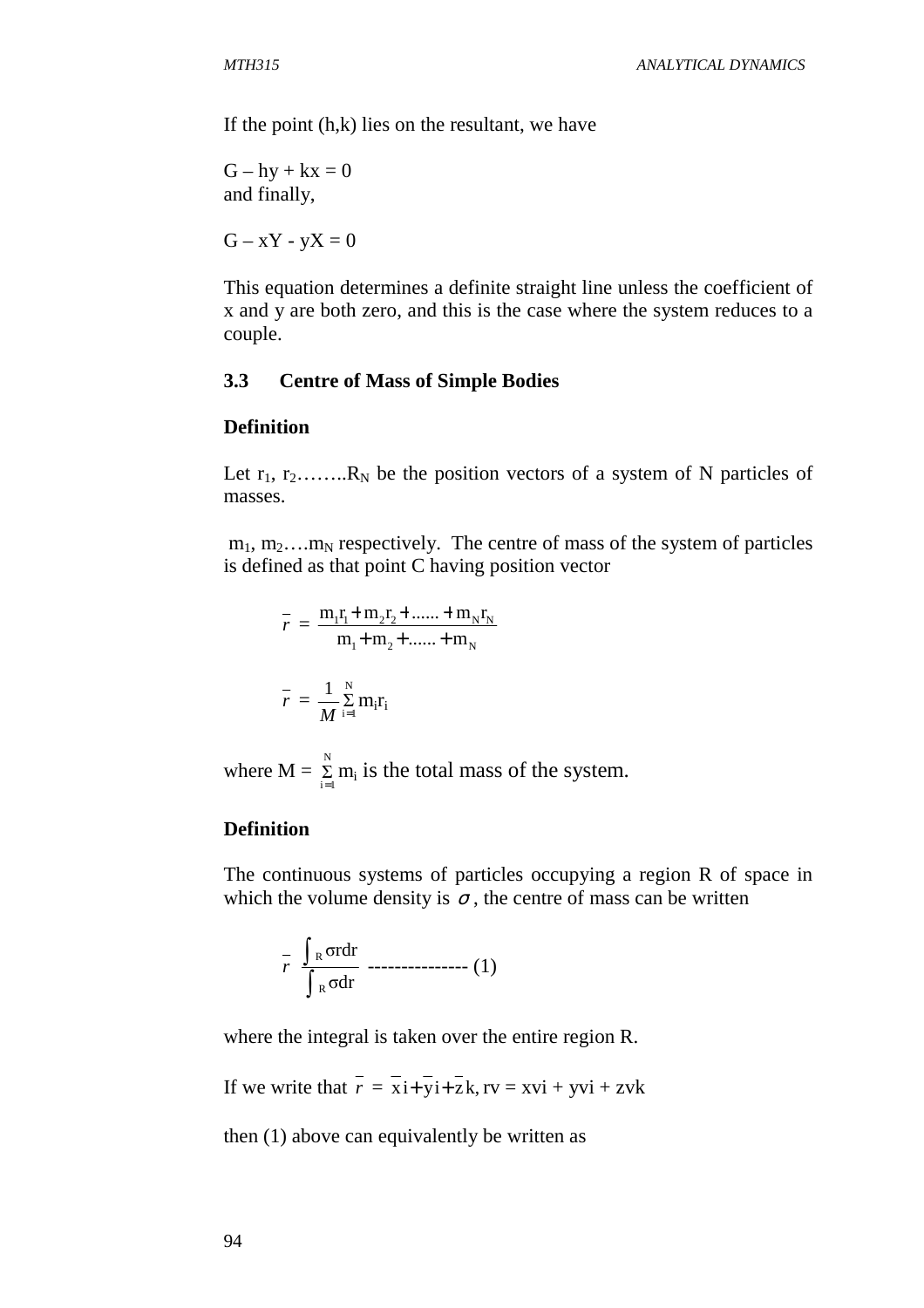If the point (h,k) lies on the resultant, we have

$G - hy + kx = 0$
and finally,

$G - xY - yX = 0$

This equation determines a definite straight line unless the coefficient of x and y are both zero, and this is the case where the system reduces to a couple.

### 3.3 Centre of Mass of Simple Bodies

**Definition**

Let $r_1$, $r_2$……..$R_N$ be the position vectors of a system of N particles of masses.

$m_1$, $m_2$….$m_N$ respectively. The centre of mass of the system of particles is defined as that point C having position vector

$$\bar{r} = \frac{m_1 r_1 + m_2 r_2 + ...... + m_N r_N}{m_1 + m_2 + ...... + m_N}$$

$$\bar{r} = \frac{1}{M} \sum_{i=1}^{N} m_i r_i$$

where $M = \sum_{i=1}^{N} m_i$ is the total mass of the system.

**Definition**

The continuous systems of particles occupying a region R of space in which the volume density is $\sigma$, the centre of mass can be written

$$\bar{r} \; \frac{\int_R \sigma r dr}{\int_R \sigma dr} \text{ --------------- (1)}$$

where the integral is taken over the entire region R.

If we write that $\bar{r} = \bar{x}i + \bar{y}i + \bar{z}k$, rv = xvi + yvi + zvk

then (1) above can equivalently be written as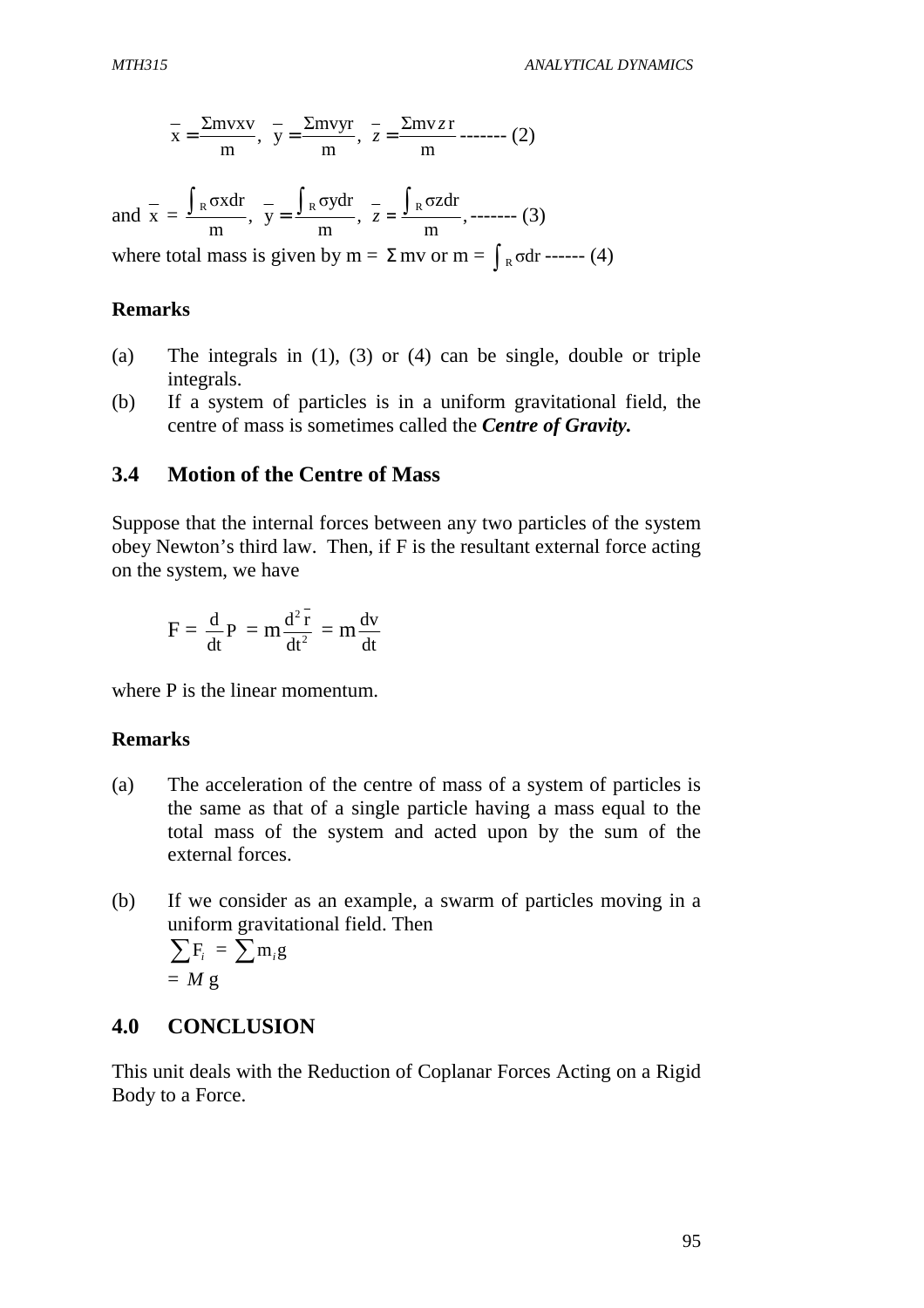$$\bar{x} = \frac{\Sigma mvxv}{m}, \ \bar{y} = \frac{\Sigma mvyr}{m}, \ \bar{z} = \frac{\Sigma mvzr}{m} \text{ ------- (2)}$$

and $\bar{x} = \frac{\int_R \sigma x dr}{m}, \ \bar{y} = \frac{\int_R \sigma y dr}{m}, \ \bar{z} = \frac{\int_R \sigma z dr}{m}$, ------- (3)

where total mass is given by $m = \Sigma mv$ or $m = \int_R \sigma dr$ ------ (4)

**Remarks**

(a) The integrals in (1), (3) or (4) can be single, double or triple integrals.

(b) If a system of particles is in a uniform gravitational field, the centre of mass is sometimes called the ***Centre of Gravity.***

## 3.4 Motion of the Centre of Mass

Suppose that the internal forces between any two particles of the system obey Newton's third law. Then, if F is the resultant external force acting on the system, we have

$$F = \frac{d}{dt}P = m\frac{d^2\bar{r}}{dt^2} = m\frac{dv}{dt}$$

where P is the linear momentum.

**Remarks**

(a) The acceleration of the centre of mass of a system of particles is the same as that of a single particle having a mass equal to the total mass of the system and acted upon by the sum of the external forces.

(b) If we consider as an example, a swarm of particles moving in a uniform gravitational field. Then

$$\sum F_i = \sum m_i g$$
$$= M g$$

# 4.0 CONCLUSION

This unit deals with the Reduction of Coplanar Forces Acting on a Rigid Body to a Force.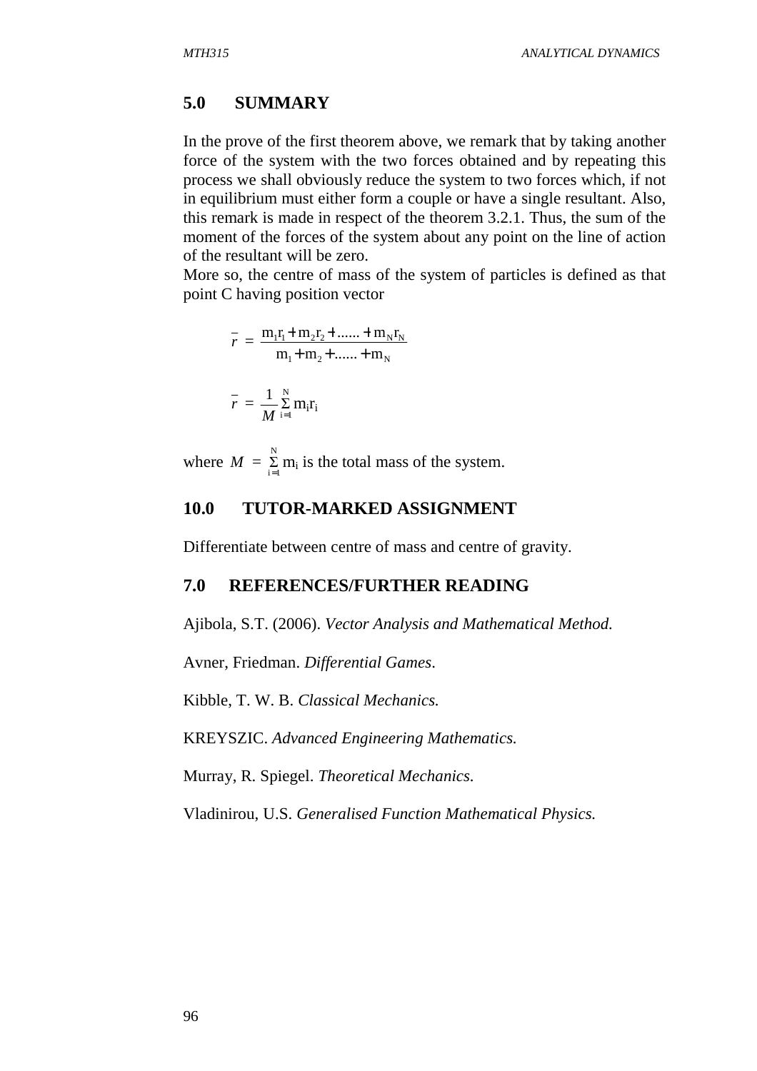## 5.0 SUMMARY

In the prove of the first theorem above, we remark that by taking another force of the system with the two forces obtained and by repeating this process we shall obviously reduce the system to two forces which, if not in equilibrium must either form a couple or have a single resultant. Also, this remark is made in respect of the theorem 3.2.1. Thus, the sum of the moment of the forces of the system about any point on the line of action of the resultant will be zero.

More so, the centre of mass of the system of particles is defined as that point C having position vector

$$\bar{r} = \frac{m_1 r_1 + m_2 r_2 + \ldots\ldots + m_N r_N}{m_1 + m_2 + \ldots\ldots + m_N}$$

$$\bar{r} = \frac{1}{M} \sum_{i=1}^{N} m_i r_i$$

where $M = \sum_{i=1}^{N} m_i$ is the total mass of the system.

## 10.0 TUTOR-MARKED ASSIGNMENT

Differentiate between centre of mass and centre of gravity.

## 7.0 REFERENCES/FURTHER READING

Ajibola, S.T. (2006). *Vector Analysis and Mathematical Method.*

Avner, Friedman. *Differential Games*.

Kibble, T. W. B. *Classical Mechanics.*

KREYSZIC. *Advanced Engineering Mathematics.*

Murray, R. Spiegel. *Theoretical Mechanics.*

Vladinirou, U.S. *Generalised Function Mathematical Physics.*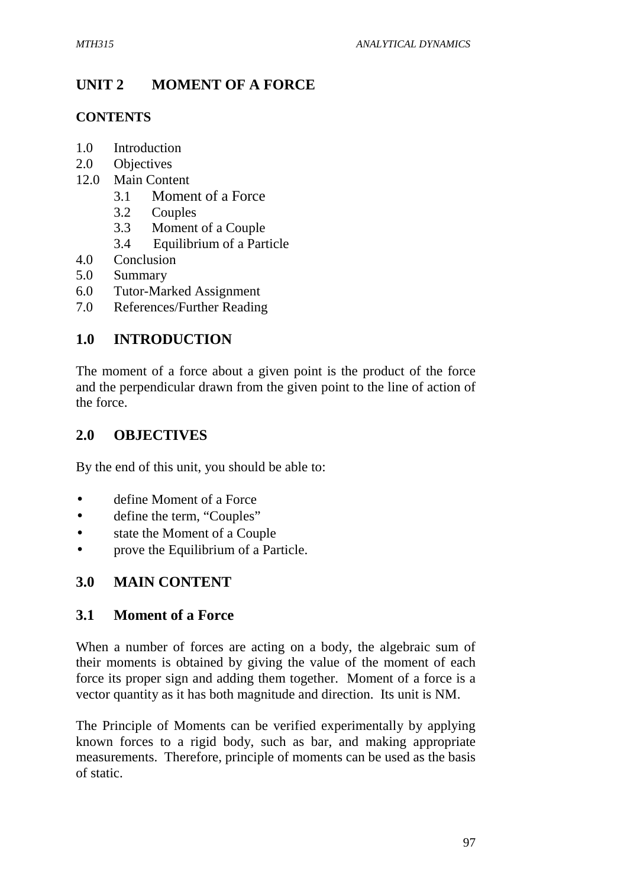## UNIT 2 MOMENT OF A FORCE

### CONTENTS

1.0 Introduction
2.0 Objectives
12.0 Main Content
 3.1 Moment of a Force
 3.2 Couples
 3.3 Moment of a Couple
 3.4 Equilibrium of a Particle
4.0 Conclusion
5.0 Summary
6.0 Tutor-Marked Assignment
7.0 References/Further Reading

## 1.0 INTRODUCTION

The moment of a force about a given point is the product of the force and the perpendicular drawn from the given point to the line of action of the force.

## 2.0 OBJECTIVES

By the end of this unit, you should be able to:

- define Moment of a Force
- define the term, "Couples"
- state the Moment of a Couple
- prove the Equilibrium of a Particle.

## 3.0 MAIN CONTENT

### 3.1 Moment of a Force

When a number of forces are acting on a body, the algebraic sum of their moments is obtained by giving the value of the moment of each force its proper sign and adding them together. Moment of a force is a vector quantity as it has both magnitude and direction. Its unit is NM.

The Principle of Moments can be verified experimentally by applying known forces to a rigid body, such as bar, and making appropriate measurements. Therefore, principle of moments can be used as the basis of static.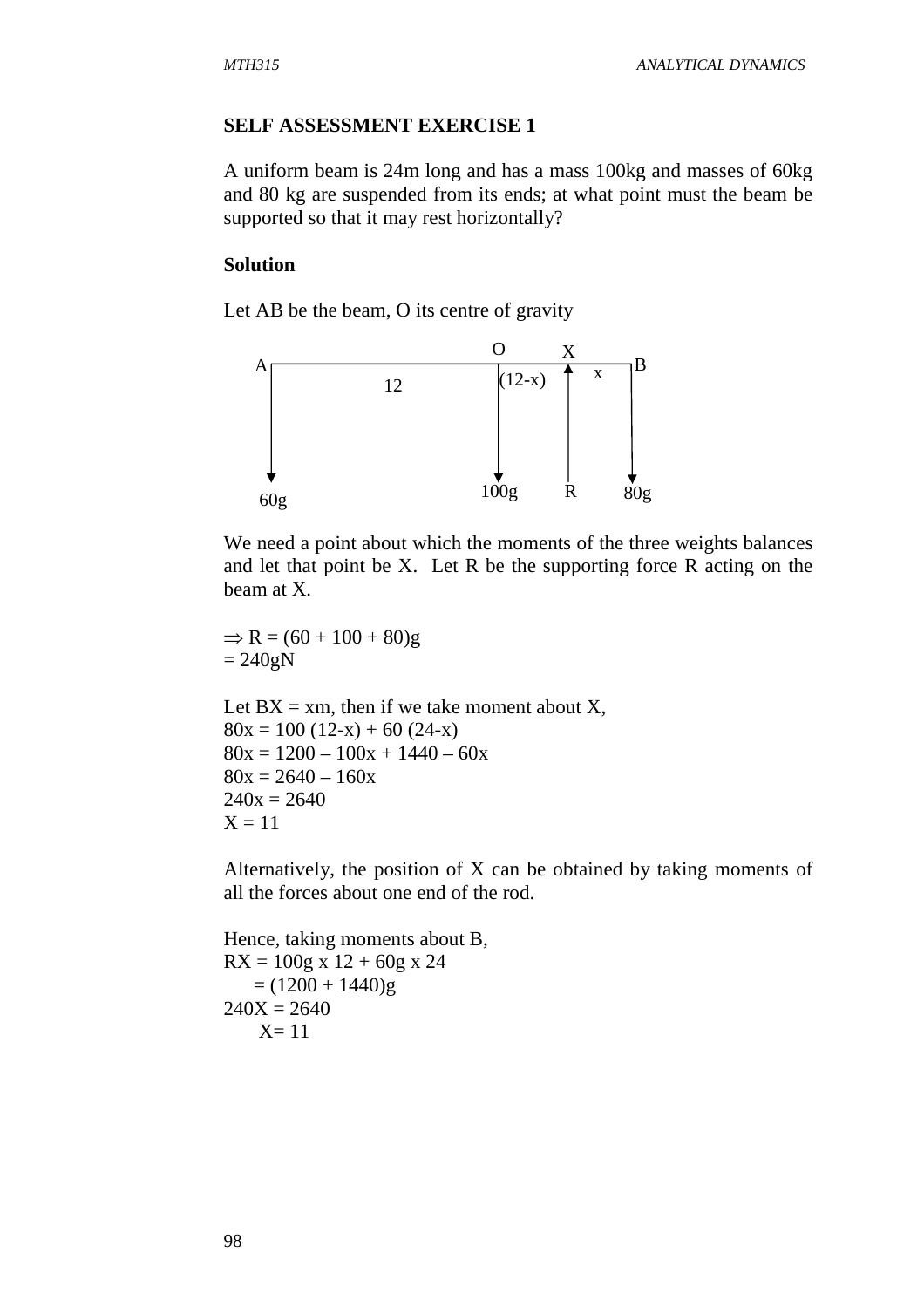**SELF ASSESSMENT EXERCISE 1**

A uniform beam is 24m long and has a mass 100kg and masses of 60kg and 80 kg are suspended from its ends; at what point must the beam be supported so that it may rest horizontally?

**Solution**

Let AB be the beam, O its centre of gravity

We need a point about which the moments of the three weights balances and let that point be X. Let R be the supporting force R acting on the beam at X.

$\Rightarrow$ R = (60 + 100 + 80)g
= 240gN

Let BX = xm, then if we take moment about X,
80x = 100 (12-x) + 60 (24-x)
80x = 1200 – 100x + 1440 – 60x
80x = 2640 – 160x
240x = 2640
X = 11

Alternatively, the position of X can be obtained by taking moments of all the forces about one end of the rod.

Hence, taking moments about B,
RX = 100g x 12 + 60g x 24
= (1200 + 1440)g
240X = 2640
X= 11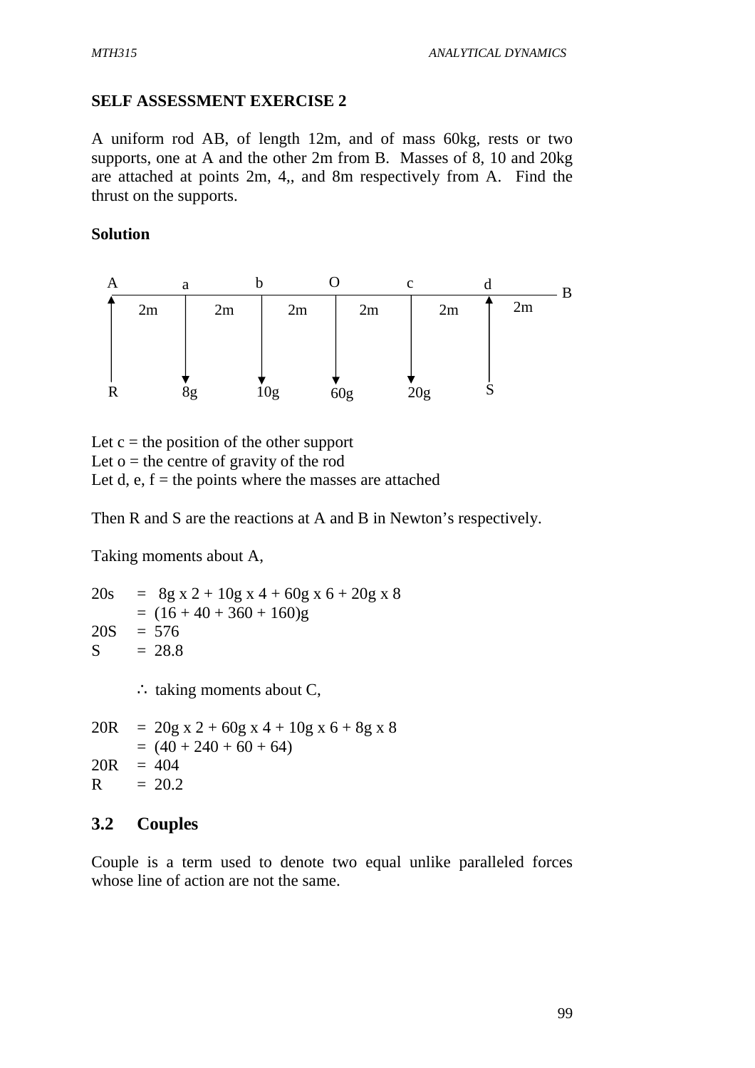**SELF ASSESSMENT EXERCISE 2**

A uniform rod AB, of length 12m, and of mass 60kg, rests or two supports, one at A and the other 2m from B. Masses of 8, 10 and 20kg are attached at points 2m, 4,, and 8m respectively from A. Find the thrust on the supports.

**Solution**

A a b O c d B
2m 2m 2m 2m 2m 2m
R 8g 10g 60g 20g S

Let c = the position of the other support
Let o = the centre of gravity of the rod
Let d, e, f = the points where the masses are attached

Then R and S are the reactions at A and B in Newton's respectively.

Taking moments about A,

$$20s = 8g \times 2 + 10g \times 4 + 60g \times 6 + 20g \times 8$$
$$= (16 + 40 + 360 + 160)g$$
$$20S = 576$$
$$S = 28.8$$

$\therefore$ taking moments about C,

$$20R = 20g \times 2 + 60g \times 4 + 10g \times 6 + 8g \times 8$$
$$= (40 + 240 + 60 + 64)$$
$$20R = 404$$
$$R = 20.2$$

## 3.2 Couples

Couple is a term used to denote two equal unlike paralleled forces whose line of action are not the same.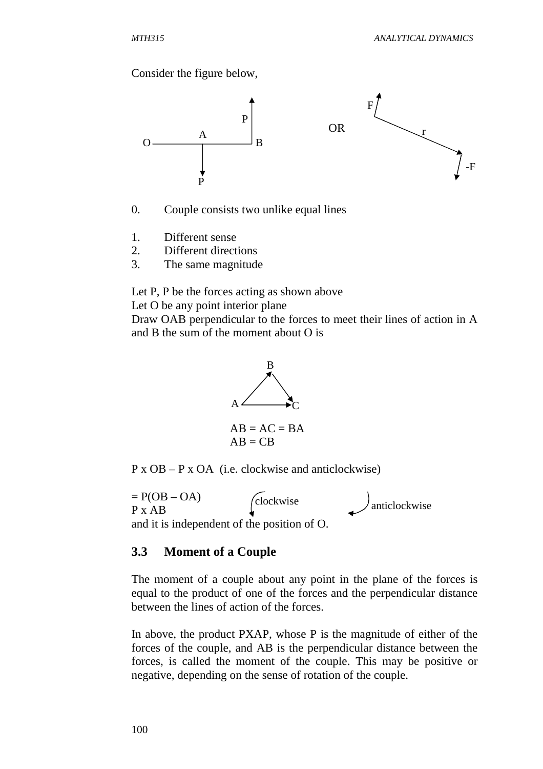Consider the figure below,

0. Couple consists two unlike equal lines

1. Different sense
2. Different directions
3. The same magnitude

Let P, P be the forces acting as shown above
Let O be any point interior plane
Draw OAB perpendicular to the forces to meet their lines of action in A and B the sum of the moment about O is

AB = AC = BA
AB = CB

P x OB – P x OA (i.e. clockwise and anticlockwise)

= P(OB – OA)
P x AB
and it is independent of the position of O.

### 3.3 Moment of a Couple

The moment of a couple about any point in the plane of the forces is equal to the product of one of the forces and the perpendicular distance between the lines of action of the forces.

In above, the product PXAP, whose P is the magnitude of either of the forces of the couple, and AB is the perpendicular distance between the forces, is called the moment of the couple. This may be positive or negative, depending on the sense of rotation of the couple.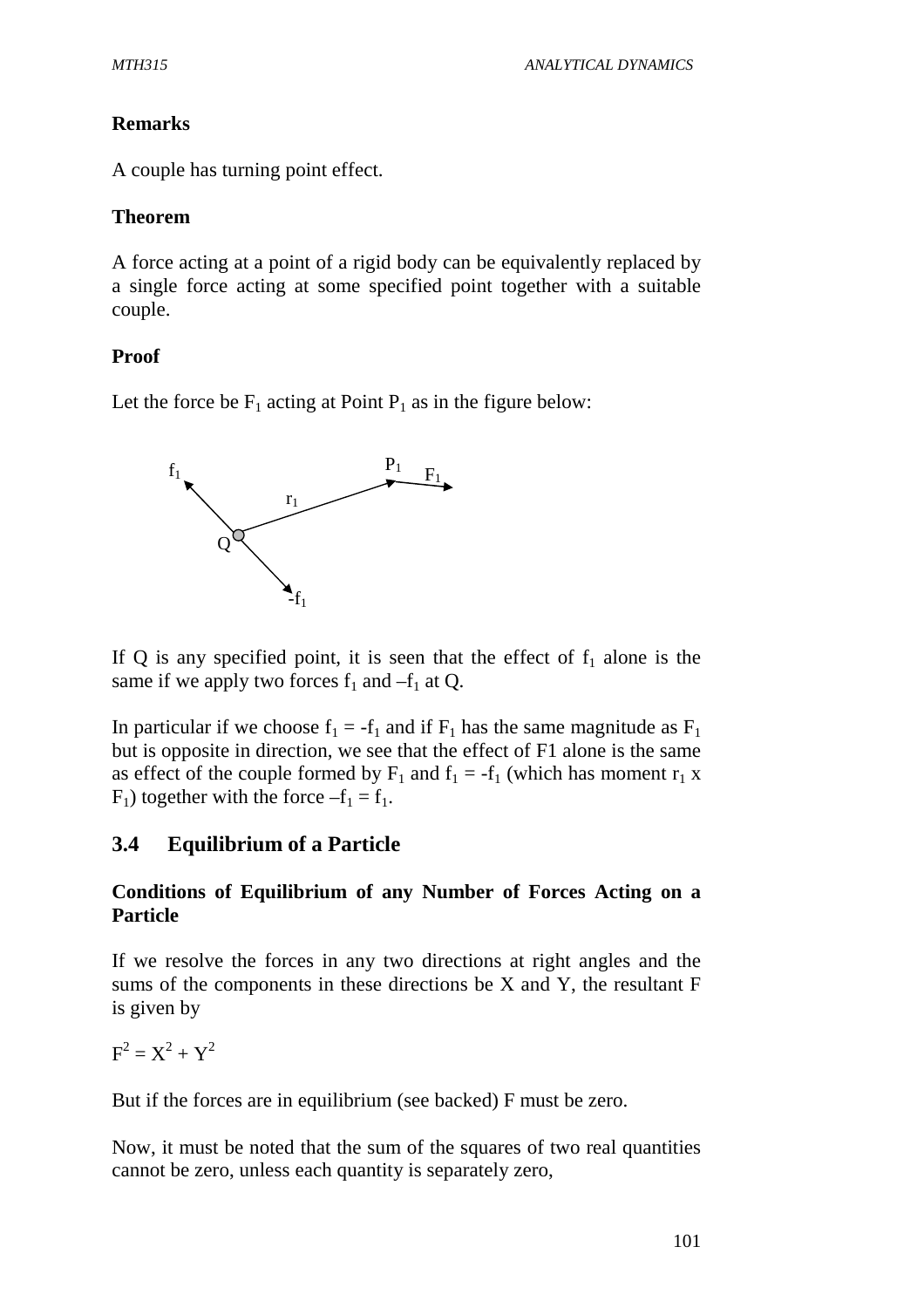**Remarks**

A couple has turning point effect.

**Theorem**

A force acting at a point of a rigid body can be equivalently replaced by a single force acting at some specified point together with a suitable couple.

**Proof**

Let the force be $F_1$ acting at Point $P_1$ as in the figure below:

If Q is any specified point, it is seen that the effect of $f_1$ alone is the same if we apply two forces $f_1$ and $-f_1$ at Q.

In particular if we choose $f_1 = -f_1$ and if $F_1$ has the same magnitude as $F_1$ but is opposite in direction, we see that the effect of F1 alone is the same as effect of the couple formed by $F_1$ and $f_1 = -f_1$ (which has moment $r_1 \times F_1$) together with the force $-f_1 = f_1$.

## 3.4 Equilibrium of a Particle

**Conditions of Equilibrium of any Number of Forces Acting on a Particle**

If we resolve the forces in any two directions at right angles and the sums of the components in these directions be X and Y, the resultant F is given by

$F^2 = X^2 + Y^2$

But if the forces are in equilibrium (see backed) F must be zero.

Now, it must be noted that the sum of the squares of two real quantities cannot be zero, unless each quantity is separately zero,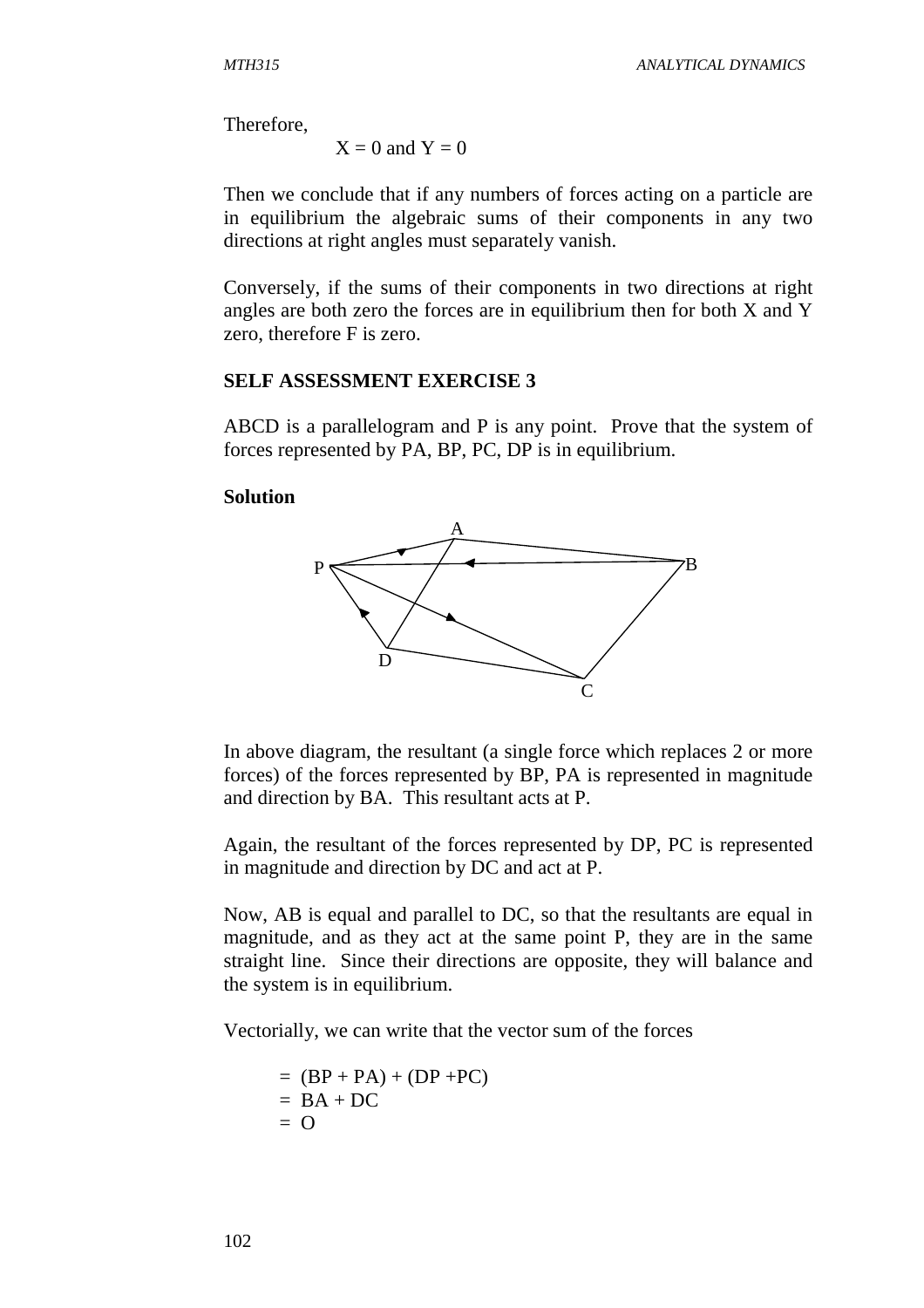Therefore,

$$X = 0 \text{ and } Y = 0$$

Then we conclude that if any numbers of forces acting on a particle are in equilibrium the algebraic sums of their components in any two directions at right angles must separately vanish.

Conversely, if the sums of their components in two directions at right angles are both zero the forces are in equilibrium then for both X and Y zero, therefore F is zero.

**SELF ASSESSMENT EXERCISE 3**

ABCD is a parallelogram and P is any point. Prove that the system of forces represented by PA, BP, PC, DP is in equilibrium.

**Solution**

In above diagram, the resultant (a single force which replaces 2 or more forces) of the forces represented by BP, PA is represented in magnitude and direction by BA. This resultant acts at P.

Again, the resultant of the forces represented by DP, PC is represented in magnitude and direction by DC and act at P.

Now, AB is equal and parallel to DC, so that the resultants are equal in magnitude, and as they act at the same point P, they are in the same straight line. Since their directions are opposite, they will balance and the system is in equilibrium.

Vectorially, we can write that the vector sum of the forces

$$\begin{aligned}
&= (BP + PA) + (DP + PC) \\
&= BA + DC \\
&= O
\end{aligned}$$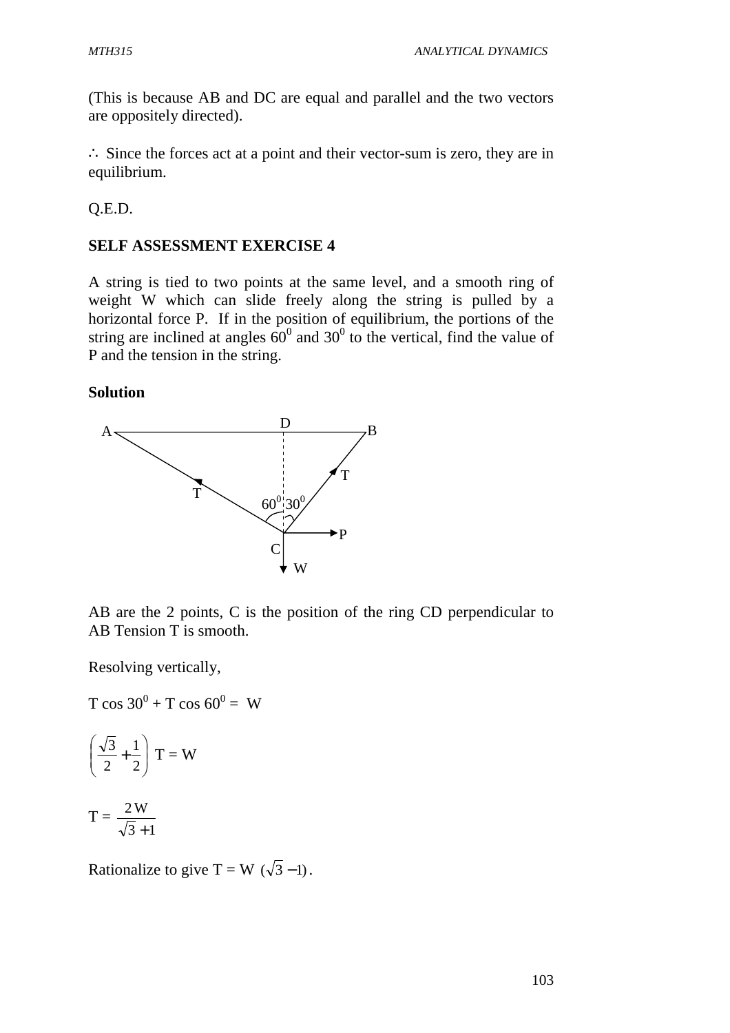(This is because AB and DC are equal and parallel and the two vectors are oppositely directed).

$\therefore$ Since the forces act at a point and their vector-sum is zero, they are in equilibrium.

Q.E.D.

**SELF ASSESSMENT EXERCISE 4**

A string is tied to two points at the same level, and a smooth ring of weight W which can slide freely along the string is pulled by a horizontal force P. If in the position of equilibrium, the portions of the string are inclined at angles $60^0$ and $30^0$ to the vertical, find the value of P and the tension in the string.

**Solution**

AB are the 2 points, C is the position of the ring CD perpendicular to AB Tension T is smooth.

Resolving vertically,

$$T \cos 30^0 + T \cos 60^0 = W$$

$$\left(\frac{\sqrt{3}}{2} + \frac{1}{2}\right) T = W$$

$$T = \frac{2W}{\sqrt{3}+1}$$

Rationalize to give $T = W(\sqrt{3}-1)$.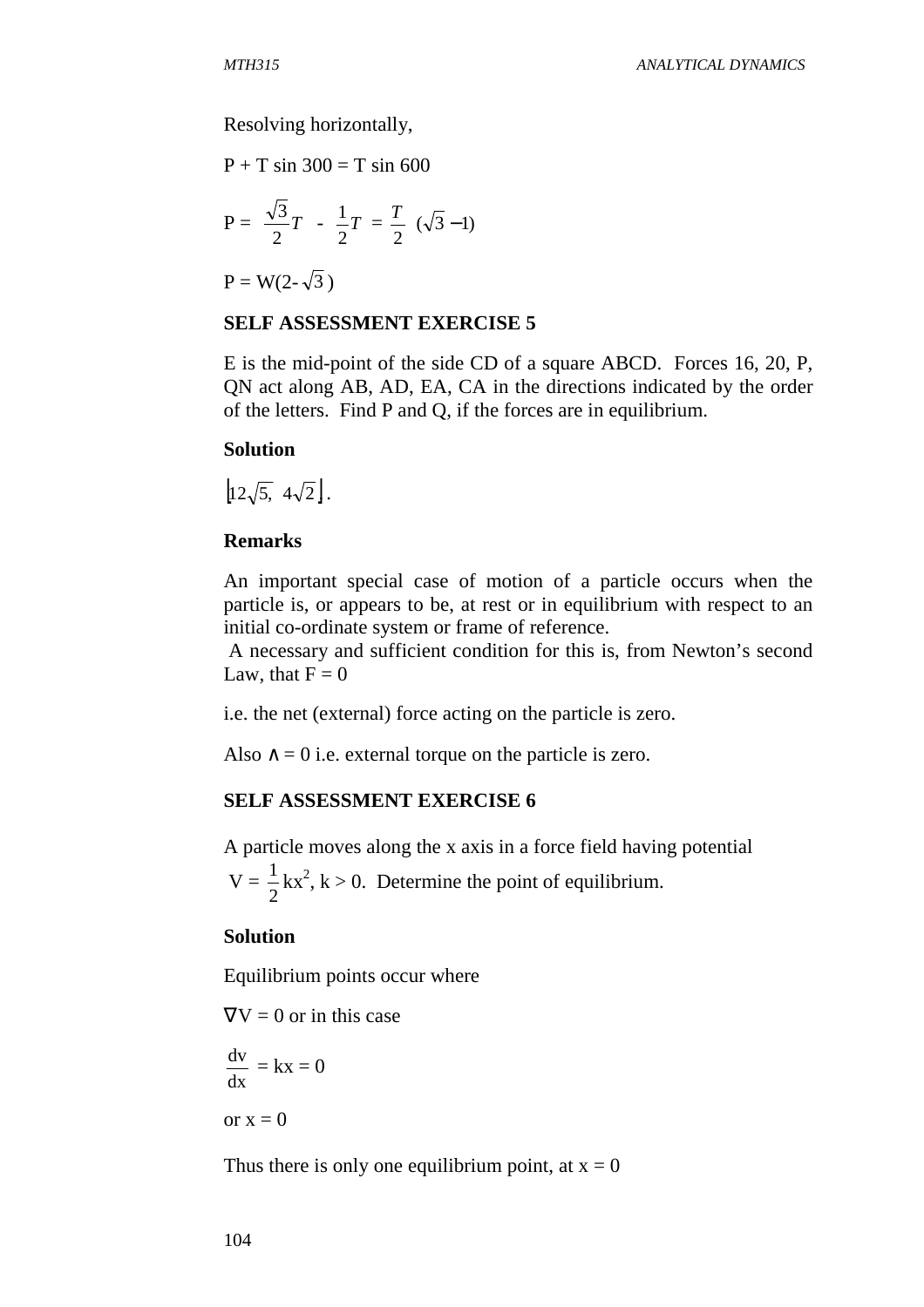Resolving horizontally,

P + T sin 300 = T sin 600

$$P = \frac{\sqrt{3}}{2}T - \frac{1}{2}T = \frac{T}{2}(\sqrt{3}-1)$$

$P = W(2-\sqrt{3})$

**SELF ASSESSMENT EXERCISE 5**

E is the mid-point of the side CD of a square ABCD. Forces 16, 20, P, QN act along AB, AD, EA, CA in the directions indicated by the order of the letters. Find P and Q, if the forces are in equilibrium.

**Solution**

$\lfloor 12\sqrt{5},\ 4\sqrt{2} \rfloor$.

**Remarks**

An important special case of motion of a particle occurs when the particle is, or appears to be, at rest or in equilibrium with respect to an initial co-ordinate system or frame of reference.
A necessary and sufficient condition for this is, from Newton's second Law, that F = 0

i.e. the net (external) force acting on the particle is zero.

Also $\wedge = 0$ i.e. external torque on the particle is zero.

**SELF ASSESSMENT EXERCISE 6**

A particle moves along the x axis in a force field having potential
$V = \frac{1}{2}kx^2$, k > 0. Determine the point of equilibrium.

**Solution**

Equilibrium points occur where

$\nabla V = 0$ or in this case

$$\frac{dv}{dx} = kx = 0$$

or x = 0

Thus there is only one equilibrium point, at x = 0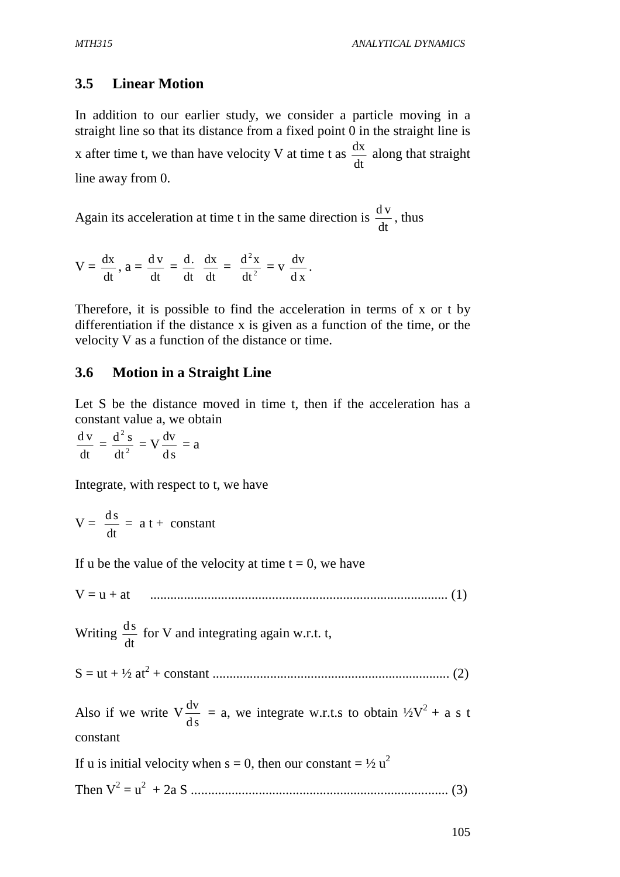## 3.5 Linear Motion

In addition to our earlier study, we consider a particle moving in a straight line so that its distance from a fixed point 0 in the straight line is x after time t, we than have velocity V at time t as $\frac{dx}{dt}$ along that straight line away from 0.

Again its acceleration at time t in the same direction is $\frac{dv}{dt}$, thus

$$V = \frac{dx}{dt},\ a = \frac{dv}{dt} = \frac{d.}{dt}\ \frac{dx}{dt} = \frac{d^2x}{dt^2} = v\ \frac{dv}{dx}.$$

Therefore, it is possible to find the acceleration in terms of x or t by differentiation if the distance x is given as a function of the time, or the velocity V as a function of the distance or time.

## 3.6 Motion in a Straight Line

Let S be the distance moved in time t, then if the acceleration has a constant value a, we obtain

$$\frac{dv}{dt} = \frac{d^2s}{dt^2} = V\frac{dv}{ds} = a$$

Integrate, with respect to t, we have

$$V = \frac{ds}{dt} = a\,t + \text{ constant}$$

If u be the value of the velocity at time t = 0, we have

$$V = u + at \quad \text{.......................................................................................} (1)$$

Writing $\frac{ds}{dt}$ for V and integrating again w.r.t. t,

$$S = ut + ½\, at^2 + \text{constant} \ \text{......................................................................} (2)$$

Also if we write $V\frac{dv}{ds}$ = a, we integrate w.r.t.s to obtain $½V^2$ + a s t constant

If u is initial velocity when s = 0, then our constant = $½\, u^2$

$$\text{Then } V^2 = u^2 + 2a\,S \ \text{...........................................................................} (3)$$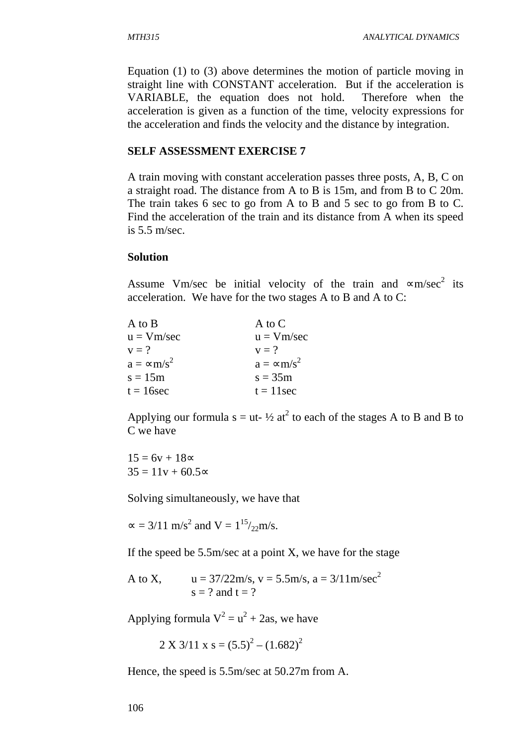Equation (1) to (3) above determines the motion of particle moving in straight line with CONSTANT acceleration. But if the acceleration is VARIABLE, the equation does not hold. Therefore when the acceleration is given as a function of the time, velocity expressions for the acceleration and finds the velocity and the distance by integration.

**SELF ASSESSMENT EXERCISE 7**

A train moving with constant acceleration passes three posts, A, B, C on a straight road. The distance from A to B is 15m, and from B to C 20m. The train takes 6 sec to go from A to B and 5 sec to go from B to C. Find the acceleration of the train and its distance from A when its speed is 5.5 m/sec.

**Solution**

Assume Vm/sec be initial velocity of the train and $\propto$m/sec$^2$ its acceleration. We have for the two stages A to B and A to C:

| A to B | A to C |
|---|---|
| u = Vm/sec | u = Vm/sec |
| v = ? | v = ? |
| a = $\propto$m/s$^2$ | a = $\propto$m/s$^2$ |
| s = 15m | s = 35m |
| t = 16sec | t = 11sec |

Applying our formula $s = ut - \frac{1}{2} at^2$ to each of the stages A to B and B to C we have

$15 = 6v + 18\propto$
$35 = 11v + 60.5\propto$

Solving simultaneously, we have that

$\propto = 3/11$ m/s$^2$ and V = $1^{15}/_{22}$m/s.

If the speed be 5.5m/sec at a point X, we have for the stage

A to X, u = 37/22m/s, v = 5.5m/s, a = 3/11m/sec$^2$
s = ? and t = ?

Applying formula $V^2 = u^2 + 2as$, we have

$$2 \text{ X } 3/11 \text{ x s} = (5.5)^2 - (1.682)^2$$

Hence, the speed is 5.5m/sec at 50.27m from A.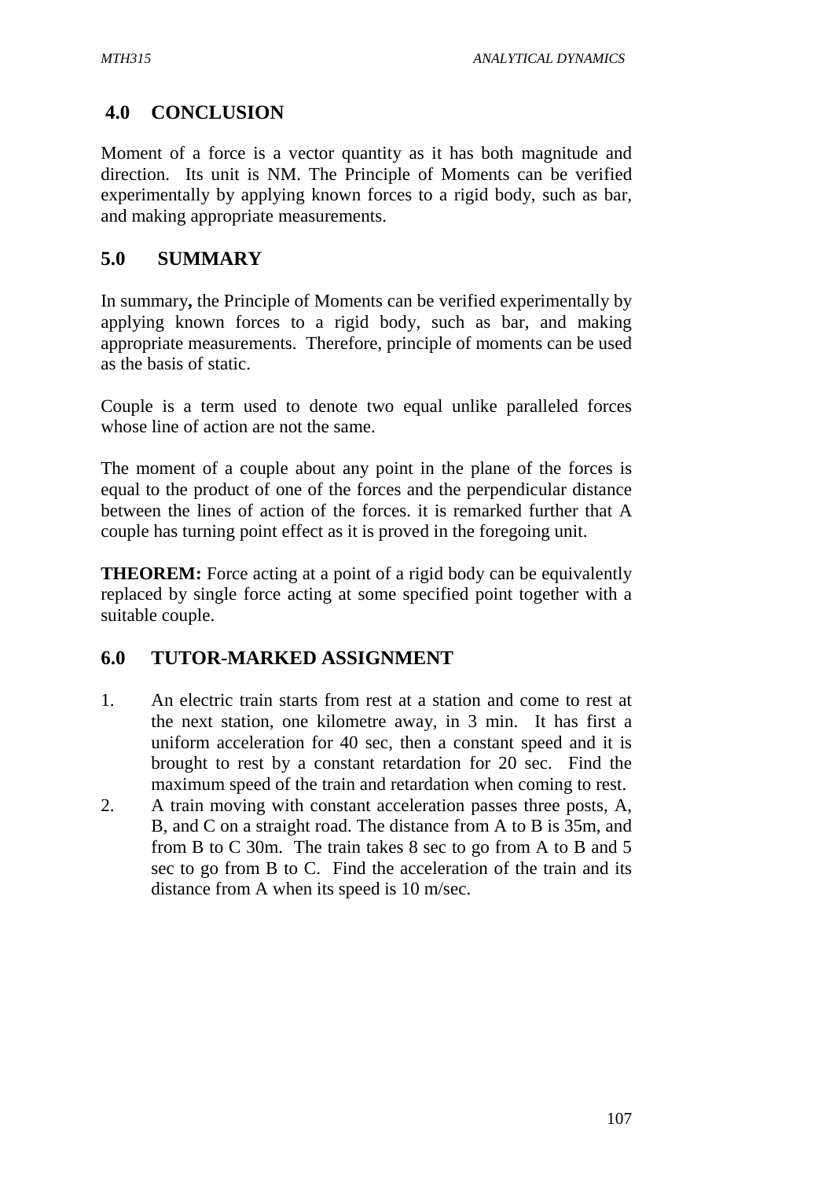## 4.0 CONCLUSION

Moment of a force is a vector quantity as it has both magnitude and direction. Its unit is NM. The Principle of Moments can be verified experimentally by applying known forces to a rigid body, such as bar, and making appropriate measurements.

## 5.0 SUMMARY

In summary**,** the Principle of Moments can be verified experimentally by applying known forces to a rigid body, such as bar, and making appropriate measurements. Therefore, principle of moments can be used as the basis of static.

Couple is a term used to denote two equal unlike paralleled forces whose line of action are not the same.

The moment of a couple about any point in the plane of the forces is equal to the product of one of the forces and the perpendicular distance between the lines of action of the forces. it is remarked further that A couple has turning point effect as it is proved in the foregoing unit.

**THEOREM:** Force acting at a point of a rigid body can be equivalently replaced by single force acting at some specified point together with a suitable couple.

## 6.0 TUTOR-MARKED ASSIGNMENT

1. An electric train starts from rest at a station and come to rest at the next station, one kilometre away, in 3 min. It has first a uniform acceleration for 40 sec, then a constant speed and it is brought to rest by a constant retardation for 20 sec. Find the maximum speed of the train and retardation when coming to rest.
2. A train moving with constant acceleration passes three posts, A, B, and C on a straight road. The distance from A to B is 35m, and from B to C 30m. The train takes 8 sec to go from A to B and 5 sec to go from B to C. Find the acceleration of the train and its distance from A when its speed is 10 m/sec.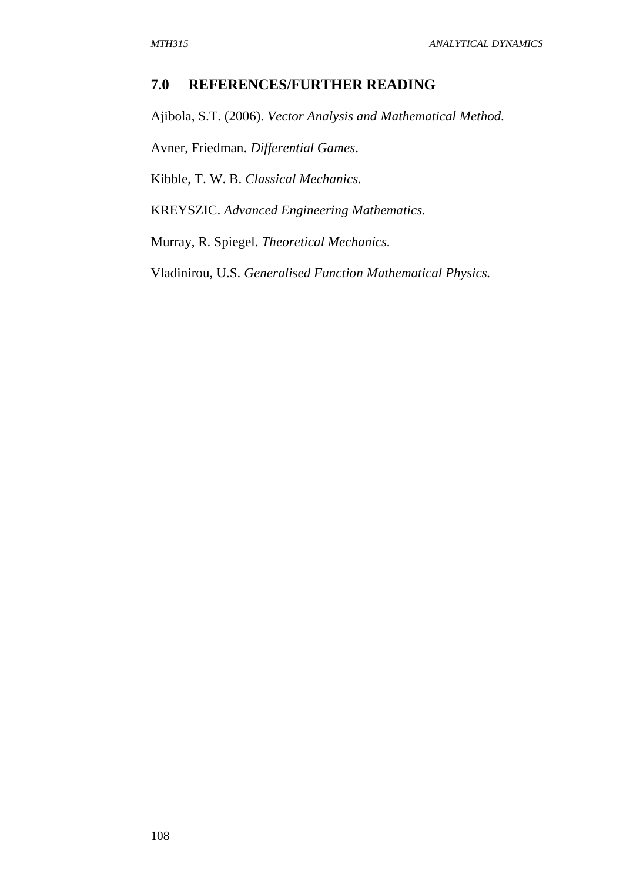## 7.0 REFERENCES/FURTHER READING

Ajibola, S.T. (2006). *Vector Analysis and Mathematical Method.*

Avner, Friedman. *Differential Games*.

Kibble, T. W. B. *Classical Mechanics.*

KREYSZIC. *Advanced Engineering Mathematics.*

Murray, R. Spiegel. *Theoretical Mechanics.*

Vladinirou, U.S. *Generalised Function Mathematical Physics.*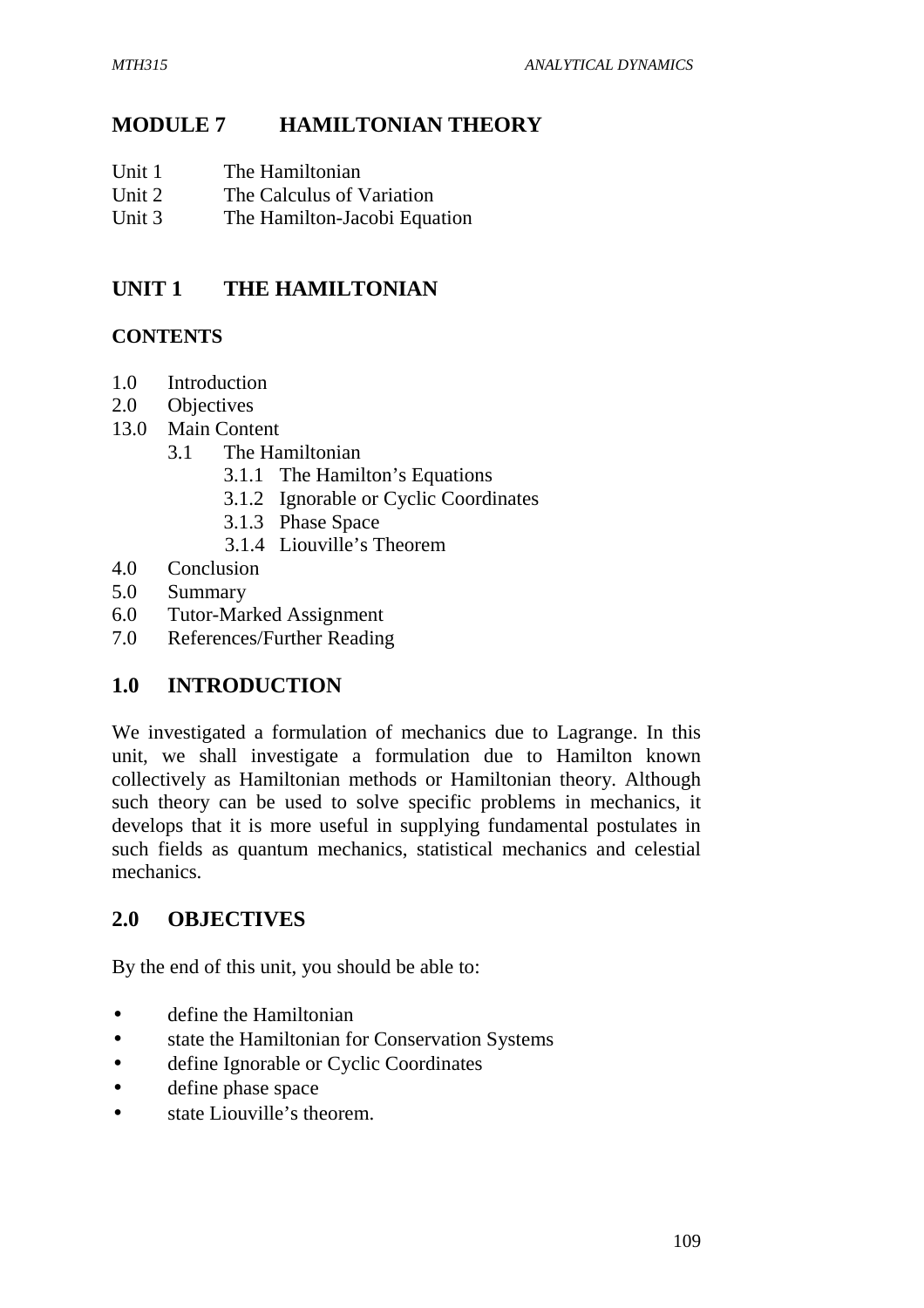# MODULE 7 HAMILTONIAN THEORY

Unit 1 The Hamiltonian
Unit 2 The Calculus of Variation
Unit 3 The Hamilton-Jacobi Equation

## UNIT 1 THE HAMILTONIAN

### CONTENTS

1.0 Introduction
2.0 Objectives
13.0 Main Content
- 3.1 The Hamiltonian
  - 3.1.1 The Hamilton's Equations
  - 3.1.2 Ignorable or Cyclic Coordinates
  - 3.1.3 Phase Space
  - 3.1.4 Liouville's Theorem

4.0 Conclusion
5.0 Summary
6.0 Tutor-Marked Assignment
7.0 References/Further Reading

## 1.0 INTRODUCTION

We investigated a formulation of mechanics due to Lagrange. In this unit, we shall investigate a formulation due to Hamilton known collectively as Hamiltonian methods or Hamiltonian theory. Although such theory can be used to solve specific problems in mechanics, it develops that it is more useful in supplying fundamental postulates in such fields as quantum mechanics, statistical mechanics and celestial mechanics.

## 2.0 OBJECTIVES

By the end of this unit, you should be able to:

- define the Hamiltonian
- state the Hamiltonian for Conservation Systems
- define Ignorable or Cyclic Coordinates
- define phase space
- state Liouville's theorem.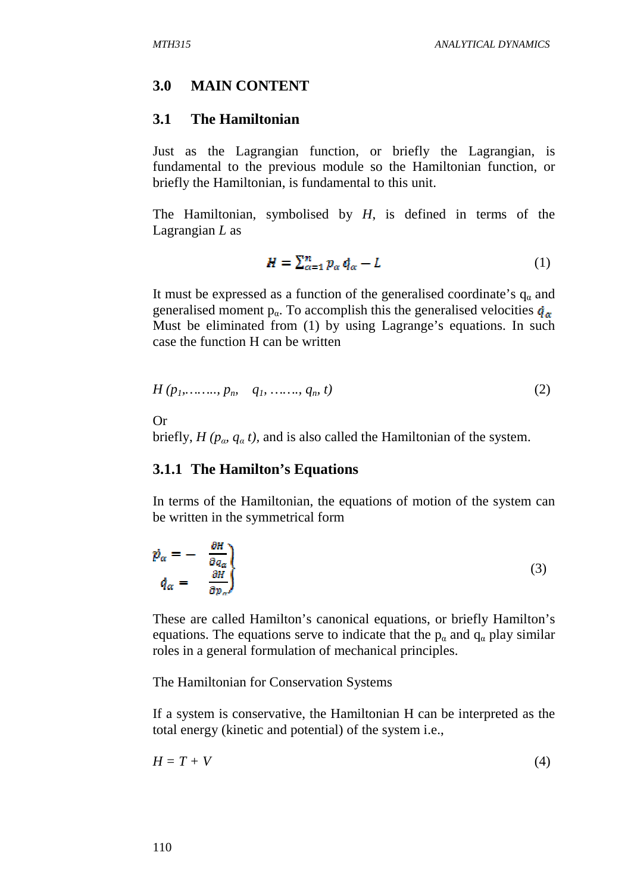## 3.0 MAIN CONTENT

### 3.1 The Hamiltonian

Just as the Lagrangian function, or briefly the Lagrangian, is fundamental to the previous module so the Hamiltonian function, or briefly the Hamiltonian, is fundamental to this unit.

The Hamiltonian, symbolised by $H$, is defined in terms of the Lagrangian $L$ as

$$H = \sum_{\alpha=1}^{n} p_\alpha \dot{q}_\alpha - L \tag{1}$$

It must be expressed as a function of the generalised coordinate's $q_\alpha$ and generalised moment $p_\alpha$. To accomplish this the generalised velocities $\dot{q}_\alpha$ Must be eliminated from (1) by using Lagrange's equations. In such case the function H can be written

$$H\,(p_1, \ldots\ldots, p_n, \quad q_1, \ldots\ldots, q_n, t) \tag{2}$$

Or
briefly, $H\,(p_\alpha, q_\alpha\, t)$, and is also called the Hamiltonian of the system.

#### 3.1.1 The Hamilton's Equations

In terms of the Hamiltonian, the equations of motion of the system can be written in the symmetrical form

$$\left.\begin{aligned} \dot{p}_\alpha &= -\frac{\partial H}{\partial q_\alpha} \\ \dot{q}_\alpha &= \frac{\partial H}{\partial p_\alpha} \end{aligned}\right\} \tag{3}$$

These are called Hamilton's canonical equations, or briefly Hamilton's equations. The equations serve to indicate that the $p_\alpha$ and $q_\alpha$ play similar roles in a general formulation of mechanical principles.

The Hamiltonian for Conservation Systems

If a system is conservative, the Hamiltonian H can be interpreted as the total energy (kinetic and potential) of the system i.e.,

$$H = T + V \tag{4}$$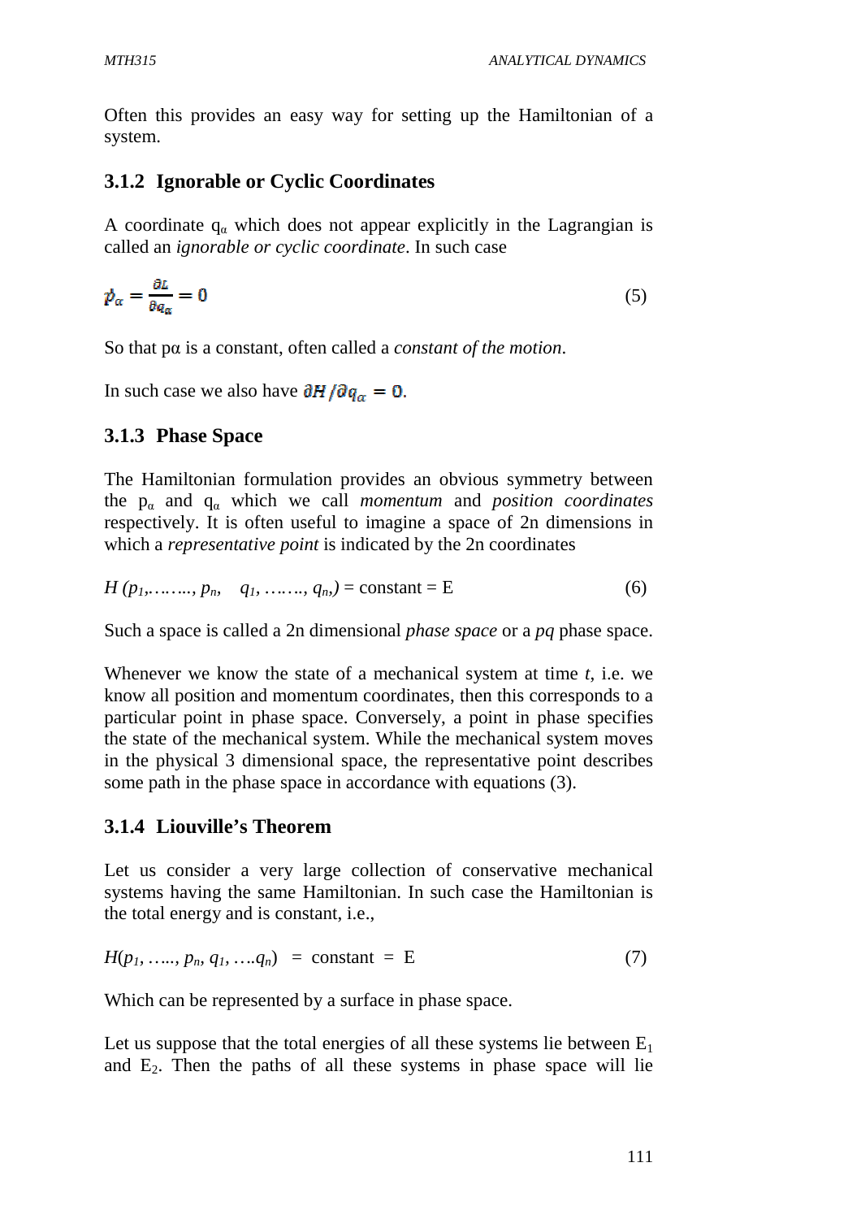Often this provides an easy way for setting up the Hamiltonian of a system.

### 3.1.2 Ignorable or Cyclic Coordinates

A coordinate $q_\alpha$ which does not appear explicitly in the Lagrangian is called an *ignorable or cyclic coordinate*. In such case

$$\dot{p}_\alpha = \frac{\partial L}{\partial q_\alpha} = 0 \tag{5}$$

So that pα is a constant, often called a *constant of the motion*.

In such case we also have $\partial H / \partial q_\alpha = 0$.

### 3.1.3 Phase Space

The Hamiltonian formulation provides an obvious symmetry between the $p_\alpha$ and $q_\alpha$ which we call *momentum* and *position coordinates* respectively. It is often useful to imagine a space of 2n dimensions in which a *representative point* is indicated by the 2n coordinates

$$H\,(p_1, \ldots\ldots, p_n, \quad q_1, \ldots\ldots, q_n) = \text{constant} = E \tag{6}$$

Such a space is called a 2n dimensional *phase space* or a *pq* phase space.

Whenever we know the state of a mechanical system at time *t*, i.e. we know all position and momentum coordinates, then this corresponds to a particular point in phase space. Conversely, a point in phase specifies the state of the mechanical system. While the mechanical system moves in the physical 3 dimensional space, the representative point describes some path in the phase space in accordance with equations (3).

### 3.1.4 Liouville's Theorem

Let us consider a very large collection of conservative mechanical systems having the same Hamiltonian. In such case the Hamiltonian is the total energy and is constant, i.e.,

$$H(p_1, \ldots, p_n, q_1, \ldots q_n) = \text{constant} = E \tag{7}$$

Which can be represented by a surface in phase space.

Let us suppose that the total energies of all these systems lie between $E_1$ and $E_2$. Then the paths of all these systems in phase space will lie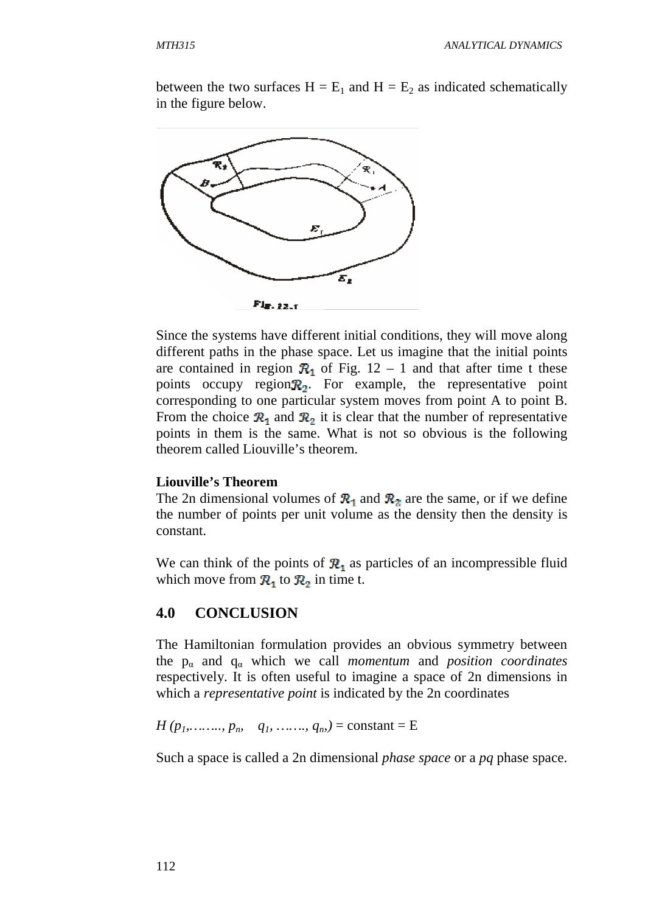between the two surfaces $H = E_1$ and $H = E_2$ as indicated schematically in the figure below.

Fig. 12-1

Since the systems have different initial conditions, they will move along different paths in the phase space. Let us imagine that the initial points are contained in region $\mathcal{R}_1$ of Fig. 12 – 1 and that after time t these points occupy region $\mathcal{R}_2$. For example, the representative point corresponding to one particular system moves from point A to point B. From the choice $\mathcal{R}_1$ and $\mathcal{R}_2$ it is clear that the number of representative points in them is the same. What is not so obvious is the following theorem called Liouville's theorem.

**Liouville's Theorem**

The 2n dimensional volumes of $\mathcal{R}_1$ and $\mathcal{R}_2$ are the same, or if we define the number of points per unit volume as the density then the density is constant.

We can think of the points of $\mathcal{R}_1$ as particles of an incompressible fluid which move from $\mathcal{R}_1$ to $\mathcal{R}_2$ in time t.

## 4.0 CONCLUSION

The Hamiltonian formulation provides an obvious symmetry between the $p_\alpha$ and $q_\alpha$ which we call *momentum* and *position coordinates* respectively. It is often useful to imagine a space of 2n dimensions in which a *representative point* is indicated by the 2n coordinates

$H(p_1, \ldots\ldots, p_n, \quad q_1, \ldots\ldots, q_n) = \text{constant} = E$

Such a space is called a 2n dimensional *phase space* or a *pq* phase space.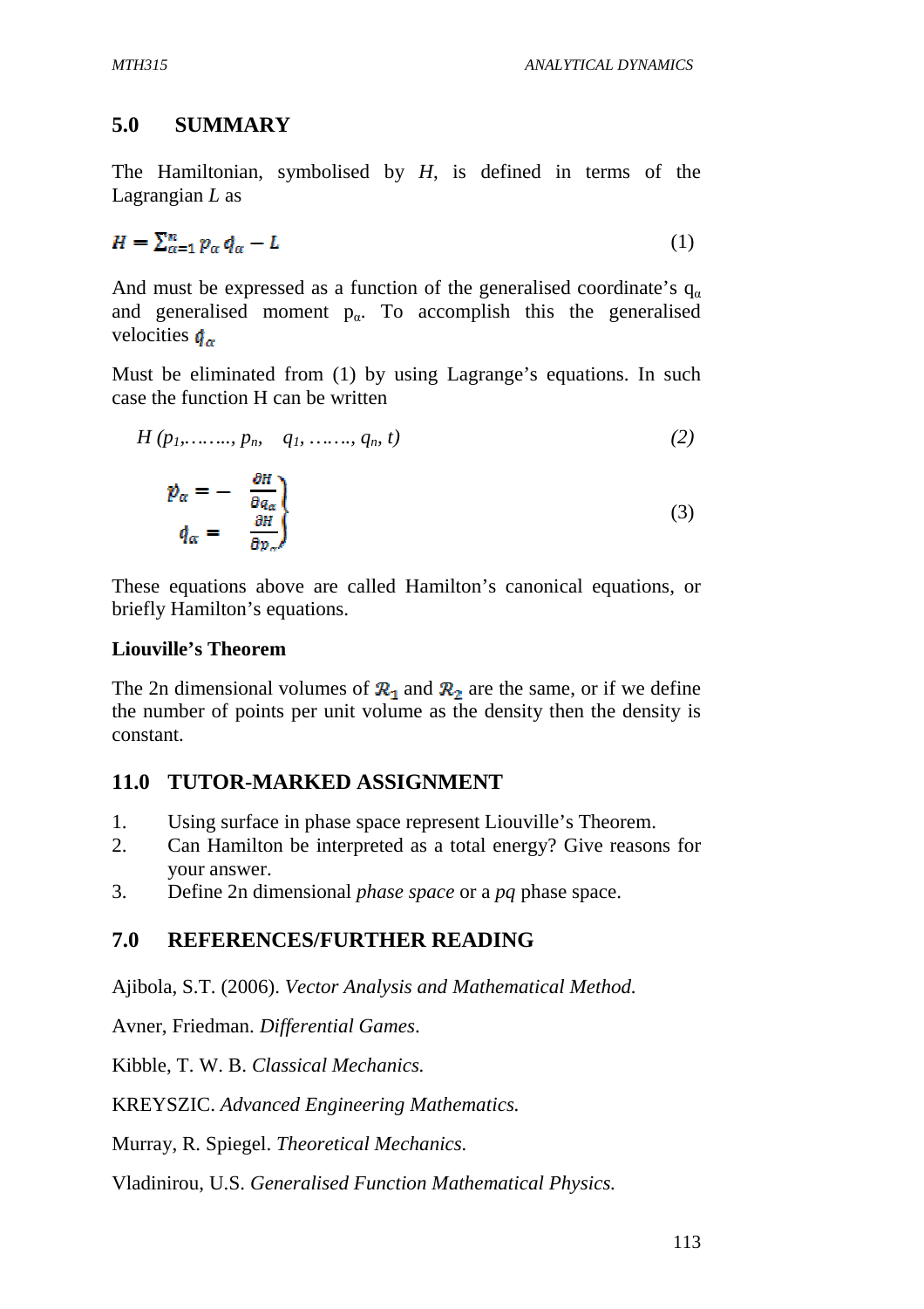## 5.0 SUMMARY

The Hamiltonian, symbolised by $H$, is defined in terms of the Lagrangian $L$ as

$$H = \sum_{\alpha=1}^{n} p_\alpha \dot{q}_\alpha - L \tag{1}$$

And must be expressed as a function of the generalised coordinate's $q_\alpha$ and generalised moment $p_\alpha$. To accomplish this the generalised velocities $\dot{q}_\alpha$

Must be eliminated from (1) by using Lagrange's equations. In such case the function H can be written

$$H\,(p_1, \ldots\ldots, p_n, \quad q_1, \ldots\ldots, q_n, t) \tag{2}$$

$$\left.\begin{aligned} \dot{p}_\alpha &= -\frac{\partial H}{\partial q_\alpha} \\ \dot{q}_\alpha &= \frac{\partial H}{\partial p_\alpha} \end{aligned}\right\} \tag{3}$$

These equations above are called Hamilton's canonical equations, or briefly Hamilton's equations.

**Liouville's Theorem**

The 2n dimensional volumes of $\mathcal{R}_1$ and $\mathcal{R}_2$ are the same, or if we define the number of points per unit volume as the density then the density is constant.

## 11.0 TUTOR-MARKED ASSIGNMENT

1. Using surface in phase space represent Liouville's Theorem.
2. Can Hamilton be interpreted as a total energy? Give reasons for your answer.
3. Define 2n dimensional *phase space* or a *pq* phase space.

## 7.0 REFERENCES/FURTHER READING

Ajibola, S.T. (2006). *Vector Analysis and Mathematical Method.*

Avner, Friedman. *Differential Games*.

Kibble, T. W. B. *Classical Mechanics.*

KREYSZIC. *Advanced Engineering Mathematics.*

Murray, R. Spiegel. *Theoretical Mechanics.*

Vladinirou, U.S. *Generalised Function Mathematical Physics.*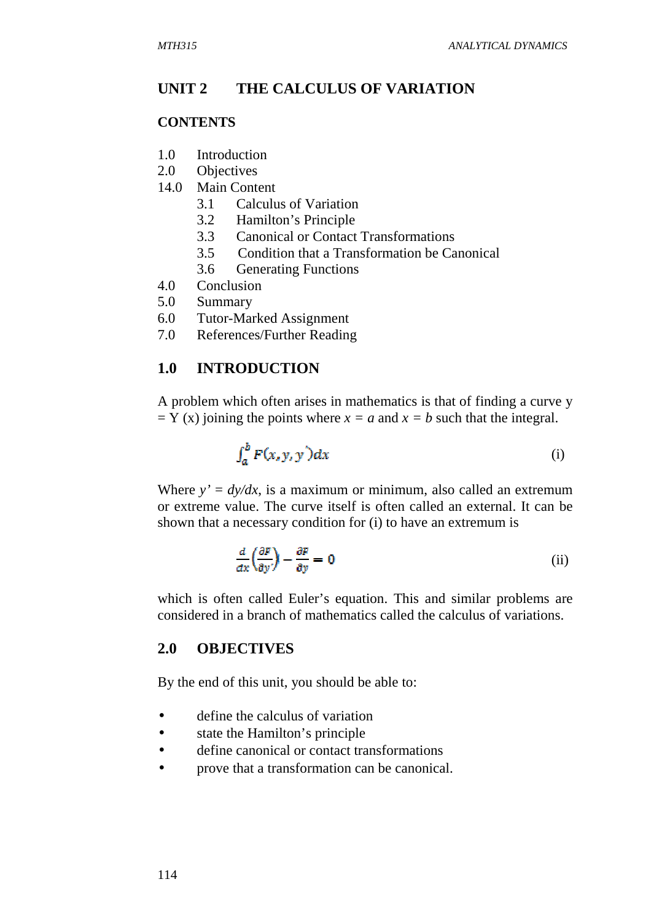## UNIT 2 THE CALCULUS OF VARIATION

### CONTENTS

1.0 Introduction
2.0 Objectives
14.0 Main Content
 3.1 Calculus of Variation
 3.2 Hamilton's Principle
 3.3 Canonical or Contact Transformations
 3.5 Condition that a Transformation be Canonical
 3.6 Generating Functions
4.0 Conclusion
5.0 Summary
6.0 Tutor-Marked Assignment
7.0 References/Further Reading

### 1.0 INTRODUCTION

A problem which often arises in mathematics is that of finding a curve y = Y (x) joining the points where $x = a$ and $x = b$ such that the integral.

$$\int_a^b F(x, y, y')dx \qquad \text{(i)}$$

Where $y' = dy/dx$, is a maximum or minimum, also called an extremum or extreme value. The curve itself is often called an external. It can be shown that a necessary condition for (i) to have an extremum is

$$\frac{d}{dx}\left(\frac{\partial F}{\partial y'}\right) - \frac{\partial F}{\partial y} = 0 \qquad \text{(ii)}$$

which is often called Euler's equation. This and similar problems are considered in a branch of mathematics called the calculus of variations.

### 2.0 OBJECTIVES

By the end of this unit, you should be able to:

- define the calculus of variation
- state the Hamilton's principle
- define canonical or contact transformations
- prove that a transformation can be canonical.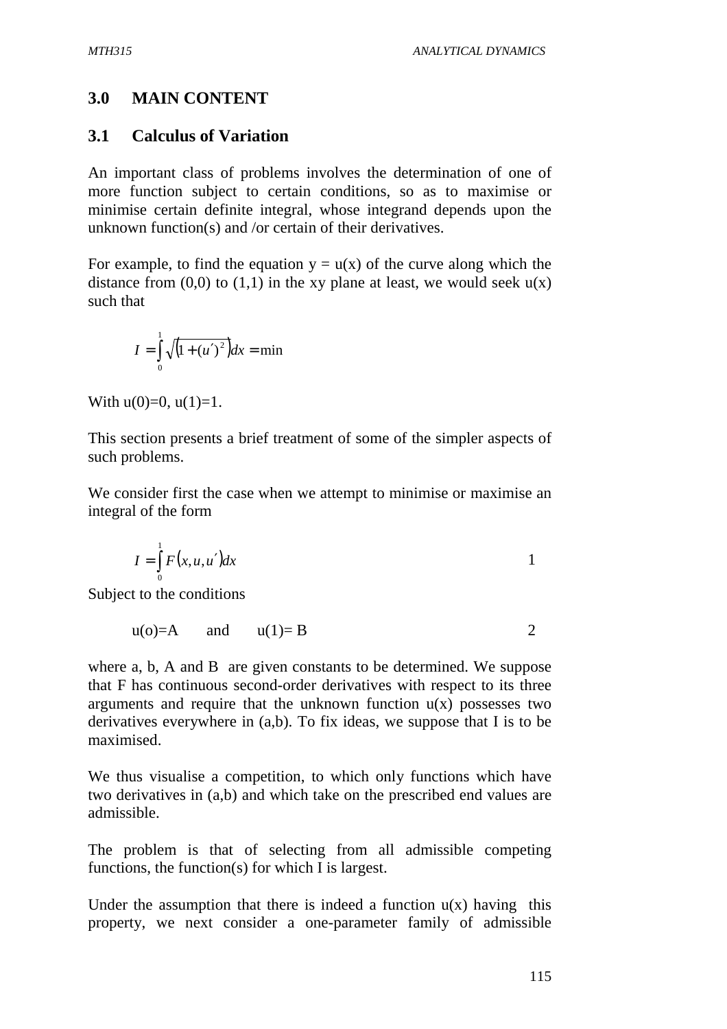## 3.0 MAIN CONTENT

### 3.1 Calculus of Variation

An important class of problems involves the determination of one of more function subject to certain conditions, so as to maximise or minimise certain definite integral, whose integrand depends upon the unknown function(s) and /or certain of their derivatives.

For example, to find the equation y = u(x) of the curve along which the distance from (0,0) to (1,1) in the xy plane at least, we would seek u(x) such that

$$I = \int_0^1 \sqrt{\left(1 + (u')^2\right)}dx = \min$$

With u(0)=0, u(1)=1.

This section presents a brief treatment of some of the simpler aspects of such problems.

We consider first the case when we attempt to minimise or maximise an integral of the form

$$I = \int_0^1 F(x, u, u')dx \qquad 1$$

Subject to the conditions

$$u(o) = A \quad \text{and} \quad u(1) = B \qquad 2$$

where a, b, A and B are given constants to be determined. We suppose that F has continuous second-order derivatives with respect to its three arguments and require that the unknown function u(x) possesses two derivatives everywhere in (a,b). To fix ideas, we suppose that I is to be maximised.

We thus visualise a competition, to which only functions which have two derivatives in (a,b) and which take on the prescribed end values are admissible.

The problem is that of selecting from all admissible competing functions, the function(s) for which I is largest.

Under the assumption that there is indeed a function u(x) having this property, we next consider a one-parameter family of admissible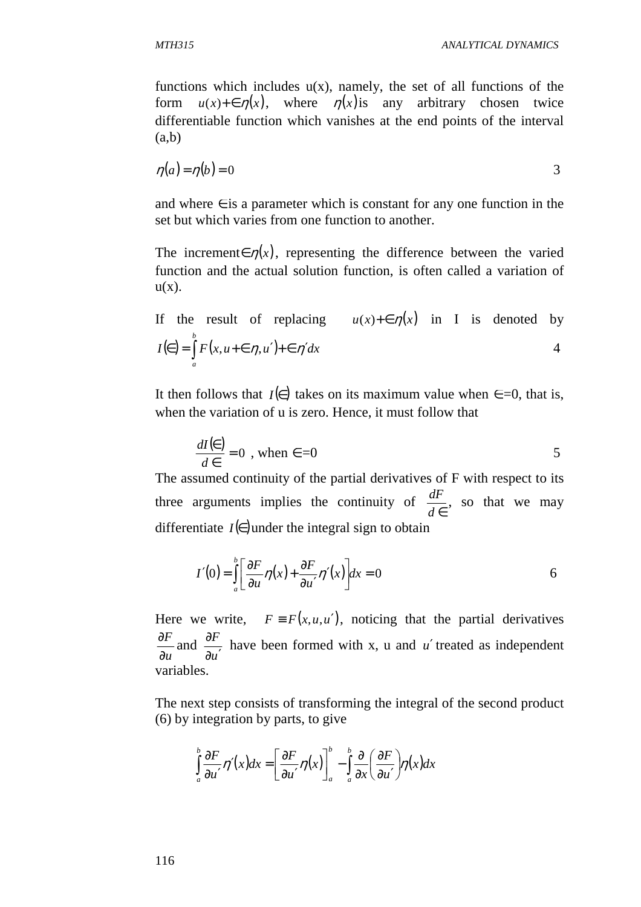functions which includes u(x), namely, the set of all functions of the form $u(x)+\in\eta(x)$, where $\eta(x)$is any arbitrary chosen twice differentiable function which vanishes at the end points of the interval (a,b)

$$\eta(a)=\eta(b)=0 \qquad 3$$

and where $\in$is a parameter which is constant for any one function in the set but which varies from one function to another.

The increment$\in\eta(x)$, representing the difference between the varied function and the actual solution function, is often called a variation of u(x).

If the result of replacing $u(x)+\in\eta(x)$ in I is denoted by

$$I(\in)=\int_a^b F(x,u+\in\eta,u')+\in\eta' dx \qquad 4$$

It then follows that $I(\in)$ takes on its maximum value when $\in$=0, that is, when the variation of u is zero. Hence, it must follow that

$$\frac{dI(\in)}{d\in}=0 \text{ , when } \in=0 \qquad 5$$

The assumed continuity of the partial derivatives of F with respect to its three arguments implies the continuity of $\frac{dF}{d\in}$, so that we may differentiate $I(\in)$under the integral sign to obtain

$$I'(0)=\int_a^b\left[\frac{\partial F}{\partial u}\eta(x)+\frac{\partial F}{\partial u'}\eta'(x)\right]dx=0 \qquad 6$$

Here we write, $F\equiv F(x,u,u')$, noticing that the partial derivatives $\frac{\partial F}{\partial u}$ and $\frac{\partial F}{\partial u'}$ have been formed with x, u and $u'$ treated as independent variables.

The next step consists of transforming the integral of the second product (6) by integration by parts, to give

$$\int_a^b \frac{\partial F}{\partial u'}\eta'(x)dx=\left[\frac{\partial F}{\partial u'}\eta(x)\right]_a^b-\int_a^b\frac{\partial}{\partial x}\left(\frac{\partial F}{\partial u'}\right)\eta(x)dx$$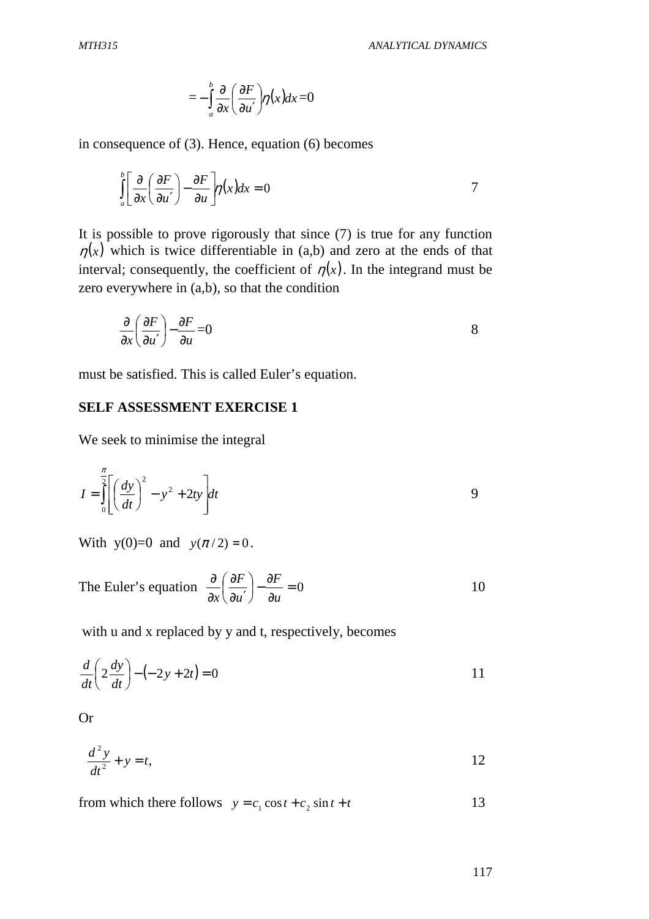$$= -\int_a^b \frac{\partial}{\partial x}\left(\frac{\partial F}{\partial u'}\right)\eta(x)dx = 0$$

in consequence of (3). Hence, equation (6) becomes

$$\int_a^b \left[\frac{\partial}{\partial x}\left(\frac{\partial F}{\partial u'}\right) - \frac{\partial F}{\partial u}\right]\eta(x)dx = 0 \qquad 7$$

It is possible to prove rigorously that since (7) is true for any function $\eta(x)$ which is twice differentiable in (a,b) and zero at the ends of that interval; consequently, the coefficient of $\eta(x)$. In the integrand must be zero everywhere in (a,b), so that the condition

$$\frac{\partial}{\partial x}\left(\frac{\partial F}{\partial u'}\right) - \frac{\partial F}{\partial u} = 0 \qquad 8$$

must be satisfied. This is called Euler's equation.

**SELF ASSESSMENT EXERCISE 1**

We seek to minimise the integral

$$I = \int_0^{\frac{\pi}{2}} \left[\left(\frac{dy}{dt}\right)^2 - y^2 + 2ty\right]dt \qquad 9$$

With y(0)=0 and $y(\pi/2) = 0$.

The Euler's equation $\frac{\partial}{\partial x}\left(\frac{\partial F}{\partial u'}\right) - \frac{\partial F}{\partial u} = 0 \qquad 10$

with u and x replaced by y and t, respectively, becomes

$$\frac{d}{dt}\left(2\frac{dy}{dt}\right) - (-2y + 2t) = 0 \qquad 11$$

Or

$$\frac{d^2y}{dt^2} + y = t, \qquad 12$$

from which there follows $y = c_1 \cos t + c_2 \sin t + t \qquad 13$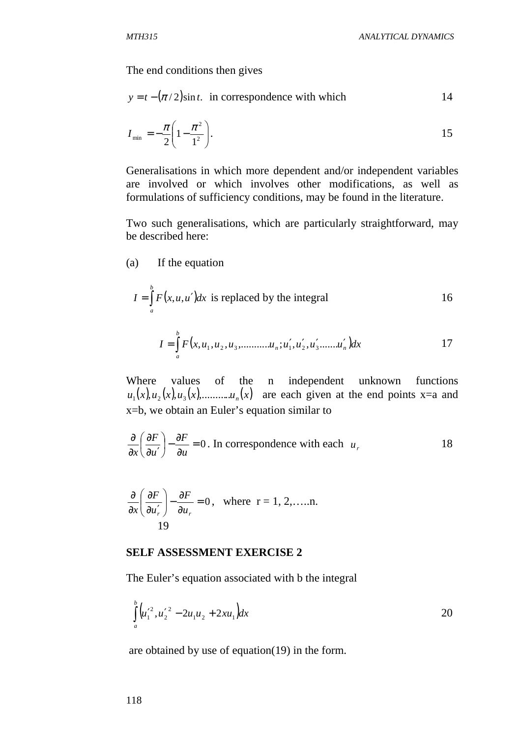The end conditions then gives

$$y = t - (\pi/2)\sin t. \text{ in correspondence with which} \qquad 14$$

$$I_{\min} = -\frac{\pi}{2}\left(1 - \frac{\pi^2}{1^2}\right). \qquad 15$$

Generalisations in which more dependent and/or independent variables are involved or which involves other modifications, as well as formulations of sufficiency conditions, may be found in the literature.

Two such generalisations, which are particularly straightforward, may be described here:

(a) If the equation

$$I = \int_a^b F(x, u, u')dx \text{ is replaced by the integral} \qquad 16$$

$$I = \int_a^b F(x, u_1, u_2, u_3, \ldots\ldots\ldots\ldots u_n; u_1', u_2', u_3' \ldots\ldots u_n')dx \qquad 17$$

Where values of the n independent unknown functions $u_1(x), u_2(x), u_3(x), \ldots\ldots\ldots\ldots u_n(x)$ are each given at the end points x=a and x=b, we obtain an Euler's equation similar to

$$\frac{\partial}{\partial x}\left(\frac{\partial F}{\partial u'}\right) - \frac{\partial F}{\partial u} = 0. \text{ In correspondence with each } u_r \qquad 18$$

$$\frac{\partial}{\partial x}\left(\frac{\partial F}{\partial u_r'}\right) - \frac{\partial F}{\partial u_r} = 0, \text{ where } r = 1, 2, \ldots..n. \qquad 19$$

**SELF ASSESSMENT EXERCISE 2**

The Euler's equation associated with b the integral

$$\int_a^b \left(u_1'^2, u_2'^2 - 2u_1u_2 + 2xu_1\right)dx \qquad 20$$

are obtained by use of equation(19) in the form.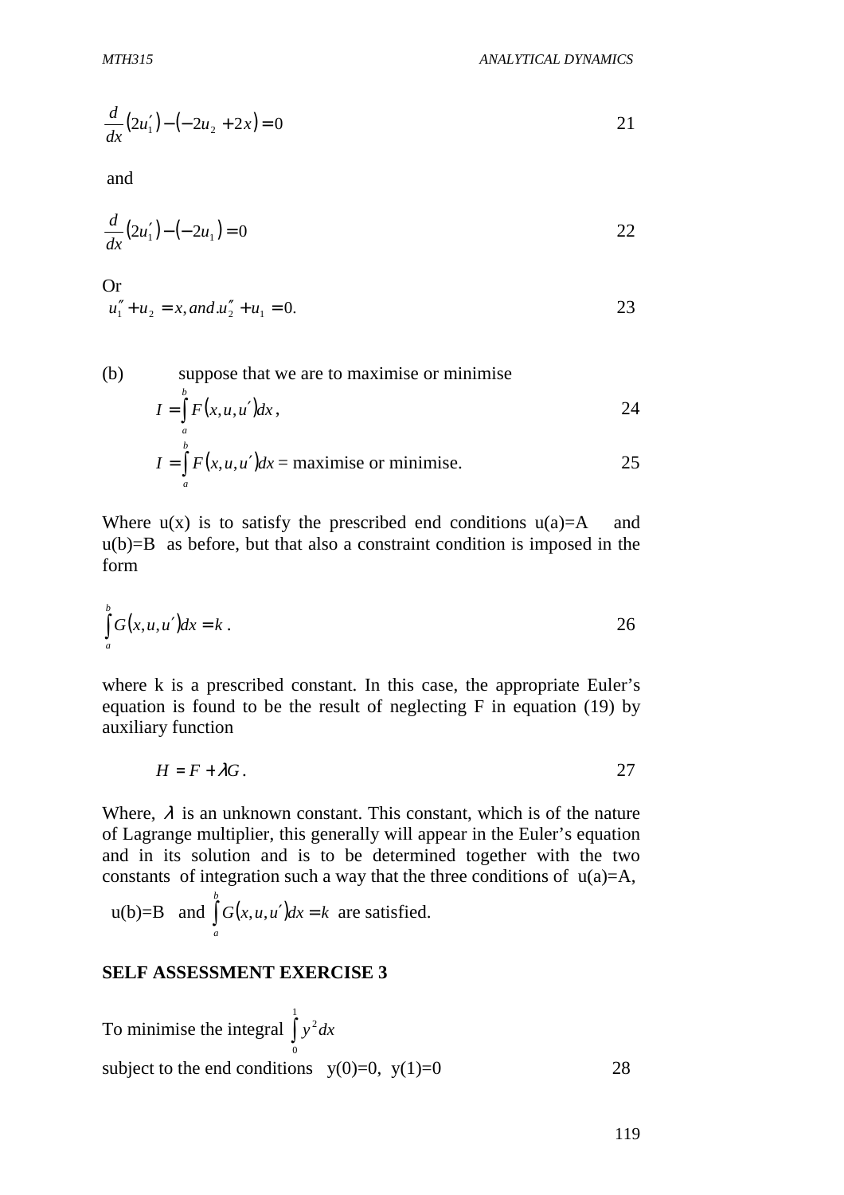$$\frac{d}{dx}(2u_1') - (-2u_2 + 2x) = 0 \qquad 21$$

and

$$\frac{d}{dx}(2u_1') - (-2u_1) = 0 \qquad 22$$

Or

$$u_1'' + u_2 = x, and. u_2'' + u_1 = 0. \qquad 23$$

(b) suppose that we are to maximise or minimise

$$I = \int_a^b F(x, u, u')dx, \qquad 24$$

$$I = \int_a^b F(x, u, u')dx = \text{maximise or minimise.} \qquad 25$$

Where u(x) is to satisfy the prescribed end conditions u(a)=A and u(b)=B as before, but that also a constraint condition is imposed in the form

$$\int_a^b G(x, u, u')dx = k. \qquad 26$$

where k is a prescribed constant. In this case, the appropriate Euler's equation is found to be the result of neglecting F in equation (19) by auxiliary function

$$H = F + \lambda G. \qquad 27$$

Where, $\lambda$ is an unknown constant. This constant, which is of the nature of Lagrange multiplier, this generally will appear in the Euler's equation and in its solution and is to be determined together with the two constants of integration such a way that the three conditions of u(a)=A, u(b)=B and $\int_a^b G(x, u, u')dx = k$ are satisfied.

**SELF ASSESSMENT EXERCISE 3**

To minimise the integral $\int_0^1 y^2 dx$

subject to the end conditions y(0)=0, y(1)=0 28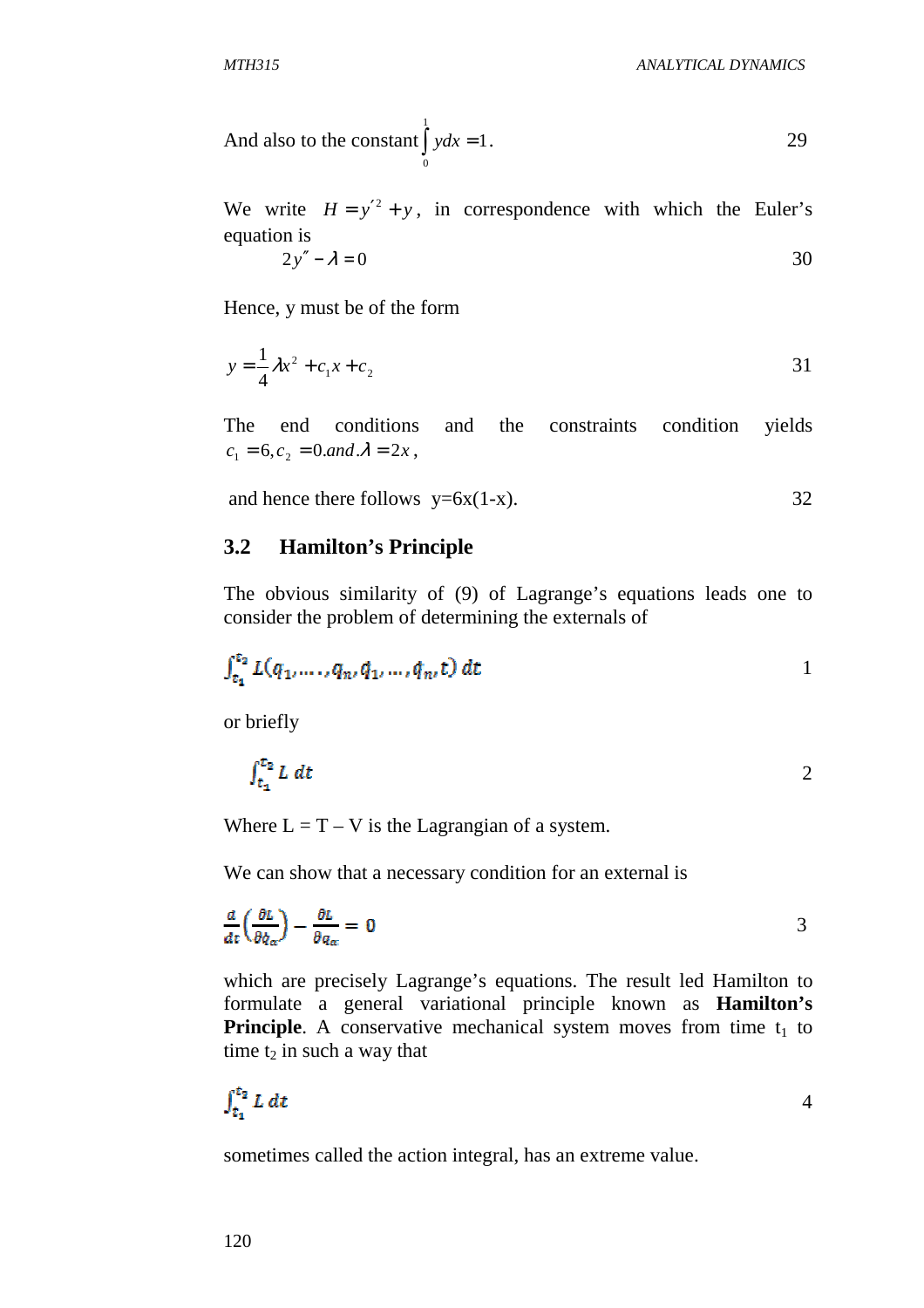And also to the constant $\int_0^1 y dx = 1$. 29

We write $H = y'^2 + y$, in correspondence with which the Euler's equation is

$$2y'' - \lambda = 0 \tag{30}$$

Hence, y must be of the form

$$y = \frac{1}{4}\lambda x^2 + c_1 x + c_2 \tag{31}$$

The end conditions and the constraints condition yields $c_1 = 6, c_2 = 0. and. \lambda = 2x$,

and hence there follows y=6x(1-x). 32

## 3.2 Hamilton's Principle

The obvious similarity of (9) of Lagrange's equations leads one to consider the problem of determining the externals of

$$\int_{t_1}^{t_2} L(q_1, \ldots, q_n, \dot{q}_1, \ldots, \dot{q}_n, t)\, dt \tag{1}$$

or briefly

$$\int_{t_1}^{t_2} L\, dt \tag{2}$$

Where L = T – V is the Lagrangian of a system.

We can show that a necessary condition for an external is

$$\frac{d}{dt}\left(\frac{\partial L}{\partial \dot{q}_\alpha}\right) - \frac{\partial L}{\partial q_\alpha} = 0 \tag{3}$$

which are precisely Lagrange's equations. The result led Hamilton to formulate a general variational principle known as **Hamilton's Principle**. A conservative mechanical system moves from time $t_1$ to time $t_2$ in such a way that

$$\int_{t_1}^{t_2} L\, dt \tag{4}$$

sometimes called the action integral, has an extreme value.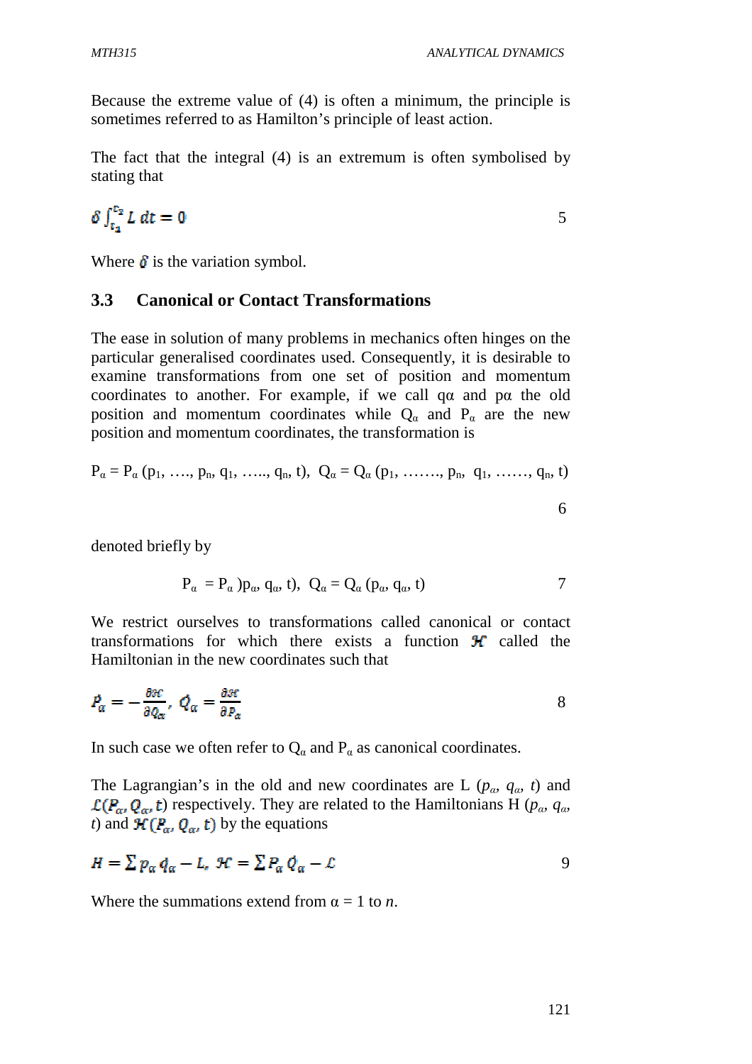Because the extreme value of (4) is often a minimum, the principle is sometimes referred to as Hamilton's principle of least action.

The fact that the integral (4) is an extremum is often symbolised by stating that

$$\delta \int_{t_1}^{t_2} L\, dt = 0 \qquad 5$$

Where $\delta$ is the variation symbol.

## 3.3 Canonical or Contact Transformations

The ease in solution of many problems in mechanics often hinges on the particular generalised coordinates used. Consequently, it is desirable to examine transformations from one set of position and momentum coordinates to another. For example, if we call $q_\alpha$ and $p_\alpha$ the old position and momentum coordinates while $Q_\alpha$ and $P_\alpha$ are the new position and momentum coordinates, the transformation is

$$P_\alpha = P_\alpha (p_1, \ldots, p_n, q_1, \ldots, q_n, t), \quad Q_\alpha = Q_\alpha (p_1, \ldots, p_n, q_1, \ldots, q_n, t) \qquad 6$$

denoted briefly by

$$P_\alpha = P_\alpha (p_\alpha, q_\alpha, t), \quad Q_\alpha = Q_\alpha (p_\alpha, q_\alpha, t) \qquad 7$$

We restrict ourselves to transformations called canonical or contact transformations for which there exists a function $\mathcal{H}$ called the Hamiltonian in the new coordinates such that

$$\dot{P}_\alpha = -\frac{\partial \mathcal{H}}{\partial Q_\alpha}, \quad \dot{Q}_\alpha = \frac{\partial \mathcal{H}}{\partial P_\alpha} \qquad 8$$

In such case we often refer to $Q_\alpha$ and $P_\alpha$ as canonical coordinates.

The Lagrangian's in the old and new coordinates are $L(p_\alpha, q_\alpha, t)$ and $\mathcal{L}(P_\alpha, Q_\alpha, t)$ respectively. They are related to the Hamiltonians $H(p_\alpha, q_\alpha, t)$ and $\mathcal{H}(P_\alpha, Q_\alpha, t)$ by the equations

$$H = \sum p_\alpha \dot{q}_\alpha - L, \quad \mathcal{H} = \sum P_\alpha \dot{Q}_\alpha - \mathcal{L} \qquad 9$$

Where the summations extend from $\alpha = 1$ to $n$.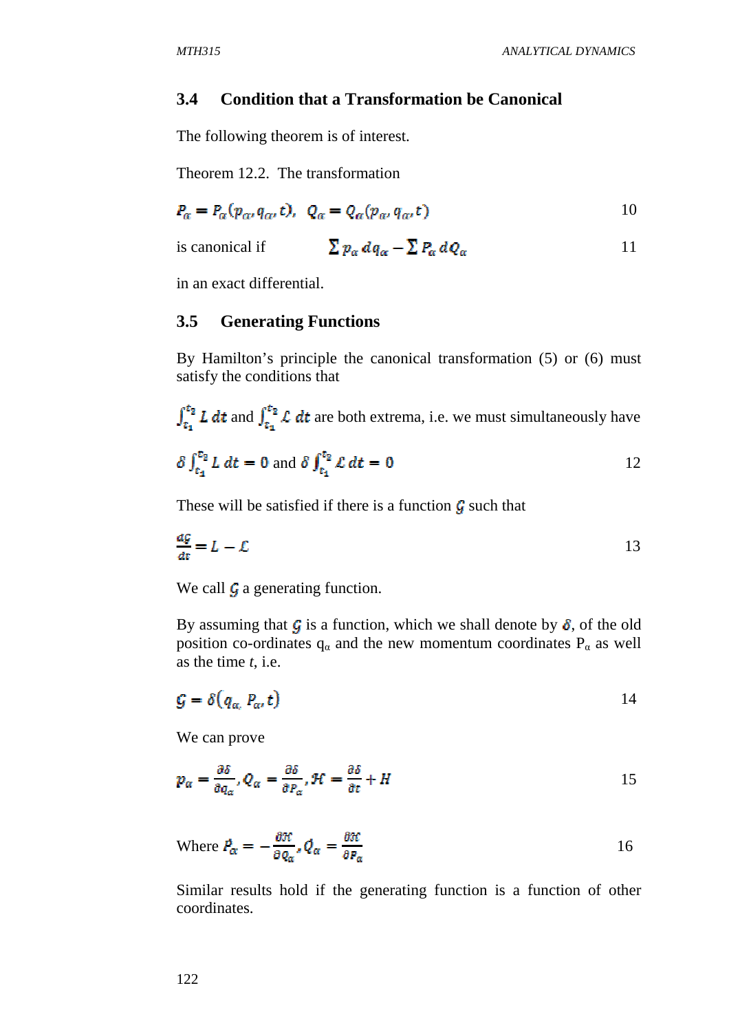## 3.4 Condition that a Transformation be Canonical

The following theorem is of interest.

Theorem 12.2. The transformation

$$P_\alpha = P_\alpha(p_\alpha, q_\alpha, t), \quad Q_\alpha = Q_\alpha(p_\alpha, q_\alpha, t) \tag{10}$$

is canonical if

$$\sum p_\alpha \, dq_\alpha - \sum P_\alpha \, dQ_\alpha \tag{11}$$

in an exact differential.

## 3.5 Generating Functions

By Hamilton's principle the canonical transformation (5) or (6) must satisfy the conditions that

$\int_{t_1}^{t_2} L \, dt$ and $\int_{t_1}^{t_2} \mathcal{L} \, dt$ are both extrema, i.e. we must simultaneously have

$$\delta \int_{t_1}^{t_2} L \, dt = 0 \text{ and } \delta \int_{t_1}^{t_2} \mathcal{L} \, dt = 0 \tag{12}$$

These will be satisfied if there is a function $\mathcal{G}$ such that

$$\frac{d\mathcal{G}}{dt} = L - \mathcal{L} \tag{13}$$

We call $\mathcal{G}$ a generating function.

By assuming that $\mathcal{G}$ is a function, which we shall denote by $\delta$, of the old position co-ordinates $q_\alpha$ and the new momentum coordinates $P_\alpha$ as well as the time $t$, i.e.

$$\mathcal{G} = \delta(q_\alpha, P_\alpha, t) \tag{14}$$

We can prove

$$p_\alpha = \frac{\partial \delta}{\partial q_\alpha}, Q_\alpha = \frac{\partial \delta}{\partial P_\alpha}, \mathcal{H} = \frac{\partial \delta}{\partial t} + H \tag{15}$$

Where $\dot{P}_\alpha = -\frac{\partial \mathcal{H}}{\partial Q_\alpha}, \dot{Q}_\alpha = \frac{\partial \mathcal{H}}{\partial P_\alpha}$ (16)

Similar results hold if the generating function is a function of other coordinates.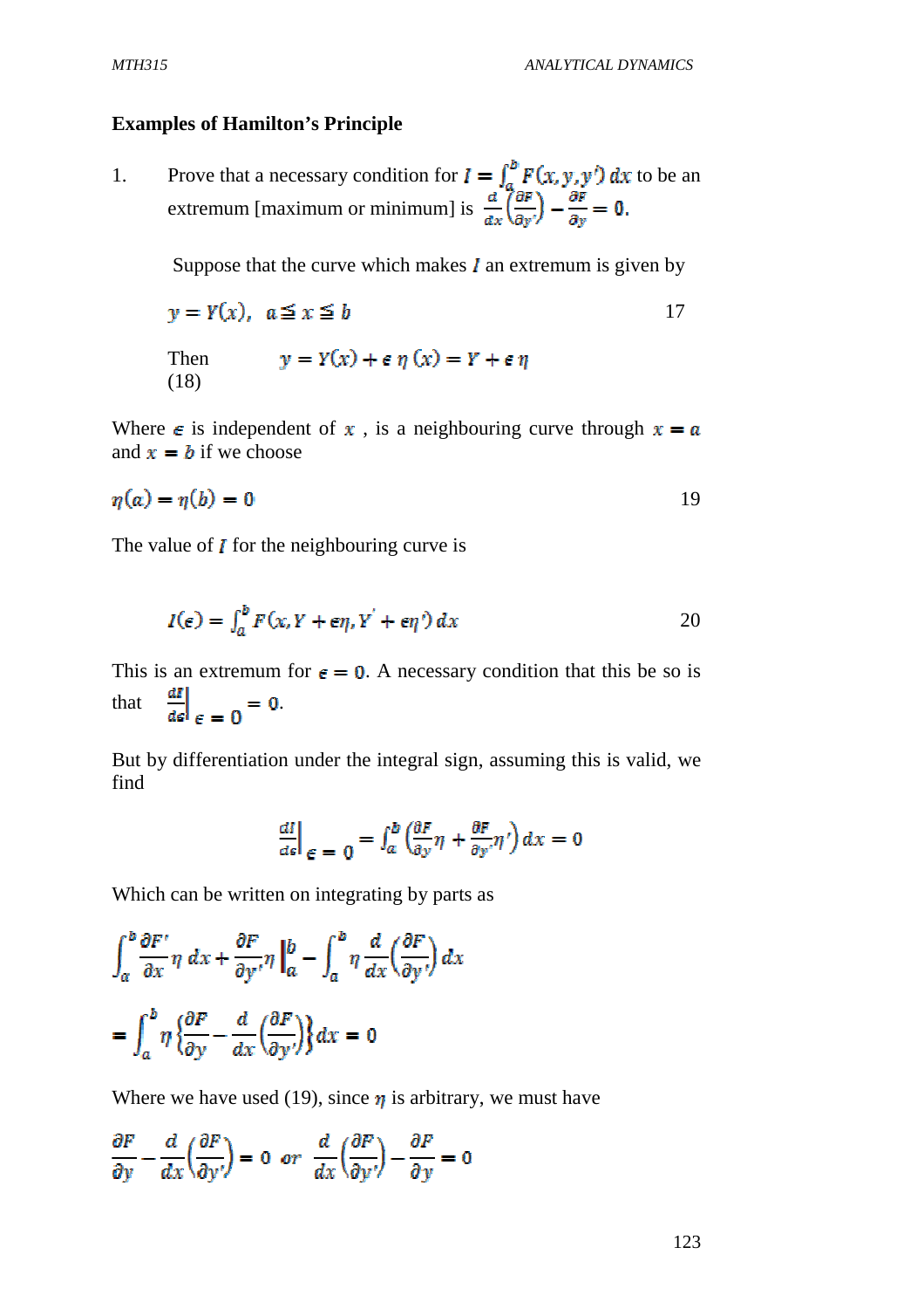**Examples of Hamilton's Principle**

1. Prove that a necessary condition for $I = \int_a^b F(x, y, y')\, dx$ to be an extremum [maximum or minimum] is $\frac{d}{dx}\left(\frac{\partial F}{\partial y'}\right) - \frac{\partial F}{\partial y} = 0.$

Suppose that the curve which makes $I$ an extremum is given by

$$y = Y(x), \quad a \leqq x \leqq b \tag{17}$$

Then $\quad y = Y(x) + \epsilon\, \eta\,(x) = Y + \epsilon\, \eta$
(18)

Where $\epsilon$ is independent of $x$ , is a neighbouring curve through $x = a$ and $x = b$ if we choose

$$\eta(a) = \eta(b) = 0 \tag{19}$$

The value of $I$ for the neighbouring curve is

$$I(\epsilon) = \int_a^b F(x, Y + \epsilon\eta, Y' + \epsilon\eta')\, dx \tag{20}$$

This is an extremum for $\epsilon = 0$. A necessary condition that this be so is that $\left.\frac{dI}{d\epsilon}\right|_{\epsilon = 0} = 0.$

But by differentiation under the integral sign, assuming this is valid, we find

$$\left.\frac{dI}{d\epsilon}\right|_{\epsilon = 0} = \int_a^b \left(\frac{\partial F}{\partial y}\eta + \frac{\partial F}{\partial y'}\eta'\right) dx = 0$$

Which can be written on integrating by parts as

$$\int_a^b \frac{\partial F'}{\partial x}\eta\, dx + \frac{\partial F}{\partial y'}\eta \,\Big|_a^b - \int_a^b \eta\, \frac{d}{dx}\left(\frac{\partial F}{\partial y'}\right) dx$$

$$= \int_a^b \eta \left\{\frac{\partial F}{\partial y} - \frac{d}{dx}\left(\frac{\partial F}{\partial y'}\right)\right\} dx = 0$$

Where we have used (19), since $\eta$ is arbitrary, we must have

$$\frac{\partial F}{\partial y} - \frac{d}{dx}\left(\frac{\partial F}{\partial y'}\right) = 0 \quad or \quad \frac{d}{dx}\left(\frac{\partial F}{\partial y'}\right) - \frac{\partial F}{\partial y} = 0$$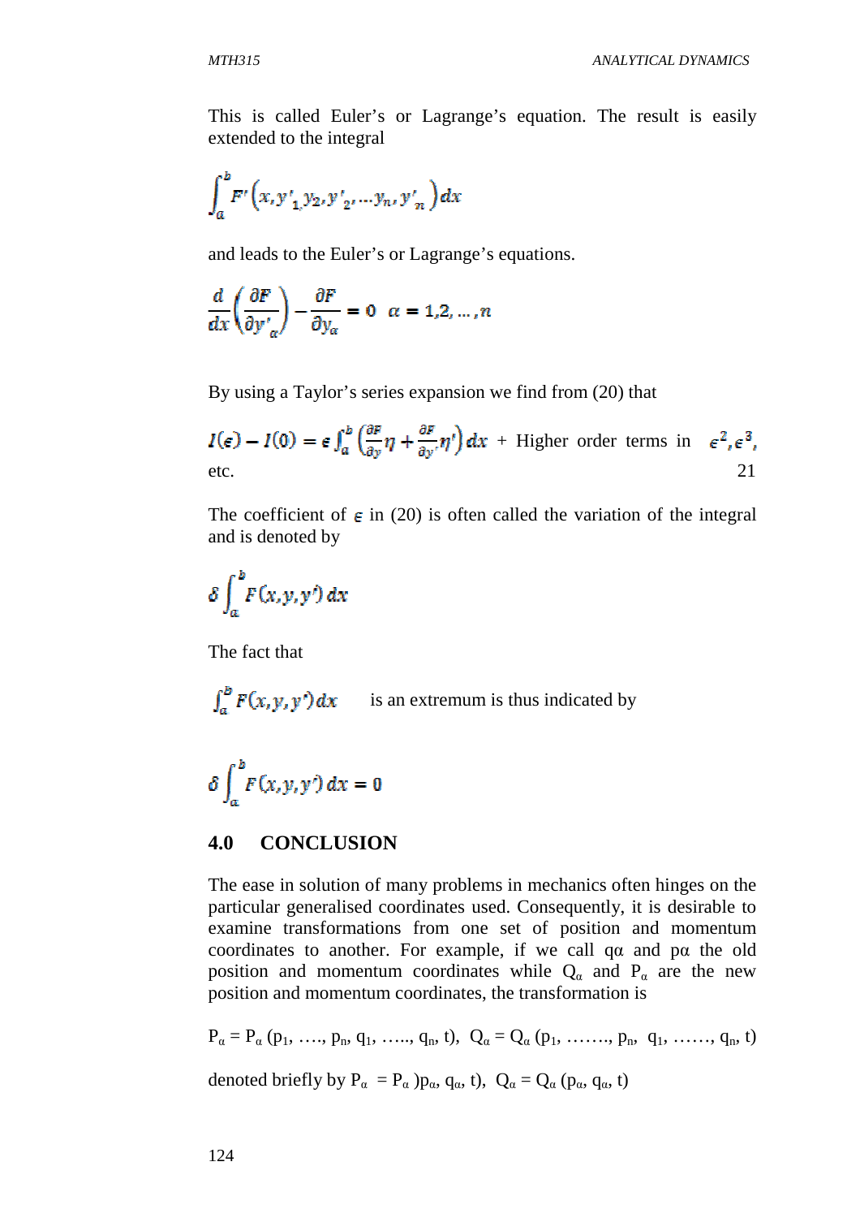This is called Euler's or Lagrange's equation. The result is easily extended to the integral

$$\int_a^b F'\left(x, y'_1, y_2, y'_2, \ldots y_n, y'_n\right) dx$$

and leads to the Euler's or Lagrange's equations.

$$\frac{d}{dx}\left(\frac{\partial F}{\partial y'_\alpha}\right) - \frac{\partial F}{\partial y_\alpha} = 0 \quad \alpha = 1, 2, \ldots, n$$

By using a Taylor's series expansion we find from (20) that

$$I(\epsilon) - I(0) = \epsilon \int_a^b \left(\frac{\partial F}{\partial y}\eta + \frac{\partial F}{\partial y'}\eta'\right) dx \; + \text{ Higher order terms in } \epsilon^2, \epsilon^3, \text{ etc.} \qquad 21$$

The coefficient of $\epsilon$ in (20) is often called the variation of the integral and is denoted by

$$\delta \int_a^b F(x, y, y')\, dx$$

The fact that

$\int_a^b F(x, y, y')\, dx$ is an extremum is thus indicated by

$$\delta \int_a^b F(x, y, y')\, dx = 0$$

## 4.0 CONCLUSION

The ease in solution of many problems in mechanics often hinges on the particular generalised coordinates used. Consequently, it is desirable to examine transformations from one set of position and momentum coordinates to another. For example, if we call $q_\alpha$ and $p_\alpha$ the old position and momentum coordinates while $Q_\alpha$ and $P_\alpha$ are the new position and momentum coordinates, the transformation is

$P_\alpha = P_\alpha (p_1, \ldots, p_n, q_1, \ldots, q_n, t)$, $Q_\alpha = Q_\alpha (p_1, \ldots, p_n, q_1, \ldots, q_n, t)$

denoted briefly by $P_\alpha = P_\alpha )p_\alpha, q_\alpha, t)$, $Q_\alpha = Q_\alpha (p_\alpha, q_\alpha, t)$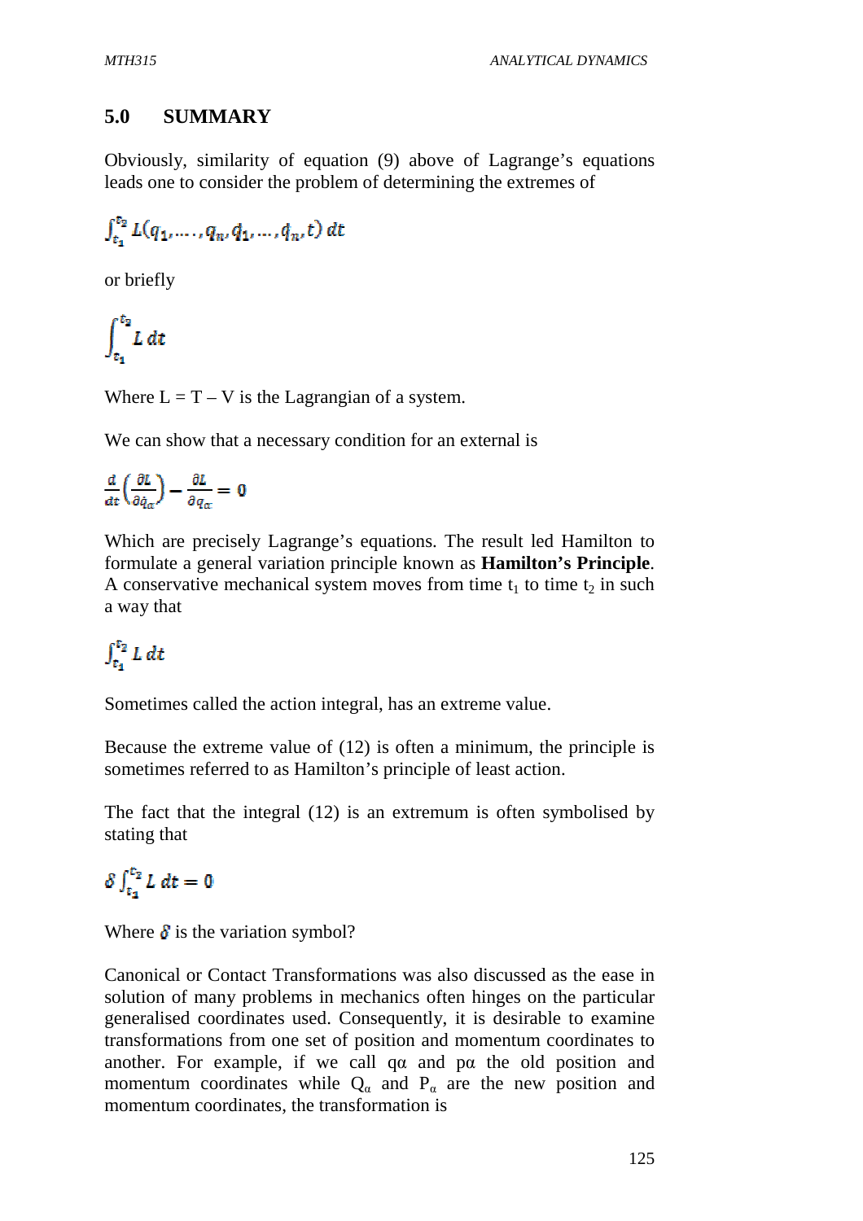## 5.0 SUMMARY

Obviously, similarity of equation (9) above of Lagrange's equations leads one to consider the problem of determining the extremes of

$$\int_{t_1}^{t_2} L(q_1, \ldots, q_n, \dot{q}_1, \ldots, \dot{q}_n, t)\, dt$$

or briefly

$$\int_{t_1}^{t_2} L\, dt$$

Where L = T – V is the Lagrangian of a system.

We can show that a necessary condition for an external is

$$\frac{d}{dt}\left(\frac{\partial L}{\partial \dot{q}_\alpha}\right) - \frac{\partial L}{\partial q_\alpha} = 0$$

Which are precisely Lagrange's equations. The result led Hamilton to formulate a general variation principle known as **Hamilton's Principle**. A conservative mechanical system moves from time $t_1$ to time $t_2$ in such a way that

$$\int_{t_1}^{t_2} L\, dt$$

Sometimes called the action integral, has an extreme value.

Because the extreme value of (12) is often a minimum, the principle is sometimes referred to as Hamilton's principle of least action.

The fact that the integral (12) is an extremum is often symbolised by stating that

$$\delta \int_{t_1}^{t_2} L\, dt = 0$$

Where $\delta$ is the variation symbol?

Canonical or Contact Transformations was also discussed as the ease in solution of many problems in mechanics often hinges on the particular generalised coordinates used. Consequently, it is desirable to examine transformations from one set of position and momentum coordinates to another. For example, if we call $q\alpha$ and $p\alpha$ the old position and momentum coordinates while $Q_\alpha$ and $P_\alpha$ are the new position and momentum coordinates, the transformation is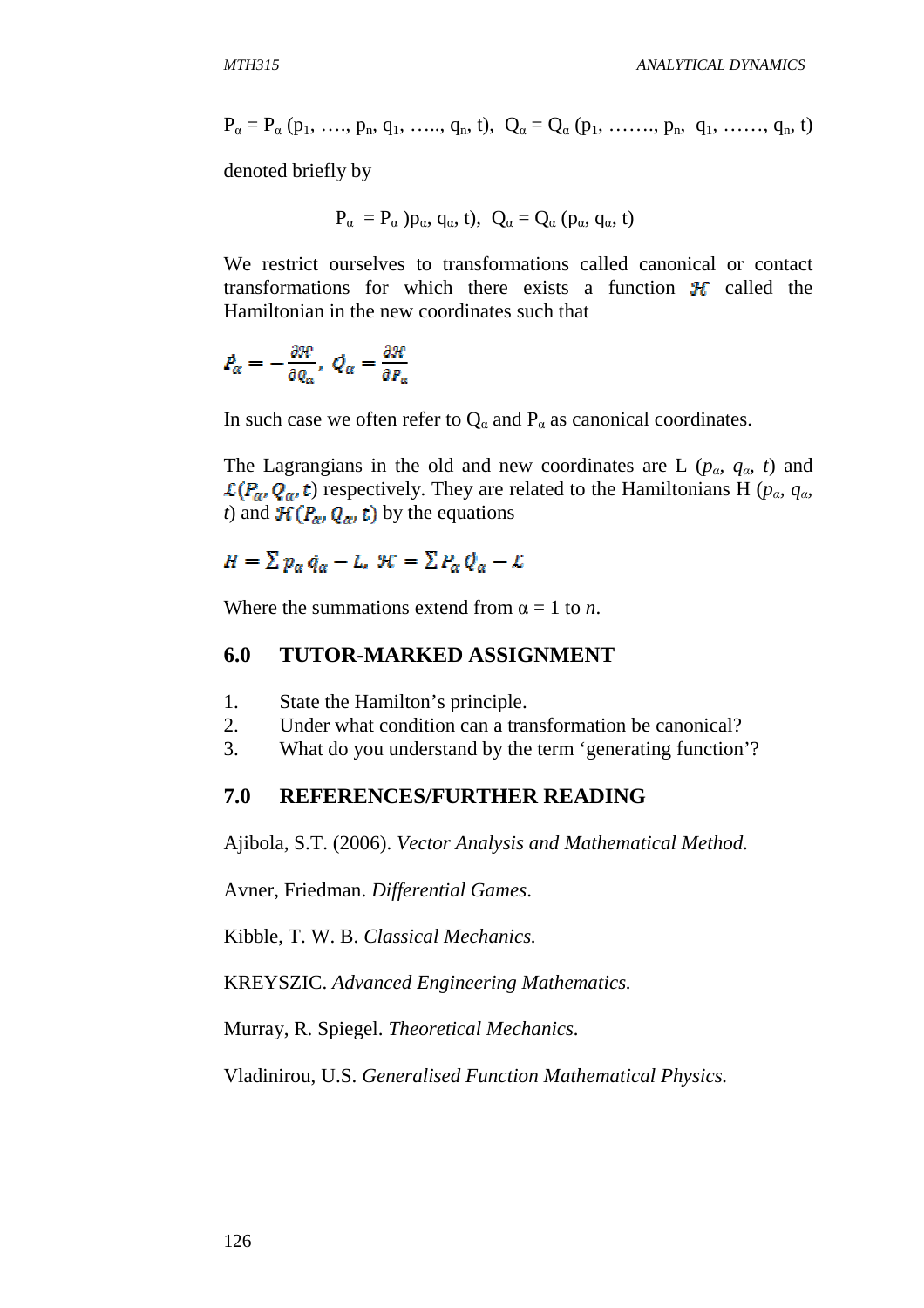$P_\alpha = P_\alpha (p_1, …., p_n, q_1, ….., q_n, t)$, $Q_\alpha = Q_\alpha (p_1, ……., p_n, q_1, ……, q_n, t)$

denoted briefly by

$$P_\alpha = P_\alpha )p_\alpha, q_\alpha, t), \quad Q_\alpha = Q_\alpha (p_\alpha, q_\alpha, t)$$

We restrict ourselves to transformations called canonical or contact transformations for which there exists a function $\mathcal{H}$ called the Hamiltonian in the new coordinates such that

$$\dot{P}_\alpha = -\frac{\partial \mathcal{H}}{\partial Q_\alpha}, \; \dot{Q}_\alpha = \frac{\partial \mathcal{H}}{\partial P_\alpha}$$

In such case we often refer to $Q_\alpha$ and $P_\alpha$ as canonical coordinates.

The Lagrangians in the old and new coordinates are L ($p_\alpha$, $q_\alpha$, $t$) and $\mathcal{L}(P_\alpha, Q_\alpha, t)$ respectively. They are related to the Hamiltonians H ($p_\alpha$, $q_\alpha$, $t$) and $\mathcal{H}(P_\alpha, Q_\alpha, t)$ by the equations

$$H = \sum p_\alpha \dot{q}_\alpha - L, \; \mathcal{H} = \sum P_\alpha \dot{Q}_\alpha - \mathcal{L}$$

Where the summations extend from $\alpha = 1$ to $n$.

## 6.0 TUTOR-MARKED ASSIGNMENT

1. State the Hamilton's principle.
2. Under what condition can a transformation be canonical?
3. What do you understand by the term 'generating function'?

## 7.0 REFERENCES/FURTHER READING

Ajibola, S.T. (2006). *Vector Analysis and Mathematical Method.*

Avner, Friedman. *Differential Games.*

Kibble, T. W. B. *Classical Mechanics.*

KREYSZIC. *Advanced Engineering Mathematics.*

Murray, R. Spiegel. *Theoretical Mechanics.*

Vladinirou, U.S. *Generalised Function Mathematical Physics.*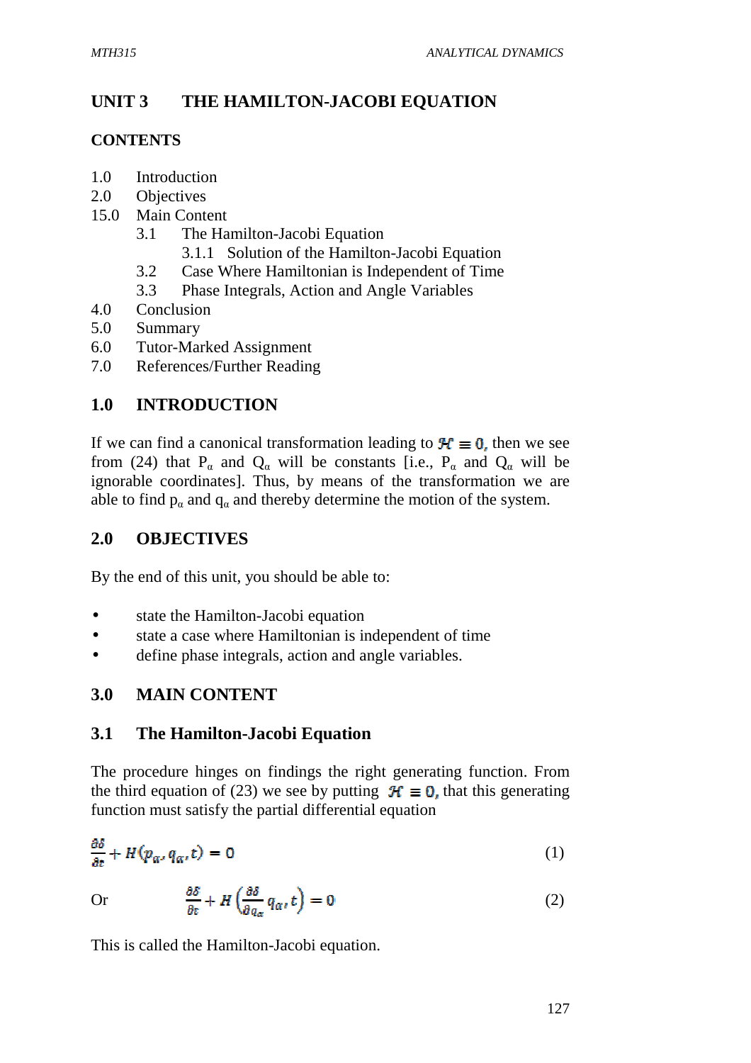## UNIT 3 THE HAMILTON-JACOBI EQUATION

### CONTENTS

1.0 Introduction
2.0 Objectives
15.0 Main Content
  3.1 The Hamilton-Jacobi Equation
    3.1.1 Solution of the Hamilton-Jacobi Equation
  3.2 Case Where Hamiltonian is Independent of Time
  3.3 Phase Integrals, Action and Angle Variables
4.0 Conclusion
5.0 Summary
6.0 Tutor-Marked Assignment
7.0 References/Further Reading

## 1.0 INTRODUCTION

If we can find a canonical transformation leading to $\mathcal{H} \equiv 0,$ then we see from (24) that $P_\alpha$ and $Q_\alpha$ will be constants [i.e., $P_\alpha$ and $Q_\alpha$ will be ignorable coordinates]. Thus, by means of the transformation we are able to find $p_\alpha$ and $q_\alpha$ and thereby determine the motion of the system.

## 2.0 OBJECTIVES

By the end of this unit, you should be able to:

- state the Hamilton-Jacobi equation
- state a case where Hamiltonian is independent of time
- define phase integrals, action and angle variables.

## 3.0 MAIN CONTENT

### 3.1 The Hamilton-Jacobi Equation

The procedure hinges on findings the right generating function. From the third equation of (23) we see by putting $\mathcal{H} \equiv 0,$ that this generating function must satisfy the partial differential equation

$$\frac{\partial S}{\partial t} + H(p_\alpha, q_\alpha, t) = 0 \tag{1}$$

Or

$$\frac{\partial S}{\partial t} + H\left(\frac{\partial S}{\partial q_\alpha}, q_\alpha, t\right) = 0 \tag{2}$$

This is called the Hamilton-Jacobi equation.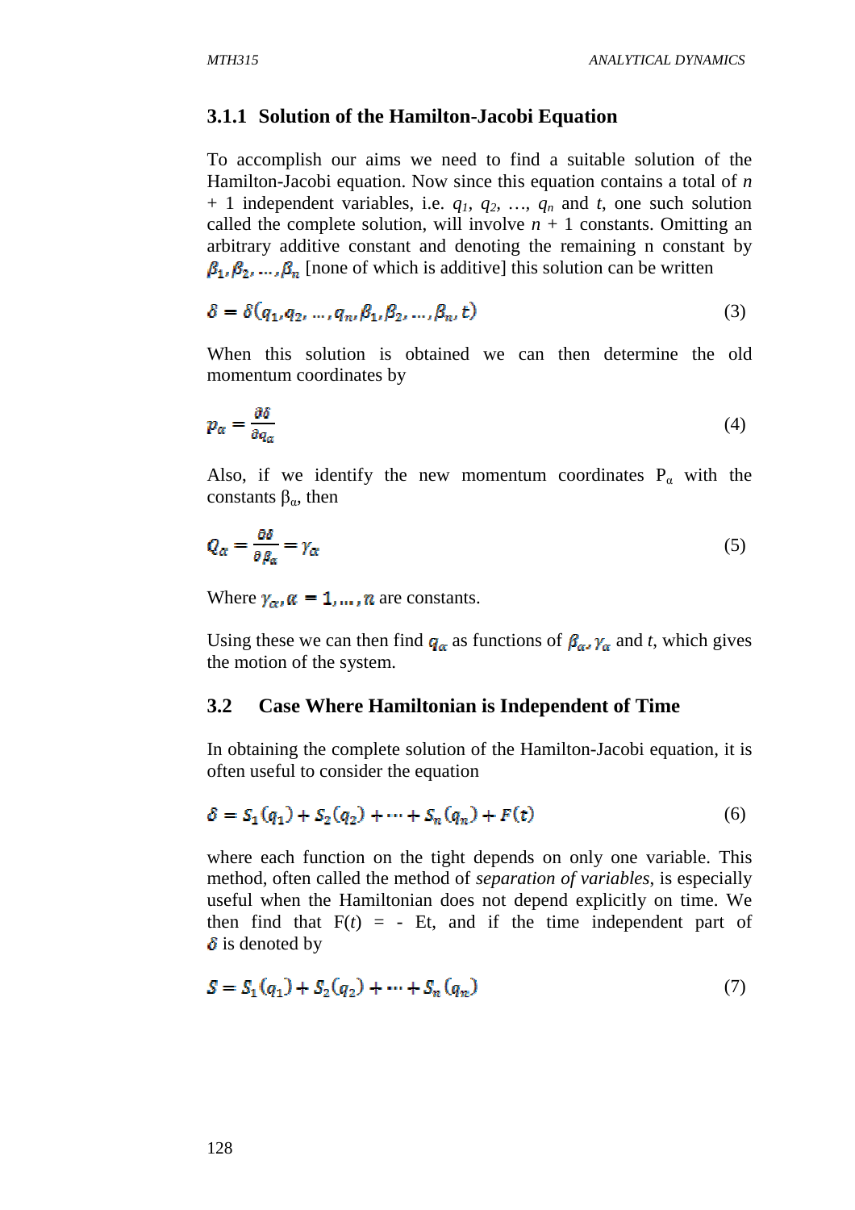### 3.1.1 Solution of the Hamilton-Jacobi Equation

To accomplish our aims we need to find a suitable solution of the Hamilton-Jacobi equation. Now since this equation contains a total of $n + 1$ independent variables, i.e. $q_1, q_2, \ldots, q_n$ and $t$, one such solution called the complete solution, will involve $n + 1$ constants. Omitting an arbitrary additive constant and denoting the remaining n constant by $\beta_1, \beta_2, \ldots, \beta_n$ [none of which is additive] this solution can be written

$$\delta = \delta(q_1, q_2, \ldots, q_n, \beta_1, \beta_2, \ldots, \beta_n, t) \tag{3}$$

When this solution is obtained we can then determine the old momentum coordinates by

$$p_\alpha = \frac{\partial \delta}{\partial q_\alpha} \tag{4}$$

Also, if we identify the new momentum coordinates $P_\alpha$ with the constants $\beta_\alpha$, then

$$Q_\alpha = \frac{\partial \delta}{\partial \beta_\alpha} = \gamma_\alpha \tag{5}$$

Where $\gamma_\alpha, \alpha = 1, \ldots, n$ are constants.

Using these we can then find $q_\alpha$ as functions of $\beta_\alpha, \gamma_\alpha$ and $t$, which gives the motion of the system.

## 3.2 Case Where Hamiltonian is Independent of Time

In obtaining the complete solution of the Hamilton-Jacobi equation, it is often useful to consider the equation

$$\delta = S_1(q_1) + S_2(q_2) + \cdots + S_n(q_n) + F(t) \tag{6}$$

where each function on the tight depends on only one variable. This method, often called the method of *separation of variables*, is especially useful when the Hamiltonian does not depend explicitly on time. We then find that $F(t) = -Et$, and if the time independent part of $\delta$ is denoted by

$$S = S_1(q_1) + S_2(q_2) + \cdots + S_n(q_n) \tag{7}$$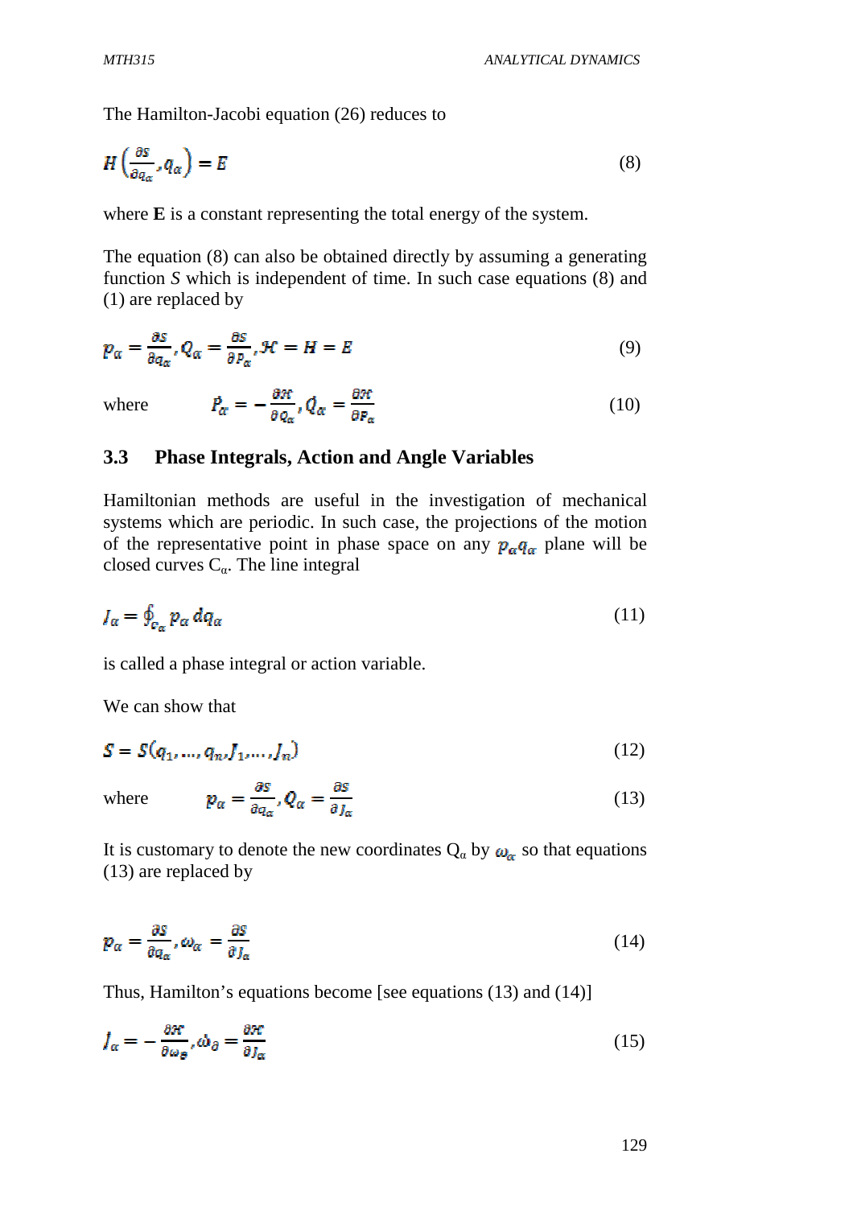The Hamilton-Jacobi equation (26) reduces to

$$H\left(\frac{\partial S}{\partial q_\alpha}, q_\alpha\right) = E \tag{8}$$

where **E** is a constant representing the total energy of the system.

The equation (8) can also be obtained directly by assuming a generating function *S* which is independent of time. In such case equations (8) and (1) are replaced by

$$p_\alpha = \frac{\partial S}{\partial q_\alpha}, Q_\alpha = \frac{\partial S}{\partial P_\alpha}, \mathcal{H} = H = E \tag{9}$$

where $$\dot{P}_\alpha = -\frac{\partial \mathcal{H}}{\partial Q_\alpha}, \dot{Q}_\alpha = \frac{\partial \mathcal{H}}{\partial P_\alpha} \tag{10}$$

### 3.3 Phase Integrals, Action and Angle Variables

Hamiltonian methods are useful in the investigation of mechanical systems which are periodic. In such case, the projections of the motion of the representative point in phase space on any $p_\alpha q_\alpha$ plane will be closed curves $C_\alpha$. The line integral

$$J_\alpha = \oint_{C_\alpha} p_\alpha \, dq_\alpha \tag{11}$$

is called a phase integral or action variable.

We can show that

$$S = S(q_1, \ldots, q_n, J_1, \ldots, J_n) \tag{12}$$

where $$p_\alpha = \frac{\partial S}{\partial q_\alpha}, Q_\alpha = \frac{\partial S}{\partial J_\alpha} \tag{13}$$

It is customary to denote the new coordinates $Q_\alpha$ by $\omega_\alpha$ so that equations (13) are replaced by

$$p_\alpha = \frac{\partial S}{\partial q_\alpha}, \omega_\alpha = \frac{\partial S}{\partial J_\alpha} \tag{14}$$

Thus, Hamilton's equations become [see equations (13) and (14)]

$$\dot{J}_\alpha = -\frac{\partial \mathcal{H}}{\partial \omega_\alpha}, \dot{\omega}_\alpha = \frac{\partial \mathcal{H}}{\partial J_\alpha} \tag{15}$$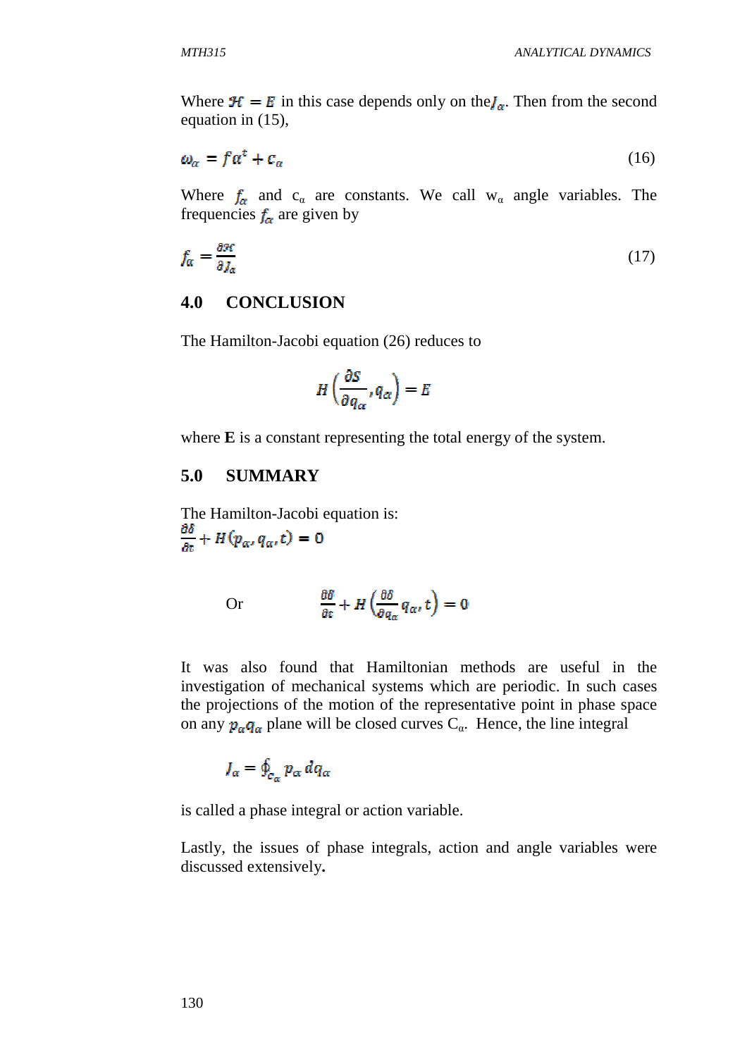Where $\mathcal{H} = E$ in this case depends only on the $J_\alpha$. Then from the second equation in (15),

$$\omega_\alpha = f\alpha^t + c_\alpha \tag{16}$$

Where $f_\alpha$ and $c_\alpha$ are constants. We call $w_\alpha$ angle variables. The frequencies $f_\alpha$ are given by

$$f_\alpha = \frac{\partial \mathcal{H}}{\partial J_\alpha} \tag{17}$$

## 4.0 CONCLUSION

The Hamilton-Jacobi equation (26) reduces to

$$H\left(\frac{\partial S}{\partial q_\alpha}, q_\alpha\right) = E$$

where **E** is a constant representing the total energy of the system.

## 5.0 SUMMARY

The Hamilton-Jacobi equation is:

$$\frac{\partial S}{\partial t} + H(p_\alpha, q_\alpha, t) = 0$$

Or
$$\frac{\partial S}{\partial t} + H\left(\frac{\partial S}{\partial q_\alpha} q_\alpha, t\right) = 0$$

It was also found that Hamiltonian methods are useful in the investigation of mechanical systems which are periodic. In such cases the projections of the motion of the representative point in phase space on any $p_\alpha q_\alpha$ plane will be closed curves $C_\alpha$. Hence, the line integral

$$J_\alpha = \oint_{C_\alpha} p_\alpha \, dq_\alpha$$

is called a phase integral or action variable.

Lastly, the issues of phase integrals, action and angle variables were discussed extensively**.**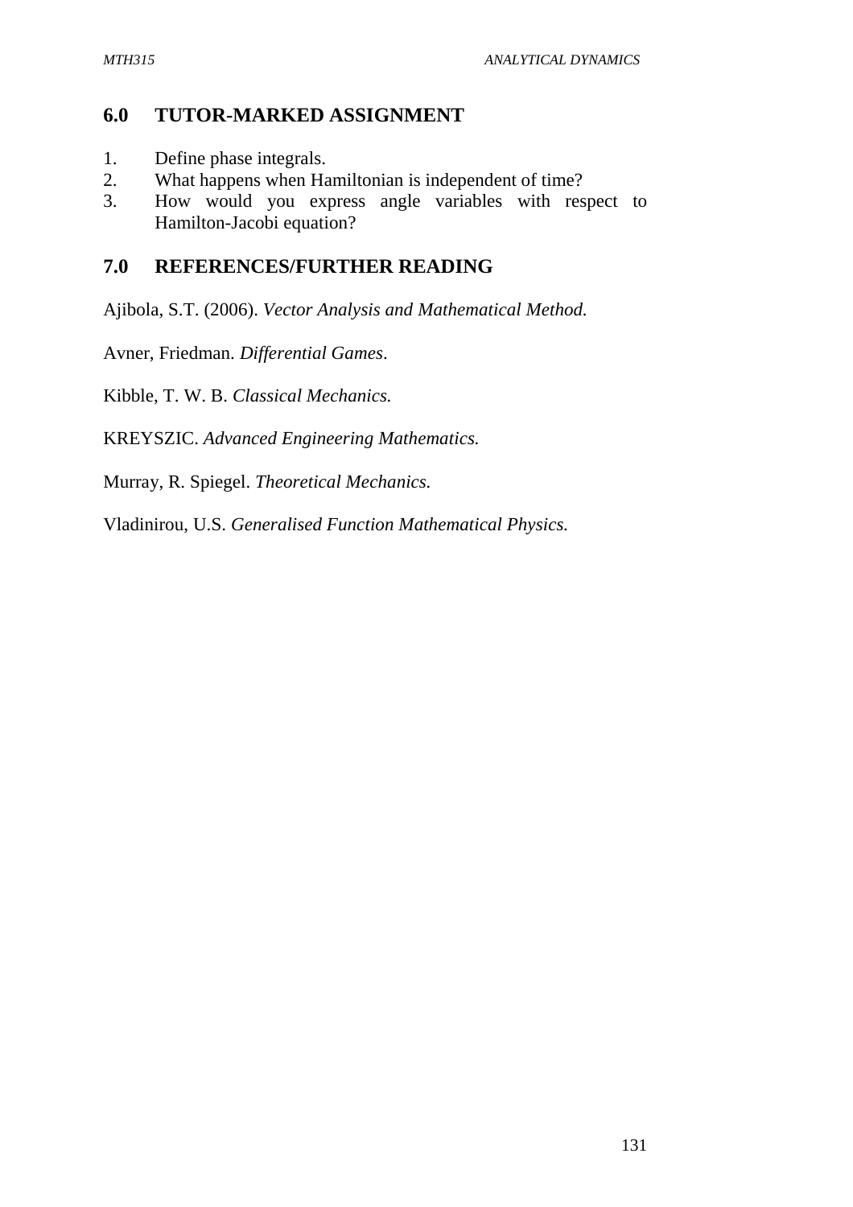## 6.0 TUTOR-MARKED ASSIGNMENT

1. Define phase integrals.
2. What happens when Hamiltonian is independent of time?
3. How would you express angle variables with respect to Hamilton-Jacobi equation?

## 7.0 REFERENCES/FURTHER READING

Ajibola, S.T. (2006). *Vector Analysis and Mathematical Method.*

Avner, Friedman. *Differential Games*.

Kibble, T. W. B. *Classical Mechanics.*

KREYSZIC. *Advanced Engineering Mathematics.*

Murray, R. Spiegel. *Theoretical Mechanics.*

Vladinirou, U.S. *Generalised Function Mathematical Physics.*